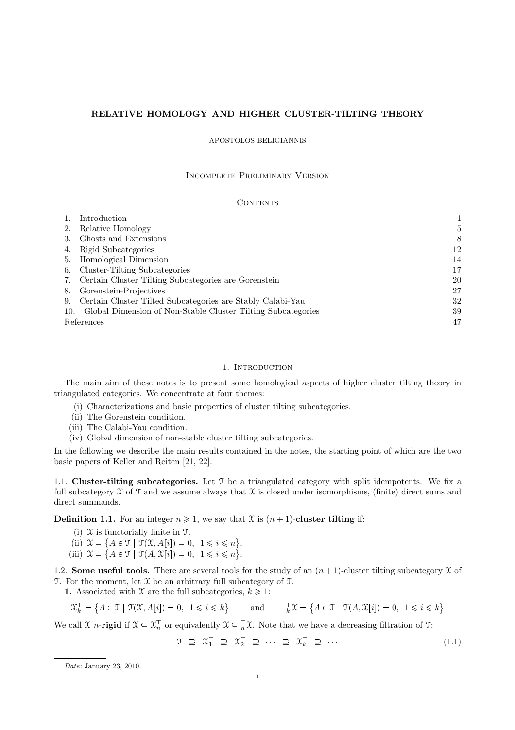# RELATIVE HOMOLOGY AND HIGHER CLUSTER-TILTING THEORY

APOSTOLOS BELIGIANNIS

Incomplete Preliminary Version

## Contents

| | |
|---|---|
| 1. Introduction | 1 |
| 2. Relative Homology | 5 |
| 3. Ghosts and Extensions | 8 |
| 4. Rigid Subcategories | 12 |
| 5. Homological Dimension | 14 |
| 6. Cluster-Tilting Subcategories | 17 |
| 7. Certain Cluster Tilting Subcategories are Gorenstein | 20 |
| 8. Gorenstein-Projectives | 27 |
| 9. Certain Cluster Tilted Subcategories are Stably Calabi-Yau | 32 |
| 10. Global Dimension of Non-Stable Cluster Tilting Subcategories | 39 |
| References | 47 |

## 1. Introduction

The main aim of these notes is to present some homological aspects of higher cluster tilting theory in triangulated categories. We concentrate at four themes:

(i) Characterizations and basic properties of cluster tilting subcategories.
(ii) The Gorenstein condition.
(iii) The Calabi-Yau condition.
(iv) Global dimension of non-stable cluster tilting subcategories.

In the following we describe the main results contained in the notes, the starting point of which are the two basic papers of Keller and Reiten [21, 22].

1.1. **Cluster-tilting subcategories.** Let $\mathcal{T}$ be a triangulated category with split idempotents. We fix a full subcategory $\mathcal{X}$ of $\mathcal{T}$ and we assume always that $\mathcal{X}$ is closed under isomorphisms, (finite) direct sums and direct summands.

**Definition 1.1.** For an integer $n \geqslant 1$, we say that $\mathcal{X}$ is $(n+1)$-**cluster tilting** if:

(i) $\mathcal{X}$ is functorially finite in $\mathcal{T}$.
(ii) $\mathcal{X} = \big\{A \in \mathcal{T} \mid \mathcal{T}(\mathcal{X}, A[i]) = 0, \ 1 \leqslant i \leqslant n\big\}$.
(iii) $\mathcal{X} = \big\{A \in \mathcal{T} \mid \mathcal{T}(A, \mathcal{X}[i]) = 0, \ 1 \leqslant i \leqslant n\big\}$.

1.2. **Some useful tools.** There are several tools for the study of an $(n+1)$-cluster tilting subcategory $\mathcal{X}$ of $\mathcal{T}$. For the moment, let $\mathcal{X}$ be an arbitrary full subcategory of $\mathcal{T}$.

**1.** Associated with $\mathcal{X}$ are the full subcategories, $k \geqslant 1$:

$$\mathcal{X}_k^{\top} = \big\{A \in \mathcal{T} \mid \mathcal{T}(\mathcal{X}, A[i]) = 0, \ 1 \leqslant i \leqslant k\big\} \qquad \text{and} \qquad {}_k^{\top}\mathcal{X} = \big\{A \in \mathcal{T} \mid \mathcal{T}(A, \mathcal{X}[i]) = 0, \ 1 \leqslant i \leqslant k\big\}$$

We call $\mathcal{X}$ $n$-**rigid** if $\mathcal{X} \subseteq \mathcal{X}_n^{\top}$ or equivalently $\mathcal{X} \subseteq {}_n^{\top}\mathcal{X}$. Note that we have a decreasing filtration of $\mathcal{T}$:

$$\mathcal{T} \ \supseteq \ \mathcal{X}_1^{\top} \ \supseteq \ \mathcal{X}_2^{\top} \ \supseteq \ \cdots \ \supseteq \ \mathcal{X}_k^{\top} \ \supseteq \ \cdots \tag{1.1}$$

---

*Date*: January 23, 2010.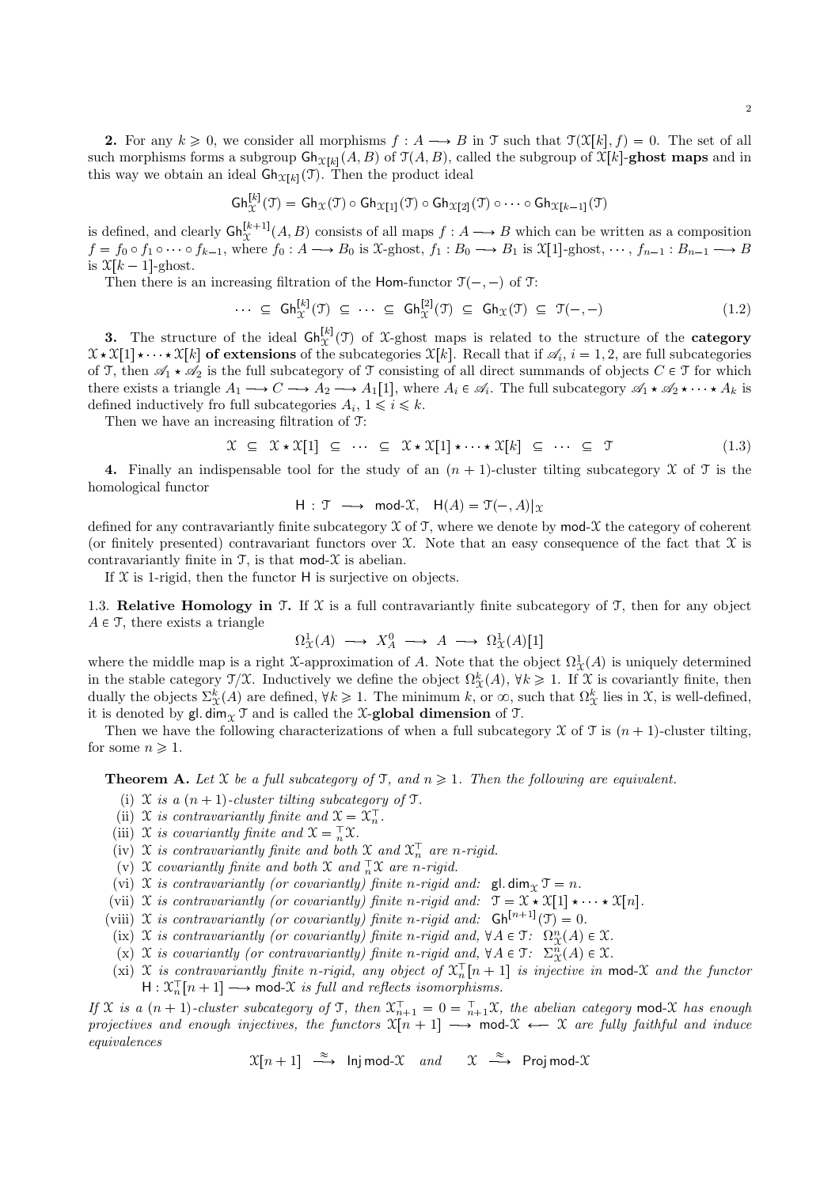**2.** For any $k \geqslant 0$, we consider all morphisms $f : A \longrightarrow B$ in $\mathcal{T}$ such that $\mathcal{T}(\mathcal{X}[k], f) = 0$. The set of all such morphisms forms a subgroup $\mathsf{Gh}_{\mathcal{X}[k]}(A, B)$ of $\mathcal{T}(A, B)$, called the subgroup of $\mathcal{X}[k]$-**ghost maps** and in this way we obtain an ideal $\mathsf{Gh}_{\mathcal{X}[k]}(\mathcal{T})$. Then the product ideal

$$\mathsf{Gh}^{[k]}_{\mathcal{X}}(\mathcal{T}) = \mathsf{Gh}_{\mathcal{X}}(\mathcal{T}) \circ \mathsf{Gh}_{\mathcal{X}[1]}(\mathcal{T}) \circ \mathsf{Gh}_{\mathcal{X}[2]}(\mathcal{T}) \circ \cdots \circ \mathsf{Gh}_{\mathcal{X}[k-1]}(\mathcal{T})$$

is defined, and clearly $\mathsf{Gh}^{[k+1]}_{\mathcal{X}}(A, B)$ consists of all maps $f : A \longrightarrow B$ which can be written as a composition $f = f_0 \circ f_1 \circ \cdots \circ f_{k-1}$, where $f_0 : A \longrightarrow B_0$ is $\mathcal{X}$-ghost, $f_1 : B_0 \longrightarrow B_1$ is $\mathcal{X}[1]$-ghost, $\cdots$, $f_{n-1} : B_{n-1} \longrightarrow B$ is $\mathcal{X}[k-1]$-ghost.

Then there is an increasing filtration of the Hom-functor $\mathcal{T}(-,-)$ of $\mathcal{T}$:

$$\cdots \subseteq \mathsf{Gh}^{[k]}_{\mathcal{X}}(\mathcal{T}) \subseteq \cdots \subseteq \mathsf{Gh}^{[2]}_{\mathcal{X}}(\mathcal{T}) \subseteq \mathsf{Gh}_{\mathcal{X}}(\mathcal{T}) \subseteq \mathcal{T}(-,-) \tag{1.2}$$

**3.** The structure of the ideal $\mathsf{Gh}^{[k]}_{\mathcal{X}}(\mathcal{T})$ of $\mathcal{X}$-ghost maps is related to the structure of the **category** $\mathcal{X} \star \mathcal{X}[1] \star \cdots \star \mathcal{X}[k]$ **of extensions** of the subcategories $\mathcal{X}[k]$. Recall that if $\mathscr{A}_i$, $i = 1, 2$, are full subcategories of $\mathcal{T}$, then $\mathscr{A}_1 \star \mathscr{A}_2$ is the full subcategory of $\mathcal{T}$ consisting of all direct summands of objects $C \in \mathcal{T}$ for which there exists a triangle $A_1 \longrightarrow C \longrightarrow A_2 \longrightarrow A_1[1]$, where $A_i \in \mathscr{A}_i$. The full subcategory $\mathscr{A}_1 \star \mathscr{A}_2 \star \cdots \star A_k$ is defined inductively fro full subcategories $A_i$, $1 \leqslant i \leqslant k$.

Then we have an increasing filtration of $\mathcal{T}$:

$$\mathcal{X} \subseteq \mathcal{X} \star \mathcal{X}[1] \subseteq \cdots \subseteq \mathcal{X} \star \mathcal{X}[1] \star \cdots \star \mathcal{X}[k] \subseteq \cdots \subseteq \mathcal{T} \tag{1.3}$$

**4.** Finally an indispensable tool for the study of an $(n+1)$-cluster tilting subcategory $\mathcal{X}$ of $\mathcal{T}$ is the homological functor

$$\mathsf{H} : \mathcal{T} \longrightarrow \mathsf{mod}\text{-}\mathcal{X}, \quad \mathsf{H}(A) = \mathcal{T}(-, A)|_{\mathcal{X}}$$

defined for any contravariantly finite subcategory $\mathcal{X}$ of $\mathcal{T}$, where we denote by $\mathsf{mod}\text{-}\mathcal{X}$ the category of coherent (or finitely presented) contravariant functors over $\mathcal{X}$. Note that an easy consequence of the fact that $\mathcal{X}$ is contravariantly finite in $\mathcal{T}$, is that $\mathsf{mod}\text{-}\mathcal{X}$ is abelian.

If $\mathcal{X}$ is 1-rigid, then the functor $\mathsf{H}$ is surjective on objects.

1.3. **Relative Homology in** $\mathcal{T}$. If $\mathcal{X}$ is a full contravariantly finite subcategory of $\mathcal{T}$, then for any object $A \in \mathcal{T}$, there exists a triangle

$$\Omega^1_{\mathcal{X}}(A) \longrightarrow X^0_A \longrightarrow A \longrightarrow \Omega^1_{\mathcal{X}}(A)[1]$$

where the middle map is a right $\mathcal{X}$-approximation of $A$. Note that the object $\Omega^1_{\mathcal{X}}(A)$ is uniquely determined in the stable category $\mathcal{T}/\mathcal{X}$. Inductively we define the object $\Omega^k_{\mathcal{X}}(A)$, $\forall k \geqslant 1$. If $\mathcal{X}$ is covariantly finite, then dually the objects $\Sigma^k_{\mathcal{X}}(A)$ are defined, $\forall k \geqslant 1$. The minimum $k$, or $\infty$, such that $\Omega^k_{\mathcal{X}}$ lies in $\mathcal{X}$, is well-defined, it is denoted by $\mathsf{gl.dim}_{\mathcal{X}} \mathcal{T}$ and is called the $\mathcal{X}$-**global dimension** of $\mathcal{T}$.

Then we have the following characterizations of when a full subcategory $\mathcal{X}$ of $\mathcal{T}$ is $(n+1)$-cluster tilting, for some $n \geqslant 1$.

**Theorem A.** *Let $\mathcal{X}$ be a full subcategory of $\mathcal{T}$, and $n \geqslant 1$. Then the following are equivalent.*

- (i) *$\mathcal{X}$ is a $(n+1)$-cluster tilting subcategory of $\mathcal{T}$.*
- (ii) *$\mathcal{X}$ is contravariantly finite and $\mathcal{X} = \mathcal{X}^{\top}_n$.*
- (iii) *$\mathcal{X}$ is covariantly finite and $\mathcal{X} = {}^{\top}_n\mathcal{X}$.*
- (iv) *$\mathcal{X}$ is contravariantly finite and both $\mathcal{X}$ and $\mathcal{X}^{\top}_n$ are $n$-rigid.*
- (v) *$\mathcal{X}$ covariantly finite and both $\mathcal{X}$ and ${}^{\top}_n\mathcal{X}$ are $n$-rigid.*
- (vi) *$\mathcal{X}$ is contravariantly (or covariantly) finite $n$-rigid and: $\mathsf{gl.dim}_{\mathcal{X}} \mathcal{T} = n$.*
- (vii) *$\mathcal{X}$ is contravariantly (or covariantly) finite $n$-rigid and: $\mathcal{T} = \mathcal{X} \star \mathcal{X}[1] \star \cdots \star \mathcal{X}[n]$.*
- (viii) *$\mathcal{X}$ is contravariantly (or covariantly) finite $n$-rigid and: $\mathsf{Gh}^{[n+1]}(\mathcal{T}) = 0$.*
- (ix) *$\mathcal{X}$ is contravariantly (or covariantly) finite $n$-rigid and, $\forall A \in \mathcal{T}$: $\Omega^n_{\mathcal{X}}(A) \in \mathcal{X}$.*
- (x) *$\mathcal{X}$ is covariantly (or contravariantly) finite $n$-rigid and, $\forall A \in \mathcal{T}$: $\Sigma^n_{\mathcal{X}}(A) \in \mathcal{X}$.*
- (xi) *$\mathcal{X}$ is contravariantly finite $n$-rigid, any object of $\mathcal{X}^{\top}_n[n+1]$ is injective in $\mathsf{mod}\text{-}\mathcal{X}$ and the functor $\mathsf{H} : \mathcal{X}^{\top}_n[n+1] \longrightarrow \mathsf{mod}\text{-}\mathcal{X}$ is full and reflects isomorphisms.*

*If $\mathcal{X}$ is a $(n+1)$-cluster subcategory of $\mathcal{T}$, then $\mathcal{X}^{\top}_{n+1} = 0 = {}^{\top}_{n+1}\mathcal{X}$, the abelian category $\mathsf{mod}\text{-}\mathcal{X}$ has enough projectives and enough injectives, the functors $\mathcal{X}[n+1] \longrightarrow \mathsf{mod}\text{-}\mathcal{X} \longleftarrow \mathcal{X}$ are fully faithful and induce equivalences*

$$\mathcal{X}[n+1] \xrightarrow{\approx} \mathsf{Inj}\,\mathsf{mod}\text{-}\mathcal{X} \quad \textit{and} \quad \mathcal{X} \xrightarrow{\approx} \mathsf{Proj}\,\mathsf{mod}\text{-}\mathcal{X}$$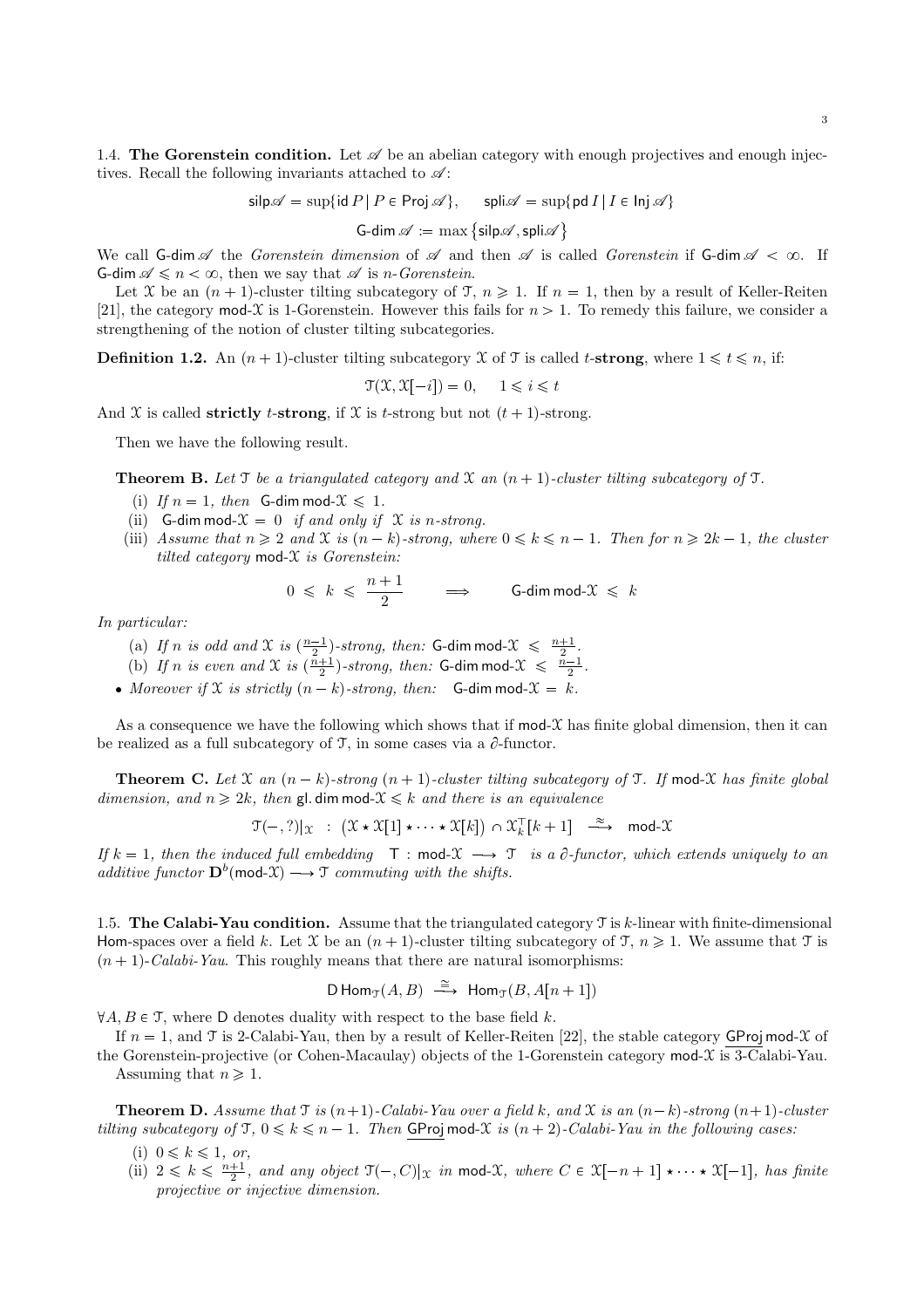### 1.4. The Gorenstein condition.

Let $\mathscr{A}$ be an abelian category with enough projectives and enough injectives. Recall the following invariants attached to $\mathscr{A}$:

$$\mathsf{silp}\mathscr{A} = \sup\{\mathsf{id}\, P \mid P \in \mathsf{Proj}\,\mathscr{A}\}, \qquad \mathsf{spli}\mathscr{A} = \sup\{\mathsf{pd}\, I \mid I \in \mathsf{Inj}\,\mathscr{A}\}$$

$$\mathsf{G}\text{-}\mathsf{dim}\,\mathscr{A} := \max\{\mathsf{silp}\mathscr{A}, \mathsf{spli}\mathscr{A}\}$$

We call $\mathsf{G}\text{-}\mathsf{dim}\,\mathscr{A}$ the *Gorenstein dimension* of $\mathscr{A}$ and then $\mathscr{A}$ is called *Gorenstein* if $\mathsf{G}\text{-}\mathsf{dim}\,\mathscr{A} < \infty$. If $\mathsf{G}\text{-}\mathsf{dim}\,\mathscr{A} \leqslant n < \infty$, then we say that $\mathscr{A}$ is *n-Gorenstein*.

Let $\mathcal{X}$ be an $(n+1)$-cluster tilting subcategory of $\mathcal{T}$, $n \geqslant 1$. If $n = 1$, then by a result of Keller-Reiten [21], the category $\mathsf{mod}\text{-}\mathcal{X}$ is 1-Gorenstein. However this fails for $n > 1$. To remedy this failure, we consider a strengthening of the notion of cluster tilting subcategories.

**Definition 1.2.** An $(n+1)$-cluster tilting subcategory $\mathcal{X}$ of $\mathcal{T}$ is called $t$-**strong**, where $1 \leqslant t \leqslant n$, if:

$$\mathcal{T}(\mathcal{X}, \mathcal{X}[-i]) = 0, \qquad 1 \leqslant i \leqslant t$$

And $\mathcal{X}$ is called **strictly** $t$-**strong**, if $\mathcal{X}$ is $t$-strong but not $(t+1)$-strong.

Then we have the following result.

**Theorem B.** *Let $\mathcal{T}$ be a triangulated category and $\mathcal{X}$ an $(n+1)$-cluster tilting subcategory of $\mathcal{T}$.*

- (i) *If $n = 1$, then $\mathsf{G}\text{-}\mathsf{dim}\,\mathsf{mod}\text{-}\mathcal{X} \leqslant 1$.*
- (ii) *$\mathsf{G}\text{-}\mathsf{dim}\,\mathsf{mod}\text{-}\mathcal{X} = 0$ if and only if $\mathcal{X}$ is $n$-strong.*
- (iii) *Assume that $n \geqslant 2$ and $\mathcal{X}$ is $(n-k)$-strong, where $0 \leqslant k \leqslant n-1$. Then for $n \geqslant 2k-1$, the cluster tilted category $\mathsf{mod}\text{-}\mathcal{X}$ is Gorenstein:*

$$0 \;\leqslant\; k \;\leqslant\; \frac{n+1}{2} \qquad \Longrightarrow \qquad \mathsf{G}\text{-}\mathsf{dim}\,\mathsf{mod}\text{-}\mathcal{X} \;\leqslant\; k$$

*In particular:*

- (a) *If $n$ is odd and $\mathcal{X}$ is $(\frac{n-1}{2})$-strong, then: $\mathsf{G}\text{-}\mathsf{dim}\,\mathsf{mod}\text{-}\mathcal{X} \leqslant \frac{n+1}{2}$.*
- (b) *If $n$ is even and $\mathcal{X}$ is $(\frac{n+1}{2})$-strong, then: $\mathsf{G}\text{-}\mathsf{dim}\,\mathsf{mod}\text{-}\mathcal{X} \leqslant \frac{n-1}{2}$.*

- *Moreover if $\mathcal{X}$ is strictly $(n-k)$-strong, then: $\mathsf{G}\text{-}\mathsf{dim}\,\mathsf{mod}\text{-}\mathcal{X} = k$.*

As a consequence we have the following which shows that if $\mathsf{mod}\text{-}\mathcal{X}$ has finite global dimension, then it can be realized as a full subcategory of $\mathcal{T}$, in some cases via a $\partial$-functor.

**Theorem C.** *Let $\mathcal{X}$ an $(n-k)$-strong $(n+1)$-cluster tilting subcategory of $\mathcal{T}$. If $\mathsf{mod}\text{-}\mathcal{X}$ has finite global dimension, and $n \geqslant 2k$, then $\mathsf{gl.dim}\,\mathsf{mod}\text{-}\mathcal{X} \leqslant k$ and there is an equivalence*

$$\mathcal{T}(-,?)|_{\mathcal{X}} \;:\; \big(\mathcal{X} \star \mathcal{X}[1] \star \cdots \star \mathcal{X}[k]\big) \cap \mathcal{X}_k^{\top}[k+1] \;\xrightarrow{\;\approx\;}\; \mathsf{mod}\text{-}\mathcal{X}$$

*If $k = 1$, then the induced full embedding $\mathsf{T} : \mathsf{mod}\text{-}\mathcal{X} \longrightarrow \mathcal{T}$ is a $\partial$-functor, which extends uniquely to an additive functor $\mathbf{D}^b(\mathsf{mod}\text{-}\mathcal{X}) \longrightarrow \mathcal{T}$ commuting with the shifts.*

### 1.5. The Calabi-Yau condition.

Assume that the triangulated category $\mathcal{T}$ is $k$-linear with finite-dimensional $\mathsf{Hom}$-spaces over a field $k$. Let $\mathcal{X}$ be an $(n+1)$-cluster tilting subcategory of $\mathcal{T}$, $n \geqslant 1$. We assume that $\mathcal{T}$ is $(n+1)$-*Calabi-Yau*. This roughly means that there are natural isomorphisms:

$$\mathsf{D}\,\mathsf{Hom}_{\mathcal{T}}(A, B) \;\xrightarrow{\;\cong\;}\; \mathsf{Hom}_{\mathcal{T}}(B, A[n+1])$$

$\forall A, B \in \mathcal{T}$, where $\mathsf{D}$ denotes duality with respect to the base field $k$.

If $n = 1$, and $\mathcal{T}$ is 2-Calabi-Yau, then by a result of Keller-Reiten [22], the stable category $\underline{\mathsf{GProj}}\,\mathsf{mod}\text{-}\mathcal{X}$ of the Gorenstein-projective (or Cohen-Macaulay) objects of the 1-Gorenstein category $\mathsf{mod}\text{-}\mathcal{X}$ is 3-Calabi-Yau.

Assuming that $n \geqslant 1$.

**Theorem D.** *Assume that $\mathcal{T}$ is $(n+1)$-Calabi-Yau over a field $k$, and $\mathcal{X}$ is an $(n-k)$-strong $(n+1)$-cluster tilting subcategory of $\mathcal{T}$, $0 \leqslant k \leqslant n-1$. Then $\underline{\mathsf{GProj}}\,\mathsf{mod}\text{-}\mathcal{X}$ is $(n+2)$-Calabi-Yau in the following cases:*

- (i) *$0 \leqslant k \leqslant 1$, or,*
- (ii) *$2 \leqslant k \leqslant \frac{n+1}{2}$, and any object $\mathcal{T}(-, C)|_{\mathcal{X}}$ in $\mathsf{mod}\text{-}\mathcal{X}$, where $C \in \mathcal{X}[-n+1] \star \cdots \star \mathcal{X}[-1]$, has finite projective or injective dimension.*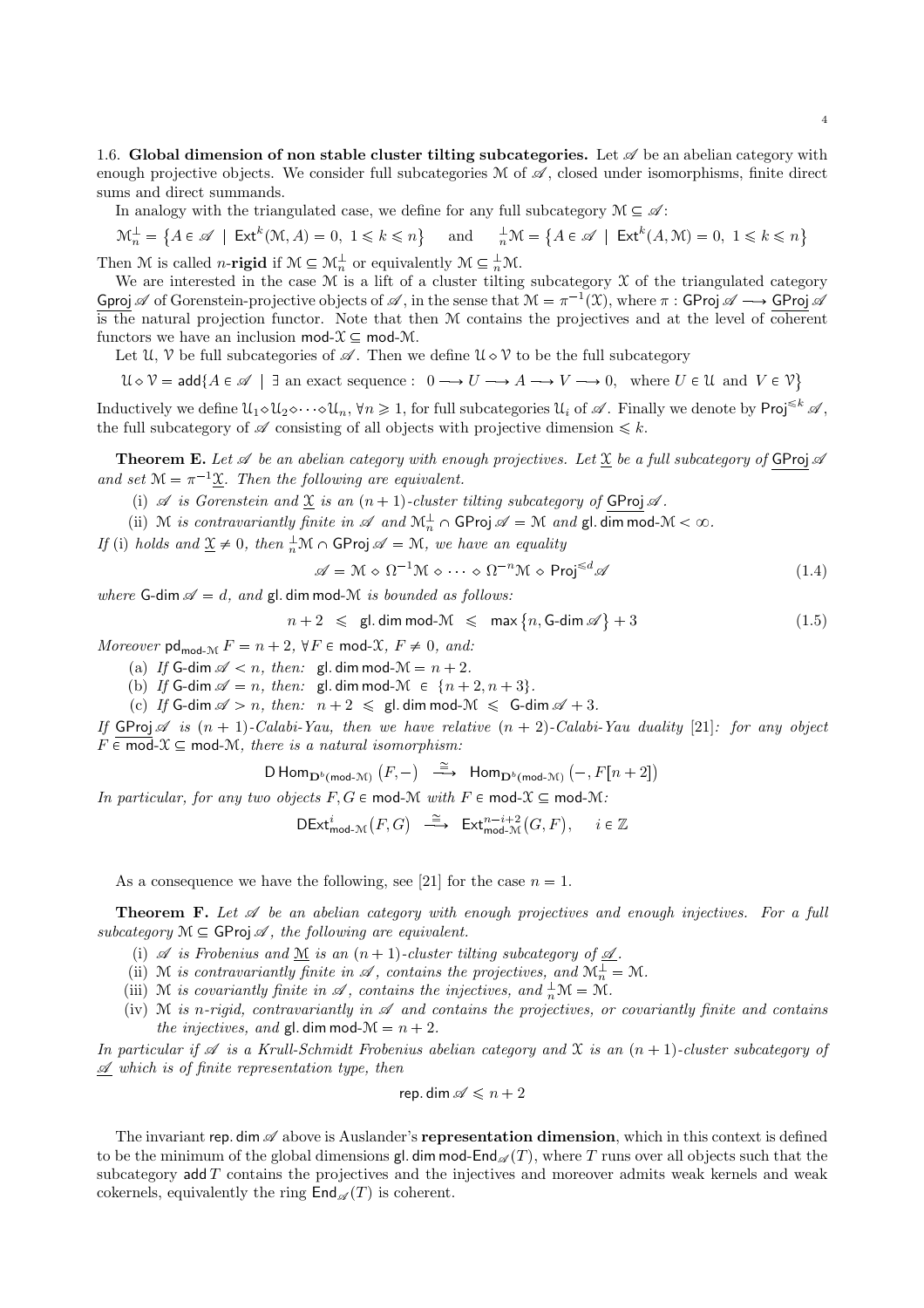**1.6. Global dimension of non stable cluster tilting subcategories.** Let $\mathscr{A}$ be an abelian category with enough projective objects. We consider full subcategories $\mathcal{M}$ of $\mathscr{A}$, closed under isomorphisms, finite direct sums and direct summands.

In analogy with the triangulated case, we define for any full subcategory $\mathcal{M} \subseteq \mathscr{A}$:

$$\mathcal{M}_n^{\perp} = \big\{A \in \mathscr{A} \ | \ \mathsf{Ext}^k(\mathcal{M}, A) = 0, \ 1 \leqslant k \leqslant n\big\} \quad \text{and} \quad {}_n^{\perp}\mathcal{M} = \big\{A \in \mathscr{A} \ | \ \mathsf{Ext}^k(A, \mathcal{M}) = 0, \ 1 \leqslant k \leqslant n\big\}$$

Then $\mathcal{M}$ is called $n$-**rigid** if $\mathcal{M} \subseteq \mathcal{M}_n^{\perp}$ or equivalently $\mathcal{M} \subseteq {}_n^{\perp}\mathcal{M}$.

We are interested in the case $\mathcal{M}$ is a lift of a cluster tilting subcategory $\mathcal{X}$ of the triangulated category $\underline{\mathsf{Gproj}}\,\mathscr{A}$ of Gorenstein-projective objects of $\mathscr{A}$, in the sense that $\mathcal{M} = \pi^{-1}(\mathcal{X})$, where $\pi : \mathsf{GProj}\,\mathscr{A} \longrightarrow \underline{\mathsf{GProj}}\,\mathscr{A}$ is the natural projection functor. Note that then $\mathcal{M}$ contains the projectives and at the level of coherent functors we have an inclusion $\mathsf{mod}\text{-}\mathcal{X} \subseteq \mathsf{mod}\text{-}\mathcal{M}$.

Let $\mathcal{U}$, $\mathcal{V}$ be full subcategories of $\mathscr{A}$. Then we define $\mathcal{U} \diamond \mathcal{V}$ to be the full subcategory

$$\mathcal{U} \diamond \mathcal{V} = \mathsf{add}\{A \in \mathscr{A} \ | \ \exists \text{ an exact sequence} : \ 0 \longrightarrow U \longrightarrow A \longrightarrow V \longrightarrow 0, \ \text{ where } U \in \mathcal{U} \text{ and } V \in \mathcal{V}\}$$

Inductively we define $\mathcal{U}_1 \diamond \mathcal{U}_2 \diamond \cdots \diamond \mathcal{U}_n$, $\forall n \geqslant 1$, for full subcategories $\mathcal{U}_i$ of $\mathscr{A}$. Finally we denote by $\mathsf{Proj}^{\leqslant k}\,\mathscr{A}$, the full subcategory of $\mathscr{A}$ consisting of all objects with projective dimension $\leqslant k$.

**Theorem E.** *Let $\mathscr{A}$ be an abelian category with enough projectives. Let $\underline{\mathcal{X}}$ be a full subcategory of $\underline{\mathsf{GProj}}\,\mathscr{A}$ and set $\mathcal{M} = \pi^{-1}\underline{\mathcal{X}}$. Then the following are equivalent.*

- (i) *$\mathscr{A}$ is Gorenstein and $\underline{\mathcal{X}}$ is an $(n+1)$-cluster tilting subcategory of $\underline{\mathsf{GProj}}\,\mathscr{A}$.*
- (ii) *$\mathcal{M}$ is contravariantly finite in $\mathscr{A}$ and $\mathcal{M}_n^{\perp} \cap \mathsf{GProj}\,\mathscr{A} = \mathcal{M}$ and $\mathsf{gl.dim}\,\mathsf{mod}\text{-}\mathcal{M} < \infty$.*

*If* (i) *holds and $\underline{\mathcal{X}} \neq 0$, then ${}_n^{\perp}\mathcal{M} \cap \mathsf{GProj}\,\mathscr{A} = \mathcal{M}$, we have an equality*

$$\mathscr{A} = \mathcal{M} \diamond \Omega^{-1}\mathcal{M} \diamond \cdots \diamond \Omega^{-n}\mathcal{M} \diamond \mathsf{Proj}^{\leqslant d}\mathscr{A} \tag{1.4}$$

*where $\mathsf{G}\text{-}\mathsf{dim}\,\mathscr{A} = d$, and $\mathsf{gl.dim}\,\mathsf{mod}\text{-}\mathcal{M}$ is bounded as follows:*

$$n + 2 \ \leqslant\ \mathsf{gl.dim}\,\mathsf{mod}\text{-}\mathcal{M} \ \leqslant\ \max\big\{n, \mathsf{G}\text{-}\mathsf{dim}\,\mathscr{A}\big\} + 3 \tag{1.5}$$

*Moreover $\mathsf{pd}_{\mathsf{mod}\text{-}\mathcal{M}} F = n+2$, $\forall F \in \mathsf{mod}\text{-}\mathcal{X}$, $F \neq 0$, and:*

- (a) *If $\mathsf{G}\text{-}\mathsf{dim}\,\mathscr{A} < n$, then: $\mathsf{gl.dim}\,\mathsf{mod}\text{-}\mathcal{M} = n+2$.*
- (b) *If $\mathsf{G}\text{-}\mathsf{dim}\,\mathscr{A} = n$, then: $\mathsf{gl.dim}\,\mathsf{mod}\text{-}\mathcal{M} \in \{n+2, n+3\}$.*
- (c) *If $\mathsf{G}\text{-}\mathsf{dim}\,\mathscr{A} > n$, then: $n+2 \leqslant \mathsf{gl.dim}\,\mathsf{mod}\text{-}\mathcal{M} \leqslant \mathsf{G}\text{-}\mathsf{dim}\,\mathscr{A} + 3$.*

*If $\underline{\mathsf{GProj}}\,\mathscr{A}$ is $(n+1)$-Calabi-Yau, then we have relative $(n+2)$-Calabi-Yau duality* [21]*: for any object $F \in \mathsf{mod}\text{-}\mathcal{X} \subseteq \mathsf{mod}\text{-}\mathcal{M}$, there is a natural isomorphism:*

$$\mathsf{D}\,\mathsf{Hom}_{\mathbf{D}^b(\mathsf{mod}\text{-}\mathcal{M})}\big(F, -\big) \ \xrightarrow{\ \cong\ } \ \mathsf{Hom}_{\mathbf{D}^b(\mathsf{mod}\text{-}\mathcal{M})}\big(-, F[n+2]\big)$$

*In particular, for any two objects $F, G \in \mathsf{mod}\text{-}\mathcal{M}$ with $F \in \mathsf{mod}\text{-}\mathcal{X} \subseteq \mathsf{mod}\text{-}\mathcal{M}$:*

$$\mathsf{D}\mathsf{Ext}^i_{\mathsf{mod}\text{-}\mathcal{M}}(F, G) \ \xrightarrow{\ \cong\ } \ \mathsf{Ext}^{n-i+2}_{\mathsf{mod}\text{-}\mathcal{M}}(G, F), \qquad i \in \mathbb{Z}$$

As a consequence we have the following, see [21] for the case $n = 1$.

**Theorem F.** *Let $\mathscr{A}$ be an abelian category with enough projectives and enough injectives. For a full subcategory $\mathcal{M} \subseteq \mathsf{GProj}\,\mathscr{A}$, the following are equivalent.*

- (i) *$\mathscr{A}$ is Frobenius and $\underline{\mathcal{M}}$ is an $(n+1)$-cluster tilting subcategory of $\underline{\mathscr{A}}$.*
- (ii) *$\mathcal{M}$ is contravariantly finite in $\mathscr{A}$, contains the projectives, and $\mathcal{M}_n^{\perp} = \mathcal{M}$.*
- (iii) *$\mathcal{M}$ is covariantly finite in $\mathscr{A}$, contains the injectives, and ${}_n^{\perp}\mathcal{M} = \mathcal{M}$.*
- (iv) *$\mathcal{M}$ is $n$-rigid, contravariantly in $\mathscr{A}$ and contains the projectives, or covariantly finite and contains the injectives, and $\mathsf{gl.dim}\,\mathsf{mod}\text{-}\mathcal{M} = n+2$.*

*In particular if $\mathscr{A}$ is a Krull-Schmidt Frobenius abelian category and $\mathcal{X}$ is an $(n+1)$-cluster subcategory of $\underline{\mathscr{A}}$ which is of finite representation type, then*

$$\mathsf{rep.dim}\,\mathscr{A} \leqslant n+2$$

The invariant $\mathsf{rep.dim}\,\mathscr{A}$ above is Auslander's **representation dimension**, which in this context is defined to be the minimum of the global dimensions $\mathsf{gl.dim}\,\mathsf{mod}\text{-}\mathsf{End}_{\mathscr{A}}(T)$, where $T$ runs over all objects such that the subcategory $\mathsf{add}\,T$ contains the projectives and the injectives and moreover admits weak kernels and weak cokernels, equivalently the ring $\mathsf{End}_{\mathscr{A}}(T)$ is coherent.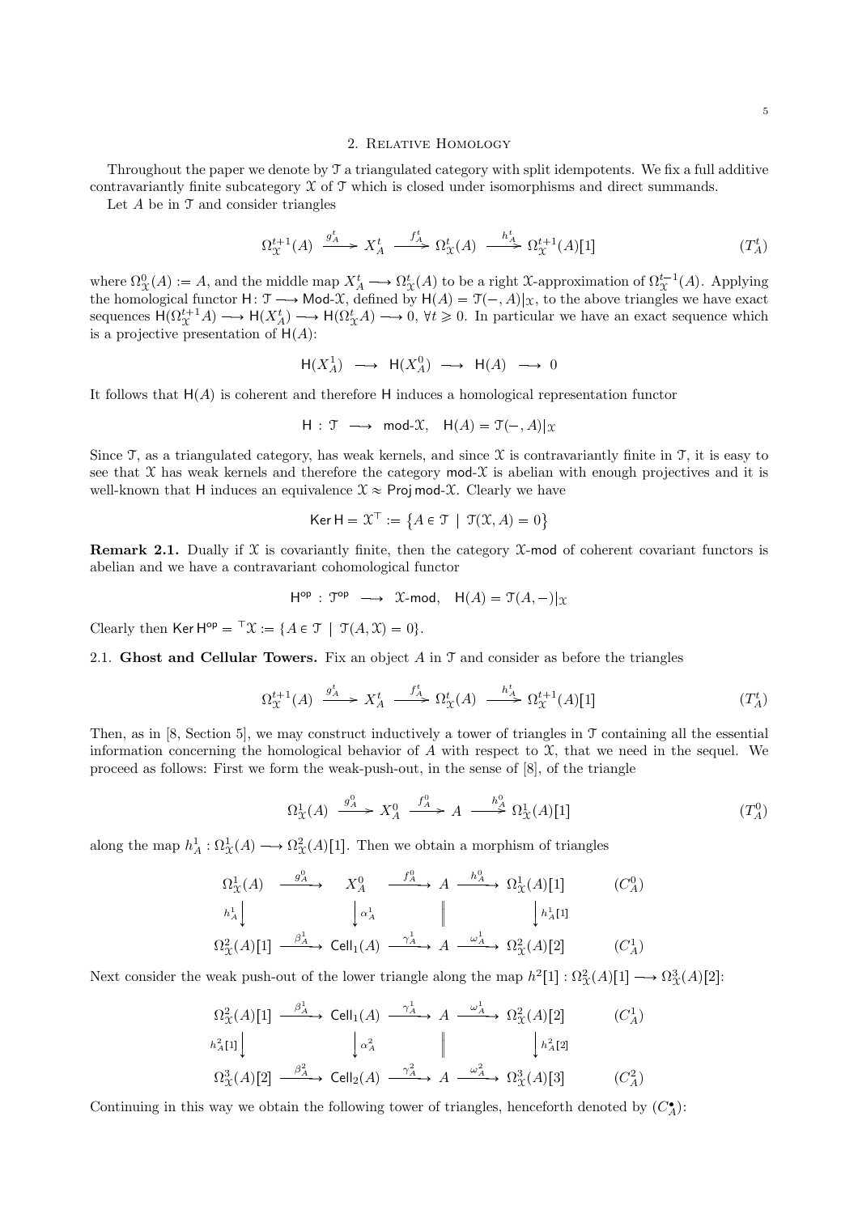## 2. Relative Homology

Throughout the paper we denote by $\mathcal{T}$ a triangulated category with split idempotents. We fix a full additive contravariantly finite subcategory $\mathcal{X}$ of $\mathcal{T}$ which is closed under isomorphisms and direct summands.

Let $A$ be in $\mathcal{T}$ and consider triangles

$$\Omega^{t+1}_{\mathcal{X}}(A) \xrightarrow{g^t_A} X^t_A \xrightarrow{f^t_A} \Omega^t_{\mathcal{X}}(A) \xrightarrow{h^t_A} \Omega^{t+1}_{\mathcal{X}}(A)[1] \qquad (T^t_A)$$

where $\Omega^0_{\mathcal{X}}(A) := A$, and the middle map $X^t_A \longrightarrow \Omega^t_{\mathcal{X}}(A)$ to be a right $\mathcal{X}$-approximation of $\Omega^{t-1}_{\mathcal{X}}(A)$. Applying the homological functor $\mathsf{H} \colon \mathcal{T} \longrightarrow \mathsf{Mod}\text{-}\mathcal{X}$, defined by $\mathsf{H}(A) = \mathcal{T}(-, A)|_{\mathcal{X}}$, to the above triangles we have exact sequences $\mathsf{H}(\Omega^{t+1}_{\mathcal{X}} A) \longrightarrow \mathsf{H}(X^t_A) \longrightarrow \mathsf{H}(\Omega^t_{\mathcal{X}} A) \longrightarrow 0$, $\forall t \geqslant 0$. In particular we have an exact sequence which is a projective presentation of $\mathsf{H}(A)$:

$$\mathsf{H}(X^1_A) \longrightarrow \mathsf{H}(X^0_A) \longrightarrow \mathsf{H}(A) \longrightarrow 0$$

It follows that $\mathsf{H}(A)$ is coherent and therefore $\mathsf{H}$ induces a homological representation functor

$$\mathsf{H} : \mathcal{T} \longrightarrow \mathsf{mod}\text{-}\mathcal{X}, \quad \mathsf{H}(A) = \mathcal{T}(-, A)|_{\mathcal{X}}$$

Since $\mathcal{T}$, as a triangulated category, has weak kernels, and since $\mathcal{X}$ is contravariantly finite in $\mathcal{T}$, it is easy to see that $\mathcal{X}$ has weak kernels and therefore the category $\mathsf{mod}\text{-}\mathcal{X}$ is abelian with enough projectives and it is well-known that $\mathsf{H}$ induces an equivalence $\mathcal{X} \approx \mathsf{Proj}\,\mathsf{mod}\text{-}\mathcal{X}$. Clearly we have

$$\mathsf{Ker}\,\mathsf{H} = \mathcal{X}^{\top} := \big\{A \in \mathcal{T} \mid \mathcal{T}(\mathcal{X}, A) = 0\big\}$$

**Remark 2.1.** Dually if $\mathcal{X}$ is covariantly finite, then the category $\mathcal{X}\text{-}\mathsf{mod}$ of coherent covariant functors is abelian and we have a contravariant cohomological functor

$$\mathsf{H}^{\mathsf{op}} : \mathcal{T}^{\mathsf{op}} \longrightarrow \mathcal{X}\text{-}\mathsf{mod}, \quad \mathsf{H}(A) = \mathcal{T}(A, -)|_{\mathcal{X}}$$

Clearly then $\mathsf{Ker}\,\mathsf{H}^{\mathsf{op}} = {}^{\top}\mathcal{X} := \{A \in \mathcal{T} \mid \mathcal{T}(A, \mathcal{X}) = 0\}$.

### 2.1. Ghost and Cellular Towers.

Fix an object $A$ in $\mathcal{T}$ and consider as before the triangles

$$\Omega^{t+1}_{\mathcal{X}}(A) \xrightarrow{g^t_A} X^t_A \xrightarrow{f^t_A} \Omega^t_{\mathcal{X}}(A) \xrightarrow{h^t_A} \Omega^{t+1}_{\mathcal{X}}(A)[1] \qquad (T^t_A)$$

Then, as in [8, Section 5], we may construct inductively a tower of triangles in $\mathcal{T}$ containing all the essential information concerning the homological behavior of $A$ with respect to $\mathcal{X}$, that we need in the sequel. We proceed as follows: First we form the weak-push-out, in the sense of [8], of the triangle

$$\Omega^1_{\mathcal{X}}(A) \xrightarrow{g^0_A} X^0_A \xrightarrow{f^0_A} A \xrightarrow{h^0_A} \Omega^1_{\mathcal{X}}(A)[1] \qquad (T^0_A)$$

along the map $h^1_A : \Omega^1_{\mathcal{X}}(A) \longrightarrow \Omega^2_{\mathcal{X}}(A)[1]$. Then we obtain a morphism of triangles

$$\begin{array}{ccccccccc}
\Omega^1_{\mathcal{X}}(A) & \xrightarrow{g^0_A} & X^0_A & \xrightarrow{f^0_A} & A & \xrightarrow{h^0_A} & \Omega^1_{\mathcal{X}}(A)[1] & & (C^0_A) \\
\downarrow{\scriptstyle h^1_A} & & \downarrow{\scriptstyle \alpha^1_A} & & \| & & \downarrow{\scriptstyle h^1_A[1]} & & \\
\Omega^2_{\mathcal{X}}(A)[1] & \xrightarrow{\beta^1_A} & \mathsf{Cell}_1(A) & \xrightarrow{\gamma^1_A} & A & \xrightarrow{\omega^1_A} & \Omega^2_{\mathcal{X}}(A)[2] & & (C^1_A)
\end{array}$$

Next consider the weak push-out of the lower triangle along the map $h^2[1] : \Omega^2_{\mathcal{X}}(A)[1] \longrightarrow \Omega^3_{\mathcal{X}}(A)[2]$:

$$\begin{array}{ccccccccc}
\Omega^2_{\mathcal{X}}(A)[1] & \xrightarrow{\beta^1_A} & \mathsf{Cell}_1(A) & \xrightarrow{\gamma^1_A} & A & \xrightarrow{\omega^1_A} & \Omega^2_{\mathcal{X}}(A)[2] & & (C^1_A) \\
\downarrow{\scriptstyle h^2_A[1]} & & \downarrow{\scriptstyle \alpha^2_A} & & \| & & \downarrow{\scriptstyle h^2_A[2]} & & \\
\Omega^3_{\mathcal{X}}(A)[2] & \xrightarrow{\beta^2_A} & \mathsf{Cell}_2(A) & \xrightarrow{\gamma^2_A} & A & \xrightarrow{\omega^2_A} & \Omega^3_{\mathcal{X}}(A)[3] & & (C^2_A)
\end{array}$$

Continuing in this way we obtain the following tower of triangles, henceforth denoted by $(C^{\bullet}_A)$: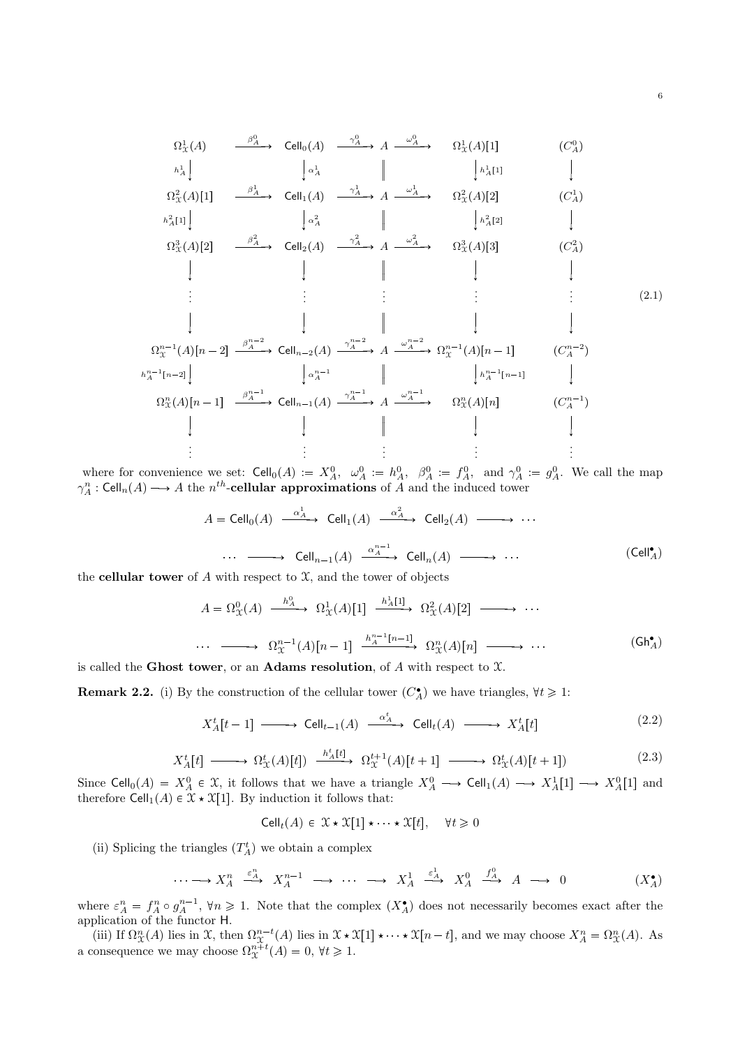$$
\begin{array}{ccccccccc}
\Omega^1_{\mathcal{X}}(A) & \xrightarrow{\beta^0_A} & \mathsf{Cell}_0(A) & \xrightarrow{\gamma^0_A} & A & \xrightarrow{\omega^0_A} & \Omega^1_{\mathcal{X}}(A)[1] & & (C^0_A) \\
\big\downarrow{\scriptstyle h^1_A} & & \big\downarrow{\scriptstyle \alpha^1_A} & & \| & & \big\downarrow{\scriptstyle h^1_A[1]} & & \big\downarrow \\
\Omega^2_{\mathcal{X}}(A)[1] & \xrightarrow{\beta^1_A} & \mathsf{Cell}_1(A) & \xrightarrow{\gamma^1_A} & A & \xrightarrow{\omega^1_A} & \Omega^2_{\mathcal{X}}(A)[2] & & (C^1_A) \\
\big\downarrow{\scriptstyle h^2_A[1]} & & \big\downarrow{\scriptstyle \alpha^2_A} & & \| & & \big\downarrow{\scriptstyle h^2_A[2]} & & \big\downarrow \\
\Omega^3_{\mathcal{X}}(A)[2] & \xrightarrow{\beta^2_A} & \mathsf{Cell}_2(A) & \xrightarrow{\gamma^2_A} & A & \xrightarrow{\omega^2_A} & \Omega^3_{\mathcal{X}}(A)[3] & & (C^2_A) \\
\big\downarrow & & \big\downarrow & & \| & & \big\downarrow & & \big\downarrow \\
\vdots & & \vdots & & \vdots & & \vdots & & \vdots \\
\big\downarrow & & \big\downarrow & & \| & & \big\downarrow & & \big\downarrow \\
\Omega^{n-1}_{\mathcal{X}}(A)[n-2] & \xrightarrow{\beta^{n-2}_A} & \mathsf{Cell}_{n-2}(A) & \xrightarrow{\gamma^{n-2}_A} & A & \xrightarrow{\omega^{n-2}_A} & \Omega^{n-1}_{\mathcal{X}}(A)[n-1] & & (C^{n-2}_A) \\
\big\downarrow{\scriptstyle h^{n-1}_A[n-2]} & & \big\downarrow{\scriptstyle \alpha^{n-1}_A} & & \| & & \big\downarrow{\scriptstyle h^{n-1}_A[n-1]} & & \big\downarrow \\
\Omega^n_{\mathcal{X}}(A)[n-1] & \xrightarrow{\beta^{n-1}_A} & \mathsf{Cell}_{n-1}(A) & \xrightarrow{\gamma^{n-1}_A} & A & \xrightarrow{\omega^{n-1}_A} & \Omega^n_{\mathcal{X}}(A)[n] & & (C^{n-1}_A) \\
\big\downarrow & & \big\downarrow & & \| & & \big\downarrow & & \big\downarrow \\
\vdots & & \vdots & & \vdots & & \vdots & & \vdots
\end{array}
\tag{2.1}
$$

where for convenience we set: $\mathsf{Cell}_0(A) := X^0_A$, $\omega^0_A := h^0_A$, $\beta^0_A := f^0_A$, and $\gamma^0_A := g^0_A$. We call the map $\gamma^n_A : \mathsf{Cell}_n(A) \longrightarrow A$ the $n^{th}$-**cellular approximations** of $A$ and the induced tower

$$
A = \mathsf{Cell}_0(A) \xrightarrow{\alpha^1_A} \mathsf{Cell}_1(A) \xrightarrow{\alpha^2_A} \mathsf{Cell}_2(A) \longrightarrow \cdots
$$

$$
\cdots \longrightarrow \mathsf{Cell}_{n-1}(A) \xrightarrow{\alpha^{n-1}_A} \mathsf{Cell}_n(A) \longrightarrow \cdots \tag{$\mathsf{Cell}^\bullet_A$}
$$

the **cellular tower** of $A$ with respect to $\mathcal{X}$, and the tower of objects

$$
A = \Omega^0_{\mathcal{X}}(A) \xrightarrow{h^0_A} \Omega^1_{\mathcal{X}}(A)[1] \xrightarrow{h^1_A[1]} \Omega^2_{\mathcal{X}}(A)[2] \longrightarrow \cdots
$$

$$
\cdots \longrightarrow \Omega^{n-1}_{\mathcal{X}}(A)[n-1] \xrightarrow{h^{n-1}_A[n-1]} \Omega^n_{\mathcal{X}}(A)[n] \longrightarrow \cdots \tag{$\mathsf{Gh}^\bullet_A$}
$$

is called the **Ghost tower**, or an **Adams resolution**, of $A$ with respect to $\mathcal{X}$.

**Remark 2.2.** (i) By the construction of the cellular tower $(C^\bullet_A)$ we have triangles, $\forall t \geqslant 1$:

$$
X^t_A[t-1] \longrightarrow \mathsf{Cell}_{t-1}(A) \xrightarrow{\alpha^t_A} \mathsf{Cell}_t(A) \longrightarrow X^t_A[t] \tag{2.2}
$$

$$
X^t_A[t] \longrightarrow \Omega^t_{\mathcal{X}}(A)[t]) \xrightarrow{h^t_A[t]} \Omega^{t+1}_{\mathcal{X}}(A)[t+1] \longrightarrow \Omega^t_{\mathcal{X}}(A)[t+1]) \tag{2.3}
$$

Since $\mathsf{Cell}_0(A) = X^0_A \in \mathcal{X}$, it follows that we have a triangle $X^0_A \longrightarrow \mathsf{Cell}_1(A) \longrightarrow X^1_A[1] \longrightarrow X^0_A[1]$ and therefore $\mathsf{Cell}_1(A) \in \mathcal{X} \star \mathcal{X}[1]$. By induction it follows that:

$$
\mathsf{Cell}_t(A) \in \mathcal{X} \star \mathcal{X}[1] \star \cdots \star \mathcal{X}[t], \quad \forall t \geqslant 0
$$

(ii) Splicing the triangles $(T^t_A)$ we obtain a complex

$$
\cdots \longrightarrow X^n_A \xrightarrow{\varepsilon^n_A} X^{n-1}_A \longrightarrow \cdots \longrightarrow X^1_A \xrightarrow{\varepsilon^1_A} X^0_A \xrightarrow{f^0_A} A \longrightarrow 0 \tag{$X^\bullet_A$}
$$

where $\varepsilon^n_A = f^n_A \circ g^{n-1}_A$, $\forall n \geqslant 1$. Note that the complex $(X^\bullet_A)$ does not necessarily becomes exact after the application of the functor $\mathsf{H}$.

(iii) If $\Omega^n_{\mathcal{X}}(A)$ lies in $\mathcal{X}$, then $\Omega^{n-t}_{\mathcal{X}}(A)$ lies in $\mathcal{X} \star \mathcal{X}[1] \star \cdots \star \mathcal{X}[n-t]$, and we may choose $X^n_A = \Omega^n_{\mathcal{X}}(A)$. As a consequence we may choose $\Omega^{n+t}_{\mathcal{X}}(A) = 0$, $\forall t \geqslant 1$.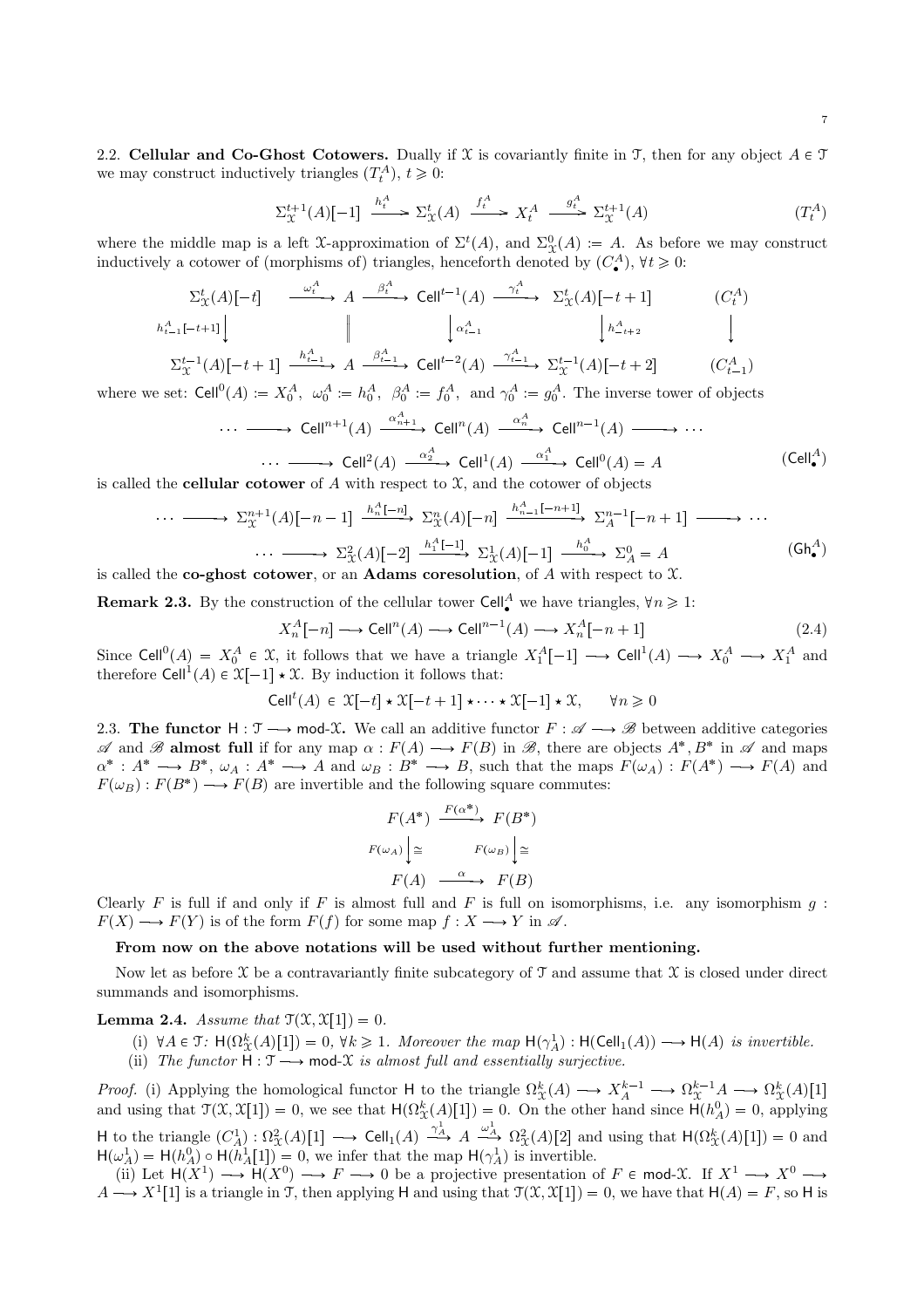2.2. **Cellular and Co-Ghost Cotowers.** Dually if $\mathcal{X}$ is covariantly finite in $\mathcal{T}$, then for any object $A \in \mathcal{T}$ we may construct inductively triangles $(T_t^A)$, $t \geqslant 0$:

$$\Sigma_{\mathcal{X}}^{t+1}(A)[-1] \xrightarrow{h_t^A} \Sigma_{\mathcal{X}}^t(A) \xrightarrow{f_t^A} X_t^A \xrightarrow{g_t^A} \Sigma_{\mathcal{X}}^{t+1}(A) \qquad (T_t^A)$$

where the middle map is a left $\mathcal{X}$-approximation of $\Sigma^t(A)$, and $\Sigma_{\mathcal{X}}^0(A) := A$. As before we may construct inductively a cotower of (morphisms of) triangles, henceforth denoted by $(C_\bullet^A)$, $\forall t \geqslant 0$:

$$\begin{array}{ccccccccc}
\Sigma_{\mathcal{X}}^t(A)[-t] & \xrightarrow{\omega_t^A} & A & \xrightarrow{\beta_t^A} & \mathsf{Cell}^{t-1}(A) & \xrightarrow{\gamma_t^A} & \Sigma_{\mathcal{X}}^t(A)[-t+1] & & (C_t^A) \\
\downarrow{\scriptstyle h_{t-1}^A[-t+1]} & & \| & & \downarrow{\scriptstyle \alpha_{t-1}^A} & & \downarrow{\scriptstyle h_{-t+2}^A} & & \downarrow \\
\Sigma_{\mathcal{X}}^{t-1}(A)[-t+1] & \xrightarrow{h_{t-1}^A} & A & \xrightarrow{\beta_{t-1}^A} & \mathsf{Cell}^{t-2}(A) & \xrightarrow{\gamma_{t-1}^A} & \Sigma_{\mathcal{X}}^{t-1}(A)[-t+2] & & (C_{t-1}^A)
\end{array}$$

where we set: $\mathsf{Cell}^0(A) := X_0^A$, $\omega_0^A := h_0^A$, $\beta_0^A := f_0^A$, and $\gamma_0^A := g_0^A$. The inverse tower of objects

$$\cdots \longrightarrow \mathsf{Cell}^{n+1}(A) \xrightarrow{\alpha_{n+1}^A} \mathsf{Cell}^n(A) \xrightarrow{\alpha_n^A} \mathsf{Cell}^{n-1}(A) \longrightarrow \cdots$$
$$\cdots \longrightarrow \mathsf{Cell}^2(A) \xrightarrow{\alpha_2^A} \mathsf{Cell}^1(A) \xrightarrow{\alpha_1^A} \mathsf{Cell}^0(A) = A \qquad (\mathsf{Cell}_\bullet^A)$$

is called the **cellular cotower** of $A$ with respect to $\mathcal{X}$, and the cotower of objects

$$\cdots \longrightarrow \Sigma_{\mathcal{X}}^{n+1}(A)[-n-1] \xrightarrow{h_n^A[-n]} \Sigma_{\mathcal{X}}^n(A)[-n] \xrightarrow{h_{n-1}^A[-n+1]} \Sigma_A^{n-1}[-n+1] \longrightarrow \cdots$$
$$\cdots \longrightarrow \Sigma_{\mathcal{X}}^2(A)[-2] \xrightarrow{h_1^A[-1]} \Sigma_{\mathcal{X}}^1(A)[-1] \xrightarrow{h_0^A} \Sigma_A^0 = A \qquad (\mathsf{Gh}_\bullet^A)$$

is called the **co-ghost cotower**, or an **Adams coresolution**, of $A$ with respect to $\mathcal{X}$.

**Remark 2.3.** By the construction of the cellular tower $\mathsf{Cell}_\bullet^A$ we have triangles, $\forall n \geqslant 1$:

$$X_n^A[-n] \longrightarrow \mathsf{Cell}^n(A) \longrightarrow \mathsf{Cell}^{n-1}(A) \longrightarrow X_n^A[-n+1] \tag{2.4}$$

Since $\mathsf{Cell}^0(A) = X_0^A \in \mathcal{X}$, it follows that we have a triangle $X_1^A[-1] \longrightarrow \mathsf{Cell}^1(A) \longrightarrow X_0^A \longrightarrow X_1^A$ and therefore $\mathsf{Cell}^1(A) \in \mathcal{X}[-1] \star \mathcal{X}$. By induction it follows that:

$$\mathsf{Cell}^t(A) \in \mathcal{X}[-t] \star \mathcal{X}[-t+1] \star \cdots \star \mathcal{X}[-1] \star \mathcal{X}, \qquad \forall n \geqslant 0$$

2.3. **The functor $\mathsf{H} : \mathcal{T} \longrightarrow \mathsf{mod}\text{-}\mathcal{X}$.** We call an additive functor $F : \mathscr{A} \longrightarrow \mathscr{B}$ between additive categories $\mathscr{A}$ and $\mathscr{B}$ **almost full** if for any map $\alpha : F(A) \longrightarrow F(B)$ in $\mathscr{B}$, there are objects $A^*, B^*$ in $\mathscr{A}$ and maps $\alpha^* : A^* \longrightarrow B^*$, $\omega_A : A^* \longrightarrow A$ and $\omega_B : B^* \longrightarrow B$, such that the maps $F(\omega_A) : F(A^*) \longrightarrow F(A)$ and $F(\omega_B) : F(B^*) \longrightarrow F(B)$ are invertible and the following square commutes:

$$\begin{array}{ccc}
F(A^*) & \xrightarrow{F(\alpha^*)} & F(B^*) \\
{\scriptstyle F(\omega_A)}\downarrow\cong & & {\scriptstyle F(\omega_B)}\downarrow\cong \\
F(A) & \xrightarrow{\alpha} & F(B)
\end{array}$$

Clearly $F$ is full if and only if $F$ is almost full and $F$ is full on isomorphisms, i.e. any isomorphism $g : F(X) \longrightarrow F(Y)$ is of the form $F(f)$ for some map $f : X \longrightarrow Y$ in $\mathscr{A}$.

**From now on the above notations will be used without further mentioning.**

Now let as before $\mathcal{X}$ be a contravariantly finite subcategory of $\mathcal{T}$ and assume that $\mathcal{X}$ is closed under direct summands and isomorphisms.

**Lemma 2.4.** *Assume that $\mathcal{T}(\mathcal{X}, \mathcal{X}[1]) = 0$.*

(i) *$\forall A \in \mathcal{T}$: $\mathsf{H}(\Omega_{\mathcal{X}}^k(A)[1]) = 0$, $\forall k \geqslant 1$. Moreover the map $\mathsf{H}(\gamma_A^1) : \mathsf{H}(\mathsf{Cell}_1(A)) \longrightarrow \mathsf{H}(A)$ is invertible.*

(ii) *The functor $\mathsf{H} : \mathcal{T} \longrightarrow \mathsf{mod}\text{-}\mathcal{X}$ is almost full and essentially surjective.*

*Proof.* (i) Applying the homological functor $\mathsf{H}$ to the triangle $\Omega_{\mathcal{X}}^k(A) \longrightarrow X_A^{k-1} \longrightarrow \Omega_{\mathcal{X}}^{k-1}A \longrightarrow \Omega_{\mathcal{X}}^k(A)[1]$ and using that $\mathcal{T}(\mathcal{X}, \mathcal{X}[1]) = 0$, we see that $\mathsf{H}(\Omega_{\mathcal{X}}^k(A)[1]) = 0$. On the other hand since $\mathsf{H}(h_A^0) = 0$, applying $\mathsf{H}$ to the triangle $(C_A^1) : \Omega_{\mathcal{X}}^2(A)[1] \longrightarrow \mathsf{Cell}_1(A) \xrightarrow{\gamma_A^1} A \xrightarrow{\omega_A^1} \Omega_{\mathcal{X}}^2(A)[2]$ and using that $\mathsf{H}(\Omega_{\mathcal{X}}^k(A)[1]) = 0$ and $\mathsf{H}(\omega_A^1) = \mathsf{H}(h_A^0) \circ \mathsf{H}(h_A^1[1]) = 0$, we infer that the map $\mathsf{H}(\gamma_A^1)$ is invertible.

(ii) Let $\mathsf{H}(X^1) \longrightarrow \mathsf{H}(X^0) \longrightarrow F \longrightarrow 0$ be a projective presentation of $F \in \mathsf{mod}\text{-}\mathcal{X}$. If $X^1 \longrightarrow X^0 \longrightarrow A \longrightarrow X^1[1]$ is a triangle in $\mathcal{T}$, then applying $\mathsf{H}$ and using that $\mathcal{T}(\mathcal{X}, \mathcal{X}[1]) = 0$, we have that $\mathsf{H}(A) = F$, so $\mathsf{H}$ is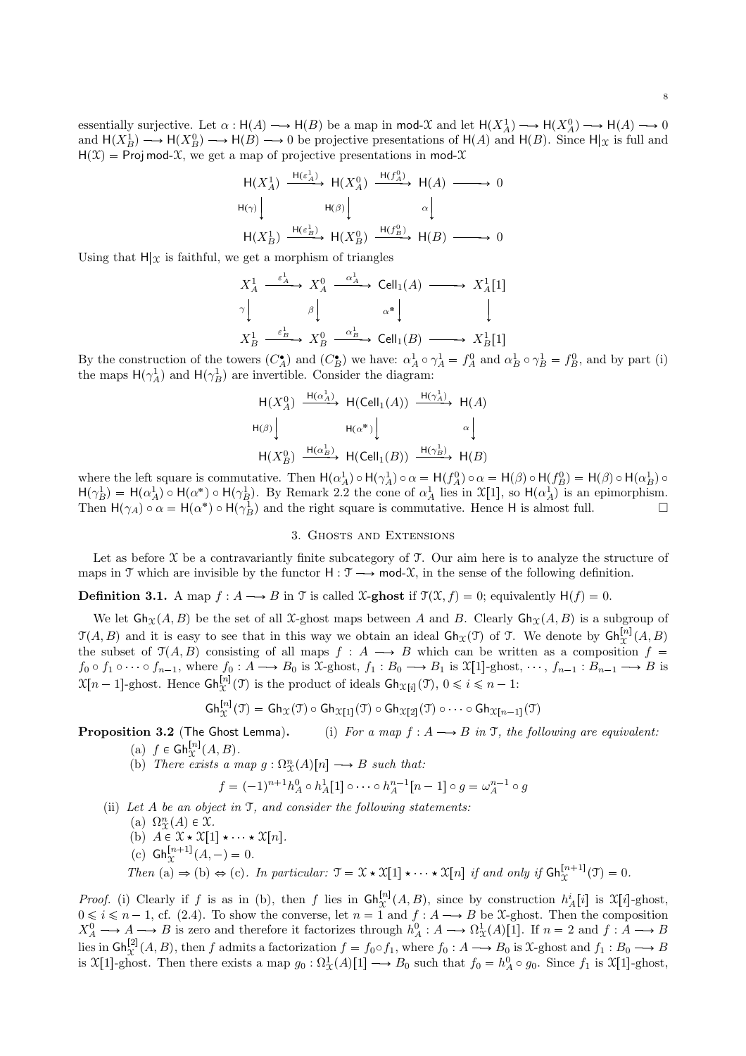essentially surjective. Let $\alpha : \mathsf{H}(A) \longrightarrow \mathsf{H}(B)$ be a map in $\mathsf{mod}\text{-}\mathcal{X}$ and let $\mathsf{H}(X_A^1) \longrightarrow \mathsf{H}(X_A^0) \longrightarrow \mathsf{H}(A) \longrightarrow 0$ and $\mathsf{H}(X_B^1) \longrightarrow \mathsf{H}(X_B^0) \longrightarrow \mathsf{H}(B) \longrightarrow 0$ be projective presentations of $\mathsf{H}(A)$ and $\mathsf{H}(B)$. Since $\mathsf{H}|_{\mathcal{X}}$ is full and $\mathsf{H}(\mathcal{X}) = \mathsf{Proj}\,\mathsf{mod}\text{-}\mathcal{X}$, we get a map of projective presentations in $\mathsf{mod}\text{-}\mathcal{X}$

$$\begin{array}{ccccccc}
\mathsf{H}(X_A^1) & \xrightarrow{\mathsf{H}(\varepsilon_A^1)} & \mathsf{H}(X_A^0) & \xrightarrow{\mathsf{H}(f_A^0)} & \mathsf{H}(A) & \longrightarrow & 0 \\
\downarrow{\scriptstyle \mathsf{H}(\gamma)} & & \downarrow{\scriptstyle \mathsf{H}(\beta)} & & \downarrow{\scriptstyle \alpha} & & \\
\mathsf{H}(X_B^1) & \xrightarrow{\mathsf{H}(\varepsilon_B^1)} & \mathsf{H}(X_B^0) & \xrightarrow{\mathsf{H}(f_B^0)} & \mathsf{H}(B) & \longrightarrow & 0
\end{array}$$

Using that $\mathsf{H}|_{\mathcal{X}}$ is faithful, we get a morphism of triangles

$$\begin{array}{ccccccc}
X_A^1 & \xrightarrow{\varepsilon_A^1} & X_A^0 & \xrightarrow{\alpha_A^1} & \mathsf{Cell}_1(A) & \longrightarrow & X_A^1[1] \\
\downarrow{\scriptstyle \gamma} & & \downarrow{\scriptstyle \beta} & & \downarrow{\scriptstyle \alpha^*} & & \downarrow \\
X_B^1 & \xrightarrow{\varepsilon_B^1} & X_B^0 & \xrightarrow{\alpha_B^1} & \mathsf{Cell}_1(B) & \longrightarrow & X_B^1[1]
\end{array}$$

By the construction of the towers $(C_A^\bullet)$ and $(C_B^\bullet)$ we have: $\alpha_A^1 \circ \gamma_A^1 = f_A^0$ and $\alpha_B^1 \circ \gamma_B^1 = f_B^0$, and by part (i) the maps $\mathsf{H}(\gamma_A^1)$ and $\mathsf{H}(\gamma_B^1)$ are invertible. Consider the diagram:

$$\begin{array}{ccccc}
\mathsf{H}(X_A^0) & \xrightarrow{\mathsf{H}(\alpha_A^1)} & \mathsf{H}(\mathsf{Cell}_1(A)) & \xrightarrow{\mathsf{H}(\gamma_A^1)} & \mathsf{H}(A) \\
\downarrow{\scriptstyle \mathsf{H}(\beta)} & & \downarrow{\scriptstyle \mathsf{H}(\alpha^*)} & & \downarrow{\scriptstyle \alpha} \\
\mathsf{H}(X_B^0) & \xrightarrow{\mathsf{H}(\alpha_B^1)} & \mathsf{H}(\mathsf{Cell}_1(B)) & \xrightarrow{\mathsf{H}(\gamma_B^1)} & \mathsf{H}(B)
\end{array}$$

where the left square is commutative. Then $\mathsf{H}(\alpha_A^1) \circ \mathsf{H}(\gamma_A^1) \circ \alpha = \mathsf{H}(f_A^0) \circ \alpha = \mathsf{H}(\beta) \circ \mathsf{H}(f_B^0) = \mathsf{H}(\beta) \circ \mathsf{H}(\alpha_B^1) \circ \mathsf{H}(\gamma_B^1) = \mathsf{H}(\alpha_A^1) \circ \mathsf{H}(\alpha^*) \circ \mathsf{H}(\gamma_B^1)$. By Remark 2.2 the cone of $\alpha_A^1$ lies in $\mathcal{X}[1]$, so $\mathsf{H}(\alpha_A^1)$ is an epimorphism. Then $\mathsf{H}(\gamma_A) \circ \alpha = \mathsf{H}(\alpha^*) \circ \mathsf{H}(\gamma_B^1)$ and the right square is commutative. Hence $\mathsf{H}$ is almost full. $\square$

## 3. Ghosts and Extensions

Let as before $\mathcal{X}$ be a contravariantly finite subcategory of $\mathcal{T}$. Our aim here is to analyze the structure of maps in $\mathcal{T}$ which are invisible by the functor $\mathsf{H} : \mathcal{T} \longrightarrow \mathsf{mod}\text{-}\mathcal{X}$, in the sense of the following definition.

**Definition 3.1.** A map $f : A \longrightarrow B$ in $\mathcal{T}$ is called $\mathcal{X}$-**ghost** if $\mathcal{T}(\mathcal{X}, f) = 0$; equivalently $\mathsf{H}(f) = 0$.

We let $\mathsf{Gh}_{\mathcal{X}}(A, B)$ be the set of all $\mathcal{X}$-ghost maps between $A$ and $B$. Clearly $\mathsf{Gh}_{\mathcal{X}}(A, B)$ is a subgroup of $\mathcal{T}(A, B)$ and it is easy to see that in this way we obtain an ideal $\mathsf{Gh}_{\mathcal{X}}(\mathcal{T})$ of $\mathcal{T}$. We denote by $\mathsf{Gh}_{\mathcal{X}}^{[n]}(A, B)$ the subset of $\mathcal{T}(A, B)$ consisting of all maps $f : A \longrightarrow B$ which can be written as a composition $f = f_0 \circ f_1 \circ \cdots \circ f_{n-1}$, where $f_0 : A \longrightarrow B_0$ is $\mathcal{X}$-ghost, $f_1 : B_0 \longrightarrow B_1$ is $\mathcal{X}[1]$-ghost, $\cdots$, $f_{n-1} : B_{n-1} \longrightarrow B$ is $\mathcal{X}[n-1]$-ghost. Hence $\mathsf{Gh}_{\mathcal{X}}^{[n]}(\mathcal{T})$ is the product of ideals $\mathsf{Gh}_{\mathcal{X}[i]}(\mathcal{T})$, $0 \leqslant i \leqslant n-1$:

$$\mathsf{Gh}_{\mathcal{X}}^{[n]}(\mathcal{T}) = \mathsf{Gh}_{\mathcal{X}}(\mathcal{T}) \circ \mathsf{Gh}_{\mathcal{X}[1]}(\mathcal{T}) \circ \mathsf{Gh}_{\mathcal{X}[2]}(\mathcal{T}) \circ \cdots \circ \mathsf{Gh}_{\mathcal{X}[n-1]}(\mathcal{T})$$

**Proposition 3.2** (The Ghost Lemma). *(i) For a map $f : A \longrightarrow B$ in $\mathcal{T}$, the following are equivalent:*

- (a) *$f \in \mathsf{Gh}_{\mathcal{X}}^{[n]}(A, B)$.*
- (b) *There exists a map $g : \Omega_{\mathcal{X}}^n(A)[n] \longrightarrow B$ such that:*

$$f = (-1)^{n+1} h_A^0 \circ h_A^1[1] \circ \cdots \circ h_A^{n-1}[n-1] \circ g = \omega_A^{n-1} \circ g$$

*(ii) Let $A$ be an object in $\mathcal{T}$, and consider the following statements:*

- (a) *$\Omega_{\mathcal{X}}^n(A) \in \mathcal{X}$.*
- (b) *$A \in \mathcal{X} \star \mathcal{X}[1] \star \cdots \star \mathcal{X}[n]$.*
- (c) *$\mathsf{Gh}_{\mathcal{X}}^{[n+1]}(A, -) = 0$.*

*Then (a) $\Rightarrow$ (b) $\Leftrightarrow$ (c). In particular: $\mathcal{T} = \mathcal{X} \star \mathcal{X}[1] \star \cdots \star \mathcal{X}[n]$ if and only if $\mathsf{Gh}_{\mathcal{X}}^{[n+1]}(\mathcal{T}) = 0$.*

*Proof.* (i) Clearly if $f$ is as in (b), then $f$ lies in $\mathsf{Gh}_{\mathcal{X}}^{[n]}(A, B)$, since by construction $h_A^i[i]$ is $\mathcal{X}[i]$-ghost, $0 \leqslant i \leqslant n-1$, cf. (2.4). To show the converse, let $n = 1$ and $f : A \longrightarrow B$ be $\mathcal{X}$-ghost. Then the composition $X_A^0 \longrightarrow A \longrightarrow B$ is zero and therefore it factorizes through $h_A^0 : A \longrightarrow \Omega_{\mathcal{X}}^1(A)[1]$. If $n = 2$ and $f : A \longrightarrow B$ lies in $\mathsf{Gh}_{\mathcal{X}}^{[2]}(A, B)$, then $f$ admits a factorization $f = f_0 \circ f_1$, where $f_0 : A \longrightarrow B_0$ is $\mathcal{X}$-ghost and $f_1 : B_0 \longrightarrow B$ is $\mathcal{X}[1]$-ghost. Then there exists a map $g_0 : \Omega_{\mathcal{X}}^1(A)[1] \longrightarrow B_0$ such that $f_0 = h_A^0 \circ g_0$. Since $f_1$ is $\mathcal{X}[1]$-ghost,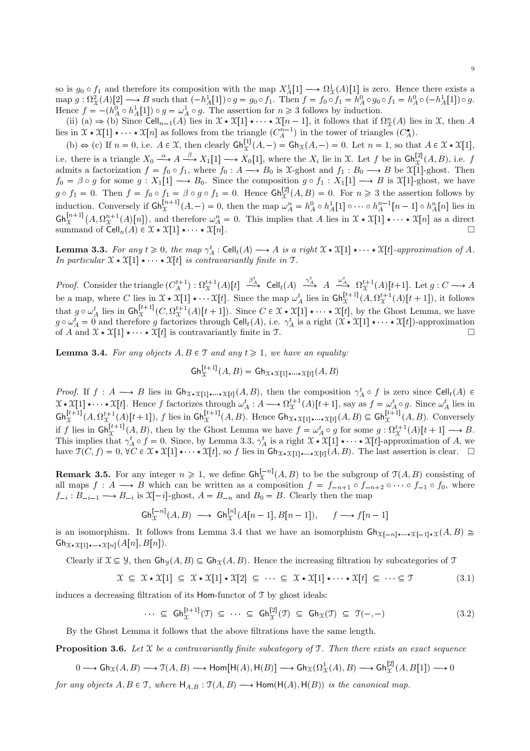so is $g_0 \circ f_1$ and therefore its composition with the map $X_A^1[1] \longrightarrow \Omega_{\mathcal{X}}^1(A)[1]$ is zero. Hence there exists a map $g : \Omega_{\mathcal{X}}^2(A)[2] \longrightarrow B$ such that $(-h_A^1[1]) \circ g = g_0 \circ f_1$. Then $f = f_0 \circ f_1 = h_A^0 \circ g_0 \circ f_1 = h_A^0 \circ (-h_A^1[1]) \circ g$. Hence $f = -(h_A^0 \circ h_A^1[1]) \circ g = \omega_A^1 \circ g$. The assertion for $n \geqslant 3$ follows by induction.

(ii) (a) ⇒ (b) Since $\mathsf{Cell}_{n-1}(A)$ lies in $\mathcal{X} \star \mathcal{X}[1] \star \cdots \star \mathcal{X}[n-1]$, it follows that if $\Omega_{\mathcal{X}}^n(A)$ lies in $\mathcal{X}$, then $A$ lies in $\mathcal{X} \star \mathcal{X}[1] \star \cdots \star \mathcal{X}[n]$ as follows from the triangle $(C_A^{n-1})$ in the tower of triangles $(C_A^\bullet)$.

(b) ⇔ (c) If $n = 0$, i.e. $A \in \mathcal{X}$, then clearly $\mathsf{Gh}_{\mathcal{X}}^{[1]}(A, -) = \mathsf{Gh}_{\mathcal{X}}(A, -) = 0$. Let $n = 1$, so that $A \in \mathcal{X} \star \mathcal{X}[1]$, i.e. there is a triangle $X_0 \xrightarrow{\alpha} A \xrightarrow{\beta} X_1[1] \longrightarrow X_0[1]$, where the $X_i$ lie in $\mathcal{X}$. Let $f$ be in $\mathsf{Gh}_{\mathcal{X}}^{[2]}(A, B)$, i.e. $f$ admits a factorization $f = f_0 \circ f_1$, where $f_0 : A \longrightarrow B_0$ is $\mathcal{X}$-ghost and $f_1 : B_0 \longrightarrow B$ be $\mathcal{X}[1]$-ghost. Then $f_0 = \beta \circ g$ for some $g : X_1[1] \longrightarrow B_0$. Since the composition $g \circ f_1 : X_1[1] \longrightarrow B$ is $\mathcal{X}[1]$-ghost, we have $g \circ f_1 = 0$. Then $f = f_0 \circ f_1 = \beta \circ g \circ f_1 = 0$. Hence $\mathsf{Gh}_{\mathcal{X}}^{[2]}(A, B) = 0$. For $n \geqslant 3$ the assertion follows by induction. Conversely if $\mathsf{Gh}_{\mathcal{X}}^{[n+1]}(A, -) = 0$, then the map $\omega_A^n = h_A^0 \circ h_A^1[1] \circ \cdots \circ h_A^{n-1}[n-1] \circ h_A^n[n]$ lies in $\mathsf{Gh}_{\mathcal{X}}^{[n+1]}\big(A, \Omega_{\mathcal{X}}^{n+1}(A)[n]\big)$, and therefore $\omega_A^n = 0$. This implies that $A$ lies in $\mathcal{X} \star \mathcal{X}[1] \star \cdots \star \mathcal{X}[n]$ as a direct summand of $\mathsf{Cell}_n(A) \in \mathcal{X} \star \mathcal{X}[1] \star \cdots \star \mathcal{X}[n]$. □

**Lemma 3.3.** *For any $t \geqslant 0$, the map $\gamma_A^t : \mathsf{Cell}_t(A) \longrightarrow A$ is a right $\mathcal{X} \star \mathcal{X}[1] \star \cdots \star \mathcal{X}[t]$-approximation of $A$. In particular $\mathcal{X} \star \mathcal{X}[1] \star \cdots \star \mathcal{X}[t]$ is contravariantly finite in $\mathcal{T}$.*

*Proof.* Consider the triangle $(C_A^{t+1}) : \Omega_{\mathcal{X}}^{t+1}(A)[t] \xrightarrow{\beta_A^t} \mathsf{Cell}_t(A) \xrightarrow{\gamma_A^t} A \xrightarrow{\omega_A^t} \Omega_{\mathcal{X}}^{t+1}(A)[t+1]$. Let $g : C \longrightarrow A$ be a map, where $C$ lies in $\mathcal{X} \star \mathcal{X}[1] \star \cdots \mathcal{X}[t]$. Since the map $\omega_A^t$ lies in $\mathsf{Gh}_{\mathcal{X}}^{[t+1]}(A, \Omega_{\mathcal{X}}^{t+1}(A)[t+1])$, it follows that $g \circ \omega_A^t$ lies in $\mathsf{Gh}_{\mathcal{X}}^{[t+1]}(C, \Omega_{\mathcal{X}}^{t+1}(A)[t+1])$. Since $C \in \mathcal{X} \star \mathcal{X}[1] \star \cdots \star \mathcal{X}[t]$, by the Ghost Lemma, we have $g \circ \omega_A^t = 0$ and therefore $g$ factorizes through $\mathsf{Cell}_t(A)$, i.e. $\gamma_A^t$ is a right $(\mathcal{X} \star \mathcal{X}[1] \star \cdots \star \mathcal{X}[t])$-approximation of $A$ and $\mathcal{X} \star \mathcal{X}[1] \star \cdots \star \mathcal{X}[t]$ is contravariantly finite in $\mathcal{T}$. □

**Lemma 3.4.** *For any objects $A, B \in \mathcal{T}$ and any $t \geqslant 1$, we have an equality:*

$$\mathsf{Gh}_{\mathcal{X}}^{[t+1]}(A, B) = \mathsf{Gh}_{\mathcal{X} \star \mathcal{X}[1] \star \cdots \star \mathcal{X}[t]}(A, B)$$

*Proof.* If $f : A \longrightarrow B$ lies in $\mathsf{Gh}_{\mathcal{X} \star \mathcal{X}[1] \star \cdots \star \mathcal{X}[t]}(A, B)$, then the composition $\gamma_A^t \circ f$ is zero since $\mathsf{Cell}_t(A) \in \mathcal{X} \star \mathcal{X}[1] \star \cdots \star \mathcal{X}[t]$. Hence $f$ factorizes through $\omega_A^t : A \longrightarrow \Omega_{\mathcal{X}}^{t+1}(A)[t+1]$, say as $f = \omega_A^t \circ g$. Since $\omega_A^t$ lies in $\mathsf{Gh}_{\mathcal{X}}^{[t+1]}(A, \Omega_{\mathcal{X}}^{t+1}(A)[t+1])$, $f$ lies in $\mathsf{Gh}_{\mathcal{X}}^{[t+1]}(A, B)$. Hence $\mathsf{Gh}_{\mathcal{X} \star \mathcal{X}[1] \star \cdots \star \mathcal{X}[t]}(A, B) \subseteq \mathsf{Gh}_{\mathcal{X}}^{[t+1]}(A, B)$. Conversely if $f$ lies in $\mathsf{Gh}_{\mathcal{X}}^{[t+1]}(A, B)$, then by the Ghost Lemma we have $f = \omega_A^t \circ g$ for some $g : \Omega_{\mathcal{X}}^{t+1}(A)[t+1] \longrightarrow B$. This implies that $\gamma_A^t \circ f = 0$. Since, by Lemma 3.3, $\gamma_A^t$ is a right $\mathcal{X} \star \mathcal{X}[1] \star \cdots \star \mathcal{X}[t]$-approximation of $A$, we have $\mathcal{T}(C, f) = 0$, $\forall C \in \mathcal{X} \star \mathcal{X}[1] \star \cdots \star \mathcal{X}[t]$, so $f$ lies in $\mathsf{Gh}_{\mathcal{X} \star \mathcal{X}[1] \star \cdots \star \mathcal{X}[t]}(A, B)$. The last assertion is clear. □

**Remark 3.5.** For any integer $n \geqslant 1$, we define $\mathsf{Gh}_{\mathcal{X}}^{[-n]}(A, B)$ to be the subgroup of $\mathcal{T}(A, B)$ consisting of all maps $f : A \longrightarrow B$ which can be written as a composition $f = f_{-n+1} \circ f_{-n+2} \circ \cdots \circ f_{-1} \circ f_0$, where $f_{-i} : B_{-i-1} \longrightarrow B_{-i}$ is $\mathcal{X}[-i]$-ghost, $A = B_{-n}$ and $B_0 = B$. Clearly then the map

$$\mathsf{Gh}_{\mathcal{X}}^{[-n]}(A, B) \longrightarrow \mathsf{Gh}_{\mathcal{X}}^{[n]}(A[n-1], B[n-1]), \qquad f \longrightarrow f[n-1]$$

is an isomorphism. It follows from Lemma 3.4 that we have an isomorphism $\mathsf{Gh}_{\mathcal{X}[-n] \star \cdots \star \mathcal{X}[-1] \star \mathcal{X}}(A, B) \cong \mathsf{Gh}_{\mathcal{X} \star \mathcal{X}[1] \star \cdots \star \mathcal{X}[n]}(A[n], B[n])$.

Clearly if $\mathcal{X} \subseteq \mathcal{Y}$, then $\mathsf{Gh}_{\mathcal{Y}}(A, B) \subseteq \mathsf{Gh}_{\mathcal{X}}(A, B)$. Hence the increasing filtration by subcategories of $\mathcal{T}$

$$\mathcal{X} \subseteq \mathcal{X} \star \mathcal{X}[1] \subseteq \mathcal{X} \star \mathcal{X}[1] \star \mathcal{X}[2] \subseteq \cdots \subseteq \mathcal{X} \star \mathcal{X}[1] \star \cdots \star \mathcal{X}[t] \subseteq \cdots \subseteq \mathcal{T} \tag{3.1}$$

induces a decreasing filtration of its $\mathsf{Hom}$-functor of $\mathcal{T}$ by ghost ideals:

$$\cdots \subseteq \mathsf{Gh}_{\mathcal{X}}^{[t+1]}(\mathcal{T}) \subseteq \cdots \subseteq \mathsf{Gh}_{\mathcal{X}}^{[2]}(\mathcal{T}) \subseteq \mathsf{Gh}_{\mathcal{X}}(\mathcal{T}) \subseteq \mathcal{T}(-,-) \tag{3.2}$$

By the Ghost Lemma it follows that the above filtrations have the same length.

**Proposition 3.6.** *Let $\mathcal{X}$ be a contravariantly finite subcategory of $\mathcal{T}$. Then there exists an exact sequence*

$$0 \longrightarrow \mathsf{Gh}_{\mathcal{X}}(A, B) \longrightarrow \mathcal{T}(A, B) \longrightarrow \mathsf{Hom}[\mathsf{H}(A), \mathsf{H}(B)] \longrightarrow \mathsf{Gh}_{\mathcal{X}}(\Omega_{\mathcal{X}}^1(A), B) \longrightarrow \mathsf{Gh}_{\mathcal{X}}^{[2]}(A, B[1]) \longrightarrow 0$$

*for any objects $A, B \in \mathcal{T}$, where $\mathsf{H}_{A,B} : \mathcal{T}(A, B) \longrightarrow \mathsf{Hom}(\mathsf{H}(A), \mathsf{H}(B))$ is the canonical map.*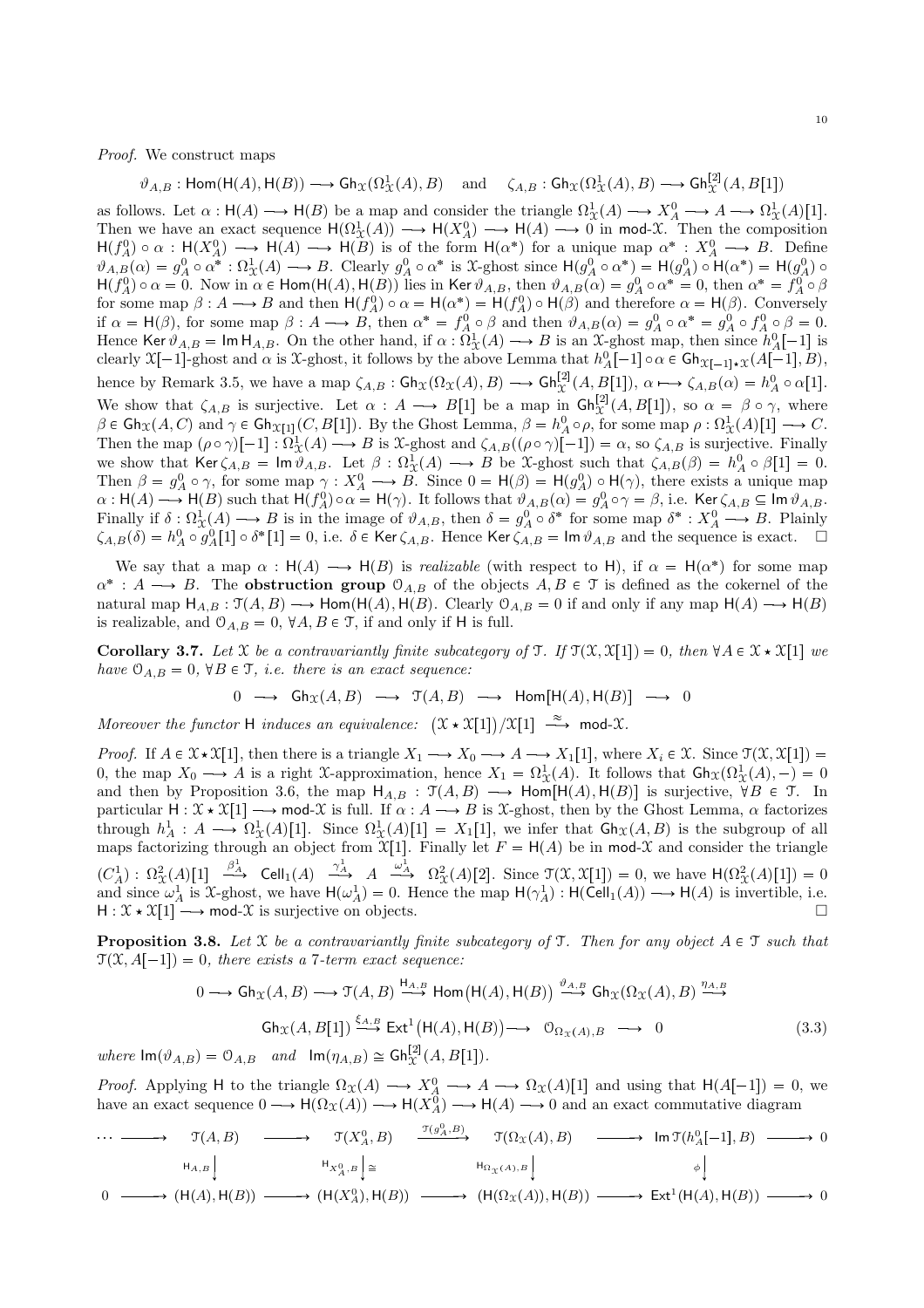*Proof.* We construct maps

$$\vartheta_{A,B} : \mathsf{Hom}(\mathsf{H}(A), \mathsf{H}(B)) \longrightarrow \mathsf{Gh}_{\mathcal{X}}(\Omega^1_{\mathcal{X}}(A), B) \quad \text{and} \quad \zeta_{A,B} : \mathsf{Gh}_{\mathcal{X}}(\Omega^1_{\mathcal{X}}(A), B) \longrightarrow \mathsf{Gh}^{[2]}_{\mathcal{X}}(A, B[1])$$

as follows. Let $\alpha : \mathsf{H}(A) \longrightarrow \mathsf{H}(B)$ be a map and consider the triangle $\Omega^1_{\mathcal{X}}(A) \longrightarrow X^0_A \longrightarrow A \longrightarrow \Omega^1_{\mathcal{X}}(A)[1]$. Then we have an exact sequence $\mathsf{H}(\Omega^1_{\mathcal{X}}(A)) \longrightarrow \mathsf{H}(X^0_A) \longrightarrow \mathsf{H}(A) \longrightarrow 0$ in $\mathsf{mod}\text{-}\mathcal{X}$. Then the composition $\mathsf{H}(f^0_A) \circ \alpha : \mathsf{H}(X^0_A) \longrightarrow \mathsf{H}(A) \longrightarrow \mathsf{H}(B)$ is of the form $\mathsf{H}(\alpha^*)$ for a unique map $\alpha^* : X^0_A \longrightarrow B$. Define $\vartheta_{A,B}(\alpha) = g^0_A \circ \alpha^* : \Omega^1_{\mathcal{X}}(A) \longrightarrow B$. Clearly $g^0_A \circ \alpha^*$ is $\mathcal{X}$-ghost since $\mathsf{H}(g^0_A \circ \alpha^*) = \mathsf{H}(g^0_A) \circ \mathsf{H}(\alpha^*) = \mathsf{H}(g^0_A) \circ \mathsf{H}(f^0_A) \circ \alpha = 0$. Now in $\alpha \in \mathsf{Hom}(\mathsf{H}(A), \mathsf{H}(B))$ lies in $\mathsf{Ker}\,\vartheta_{A,B}$, then $\vartheta_{A,B}(\alpha) = g^0_A \circ \alpha^* = 0$, then $\alpha^* = f^0_A \circ \beta$ for some map $\beta : A \longrightarrow B$ and then $\mathsf{H}(f^0_A) \circ \alpha = \mathsf{H}(\alpha^*) = \mathsf{H}(f^0_A) \circ \mathsf{H}(\beta)$ and therefore $\alpha = \mathsf{H}(\beta)$. Conversely if $\alpha = \mathsf{H}(\beta)$, for some map $\beta : A \longrightarrow B$, then $\alpha^* = f^0_A \circ \beta$ and then $\vartheta_{A,B}(\alpha) = g^0_A \circ \alpha^* = g^0_A \circ f^0_A \circ \beta = 0$. Hence $\mathsf{Ker}\,\vartheta_{A,B} = \mathsf{Im}\,\mathsf{H}_{A,B}$. On the other hand, if $\alpha : \Omega^1_{\mathcal{X}}(A) \longrightarrow B$ is an $\mathcal{X}$-ghost map, then since $h^0_A[-1]$ is clearly $\mathcal{X}[-1]$-ghost and $\alpha$ is $\mathcal{X}$-ghost, it follows by the above Lemma that $h^0_A[-1] \circ \alpha \in \mathsf{Gh}_{\mathcal{X}[-1]\star\mathcal{X}}(A[-1], B)$, hence by Remark 3.5, we have a map $\zeta_{A,B} : \mathsf{Gh}_{\mathcal{X}}(\Omega_{\mathcal{X}}(A), B) \longrightarrow \mathsf{Gh}^{[2]}_{\mathcal{X}}(A, B[1])$, $\alpha \longmapsto \zeta_{A,B}(\alpha) = h^0_A \circ \alpha[1]$. We show that $\zeta_{A,B}$ is surjective. Let $\alpha : A \longrightarrow B[1]$ be a map in $\mathsf{Gh}^{[2]}_{\mathcal{X}}(A, B[1])$, so $\alpha = \beta \circ \gamma$, where $\beta \in \mathsf{Gh}_{\mathcal{X}}(A, C)$ and $\gamma \in \mathsf{Gh}_{\mathcal{X}[1]}(C, B[1])$. By the Ghost Lemma, $\beta = h^0_A \circ \rho$, for some map $\rho : \Omega^1_{\mathcal{X}}(A)[1] \longrightarrow C$. Then the map $(\rho \circ \gamma)[-1] : \Omega^1_{\mathcal{X}}(A) \longrightarrow B$ is $\mathcal{X}$-ghost and $\zeta_{A,B}((\rho \circ \gamma)[-1]) = \alpha$, so $\zeta_{A,B}$ is surjective. Finally we show that $\mathsf{Ker}\,\zeta_{A,B} = \mathsf{Im}\,\vartheta_{A,B}$. Let $\beta : \Omega^1_{\mathcal{X}}(A) \longrightarrow B$ be $\mathcal{X}$-ghost such that $\zeta_{A,B}(\beta) = h^0_A \circ \beta[1] = 0$. Then $\beta = g^0_A \circ \gamma$, for some map $\gamma : X^0_A \longrightarrow B$. Since $0 = \mathsf{H}(\beta) = \mathsf{H}(g^0_A) \circ \mathsf{H}(\gamma)$, there exists a unique map $\alpha : \mathsf{H}(A) \longrightarrow \mathsf{H}(B)$ such that $\mathsf{H}(f^0_A) \circ \alpha = \mathsf{H}(\gamma)$. It follows that $\vartheta_{A,B}(\alpha) = g^0_A \circ \gamma = \beta$, i.e. $\mathsf{Ker}\,\zeta_{A,B} \subseteq \mathsf{Im}\,\vartheta_{A,B}$. Finally if $\delta : \Omega^1_{\mathcal{X}}(A) \longrightarrow B$ is in the image of $\vartheta_{A,B}$, then $\delta = g^0_A \circ \delta^*$ for some map $\delta^* : X^0_A \longrightarrow B$. Plainly $\zeta_{A,B}(\delta) = h^0_A \circ g^0_A[1] \circ \delta^*[1] = 0$, i.e. $\delta \in \mathsf{Ker}\,\zeta_{A,B}$. Hence $\mathsf{Ker}\,\zeta_{A,B} = \mathsf{Im}\,\vartheta_{A,B}$ and the sequence is exact. □

We say that a map $\alpha : \mathsf{H}(A) \longrightarrow \mathsf{H}(B)$ is *realizable* (with respect to $\mathsf{H}$), if $\alpha = \mathsf{H}(\alpha^*)$ for some map $\alpha^* : A \longrightarrow B$. The **obstruction group** $\mathcal{O}_{A,B}$ of the objects $A, B \in \mathcal{T}$ is defined as the cokernel of the natural map $\mathsf{H}_{A,B} : \mathcal{T}(A, B) \longrightarrow \mathsf{Hom}(\mathsf{H}(A), \mathsf{H}(B))$. Clearly $\mathcal{O}_{A,B} = 0$ if and only if any map $\mathsf{H}(A) \longrightarrow \mathsf{H}(B)$ is realizable, and $\mathcal{O}_{A,B} = 0$, $\forall A, B \in \mathcal{T}$, if and only if $\mathsf{H}$ is full.

**Corollary 3.7.** *Let $\mathcal{X}$ be a contravariantly finite subcategory of $\mathcal{T}$. If $\mathcal{T}(\mathcal{X}, \mathcal{X}[1]) = 0$, then $\forall A \in \mathcal{X} \star \mathcal{X}[1]$ we have $\mathcal{O}_{A,B} = 0$, $\forall B \in \mathcal{T}$, i.e. there is an exact sequence:*

$$0 \longrightarrow \mathsf{Gh}_{\mathcal{X}}(A, B) \longrightarrow \mathcal{T}(A, B) \longrightarrow \mathsf{Hom}[\mathsf{H}(A), \mathsf{H}(B)] \longrightarrow 0$$

*Moreover the functor $\mathsf{H}$ induces an equivalence: $\big(\mathcal{X} \star \mathcal{X}[1]\big)/\mathcal{X}[1] \xrightarrow{\approx} \mathsf{mod}\text{-}\mathcal{X}$.*

*Proof.* If $A \in \mathcal{X} \star \mathcal{X}[1]$, then there is a triangle $X_1 \longrightarrow X_0 \longrightarrow A \longrightarrow X_1[1]$, where $X_i \in \mathcal{X}$. Since $\mathcal{T}(\mathcal{X}, \mathcal{X}[1]) = 0$, the map $X_0 \longrightarrow A$ is a right $\mathcal{X}$-approximation, hence $X_1 = \Omega^1_{\mathcal{X}}(A)$. It follows that $\mathsf{Gh}_{\mathcal{X}}(\Omega^1_{\mathcal{X}}(A), -) = 0$ and then by Proposition 3.6, the map $\mathsf{H}_{A,B} : \mathcal{T}(A, B) \longrightarrow \mathsf{Hom}[\mathsf{H}(A), \mathsf{H}(B)]$ is surjective, $\forall B \in \mathcal{T}$. In particular $\mathsf{H} : \mathcal{X} \star \mathcal{X}[1] \longrightarrow \mathsf{mod}\text{-}\mathcal{X}$ is full. If $\alpha : A \longrightarrow B$ is $\mathcal{X}$-ghost, then by the Ghost Lemma, $\alpha$ factorizes through $h^1_A : A \longrightarrow \Omega^1_{\mathcal{X}}(A)[1]$. Since $\Omega^1_{\mathcal{X}}(A)[1] = X_1[1]$, we infer that $\mathsf{Gh}_{\mathcal{X}}(A, B)$ is the subgroup of all maps factorizing through an object from $\mathcal{X}[1]$. Finally let $F = \mathsf{H}(A)$ be in $\mathsf{mod}\text{-}\mathcal{X}$ and consider the triangle $(C^1_A) : \Omega^2_{\mathcal{X}}(A)[1] \xrightarrow{\beta^1_A} \mathsf{Cell}_1(A) \xrightarrow{\gamma^1_A} A \xrightarrow{\omega^1_A} \Omega^2_{\mathcal{X}}(A)[2]$. Since $\mathcal{T}(\mathcal{X}, \mathcal{X}[1]) = 0$, we have $\mathsf{H}(\Omega^2_{\mathcal{X}}(A)[1]) = 0$ and since $\omega^1_A$ is $\mathcal{X}$-ghost, we have $\mathsf{H}(\omega^1_A) = 0$. Hence the map $\mathsf{H}(\gamma^1_A) : \mathsf{H}(\mathsf{Cell}_1(A)) \longrightarrow \mathsf{H}(A)$ is invertible, i.e. $\mathsf{H} : \mathcal{X} \star \mathcal{X}[1] \longrightarrow \mathsf{mod}\text{-}\mathcal{X}$ is surjective on objects. □

**Proposition 3.8.** *Let $\mathcal{X}$ be a contravariantly finite subcategory of $\mathcal{T}$. Then for any object $A \in \mathcal{T}$ such that $\mathcal{T}(\mathcal{X}, A[-1]) = 0$, there exists a 7-term exact sequence:*

$$\begin{gathered}
0 \longrightarrow \mathsf{Gh}_{\mathcal{X}}(A, B) \longrightarrow \mathcal{T}(A, B) \xrightarrow{\mathsf{H}_{A,B}} \mathsf{Hom}\big(\mathsf{H}(A), \mathsf{H}(B)\big) \xrightarrow{\vartheta_{A,B}} \mathsf{Gh}_{\mathcal{X}}(\Omega_{\mathcal{X}}(A), B) \xrightarrow{\eta_{A,B}} \\
\mathsf{Gh}_{\mathcal{X}}(A, B[1]) \xrightarrow{\xi_{A,B}} \mathsf{Ext}^1\big(\mathsf{H}(A), \mathsf{H}(B)\big) \longrightarrow \mathcal{O}_{\Omega_{\mathcal{X}}(A),B} \longrightarrow 0
\end{gathered} \tag{3.3}$$

*where $\mathsf{Im}(\vartheta_{A,B}) = \mathcal{O}_{A,B}$ and $\mathsf{Im}(\eta_{A,B}) \cong \mathsf{Gh}^{[2]}_{\mathcal{X}}(A, B[1])$.*

*Proof.* Applying $\mathsf{H}$ to the triangle $\Omega_{\mathcal{X}}(A) \longrightarrow X^0_A \longrightarrow A \longrightarrow \Omega_{\mathcal{X}}(A)[1]$ and using that $\mathsf{H}(A[-1]) = 0$, we have an exact sequence $0 \longrightarrow \mathsf{H}(\Omega_{\mathcal{X}}(A)) \longrightarrow \mathsf{H}(X^0_A) \longrightarrow \mathsf{H}(A) \longrightarrow 0$ and an exact commutative diagram

$$\begin{array}{ccccccccc}
\cdots \longrightarrow & \mathcal{T}(A, B) & \longrightarrow & \mathcal{T}(X^0_A, B) & \xrightarrow{\mathcal{T}(g^0_A, B)} & \mathcal{T}(\Omega_{\mathcal{X}}(A), B) & \longrightarrow & \mathsf{Im}\,\mathcal{T}(h^0_A[-1], B) & \longrightarrow 0 \\
& \Big\downarrow{\scriptstyle \mathsf{H}_{A,B}} & & \Big\downarrow{\scriptstyle \mathsf{H}_{X^0_A,B}}\,\cong & & \Big\downarrow{\scriptstyle \mathsf{H}_{\Omega_{\mathcal{X}}(A),B}} & & \Big\downarrow{\scriptstyle \phi} & \\
0 \longrightarrow & (\mathsf{H}(A), \mathsf{H}(B)) & \longrightarrow & (\mathsf{H}(X^0_A), \mathsf{H}(B)) & \longrightarrow & (\mathsf{H}(\Omega_{\mathcal{X}}(A)), \mathsf{H}(B)) & \longrightarrow & \mathsf{Ext}^1(\mathsf{H}(A), \mathsf{H}(B)) & \longrightarrow 0
\end{array}$$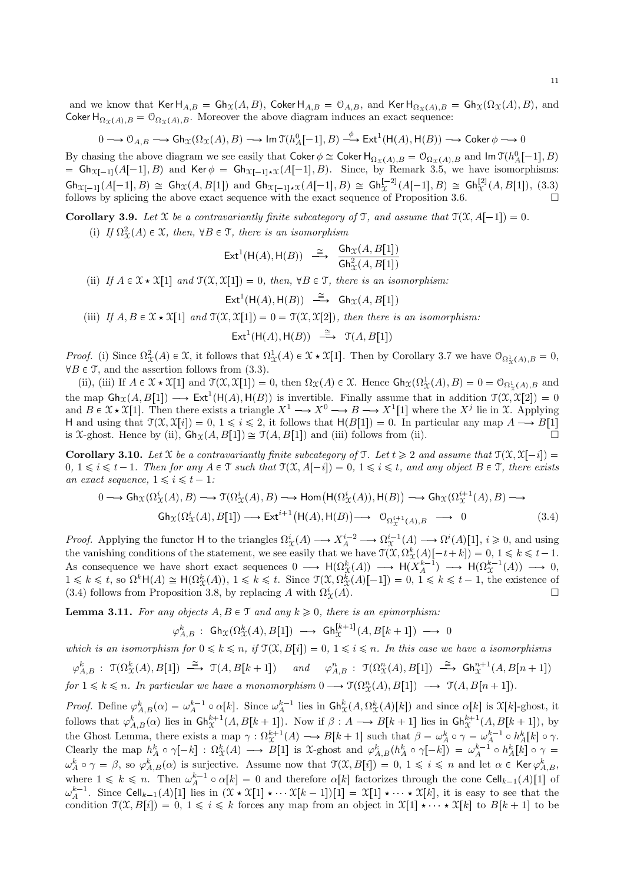and we know that $\mathsf{Ker}\,\mathsf{H}_{A,B} = \mathsf{Gh}_{\mathcal{X}}(A,B)$, $\mathsf{Coker}\,\mathsf{H}_{A,B} = \mathcal{O}_{A,B}$, and $\mathsf{Ker}\,\mathsf{H}_{\Omega_{\mathcal{X}}(A),B} = \mathsf{Gh}_{\mathcal{X}}(\Omega_{\mathcal{X}}(A),B)$, and $\mathsf{Coker}\,\mathsf{H}_{\Omega_{\mathcal{X}}(A),B} = \mathcal{O}_{\Omega_{\mathcal{X}}(A),B}$. Moreover the above diagram induces an exact sequence:

$$0 \longrightarrow \mathcal{O}_{A,B} \longrightarrow \mathsf{Gh}_{\mathcal{X}}(\Omega_{\mathcal{X}}(A),B) \longrightarrow \mathsf{Im}\,\mathcal{T}(h^0_A[-1],B) \xrightarrow{\ \phi\ } \mathsf{Ext}^1(\mathsf{H}(A),\mathsf{H}(B)) \longrightarrow \mathsf{Coker}\,\phi \longrightarrow 0$$

By chasing the above diagram we see easily that $\mathsf{Coker}\,\phi \cong \mathsf{Coker}\,\mathsf{H}_{\Omega_{\mathcal{X}}(A),B} = \mathcal{O}_{\Omega_{\mathcal{X}}(A),B}$ and $\mathsf{Im}\,\mathcal{T}(h^0_A[-1],B) = \mathsf{Gh}_{\mathcal{X}[-1]}(A[-1],B)$ and $\mathsf{Ker}\,\phi = \mathsf{Gh}_{\mathcal{X}[-1]\star\mathcal{X}}(A[-1],B)$. Since, by Remark 3.5, we have isomorphisms: $\mathsf{Gh}_{\mathcal{X}[-1]}(A[-1],B) \cong \mathsf{Gh}_{\mathcal{X}}(A,B[1])$ and $\mathsf{Gh}_{\mathcal{X}[-1]\star\mathcal{X}}(A[-1],B) \cong \mathsf{Gh}^{[-2]}_{\mathcal{X}}(A[-1],B) \cong \mathsf{Gh}^{[2]}_{\mathcal{X}}(A,B[1])$, (3.3) follows by splicing the above exact sequence with the exact sequence of Proposition 3.6. $\square$

**Corollary 3.9.** *Let $\mathcal{X}$ be a contravariantly finite subcategory of $\mathcal{T}$, and assume that $\mathcal{T}(\mathcal{X},A[-1]) = 0$.*

(i) *If $\Omega^2_{\mathcal{X}}(A) \in \mathcal{X}$, then, $\forall B \in \mathcal{T}$, there is an isomorphism*

$$\mathsf{Ext}^1(\mathsf{H}(A),\mathsf{H}(B)) \xrightarrow{\ \cong\ } \frac{\mathsf{Gh}_{\mathcal{X}}(A,B[1])}{\mathsf{Gh}^2_{\mathcal{X}}(A,B[1])}$$

(ii) *If $A \in \mathcal{X}\star\mathcal{X}[1]$ and $\mathcal{T}(\mathcal{X},\mathcal{X}[1]) = 0$, then, $\forall B \in \mathcal{T}$, there is an isomorphism:*

$$\mathsf{Ext}^1(\mathsf{H}(A),\mathsf{H}(B)) \xrightarrow{\ \cong\ } \mathsf{Gh}_{\mathcal{X}}(A,B[1])$$

(iii) *If $A,B \in \mathcal{X}\star\mathcal{X}[1]$ and $\mathcal{T}(\mathcal{X},\mathcal{X}[1]) = 0 = \mathcal{T}(\mathcal{X},\mathcal{X}[2])$, then there is an isomorphism:*

$$\mathsf{Ext}^1(\mathsf{H}(A),\mathsf{H}(B)) \xrightarrow{\ \cong\ } \mathcal{T}(A,B[1])$$

*Proof.* (i) Since $\Omega^2_{\mathcal{X}}(A) \in \mathcal{X}$, it follows that $\Omega^1_{\mathcal{X}}(A) \in \mathcal{X}\star\mathcal{X}[1]$. Then by Corollary 3.7 we have $\mathcal{O}_{\Omega^1_{\mathcal{X}}(A),B} = 0$, $\forall B \in \mathcal{T}$, and the assertion follows from (3.3).

(ii), (iii) If $A \in \mathcal{X}\star\mathcal{X}[1]$ and $\mathcal{T}(\mathcal{X},\mathcal{X}[1]) = 0$, then $\Omega_{\mathcal{X}}(A) \in \mathcal{X}$. Hence $\mathsf{Gh}_{\mathcal{X}}(\Omega^1_{\mathcal{X}}(A),B) = 0 = \mathcal{O}_{\Omega^1_{\mathcal{X}}(A),B}$ and the map $\mathsf{Gh}_{\mathcal{X}}(A,B[1]) \longrightarrow \mathsf{Ext}^1(\mathsf{H}(A),\mathsf{H}(B))$ is invertible. Finally assume that in addition $\mathcal{T}(\mathcal{X},\mathcal{X}[2]) = 0$ and $B \in \mathcal{X}\star\mathcal{X}[1]$. Then there exists a triangle $X^1 \longrightarrow X^0 \longrightarrow B \longrightarrow X^1[1]$ where the $X^j$ lie in $\mathcal{X}$. Applying $\mathsf{H}$ and using that $\mathcal{T}(\mathcal{X},\mathcal{X}[i]) = 0$, $1 \leqslant i \leqslant 2$, it follows that $\mathsf{H}(B[1]) = 0$. In particular any map $A \longrightarrow B[1]$ is $\mathcal{X}$-ghost. Hence by (ii), $\mathsf{Gh}_{\mathcal{X}}(A,B[1]) \cong \mathcal{T}(A,B[1])$ and (iii) follows from (ii). $\square$

**Corollary 3.10.** *Let $\mathcal{X}$ be a contravariantly finite subcategory of $\mathcal{T}$. Let $t \geqslant 2$ and assume that $\mathcal{T}(\mathcal{X},\mathcal{X}[-i]) = 0$, $1 \leqslant i \leqslant t-1$. Then for any $A \in \mathcal{T}$ such that $\mathcal{T}(\mathcal{X},A[-i]) = 0$, $1 \leqslant i \leqslant t$, and any object $B \in \mathcal{T}$, there exists an exact sequence, $1 \leqslant i \leqslant t-1$:*

$$\begin{aligned}0 \longrightarrow \mathsf{Gh}_{\mathcal{X}}(\Omega^i_{\mathcal{X}}(A),B) \longrightarrow \mathcal{T}(\Omega^i_{\mathcal{X}}(A),B) \longrightarrow \mathsf{Hom}\big(\mathsf{H}(\Omega^i_{\mathcal{X}}(A)),\mathsf{H}(B)\big) \longrightarrow \mathsf{Gh}_{\mathcal{X}}(\Omega^{i+1}_{\mathcal{X}}(A),B) \longrightarrow \\ \mathsf{Gh}_{\mathcal{X}}(\Omega^i_{\mathcal{X}}(A),B[1]) \longrightarrow \mathsf{Ext}^{i+1}\big(\mathsf{H}(A),\mathsf{H}(B)\big) \longrightarrow \ \mathcal{O}_{\Omega^{i+1}_{\mathcal{X}}(A),B} \ \longrightarrow \ 0 \qquad (3.4)\end{aligned}$$

*Proof.* Applying the functor $\mathsf{H}$ to the triangles $\Omega^i_{\mathcal{X}}(A) \longrightarrow X^{i-2}_A \longrightarrow \Omega^{i-1}_{\mathcal{X}}(A) \longrightarrow \Omega^i(A)[1]$, $i \geqslant 0$, and using the vanishing conditions of the statement, we see easily that we have $\mathcal{T}(\mathcal{X},\Omega^k_{\mathcal{X}}(A)[-t+k]) = 0$, $1 \leqslant k \leqslant t-1$. As consequence we have short exact sequences $0 \longrightarrow \mathsf{H}(\Omega^k_{\mathcal{X}}(A)) \longrightarrow \mathsf{H}(X^{k-1}_A) \longrightarrow \mathsf{H}(\Omega^{k-1}_{\mathcal{X}}(A)) \longrightarrow 0$, $1 \leqslant k \leqslant t$, so $\Omega^k\mathsf{H}(A) \cong \mathsf{H}(\Omega^k_{\mathcal{X}}(A))$, $1 \leqslant k \leqslant t$. Since $\mathcal{T}(\mathcal{X},\Omega^k_{\mathcal{X}}(A)[-1]) = 0$, $1 \leqslant k \leqslant t-1$, the existence of (3.4) follows from Proposition 3.8, by replacing $A$ with $\Omega^i_{\mathcal{X}}(A)$. $\square$

**Lemma 3.11.** *For any objects $A,B \in \mathcal{T}$ and any $k \geqslant 0$, there is an epimorphism:*

$$\varphi^k_{A,B} \ :\ \mathsf{Gh}_{\mathcal{X}}(\Omega^k_{\mathcal{X}}(A),B[1]) \ \longrightarrow\ \mathsf{Gh}^{[k+1]}_{\mathcal{X}}(A,B[k+1]) \ \longrightarrow\ 0$$

*which is an isomorphism for $0 \leqslant k \leqslant n$, if $\mathcal{T}(\mathcal{X},B[i]) = 0$, $1 \leqslant i \leqslant n$. In this case we have a isomorphisms*

$$\varphi^k_{A,B} \ :\ \mathcal{T}(\Omega^k_{\mathcal{X}}(A),B[1]) \xrightarrow{\ \cong\ } \mathcal{T}(A,B[k+1]) \quad \text{and} \quad \varphi^n_{A,B} \ :\ \mathcal{T}(\Omega^n_{\mathcal{X}}(A),B[1]) \xrightarrow{\ \cong\ } \mathsf{Gh}^{n+1}_{\mathcal{X}}(A,B[n+1])$$

*for $1 \leqslant k \leqslant n$. In particular we have a monomorphism $0 \longrightarrow \mathcal{T}(\Omega^n_{\mathcal{X}}(A),B[1]) \longrightarrow \mathcal{T}(A,B[n+1])$.*

*Proof.* Define $\varphi^k_{A,B}(\alpha) = \omega^{k-1}_A \circ \alpha[k]$. Since $\omega^{k-1}_A$ lies in $\mathsf{Gh}^k_{\mathcal{X}}(A,\Omega^k_{\mathcal{X}}(A)[k])$ and since $\alpha[k]$ is $\mathcal{X}[k]$-ghost, it follows that $\varphi^k_{A,B}(\alpha)$ lies in $\mathsf{Gh}^{k+1}_{\mathcal{X}}(A,B[k+1])$. Now if $\beta : A \longrightarrow B[k+1]$ lies in $\mathsf{Gh}^{k+1}_{\mathcal{X}}(A,B[k+1])$, by the Ghost Lemma, there exists a map $\gamma : \Omega^{k+1}_{\mathcal{X}}(A) \longrightarrow B[k+1]$ such that $\beta = \omega^k_A \circ \gamma = \omega^{k-1}_A \circ h^k_A[k] \circ \gamma$. Clearly the map $h^k_A \circ \gamma[-k] : \Omega^k_{\mathcal{X}}(A) \longrightarrow B[1]$ is $\mathcal{X}$-ghost and $\varphi^k_{A,B}(h^k_A \circ \gamma[-k]) = \omega^{k-1}_A \circ h^k_A[k] \circ \gamma = \omega^k_A \circ \gamma = \beta$, so $\varphi^k_{A,B}(\alpha)$ is surjective. Assume now that $\mathcal{T}(\mathcal{X},B[i]) = 0$, $1 \leqslant i \leqslant n$ and let $\alpha \in \mathsf{Ker}\,\varphi^k_{A,B}$, where $1 \leqslant k \leqslant n$. Then $\omega^{k-1}_A \circ \alpha[k] = 0$ and therefore $\alpha[k]$ factorizes through the cone $\mathsf{Cell}_{k-1}(A)[1]$ of $\omega^{k-1}_A$. Since $\mathsf{Cell}_{k-1}(A)[1]$ lies in $(\mathcal{X}\star\mathcal{X}[1]\star\cdots\mathcal{X}[k-1])[1] = \mathcal{X}[1]\star\cdots\star\mathcal{X}[k]$, it is easy to see that the condition $\mathcal{T}(\mathcal{X},B[i]) = 0$, $1 \leqslant i \leqslant k$ forces any map from an object in $\mathcal{X}[1]\star\cdots\star\mathcal{X}[k]$ to $B[k+1]$ to be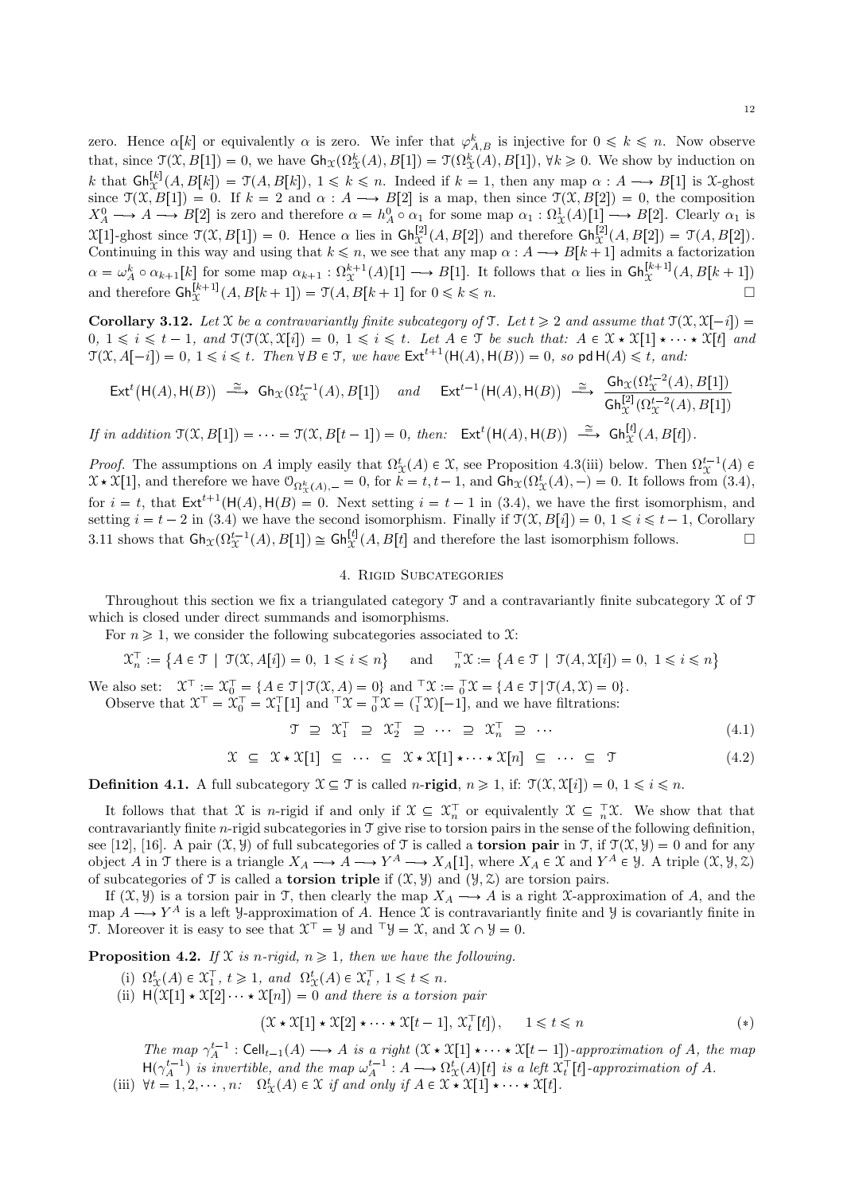zero. Hence $\alpha[k]$ or equivalently $\alpha$ is zero. We infer that $\varphi^k_{A,B}$ is injective for $0 \leqslant k \leqslant n$. Now observe that, since $\mathcal{T}(\mathcal{X}, B[1]) = 0$, we have $\mathsf{Gh}_{\mathcal{X}}(\Omega^k_{\mathcal{X}}(A), B[1]) = \mathcal{T}(\Omega^k_{\mathcal{X}}(A), B[1])$, $\forall k \geqslant 0$. We show by induction on $k$ that $\mathsf{Gh}^{[k]}_{\mathcal{X}}(A, B[k]) = \mathcal{T}(A, B[k])$, $1 \leqslant k \leqslant n$. Indeed if $k = 1$, then any map $\alpha : A \longrightarrow B[1]$ is $\mathcal{X}$-ghost since $\mathcal{T}(\mathcal{X}, B[1]) = 0$. If $k = 2$ and $\alpha : A \longrightarrow B[2]$ is a map, then since $\mathcal{T}(\mathcal{X}, B[2]) = 0$, the composition $X^0_A \longrightarrow A \longrightarrow B[2]$ is zero and therefore $\alpha = h^0_A \circ \alpha_1$ for some map $\alpha_1 : \Omega^1_{\mathcal{X}}(A)[1] \longrightarrow B[2]$. Clearly $\alpha_1$ is $\mathcal{X}[1]$-ghost since $\mathcal{T}(\mathcal{X}, B[1]) = 0$. Hence $\alpha$ lies in $\mathsf{Gh}^{[2]}_{\mathcal{X}}(A, B[2])$ and therefore $\mathsf{Gh}^{[2]}_{\mathcal{X}}(A, B[2]) = \mathcal{T}(A, B[2])$. Continuing in this way and using that $k \leqslant n$, we see that any map $\alpha : A \longrightarrow B[k+1]$ admits a factorization $\alpha = \omega^k_A \circ \alpha_{k+1}[k]$ for some map $\alpha_{k+1} : \Omega^{k+1}_{\mathcal{X}}(A)[1] \longrightarrow B[1]$. It follows that $\alpha$ lies in $\mathsf{Gh}^{[k+1]}_{\mathcal{X}}(A, B[k+1])$ and therefore $\mathsf{Gh}^{[k+1]}_{\mathcal{X}}(A, B[k+1]) = \mathcal{T}(A, B[k+1]$ for $0 \leqslant k \leqslant n$. □

**Corollary 3.12.** *Let $\mathcal{X}$ be a contravariantly finite subcategory of $\mathcal{T}$. Let $t \geqslant 2$ and assume that $\mathcal{T}(\mathcal{X}, \mathcal{X}[-i]) = 0$, $1 \leqslant i \leqslant t-1$, and $\mathcal{T}(\mathcal{T}(\mathcal{X}, \mathcal{X}[i]) = 0$, $1 \leqslant i \leqslant t$. Let $A \in \mathcal{T}$ be such that: $A \in \mathcal{X} \star \mathcal{X}[1] \star \cdots \star \mathcal{X}[t]$ and $\mathcal{T}(\mathcal{X}, A[-i]) = 0$, $1 \leqslant i \leqslant t$. Then $\forall B \in \mathcal{T}$, we have $\mathsf{Ext}^{t+1}(\mathsf{H}(A), \mathsf{H}(B)) = 0$, so $\mathsf{pd}\,\mathsf{H}(A) \leqslant t$, and:*

$$\mathsf{Ext}^t\big(\mathsf{H}(A), \mathsf{H}(B)\big) \xrightarrow{\ \cong\ } \mathsf{Gh}_{\mathcal{X}}(\Omega^{t-1}_{\mathcal{X}}(A), B[1]) \quad \textit{and} \quad \mathsf{Ext}^{t-1}\big(\mathsf{H}(A), \mathsf{H}(B)\big) \xrightarrow{\ \cong\ } \frac{\mathsf{Gh}_{\mathcal{X}}(\Omega^{t-2}_{\mathcal{X}}(A), B[1])}{\mathsf{Gh}^{[2]}_{\mathcal{X}}(\Omega^{t-2}_{\mathcal{X}}(A), B[1])}$$

*If in addition $\mathcal{T}(\mathcal{X}, B[1]) = \cdots = \mathcal{T}(\mathcal{X}, B[t-1]) = 0$, then: $\mathsf{Ext}^t\big(\mathsf{H}(A), \mathsf{H}(B)\big) \xrightarrow{\ \cong\ } \mathsf{Gh}^{[t]}_{\mathcal{X}}(A, B[t])$.*

*Proof.* The assumptions on $A$ imply easily that $\Omega^t_{\mathcal{X}}(A) \in \mathcal{X}$, see Proposition 4.3(iii) below. Then $\Omega^{t-1}_{\mathcal{X}}(A) \in \mathcal{X} \star \mathcal{X}[1]$, and therefore we have $\mathcal{O}_{\Omega^k_{\mathcal{X}}(A), -} = 0$, for $k = t, t-1$, and $\mathsf{Gh}_{\mathcal{X}}(\Omega^t_{\mathcal{X}}(A), -) = 0$. It follows from (3.4), for $i = t$, that $\mathsf{Ext}^{t+1}(\mathsf{H}(A), \mathsf{H}(B) = 0$. Next setting $i = t-1$ in (3.4), we have the first isomorphism, and setting $i = t-2$ in (3.4) we have the second isomorphism. Finally if $\mathcal{T}(\mathcal{X}, B[i]) = 0$, $1 \leqslant i \leqslant t-1$, Corollary 3.11 shows that $\mathsf{Gh}_{\mathcal{X}}(\Omega^{t-1}_{\mathcal{X}}(A), B[1]) \cong \mathsf{Gh}^{[t]}_{\mathcal{X}}(A, B[t]$ and therefore the last isomorphism follows. □

## 4. Rigid Subcategories

Throughout this section we fix a triangulated category $\mathcal{T}$ and a contravariantly finite subcategory $\mathcal{X}$ of $\mathcal{T}$ which is closed under direct summands and isomorphisms.

For $n \geqslant 1$, we consider the following subcategories associated to $\mathcal{X}$:

$$\mathcal{X}^{\top}_n := \big\{A \in \mathcal{T} \mid \mathcal{T}(\mathcal{X}, A[i]) = 0,\ 1 \leqslant i \leqslant n\big\} \quad \text{and} \quad {}^{\top}_n\mathcal{X} := \big\{A \in \mathcal{T} \mid \mathcal{T}(A, \mathcal{X}[i]) = 0,\ 1 \leqslant i \leqslant n\big\}$$

We also set: $\mathcal{X}^{\top} := \mathcal{X}^{\top}_0 = \{A \in \mathcal{T} \,|\, \mathcal{T}(\mathcal{X}, A) = 0\}$ and ${}^{\top}\mathcal{X} := {}^{\top}_0\mathcal{X} = \{A \in \mathcal{T} \,|\, \mathcal{T}(A, \mathcal{X}) = 0\}$.

Observe that $\mathcal{X}^{\top} = \mathcal{X}^{\top}_0 = \mathcal{X}^{\top}_1[1]$ and ${}^{\top}\mathcal{X} = {}^{\top}_0\mathcal{X} = ({}^{\top}_1\mathcal{X})[-1]$, and we have filtrations:

$$\mathcal{T} \ \supseteq\ \mathcal{X}^{\top}_1 \ \supseteq\ \mathcal{X}^{\top}_2 \ \supseteq\ \cdots \ \supseteq\ \mathcal{X}^{\top}_n \ \supseteq\ \cdots \tag{4.1}$$

$$\mathcal{X} \ \subseteq\ \mathcal{X} \star \mathcal{X}[1] \ \subseteq\ \cdots \ \subseteq\ \mathcal{X} \star \mathcal{X}[1] \star \cdots \star \mathcal{X}[n] \ \subseteq\ \cdots \ \subseteq\ \mathcal{T} \tag{4.2}$$

**Definition 4.1.** A full subcategory $\mathcal{X} \subseteq \mathcal{T}$ is called $n$-**rigid**, $n \geqslant 1$, if: $\mathcal{T}(\mathcal{X}, \mathcal{X}[i]) = 0$, $1 \leqslant i \leqslant n$.

It follows that that $\mathcal{X}$ is $n$-rigid if and only if $\mathcal{X} \subseteq \mathcal{X}^{\top}_n$ or equivalently $\mathcal{X} \subseteq {}^{\top}_n\mathcal{X}$. We show that that contravariantly finite $n$-rigid subcategories in $\mathcal{T}$ give rise to torsion pairs in the sense of the following definition, see [12], [16]. A pair $(\mathcal{X}, \mathcal{Y})$ of full subcategories of $\mathcal{T}$ is called a **torsion pair** in $\mathcal{T}$, if $\mathcal{T}(\mathcal{X}, \mathcal{Y}) = 0$ and for any object $A$ in $\mathcal{T}$ there is a triangle $X_A \longrightarrow A \longrightarrow Y^A \longrightarrow X_A[1]$, where $X_A \in \mathcal{X}$ and $Y^A \in \mathcal{Y}$. A triple $(\mathcal{X}, \mathcal{Y}, \mathcal{Z})$ of subcategories of $\mathcal{T}$ is called a **torsion triple** if $(\mathcal{X}, \mathcal{Y})$ and $(\mathcal{Y}, \mathcal{Z})$ are torsion pairs.

If $(\mathcal{X}, \mathcal{Y})$ is a torsion pair in $\mathcal{T}$, then clearly the map $X_A \longrightarrow A$ is a right $\mathcal{X}$-approximation of $A$, and the map $A \longrightarrow Y^A$ is a left $\mathcal{Y}$-approximation of $A$. Hence $\mathcal{X}$ is contravariantly finite and $\mathcal{Y}$ is covariantly finite in $\mathcal{T}$. Moreover it is easy to see that $\mathcal{X}^{\top} = \mathcal{Y}$ and ${}^{\top}\mathcal{Y} = \mathcal{X}$, and $\mathcal{X} \cap \mathcal{Y} = 0$.

**Proposition 4.2.** *If $\mathcal{X}$ is $n$-rigid, $n \geqslant 1$, then we have the following.*

(i) *$\Omega^t_{\mathcal{X}}(A) \in \mathcal{X}^{\top}_1$, $t \geqslant 1$, and $\Omega^t_{\mathcal{X}}(A) \in \mathcal{X}^{\top}_t$, $1 \leqslant t \leqslant n$.*

(ii) *$\mathsf{H}\big(\mathcal{X}[1] \star \mathcal{X}[2] \cdots \star \mathcal{X}[n]\big) = 0$ and there is a torsion pair*

$$\big(\mathcal{X} \star \mathcal{X}[1] \star \mathcal{X}[2] \star \cdots \star \mathcal{X}[t-1],\ \mathcal{X}^{\top}_t[t]\big), \qquad 1 \leqslant t \leqslant n \tag{$*$}$$

*The map $\gamma^{t-1}_A : \mathsf{Cell}_{t-1}(A) \longrightarrow A$ is a right $(\mathcal{X} \star \mathcal{X}[1] \star \cdots \star \mathcal{X}[t-1])$-approximation of $A$, the map $\mathsf{H}(\gamma^{t-1}_A)$ is invertible, and the map $\omega^{t-1}_A : A \longrightarrow \Omega^t_{\mathcal{X}}(A)[t]$ is a left $\mathcal{X}^{\top}_t[t]$-approximation of $A$.*

(iii) *$\forall t = 1, 2, \cdots, n$: $\Omega^t_{\mathcal{X}}(A) \in \mathcal{X}$ if and only if $A \in \mathcal{X} \star \mathcal{X}[1] \star \cdots \star \mathcal{X}[t]$.*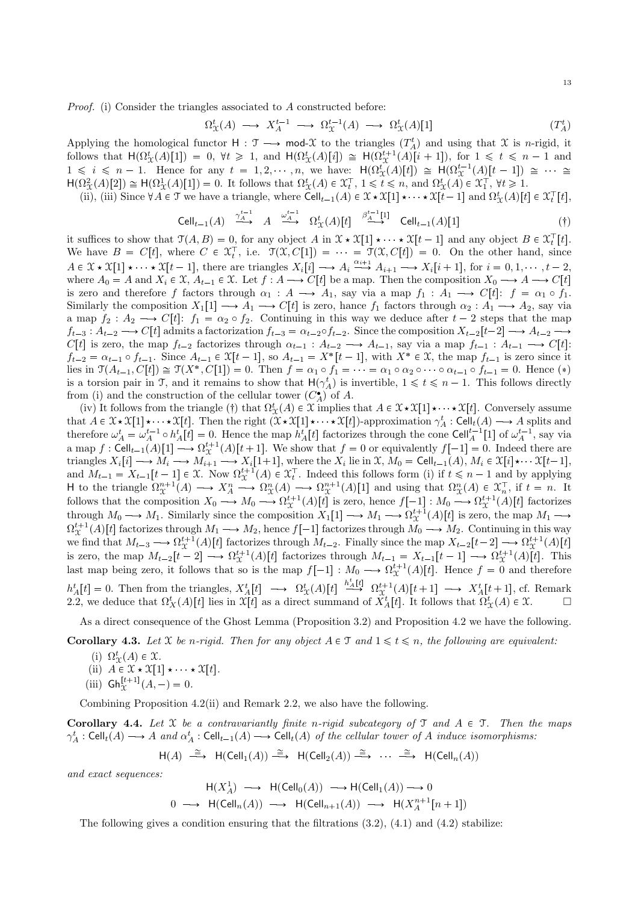*Proof.* (i) Consider the triangles associated to $A$ constructed before:

$$\Omega^t_{\mathcal{X}}(A) \longrightarrow X^{t-1}_A \longrightarrow \Omega^{t-1}_{\mathcal{X}}(A) \longrightarrow \Omega^t_{\mathcal{X}}(A)[1] \qquad (T^t_A)$$

Applying the homological functor $\mathsf{H} : \mathcal{T} \longrightarrow \mathsf{mod}\text{-}\mathcal{X}$ to the triangles $(T^t_A)$ and using that $\mathcal{X}$ is $n$-rigid, it follows that $\mathsf{H}(\Omega^t_{\mathcal{X}}(A)[1]) = 0$, $\forall t \geqslant 1$, and $\mathsf{H}(\Omega^t_{\mathcal{X}}(A)[i]) \cong \mathsf{H}(\Omega^{t+1}_{\mathcal{X}}(A)[i+1])$, for $1 \leqslant t \leqslant n-1$ and $1 \leqslant i \leqslant n-1$. Hence for any $t = 1, 2, \cdots, n$, we have: $\mathsf{H}(\Omega^t_{\mathcal{X}}(A)[t]) \cong \mathsf{H}(\Omega^{t-1}_{\mathcal{X}}(A)[t-1]) \cong \cdots \cong \mathsf{H}(\Omega^2_{\mathcal{X}}(A)[2]) \cong \mathsf{H}(\Omega^1_{\mathcal{X}}(A)[1]) = 0$. It follows that $\Omega^t_{\mathcal{X}}(A) \in \mathcal{X}^{\top}_t$, $1 \leqslant t \leqslant n$, and $\Omega^t_{\mathcal{X}}(A) \in \mathcal{X}^{\top}_1$, $\forall t \geqslant 1$.

(ii), (iii) Since $\forall A \in \mathcal{T}$ we have a triangle, where $\mathsf{Cell}_{t-1}(A) \in \mathcal{X} \star \mathcal{X}[1] \star \cdots \star \mathcal{X}[t-1]$ and $\Omega^t_{\mathcal{X}}(A)[t] \in \mathcal{X}^{\top}_t[t]$,

$$\mathsf{Cell}_{t-1}(A) \xrightarrow{\gamma^{t-1}_A} A \xrightarrow{\omega^{t-1}_A} \Omega^t_{\mathcal{X}}(A)[t] \xrightarrow{\beta^{t-1}_A[1]} \mathsf{Cell}_{t-1}(A)[1] \qquad (\dagger)$$

it suffices to show that $\mathcal{T}(A, B) = 0$, for any object $A$ in $\mathcal{X} \star \mathcal{X}[1] \star \cdots \star \mathcal{X}[t-1]$ and any object $B \in \mathcal{X}^{\top}_t[t]$. We have $B = C[t]$, where $C \in \mathcal{X}^{\top}_t$, i.e. $\mathcal{T}(\mathcal{X}, C[1]) = \cdots = \mathcal{T}(\mathcal{X}, C[t]) = 0$. On the other hand, since $A \in \mathcal{X} \star \mathcal{X}[1] \star \cdots \star \mathcal{X}[t-1]$, there are triangles $X_i[i] \longrightarrow A_i \xrightarrow{\alpha_{i+1}} A_{i+1} \longrightarrow X_i[i+1]$, for $i = 0, 1, \cdots, t-2$, where $A_0 = A$ and $X_i \in \mathcal{X}$, $A_{t-1} \in \mathcal{X}$. Let $f : A \longrightarrow C[t]$ be a map. Then the composition $X_0 \longrightarrow A \longrightarrow C[t]$ is zero and therefore $f$ factors through $\alpha_1 : A \longrightarrow A_1$, say via a map $f_1 : A_1 \longrightarrow C[t]$: $f = \alpha_1 \circ f_1$. Similarly the composition $X_1[1] \longrightarrow A_1 \longrightarrow C[t]$ is zero, hence $f_1$ factors through $\alpha_2 : A_1 \longrightarrow A_2$, say via a map $f_2 : A_2 \longrightarrow C[t]$: $f_1 = \alpha_2 \circ f_2$. Continuing in this way we deduce after $t-2$ steps that the map $f_{t-3} : A_{t-2} \longrightarrow C[t]$ admits a factorization $f_{t-3} = \alpha_{t-2} \circ f_{t-2}$. Since the composition $X_{t-2}[t-2] \longrightarrow A_{t-2} \longrightarrow C[t]$ is zero, the map $f_{t-2}$ factorizes through $\alpha_{t-1} : A_{t-2} \longrightarrow A_{t-1}$, say via a map $f_{t-1} : A_{t-1} \longrightarrow C[t]$: $f_{t-2} = \alpha_{t-1} \circ f_{t-1}$. Since $A_{t-1} \in \mathcal{X}[t-1]$, so $A_{t-1} = X^*[t-1]$, with $X^* \in \mathcal{X}$, the map $f_{t-1}$ is zero since it lies in $\mathcal{T}(A_{t-1}, C[t]) \cong \mathcal{T}(X^*, C[1]) = 0$. Then $f = \alpha_1 \circ f_1 = \cdots = \alpha_1 \circ \alpha_2 \circ \cdots \circ \alpha_{t-1} \circ f_{t-1} = 0$. Hence $(*)$ is a torsion pair in $\mathcal{T}$, and it remains to show that $\mathsf{H}(\gamma^t_A)$ is invertible, $1 \leqslant t \leqslant n-1$. This follows directly from (i) and the construction of the cellular tower $(C^{\bullet}_A)$ of $A$.

(iv) It follows from the triangle $(\dagger)$ that $\Omega^t_{\mathcal{X}}(A) \in \mathcal{X}$ implies that $A \in \mathcal{X} \star \mathcal{X}[1] \star \cdots \star \mathcal{X}[t]$. Conversely assume that $A \in \mathcal{X} \star \mathcal{X}[1] \star \cdots \star \mathcal{X}[t]$. Then the right $(\mathcal{X} \star \mathcal{X}[1] \star \cdots \star \mathcal{X}[t])$-approximation $\gamma^t_A : \mathsf{Cell}_t(A) \longrightarrow A$ splits and therefore $\omega^t_A = \omega^{t-1}_A \circ h^t_A[t] = 0$. Hence the map $h^t_A[t]$ factorizes through the cone $\mathsf{Cell}^{t-1}_A[1]$ of $\omega^{t-1}_A$, say via a map $f : \mathsf{Cell}_{t-1}(A)[1] \longrightarrow \Omega^{t+1}_{\mathcal{X}}(A)[t+1]$. We show that $f = 0$ or equivalently $f[-1] = 0$. Indeed there are triangles $X_i[i] \longrightarrow M_i \longrightarrow M_{i+1} \longrightarrow X_i[1+1]$, where the $X_i$ lie in $\mathcal{X}$, $M_0 = \mathsf{Cell}_{t-1}(A)$, $M_i \in \mathcal{X}[i] \star \cdots \mathcal{X}[t-1]$, and $M_{t-1} = X_{t-1}[t-1] \in \mathcal{X}$. Now $\Omega^{t+1}_{\mathcal{X}}(A) \in \mathcal{X}^{\top}_t$. Indeed this follows from (i) if $t \leqslant n-1$ and by applying $\mathsf{H}$ to the triangle $\Omega^{n+1}_{\mathcal{X}}(A) \longrightarrow X^n_A \longrightarrow \Omega^n_{\mathcal{X}}(A) \longrightarrow \Omega^{n+1}_{\mathcal{X}}(A)[1]$ and using that $\Omega^n_{\mathcal{X}}(A) \in \mathcal{X}^{\top}_n$, if $t = n$. It follows that the composition $X_0 \longrightarrow M_0 \longrightarrow \Omega^{t+1}_{\mathcal{X}}(A)[t]$ is zero, hence $f[-1] : M_0 \longrightarrow \Omega^{t+1}_{\mathcal{X}}(A)[t]$ factorizes through $M_0 \longrightarrow M_1$. Similarly since the composition $X_1[1] \longrightarrow M_1 \longrightarrow \Omega^{t+1}_{\mathcal{X}}(A)[t]$ is zero, the map $M_1 \longrightarrow \Omega^{t+1}_{\mathcal{X}}(A)[t]$ factorizes through $M_1 \longrightarrow M_2$, hence $f[-1]$ factorizes through $M_0 \longrightarrow M_2$. Continuing in this way we find that $M_{t-3} \longrightarrow \Omega^{t+1}_{\mathcal{X}}(A)[t]$ factorizes through $M_{t-2}$. Finally since the map $X_{t-2}[t-2] \longrightarrow \Omega^{t+1}_{\mathcal{X}}(A)[t]$ is zero, the map $M_{t-2}[t-2] \longrightarrow \Omega^{t+1}_{\mathcal{X}}(A)[t]$ factorizes through $M_{t-1} = X_{t-1}[t-1] \longrightarrow \Omega^{t+1}_{\mathcal{X}}(A)[t]$. This last map being zero, it follows that so is the map $f[-1] : M_0 \longrightarrow \Omega^{t+1}_{\mathcal{X}}(A)[t]$. Hence $f = 0$ and therefore $h^t_A[t] = 0$. Then from the triangles, $X^t_A[t] \longrightarrow \Omega^t_{\mathcal{X}}(A)[t] \xrightarrow{h^t_A[t]} \Omega^{t+1}_{\mathcal{X}}(A)[t+1] \longrightarrow X^t_A[t+1]$, cf. Remark 2.2, we deduce that $\Omega^t_X(A)[t]$ lies in $\mathcal{X}[t]$ as a direct summand of $X^t_A[t]$. It follows that $\Omega^t_{\mathcal{X}}(A) \in \mathcal{X}$. $\square$

As a direct consequence of the Ghost Lemma (Proposition 3.2) and Proposition 4.2 we have the following.

**Corollary 4.3.** *Let $\mathcal{X}$ be $n$-rigid. Then for any object $A \in \mathcal{T}$ and $1 \leqslant t \leqslant n$, the following are equivalent:*

(i) $\Omega^t_{\mathcal{X}}(A) \in \mathcal{X}$.
(ii) $A \in \mathcal{X} \star \mathcal{X}[1] \star \cdots \star \mathcal{X}[t]$.
(iii) $\mathsf{Gh}^{[t+1]}_{\mathcal{X}}(A, -) = 0$.

Combining Proposition 4.2(ii) and Remark 2.2, we also have the following.

**Corollary 4.4.** *Let $\mathcal{X}$ be a contravariantly finite $n$-rigid subcategory of $\mathcal{T}$ and $A \in \mathcal{T}$. Then the maps $\gamma^t_A : \mathsf{Cell}_t(A) \longrightarrow A$ and $\alpha^t_A : \mathsf{Cell}_{t-1}(A) \longrightarrow \mathsf{Cell}_t(A)$ of the cellular tower of $A$ induce isomorphisms:*

$$\mathsf{H}(A) \xrightarrow{\cong} \mathsf{H}(\mathsf{Cell}_1(A)) \xrightarrow{\cong} \mathsf{H}(\mathsf{Cell}_2(A)) \xrightarrow{\cong} \cdots \xrightarrow{\cong} \mathsf{H}(\mathsf{Cell}_n(A))$$

*and exact sequences:*

$$\mathsf{H}(X^1_A) \longrightarrow \mathsf{H}(\mathsf{Cell}_0(A)) \longrightarrow \mathsf{H}(\mathsf{Cell}_1(A)) \longrightarrow 0$$

$$0 \longrightarrow \mathsf{H}(\mathsf{Cell}_n(A)) \longrightarrow \mathsf{H}(\mathsf{Cell}_{n+1}(A)) \longrightarrow \mathsf{H}(X^{n+1}_A[n+1])$$

The following gives a condition ensuring that the filtrations (3.2), (4.1) and (4.2) stabilize: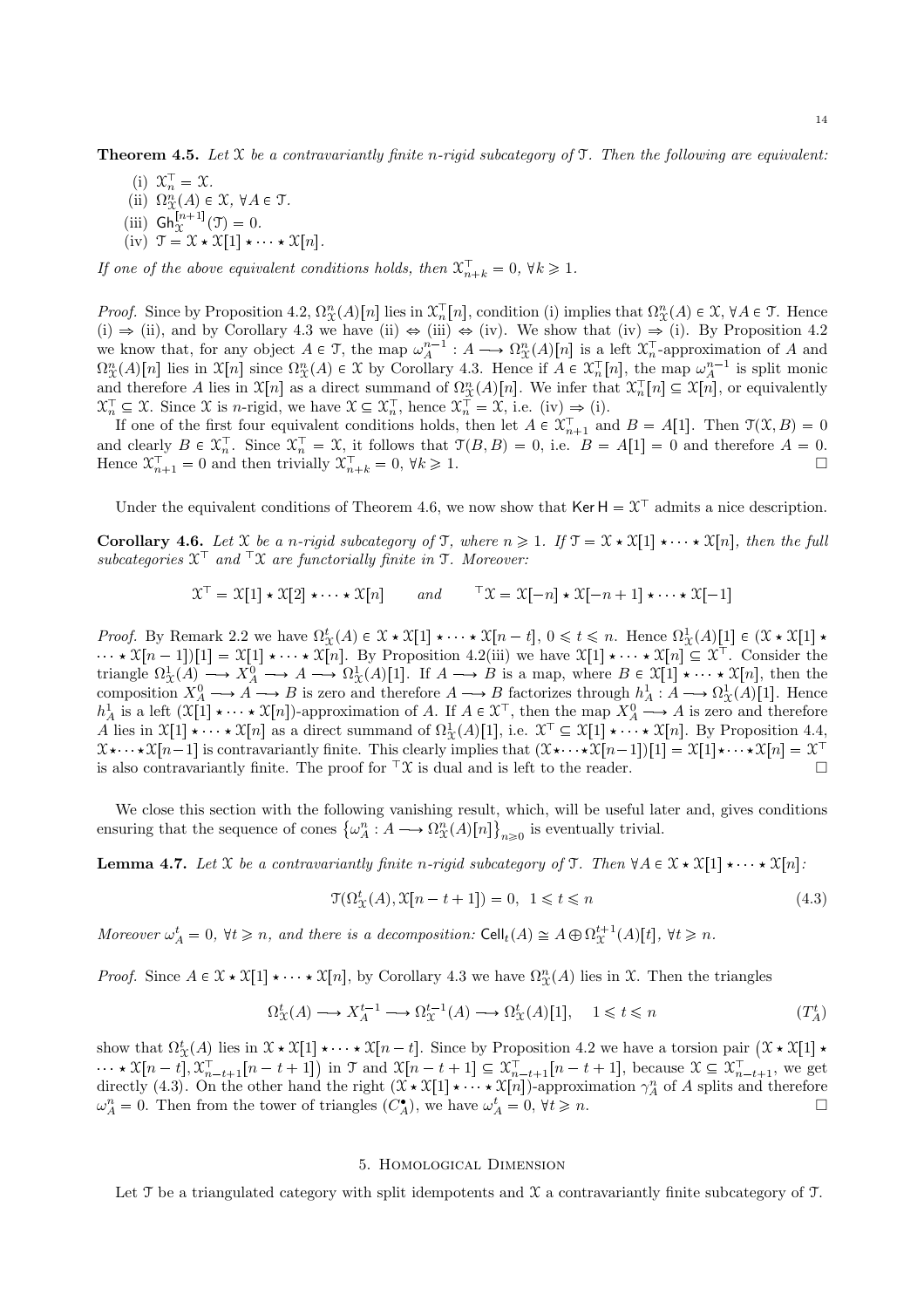**Theorem 4.5.** *Let $\mathcal{X}$ be a contravariantly finite $n$-rigid subcategory of $\mathcal{T}$. Then the following are equivalent:*

(i) $\mathcal{X}_n^{\top} = \mathcal{X}$.
(ii) $\Omega^n_{\mathcal{X}}(A) \in \mathcal{X}$, $\forall A \in \mathcal{T}$.
(iii) $\mathsf{Gh}^{[n+1]}_{\mathcal{X}}(\mathcal{T}) = 0$.
(iv) $\mathcal{T} = \mathcal{X} \star \mathcal{X}[1] \star \cdots \star \mathcal{X}[n]$.

*If one of the above equivalent conditions holds, then $\mathcal{X}_{n+k}^{\top} = 0$, $\forall k \geqslant 1$.*

*Proof.* Since by Proposition 4.2, $\Omega^n_{\mathcal{X}}(A)[n]$ lies in $\mathcal{X}_n^{\top}[n]$, condition (i) implies that $\Omega^n_{\mathcal{X}}(A) \in \mathcal{X}$, $\forall A \in \mathcal{T}$. Hence (i) $\Rightarrow$ (ii), and by Corollary 4.3 we have (ii) $\Leftrightarrow$ (iii) $\Leftrightarrow$ (iv). We show that (iv) $\Rightarrow$ (i). By Proposition 4.2 we know that, for any object $A \in \mathcal{T}$, the map $\omega_A^{n-1} : A \longrightarrow \Omega^n_{\mathcal{X}}(A)[n]$ is a left $\mathcal{X}_n^{\top}$-approximation of $A$ and $\Omega^n_{\mathcal{X}}(A)[n]$ lies in $\mathcal{X}[n]$ since $\Omega^n_{\mathcal{X}}(A) \in \mathcal{X}$ by Corollary 4.3. Hence if $A \in \mathcal{X}_n^{\top}[n]$, the map $\omega_A^{n-1}$ is split monic and therefore $A$ lies in $\mathcal{X}[n]$ as a direct summand of $\Omega^n_{\mathcal{X}}(A)[n]$. We infer that $\mathcal{X}_n^{\top}[n] \subseteq \mathcal{X}[n]$, or equivalently $\mathcal{X}_n^{\top} \subseteq \mathcal{X}$. Since $\mathcal{X}$ is $n$-rigid, we have $\mathcal{X} \subseteq \mathcal{X}_n^{\top}$, hence $\mathcal{X}_n^{\top} = \mathcal{X}$, i.e. (iv) $\Rightarrow$ (i).

If one of the first four equivalent conditions holds, then let $A \in \mathcal{X}_{n+1}^{\top}$ and $B = A[1]$. Then $\mathcal{T}(\mathcal{X}, B) = 0$ and clearly $B \in \mathcal{X}_n^{\top}$. Since $\mathcal{X}_n^{\top} = \mathcal{X}$, it follows that $\mathcal{T}(B, B) = 0$, i.e. $B = A[1] = 0$ and therefore $A = 0$. Hence $\mathcal{X}_{n+1}^{\top} = 0$ and then trivially $\mathcal{X}_{n+k}^{\top} = 0$, $\forall k \geqslant 1$. $\square$

Under the equivalent conditions of Theorem 4.6, we now show that $\mathsf{Ker}\,\mathsf{H} = \mathcal{X}^{\top}$ admits a nice description.

**Corollary 4.6.** *Let $\mathcal{X}$ be a $n$-rigid subcategory of $\mathcal{T}$, where $n \geqslant 1$. If $\mathcal{T} = \mathcal{X} \star \mathcal{X}[1] \star \cdots \star \mathcal{X}[n]$, then the full subcategories $\mathcal{X}^{\top}$ and ${}^{\top}\mathcal{X}$ are functorially finite in $\mathcal{T}$. Moreover:*

$$\mathcal{X}^{\top} = \mathcal{X}[1] \star \mathcal{X}[2] \star \cdots \star \mathcal{X}[n] \qquad \textit{and} \qquad {}^{\top}\mathcal{X} = \mathcal{X}[-n] \star \mathcal{X}[-n+1] \star \cdots \star \mathcal{X}[-1]$$

*Proof.* By Remark 2.2 we have $\Omega^t_{\mathcal{X}}(A) \in \mathcal{X} \star \mathcal{X}[1] \star \cdots \star \mathcal{X}[n-t]$, $0 \leqslant t \leqslant n$. Hence $\Omega^1_{\mathcal{X}}(A)[1] \in (\mathcal{X} \star \mathcal{X}[1] \star \cdots \star \mathcal{X}[n-1])[1] = \mathcal{X}[1] \star \cdots \star \mathcal{X}[n]$. By Proposition 4.2(iii) we have $\mathcal{X}[1] \star \cdots \star \mathcal{X}[n] \subseteq \mathcal{X}^{\top}$. Consider the triangle $\Omega^1_{\mathcal{X}}(A) \longrightarrow X_A^0 \longrightarrow A \longrightarrow \Omega^1_{\mathcal{X}}(A)[1]$. If $A \longrightarrow B$ is a map, where $B \in \mathcal{X}[1] \star \cdots \star \mathcal{X}[n]$, then the composition $X_A^0 \longrightarrow A \longrightarrow B$ is zero and therefore $A \longrightarrow B$ factorizes through $h_A^1 : A \longrightarrow \Omega^1_{\mathcal{X}}(A)[1]$. Hence $h_A^1$ is a left $(\mathcal{X}[1] \star \cdots \star \mathcal{X}[n])$-approximation of $A$. If $A \in \mathcal{X}^{\top}$, then the map $X_A^0 \longrightarrow A$ is zero and therefore $A$ lies in $\mathcal{X}[1] \star \cdots \star \mathcal{X}[n]$ as a direct summand of $\Omega^1_{\mathcal{X}}(A)[1]$, i.e. $\mathcal{X}^{\top} \subseteq \mathcal{X}[1] \star \cdots \star \mathcal{X}[n]$. By Proposition 4.4, $\mathcal{X} \star \cdots \star \mathcal{X}[n-1]$ is contravariantly finite. This clearly implies that $(\mathcal{X} \star \cdots \star \mathcal{X}[n-1])[1] = \mathcal{X}[1] \star \cdots \star \mathcal{X}[n] = \mathcal{X}^{\top}$ is also contravariantly finite. The proof for ${}^{\top}\mathcal{X}$ is dual and is left to the reader. $\square$

We close this section with the following vanishing result, which, will be useful later and, gives conditions ensuring that the sequence of cones $\{\omega_A^n : A \longrightarrow \Omega^n_{\mathcal{X}}(A)[n]\}_{n \geqslant 0}$ is eventually trivial.

**Lemma 4.7.** *Let $\mathcal{X}$ be a contravariantly finite $n$-rigid subcategory of $\mathcal{T}$. Then $\forall A \in \mathcal{X} \star \mathcal{X}[1] \star \cdots \star \mathcal{X}[n]$:*

$$\mathcal{T}(\Omega^t_{\mathcal{X}}(A), \mathcal{X}[n-t+1]) = 0, \ \ 1 \leqslant t \leqslant n \tag{4.3}$$

*Moreover $\omega_A^t = 0$, $\forall t \geqslant n$, and there is a decomposition: $\mathsf{Cell}_t(A) \cong A \oplus \Omega^{t+1}_{\mathcal{X}}(A)[t]$, $\forall t \geqslant n$.*

*Proof.* Since $A \in \mathcal{X} \star \mathcal{X}[1] \star \cdots \star \mathcal{X}[n]$, by Corollary 4.3 we have $\Omega^n_{\mathcal{X}}(A)$ lies in $\mathcal{X}$. Then the triangles

$$\Omega^t_{\mathcal{X}}(A) \longrightarrow X_A^{t-1} \longrightarrow \Omega^{t-1}_{\mathcal{X}}(A) \longrightarrow \Omega^t_{\mathcal{X}}(A)[1], \quad 1 \leqslant t \leqslant n \tag{$T_A^t$}$$

show that $\Omega^t_{\mathcal{X}}(A)$ lies in $\mathcal{X} \star \mathcal{X}[1] \star \cdots \star \mathcal{X}[n-t]$. Since by Proposition 4.2 we have a torsion pair $(\mathcal{X} \star \mathcal{X}[1] \star \cdots \star \mathcal{X}[n-t], \mathcal{X}_{n-t+1}^{\top}[n-t+1])$ in $\mathcal{T}$ and $\mathcal{X}[n-t+1] \subseteq \mathcal{X}_{n-t+1}^{\top}[n-t+1]$, because $\mathcal{X} \subseteq \mathcal{X}_{n-t+1}^{\top}$, we get directly (4.3). On the other hand the right $(\mathcal{X} \star \mathcal{X}[1] \star \cdots \star \mathcal{X}[n])$-approximation $\gamma_A^n$ of $A$ splits and therefore $\omega_A^n = 0$. Then from the tower of triangles $(C_A^{\bullet})$, we have $\omega_A^t = 0$, $\forall t \geqslant n$. $\square$

## 5. Homological Dimension

Let $\mathcal{T}$ be a triangulated category with split idempotents and $\mathcal{X}$ a contravariantly finite subcategory of $\mathcal{T}$.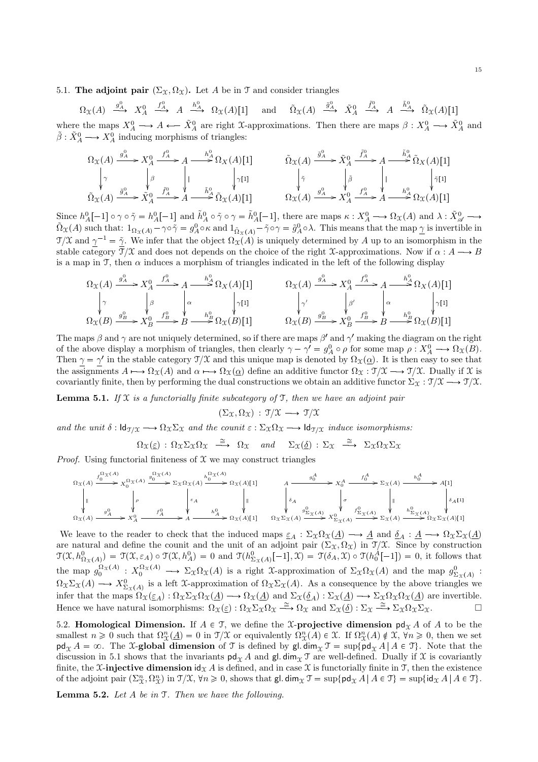5.1. **The adjoint pair** $(\Sigma_{\mathcal{X}}, \Omega_{\mathcal{X}})$**.** Let $A$ be in $\mathcal{T}$ and consider triangles

$$\Omega_{\mathcal{X}}(A) \xrightarrow{g_A^0} X_A^0 \xrightarrow{f_A^0} A \xrightarrow{h_A^0} \Omega_{\mathcal{X}}(A)[1] \quad \text{and} \quad \tilde{\Omega}_{\mathcal{X}}(A) \xrightarrow{\tilde{g}_A^0} \tilde{X}_A^0 \xrightarrow{\tilde{f}_A^0} A \xrightarrow{\tilde{h}_A^0} \tilde{\Omega}_{\mathcal{X}}(A)[1]$$

where the maps $X_A^0 \longrightarrow A \longleftarrow \tilde{X}_A^0$ are right $\mathcal{X}$-approximations. Then there are maps $\beta : X_A^0 \longrightarrow \tilde{X}_A^0$ and $\tilde{\beta} : \tilde{X}_A^0 \longrightarrow X_A^0$ inducing morphisms of triangles:

$$\begin{array}{ccccccc}
\Omega_{\mathcal{X}}(A) & \xrightarrow{g_A^0} & X_A^0 & \xrightarrow{f_A^0} & A & \xrightarrow{h_A^0} & \Omega_{\mathcal{X}}(A)[1] \\
\downarrow{\gamma} & & \downarrow{\beta} & & \| & & \downarrow{\gamma[1]} \\
\tilde{\Omega}_{\mathcal{X}}(A) & \xrightarrow{\tilde{g}_A^0} & \tilde{X}_A^0 & \xrightarrow{\tilde{f}_A^0} & A & \xrightarrow{\tilde{h}_A^0} & \tilde{\Omega}_{\mathcal{X}}(A)[1]
\end{array}
\qquad
\begin{array}{ccccccc}
\tilde{\Omega}_{\mathcal{X}}(A) & \xrightarrow{\tilde{g}_A^0} & \tilde{X}_A^0 & \xrightarrow{\tilde{f}_A^0} & A & \xrightarrow{\tilde{h}_A^0} & \tilde{\Omega}_{\mathcal{X}}(A)[1] \\
\downarrow{\tilde{\gamma}} & & \downarrow{\tilde{\beta}} & & \| & & \downarrow{\tilde{\gamma}[1]} \\
\Omega_{\mathcal{X}}(A) & \xrightarrow{g_A^0} & X_A^0 & \xrightarrow{f_A^0} & A & \xrightarrow{h_A^0} & \Omega_{\mathcal{X}}(A)[1]
\end{array}$$

Since $h_A^0[-1] \circ \gamma \circ \tilde{\gamma} = h_A^0[-1]$ and $\tilde{h}_A^0 \circ \tilde{\gamma} \circ \gamma = \tilde{h}_A^0[-1]$, there are maps $\kappa : X_A^0 \longrightarrow \Omega_{\mathcal{X}}(A)$ and $\lambda : \tilde{X}_{\mathscr{A}}^0 \longrightarrow \tilde{\Omega}_{\mathcal{X}}(A)$ such that: $1_{\Omega_{\mathcal{X}}(A)} - \gamma \circ \tilde{\gamma} = g_A^0 \circ \kappa$ and $1_{\tilde{\Omega}_{\mathcal{X}}(A)} - \tilde{\gamma} \circ \gamma = \tilde{g}_A^0 \circ \lambda$. This means that the map $\underline{\gamma}$ is invertible in $\mathcal{T}/\mathcal{X}$ and $\underline{\gamma}^{-1} = \underline{\tilde{\gamma}}$. We infer that the object $\Omega_{\mathcal{X}}(A)$ is uniquely determined by $A$ up to an isomorphism in the stable category $\mathcal{T}/\mathcal{X}$ and does not depends on the choice of the right $\mathcal{X}$-approximations. Now if $\alpha : A \longrightarrow B$ is a map in $\mathcal{T}$, then $\alpha$ induces a morphism of triangles indicated in the left of the following display

$$\begin{array}{ccccccc}
\Omega_{\mathcal{X}}(A) & \xrightarrow{g_A^0} & X_A^0 & \xrightarrow{f_A^0} & A & \xrightarrow{h_A^0} & \Omega_{\mathcal{X}}(A)[1] \\
\downarrow{\gamma} & & \downarrow{\beta} & & \downarrow{\alpha} & & \downarrow{\gamma[1]} \\
\Omega_{\mathcal{X}}(B) & \xrightarrow{g_B^0} & X_B^0 & \xrightarrow{f_B^0} & B & \xrightarrow{h_B^0} & \Omega_{\mathcal{X}}(B)[1]
\end{array}
\qquad
\begin{array}{ccccccc}
\Omega_{\mathcal{X}}(A) & \xrightarrow{g_A^0} & X_A^0 & \xrightarrow{f_A^0} & A & \xrightarrow{h_A^0} & \Omega_{\mathcal{X}}(A)[1] \\
\downarrow{\gamma'} & & \downarrow{\beta'} & & \downarrow{\alpha} & & \downarrow{\gamma[1]} \\
\Omega_{\mathcal{X}}(B) & \xrightarrow{g_B^0} & X_B^0 & \xrightarrow{f_B^0} & B & \xrightarrow{h_B^0} & \Omega_{\mathcal{X}}(B)[1]
\end{array}$$

The maps $\beta$ and $\gamma$ are not uniquely determined, so if there are maps $\beta'$ and $\gamma'$ making the diagram on the right of the above display a morphism of triangles, then clearly $\gamma - \gamma' = g_A^0 \circ \rho$ for some map $\rho : X_A^0 \longrightarrow \Omega_{\mathcal{X}}(B)$. Then $\underline{\gamma} = \underline{\gamma}'$ in the stable category $\mathcal{T}/\mathcal{X}$ and this unique map is denoted by $\Omega_{\mathcal{X}}(\underline{\alpha})$. It is then easy to see that the assignments $A \longmapsto \Omega_{\mathcal{X}}(A)$ and $\alpha \longmapsto \Omega_{\mathcal{X}}(\underline{\alpha})$ define an additive functor $\Omega_{\mathcal{X}} : \mathcal{T}/\mathcal{X} \longrightarrow \mathcal{T}/\mathcal{X}$. Dually if $\mathcal{X}$ is covariantly finite, then by performing the dual constructions we obtain an additive functor $\Sigma_{\mathcal{X}} : \mathcal{T}/\mathcal{X} \longrightarrow \mathcal{T}/\mathcal{X}$.

**Lemma 5.1.** *If $\mathcal{X}$ is a functorially finite subcategory of $\mathcal{T}$, then we have an adjoint pair*

$$(\Sigma_{\mathcal{X}}, \Omega_{\mathcal{X}}) : \mathcal{T}/\mathcal{X} \longrightarrow \mathcal{T}/\mathcal{X}$$

*and the unit $\delta : \mathsf{Id}_{\mathcal{T}/\mathcal{X}} \longrightarrow \Omega_{\mathcal{X}}\Sigma_{\mathcal{X}}$ and the counit $\varepsilon : \Sigma_{\mathcal{X}}\Omega_{\mathcal{X}} \longrightarrow \mathsf{Id}_{\mathcal{T}/\mathcal{X}}$ induce isomorphisms:*

$$\Omega_{\mathcal{X}}(\underline{\varepsilon}) : \Omega_{\mathcal{X}}\Sigma_{\mathcal{X}}\Omega_{\mathcal{X}} \xrightarrow{\cong} \Omega_{\mathcal{X}} \quad \text{and} \quad \Sigma_{\mathcal{X}}(\underline{\delta}) : \Sigma_{\mathcal{X}} \xrightarrow{\cong} \Sigma_{\mathcal{X}}\Omega_{\mathcal{X}}\Sigma_{\mathcal{X}}$$

*Proof.* Using functorial finiteness of $\mathcal{X}$ we may construct triangles

$$\begin{array}{ccccccc}
\Omega_{\mathcal{X}}(A) & \xrightarrow{f_0^{\Omega_{\mathcal{X}}(A)}} & X_0^{\Omega_{\mathcal{X}}(A)} & \xrightarrow{g_0^{\Omega_{\mathcal{X}}(A)}} & \Sigma_{\mathcal{X}}\Omega_{\mathcal{X}}(A) & \xrightarrow{h_0^{\Omega_{\mathcal{X}}(A)}} & \Omega_{\mathcal{X}}(A)[1] \\
\| & & \downarrow{\rho} & & \downarrow{\varepsilon_A} & & \| \\
\Omega_{\mathcal{X}}(A) & \xrightarrow{g_A^0} & X_A^0 & \xrightarrow{f_A^0} & A & \xrightarrow{h_A^0} & \Omega_{\mathcal{X}}(A)[1]
\end{array}
\qquad
\begin{array}{ccccccc}
A & \xrightarrow{g_0^A} & X_0^A & \xrightarrow{f_0^A} & \Sigma_{\mathcal{X}}(A) & \xrightarrow{h_0^A} & A[1] \\
\downarrow{\delta_A} & & \downarrow{\sigma} & & \| & & \downarrow{\delta_A[1]} \\
\Omega_{\mathcal{X}}\Sigma_{\mathcal{X}}(A) & \xrightarrow{g^0_{\Sigma_{\mathcal{X}}(A)}} & X^0_{\Sigma_{\mathcal{X}}(A)} & \xrightarrow{f^0_{\Sigma_{\mathcal{X}}(A)}} & \Sigma_{\mathcal{X}}(A) & \xrightarrow{h^0_{\Sigma_{\mathcal{X}}(A)}} & \Omega_{\mathcal{X}}\Sigma_{\mathcal{X}}(A)[1]
\end{array}$$

We leave to the reader to check that the induced maps $\underline{\varepsilon}_A : \Sigma_{\mathcal{X}}\Omega_{\mathcal{X}}(\underline{A}) \longrightarrow \underline{A}$ and $\underline{\delta}_A : \underline{A} \longrightarrow \Omega_{\mathcal{X}}\Sigma_{\mathcal{X}}(\underline{A})$ are natural and define the counit and the unit of an adjoint pair $(\Sigma_{\mathcal{X}}, \Omega_{\mathcal{X}})$ in $\mathcal{T}/\mathcal{X}$. Since by construction $\mathcal{T}(\mathcal{X}, h^0_{\Omega_{\mathcal{X}}(A)}) = \mathcal{T}(\mathcal{X}, \varepsilon_A) \circ \mathcal{T}(\mathcal{X}, h_A^0) = 0$ and $\mathcal{T}(h^0_{\Sigma_{\mathcal{X}}(A)}[-1], \mathcal{X}) = \mathcal{T}(\delta_A, \mathcal{X}) \circ \mathcal{T}(h_0^A[-1]) = 0$, it follows that the map $g_0^{\Omega_{\mathcal{X}}(A)} : X_0^{\Omega_{\mathcal{X}}(A)} \longrightarrow \Sigma_{\mathcal{X}}\Omega_{\mathcal{X}}(A)$ is a right $\mathcal{X}$-approximation of $\Sigma_{\mathcal{X}}\Omega_{\mathcal{X}}(A)$ and the map $g^0_{\Sigma_{\mathcal{X}}(A)} : \Omega_{\mathcal{X}}\Sigma_{\mathcal{X}}(A) \longrightarrow X^0_{\Sigma_{\mathcal{X}}(A)}$ is a left $\mathcal{X}$-approximation of $\Omega_{\mathcal{X}}\Sigma_{\mathcal{X}}(A)$. As a consequence by the above triangles we infer that the maps $\Omega_{\mathcal{X}}(\underline{\varepsilon}_A) : \Omega_{\mathcal{X}}\Sigma_{\mathcal{X}}\Omega_{\mathcal{X}}(\underline{A}) \longrightarrow \Omega_{\mathcal{X}}(\underline{A})$ and $\Sigma_{\mathcal{X}}(\underline{\delta}_A) : \Sigma_{\mathcal{X}}(\underline{A}) \longrightarrow \Sigma_{\mathcal{X}}\Omega_{\mathcal{X}}\Omega_{\mathcal{X}}(\underline{A})$ are invertible. Hence we have natural isomorphisms: $\Omega_{\mathcal{X}}(\underline{\varepsilon}) : \Omega_{\mathcal{X}}\Sigma_{\mathcal{X}}\Omega_{\mathcal{X}} \xrightarrow{\cong} \Omega_{\mathcal{X}}$ and $\Sigma_{\mathcal{X}}(\underline{\delta}) : \Sigma_{\mathcal{X}} \xrightarrow{\cong} \Sigma_{\mathcal{X}}\Omega_{\mathcal{X}}\Sigma_{\mathcal{X}}$. □

5.2. **Homological Dimension.** If $A \in \mathcal{T}$, we define the $\mathcal{X}$**-projective dimension** $\mathsf{pd}_{\mathcal{X}} A$ of $A$ to be the smallest $n \geqslant 0$ such that $\Omega^n_{\mathcal{X}}(\underline{A}) = 0$ in $\mathcal{T}/\mathcal{X}$ or equivalently $\Omega^n_{\mathcal{X}}(A) \in \mathcal{X}$. If $\Omega^n_{\mathcal{X}}(A) \notin \mathcal{X}$, $\forall n \geqslant 0$, then we set $\mathsf{pd}_{\mathcal{X}} A = \infty$. The $\mathcal{X}$**-global dimension** of $\mathcal{T}$ is defined by $\mathsf{gl.dim}_{\mathcal{X}} \mathcal{T} = \sup\{\mathsf{pd}_{\mathcal{X}} A \mid A \in \mathcal{T}\}$. Note that the discussion in 5.1 shows that the invariants $\mathsf{pd}_{\mathcal{X}} A$ and $\mathsf{gl.dim}_{\mathcal{X}} \mathcal{T}$ are well-defined. Dually if $\mathcal{X}$ is covariantly finite, the $\mathcal{X}$**-injective dimension** $\mathsf{id}_{\mathcal{X}} A$ is defined, and in case $\mathcal{X}$ is functorially finite in $\mathcal{T}$, then the existence of the adjoint pair $(\Sigma^n_{\mathcal{X}}, \Omega^n_{\mathcal{X}})$ in $\mathcal{T}/\mathcal{X}$, $\forall n \geqslant 0$, shows that $\mathsf{gl.dim}_{\mathcal{X}} \mathcal{T} = \sup\{\mathsf{pd}_{\mathcal{X}} A \mid A \in \mathcal{T}\} = \sup\{\mathsf{id}_{\mathcal{X}} A \mid A \in \mathcal{T}\}$.

**Lemma 5.2.** *Let $A$ be in $\mathcal{T}$. Then we have the following.*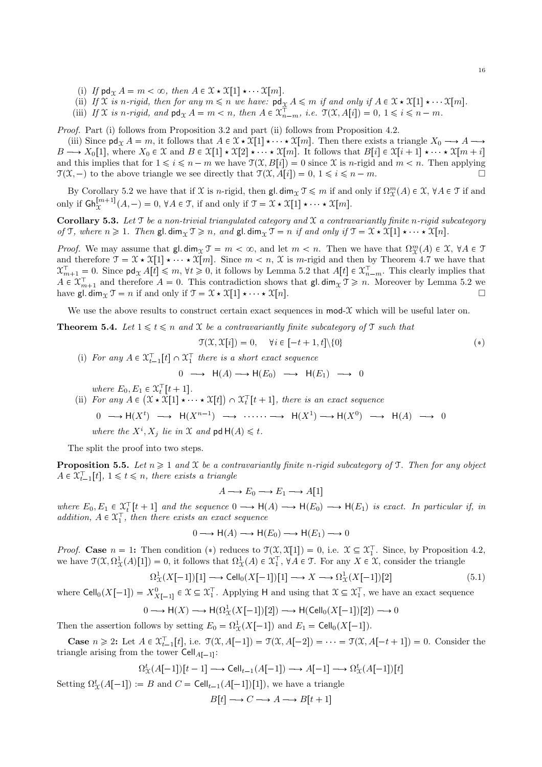(i) If $\mathsf{pd}_{\mathcal{X}} A = m < \infty$, then $A \in \mathcal{X} \star \mathcal{X}[1] \star \cdots \mathcal{X}[m]$.

(ii) If $\mathcal{X}$ is $n$-rigid, then for any $m \leqslant n$ we have: $\mathsf{pd}_{\mathcal{X}} A \leqslant m$ if and only if $A \in \mathcal{X} \star \mathcal{X}[1] \star \cdots \mathcal{X}[m]$.

(iii) If $\mathcal{X}$ is $n$-rigid, and $\mathsf{pd}_{\mathcal{X}} A = m < n$, then $A \in \mathcal{X}^{\top}_{n-m}$, i.e. $\mathcal{T}(\mathcal{X}, A[i]) = 0$, $1 \leqslant i \leqslant n - m$.

*Proof.* Part (i) follows from Proposition 3.2 and part (ii) follows from Proposition 4.2.

(iii) Since $\mathsf{pd}_{\mathcal{X}} A = m$, it follows that $A \in \mathcal{X} \star \mathcal{X}[1] \star \cdots \star \mathcal{X}[m]$. Then there exists a triangle $X_0 \longrightarrow A \longrightarrow B \longrightarrow X_0[1]$, where $X_0 \in \mathcal{X}$ and $B \in \mathcal{X}[1] \star \mathcal{X}[2] \star \cdots \star \mathcal{X}[m]$. It follows that $B[i] \in \mathcal{X}[i+1] \star \cdots \star \mathcal{X}[m+i]$ and this implies that for $1 \leqslant i \leqslant n - m$ we have $\mathcal{T}(\mathcal{X}, B[i]) = 0$ since $\mathcal{X}$ is $n$-rigid and $m < n$. Then applying $\mathcal{T}(\mathcal{X}, -)$ to the above triangle we see directly that $\mathcal{T}(\mathcal{X}, A[i]) = 0$, $1 \leqslant i \leqslant n - m$. $\square$

By Corollary 5.2 we have that if $\mathcal{X}$ is $n$-rigid, then $\mathsf{gl.dim}_{\mathcal{X}} \mathcal{T} \leqslant m$ if and only if $\Omega^m_{\mathcal{X}}(A) \in \mathcal{X}$, $\forall A \in \mathcal{T}$ if and only if $\mathsf{Gh}^{[m+1]}_{\mathcal{X}}(A, -) = 0$, $\forall A \in \mathcal{T}$, if and only if $\mathcal{T} = \mathcal{X} \star \mathcal{X}[1] \star \cdots \star \mathcal{X}[m]$.

**Corollary 5.3.** *Let $\mathcal{T}$ be a non-trivial triangulated category and $\mathcal{X}$ a contravariantly finite $n$-rigid subcategory of $\mathcal{T}$, where $n \geqslant 1$. Then $\mathsf{gl.dim}_{\mathcal{X}} \mathcal{T} \geqslant n$, and $\mathsf{gl.dim}_{\mathcal{X}} \mathcal{T} = n$ if and only if $\mathcal{T} = \mathcal{X} \star \mathcal{X}[1] \star \cdots \star \mathcal{X}[n]$.*

*Proof.* We may assume that $\mathsf{gl.dim}_{\mathcal{X}} \mathcal{T} = m < \infty$, and let $m < n$. Then we have that $\Omega^m_{\mathcal{X}}(A) \in \mathcal{X}$, $\forall A \in \mathcal{T}$ and therefore $\mathcal{T} = \mathcal{X} \star \mathcal{X}[1] \star \cdots \star \mathcal{X}[m]$. Since $m < n$, $\mathcal{X}$ is $m$-rigid and then by Theorem 4.7 we have that $\mathcal{X}^{\top}_{m+1} = 0$. Since $\mathsf{pd}_{\mathcal{X}} A[t] \leqslant m$, $\forall t \geqslant 0$, it follows by Lemma 5.2 that $A[t] \in \mathcal{X}^{\top}_{n-m}$. This clearly implies that $A \in \mathcal{X}^{\top}_{m+1}$ and therefore $A = 0$. This contradiction shows that $\mathsf{gl.dim}_{\mathcal{X}} \mathcal{T} \geqslant n$. Moreover by Lemma 5.2 we have $\mathsf{gl.dim}_{\mathcal{X}} \mathcal{T} = n$ if and only if $\mathcal{T} = \mathcal{X} \star \mathcal{X}[1] \star \cdots \star \mathcal{X}[n]$. $\square$

We use the above results to construct certain exact sequences in $\mathsf{mod}$-$\mathcal{X}$ which will be useful later on.

**Theorem 5.4.** *Let $1 \leqslant t \leqslant n$ and $\mathcal{X}$ be a contravariantly finite subcategory of $\mathcal{T}$ such that*

$$\mathcal{T}(\mathcal{X}, \mathcal{X}[i]) = 0, \quad \forall i \in [-t+1, t] \backslash \{0\} \tag{$*$}$$

(i) *For any $A \in \mathcal{X}^{\top}_{t-1}[t] \cap \mathcal{X}^{\top}_1$ there is a short exact sequence*

$$0 \longrightarrow \mathsf{H}(A) \longrightarrow \mathsf{H}(E_0) \longrightarrow \mathsf{H}(E_1) \longrightarrow 0$$

*where $E_0, E_1 \in \mathcal{X}^{\top}_t[t+1]$.*

(ii) *For any $A \in \big(\mathcal{X} \star \mathcal{X}[1] \star \cdots \star \mathcal{X}[t]\big) \cap \mathcal{X}^{\top}_t[t+1]$, there is an exact sequence*

$$0 \longrightarrow \mathsf{H}(X^t) \longrightarrow \mathsf{H}(X^{n-1}) \longrightarrow \cdots\cdots \longrightarrow \mathsf{H}(X^1) \longrightarrow \mathsf{H}(X^0) \longrightarrow \mathsf{H}(A) \longrightarrow 0$$

*where the $X^i, X_j$ lie in $\mathcal{X}$ and $\mathsf{pd}\,\mathsf{H}(A) \leqslant t$.*

The split the proof into two steps.

**Proposition 5.5.** *Let $n \geqslant 1$ and $\mathcal{X}$ be a contravariantly finite $n$-rigid subcategory of $\mathcal{T}$. Then for any object $A \in \mathcal{X}^{\top}_{t-1}[t]$, $1 \leqslant t \leqslant n$, there exists a triangle*

$$A \longrightarrow E_0 \longrightarrow E_1 \longrightarrow A[1]$$

*where $E_0, E_1 \in \mathcal{X}^{\top}_t[t+1]$ and the sequence $0 \longrightarrow \mathsf{H}(A) \longrightarrow \mathsf{H}(E_0) \longrightarrow \mathsf{H}(E_1)$ is exact. In particular if, in addition, $A \in \mathcal{X}^{\top}_1$, then there exists an exact sequence*

$$0 \longrightarrow \mathsf{H}(A) \longrightarrow \mathsf{H}(E_0) \longrightarrow \mathsf{H}(E_1) \longrightarrow 0$$

*Proof.* **Case $n = 1$:** Then condition $(*)$ reduces to $\mathcal{T}(\mathcal{X}, \mathcal{X}[1]) = 0$, i.e. $\mathcal{X} \subseteq \mathcal{X}^{\top}_1$. Since, by Proposition 4.2, we have $\mathcal{T}(\mathcal{X}, \Omega^1_{\mathcal{X}}(A)[1]) = 0$, it follows that $\Omega^1_{\mathcal{X}}(A) \in \mathcal{X}^{\top}_1$, $\forall A \in \mathcal{T}$. For any $X \in \mathcal{X}$, consider the triangle

$$\Omega^1_{\mathcal{X}}(X[-1])[1] \longrightarrow \mathsf{Cell}_0(X[-1])[1] \longrightarrow X \longrightarrow \Omega^1_{\mathcal{X}}(X[-1])[2] \tag{5.1}$$

where $\mathsf{Cell}_0(X[-1]) = X^0_{X[-1]} \in \mathcal{X} \subseteq \mathcal{X}^{\top}_1$. Applying $\mathsf{H}$ and using that $\mathcal{X} \subseteq \mathcal{X}^{\top}_1$, we have an exact sequence

$$0 \longrightarrow \mathsf{H}(X) \longrightarrow \mathsf{H}(\Omega^1_{\mathcal{X}}(X[-1])[2]) \longrightarrow \mathsf{H}(\mathsf{Cell}_0(X[-1])[2]) \longrightarrow 0$$

Then the assertion follows by setting $E_0 = \Omega^1_{\mathcal{X}}(X[-1])$ and $E_1 = \mathsf{Cell}_0(X[-1])$.

**Case $n \geqslant 2$:** Let $A \in \mathcal{X}^{\top}_{t-1}[t]$, i.e. $\mathcal{T}(\mathcal{X}, A[-1]) = \mathcal{T}(\mathcal{X}, A[-2]) = \cdots = \mathcal{T}(\mathcal{X}, A[-t+1]) = 0$. Consider the triangle arising from the tower $\mathsf{Cell}_{A[-1]}$:

$$\Omega^t_{\mathcal{X}}(A[-1])[t-1] \longrightarrow \mathsf{Cell}_{t-1}(A[-1]) \longrightarrow A[-1] \longrightarrow \Omega^t_{\mathcal{X}}(A[-1])[t]$$

Setting $\Omega^t_{\mathcal{X}}(A[-1]) := B$ and $C = \mathsf{Cell}_{t-1}(A[-1])[1])$, we have a triangle

$$B[t] \longrightarrow C \longrightarrow A \longrightarrow B[t+1]$$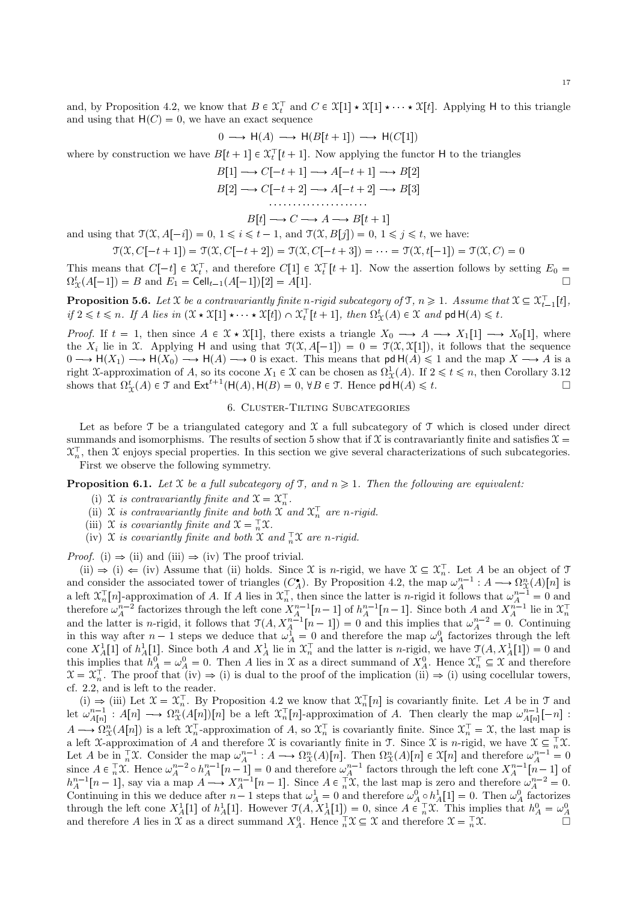and, by Proposition 4.2, we know that $B \in \mathcal{X}_t^{\top}$ and $C \in \mathcal{X}[1] \star \mathcal{X}[1] \star \cdots \star \mathcal{X}[t]$. Applying $\mathsf{H}$ to this triangle and using that $\mathsf{H}(C) = 0$, we have an exact sequence

$$0 \longrightarrow \mathsf{H}(A) \longrightarrow \mathsf{H}(B[t+1]) \longrightarrow \mathsf{H}(C[1])$$

where by construction we have $B[t+1] \in \mathcal{X}_t^{\top}[t+1]$. Now applying the functor $\mathsf{H}$ to the triangles

$$B[1] \longrightarrow C[-t+1] \longrightarrow A[-t+1] \longrightarrow B[2]$$
$$B[2] \longrightarrow C[-t+2] \longrightarrow A[-t+2] \longrightarrow B[3]$$
$$\cdots\cdots\cdots\cdots\cdots\cdots\cdots$$
$$B[t] \longrightarrow C \longrightarrow A \longrightarrow B[t+1]$$

and using that $\mathcal{T}(\mathcal{X}, A[-i]) = 0$, $1 \leqslant i \leqslant t-1$, and $\mathcal{T}(\mathcal{X}, B[j]) = 0$, $1 \leqslant j \leqslant t$, we have:

$$\mathcal{T}(\mathcal{X}, C[-t+1]) = \mathcal{T}(\mathcal{X}, C[-t+2]) = \mathcal{T}(\mathcal{X}, C[-t+3]) = \cdots = \mathcal{T}(\mathcal{X}, t[-1]) = \mathcal{T}(\mathcal{X}, C) = 0$$

This means that $C[-t] \in \mathcal{X}_t^{\top}$, and therefore $C[1] \in \mathcal{X}_t^{\top}[t+1]$. Now the assertion follows by setting $E_0 = \Omega_{\mathcal{X}}^t(A[-1]) = B$ and $E_1 = \mathsf{Cell}_{t-1}(A[-1])[2] = A[1]$. □

**Proposition 5.6.** *Let $\mathcal{X}$ be a contravariantly finite $n$-rigid subcategory of $\mathcal{T}$, $n \geqslant 1$. Assume that $\mathcal{X} \subseteq \mathcal{X}_{t-1}^{\top}[t]$, if $2 \leqslant t \leqslant n$. If $A$ lies in $(\mathcal{X} \star \mathcal{X}[1] \star \cdots \star \mathcal{X}[t]) \cap \mathcal{X}_t^{\top}[t+1]$, then $\Omega_{\mathcal{X}}^t(A) \in \mathcal{X}$ and $\mathsf{pd}\,\mathsf{H}(A) \leqslant t$.*

*Proof.* If $t = 1$, then since $A \in \mathcal{X} \star \mathcal{X}[1]$, there exists a triangle $X_0 \longrightarrow A \longrightarrow X_1[1] \longrightarrow X_0[1]$, where the $X_i$ lie in $\mathcal{X}$. Applying $\mathsf{H}$ and using that $\mathcal{T}(\mathcal{X}, A[-1]) = 0 = \mathcal{T}(\mathcal{X}, \mathcal{X}[1])$, it follows that the sequence $0 \longrightarrow \mathsf{H}(X_1) \longrightarrow \mathsf{H}(X_0) \longrightarrow \mathsf{H}(A) \longrightarrow 0$ is exact. This means that $\mathsf{pd}\,\mathsf{H}(A) \leqslant 1$ and the map $X \longrightarrow A$ is a right $\mathcal{X}$-approximation of $A$, so its cocone $X_1 \in \mathcal{X}$ can be chosen as $\Omega_{\mathcal{X}}^1(A)$. If $2 \leqslant t \leqslant n$, then Corollary 3.12 shows that $\Omega_{\mathcal{X}}^t(A) \in \mathcal{T}$ and $\mathsf{Ext}^{t+1}(\mathsf{H}(A), \mathsf{H}(B) = 0$, $\forall B \in \mathcal{T}$. Hence $\mathsf{pd}\,\mathsf{H}(A) \leqslant t$. □

## 6. Cluster-Tilting Subcategories

Let as before $\mathcal{T}$ be a triangulated category and $\mathcal{X}$ a full subcategory of $\mathcal{T}$ which is closed under direct summands and isomorphisms. The results of section 5 show that if $\mathcal{X}$ is contravariantly finite and satisfies $\mathcal{X} = \mathcal{X}_n^{\top}$, then $\mathcal{X}$ enjoys special properties. In this section we give several characterizations of such subcategories.

First we observe the following symmetry.

**Proposition 6.1.** *Let $\mathcal{X}$ be a full subcategory of $\mathcal{T}$, and $n \geqslant 1$. Then the following are equivalent:*

- (i) *$\mathcal{X}$ is contravariantly finite and $\mathcal{X} = \mathcal{X}_n^{\top}$.*
- (ii) *$\mathcal{X}$ is contravariantly finite and both $\mathcal{X}$ and $\mathcal{X}_n^{\top}$ are $n$-rigid.*
- (iii) *$\mathcal{X}$ is covariantly finite and $\mathcal{X} = {}_n^{\top}\mathcal{X}$.*
- (iv) *$\mathcal{X}$ is covariantly finite and both $\mathcal{X}$ and ${}_n^{\top}\mathcal{X}$ are $n$-rigid.*

*Proof.* (i) $\Rightarrow$ (ii) and (iii) $\Rightarrow$ (iv) The proof trivial.

(ii) $\Rightarrow$ (i) $\Leftarrow$ (iv) Assume that (ii) holds. Since $\mathcal{X}$ is $n$-rigid, we have $\mathcal{X} \subseteq \mathcal{X}_n^{\top}$. Let $A$ be an object of $\mathcal{T}$ and consider the associated tower of triangles $(C_A^{\bullet})$. By Proposition 4.2, the map $\omega_A^{n-1} : A \longrightarrow \Omega_{\mathcal{X}}^n(A)[n]$ is a left $\mathcal{X}_n^{\top}[n]$-approximation of $A$. If $A$ lies in $\mathcal{X}_n^{\top}$, then since the latter is $n$-rigid it follows that $\omega_A^{n-1} = 0$ and therefore $\omega_A^{n-2}$ factorizes through the left cone $X_A^{n-1}[n-1]$ of $h_A^{n-1}[n-1]$. Since both $A$ and $X_A^{n-1}$ lie in $\mathcal{X}_n^{\top}$ and the latter is $n$-rigid, it follows that $\mathcal{T}(A, X_A^{n-1}[n-1]) = 0$ and this implies that $\omega_A^{n-2} = 0$. Continuing in this way after $n-1$ steps we deduce that $\omega_A^1 = 0$ and therefore the map $\omega_A^0$ factorizes through the left cone $X_A^1[1]$ of $h_A^1[1]$. Since both $A$ and $X_A^1$ lie in $\mathcal{X}_n^{\top}$ and the latter is $n$-rigid, we have $\mathcal{T}(A, X_A^1[1]) = 0$ and this implies that $h_A^0 = \omega_A^0 = 0$. Then $A$ lies in $\mathcal{X}$ as a direct summand of $X_A^0$. Hence $\mathcal{X}_n^{\top} \subseteq \mathcal{X}$ and therefore $\mathcal{X} = \mathcal{X}_n^{\top}$. The proof that (iv) $\Rightarrow$ (i) is dual to the proof of the implication (ii) $\Rightarrow$ (i) using cocellular towers, cf. 2.2, and is left to the reader.

(i) $\Rightarrow$ (iii) Let $\mathcal{X} = \mathcal{X}_n^{\top}$. By Proposition 4.2 we know that $\mathcal{X}_n^{\top}[n]$ is covariantly finite. Let $A$ be in $\mathcal{T}$ and let $\omega_{A[n]}^{n-1} : A[n] \longrightarrow \Omega_{\mathcal{X}}^n(A[n])[n]$ be a left $\mathcal{X}_n^{\top}[n]$-approximation of $A$. Then clearly the map $\omega_{A[n]}^{n-1}[-n] : A \longrightarrow \Omega_{\mathcal{X}}^n(A[n])$ is a left $\mathcal{X}_n^{\top}$-approximation of $A$, so $\mathcal{X}_n^{\top}$ is covariantly finite. Since $\mathcal{X}_n^{\top} = \mathcal{X}$, the last map is a left $\mathcal{X}$-approximation of $A$ and therefore $\mathcal{X}$ is covariantly finite in $\mathcal{T}$. Since $\mathcal{X}$ is $n$-rigid, we have $\mathcal{X} \subseteq {}_n^{\top}\mathcal{X}$. Let $A$ be in ${}_n^{\top}\mathcal{X}$. Consider the map $\omega_A^{n-1} : A \longrightarrow \Omega_{\mathcal{X}}^n(A)[n]$. Then $\Omega_{\mathcal{X}}^n(A)[n] \in \mathcal{X}[n]$ and therefore $\omega_A^{n-1} = 0$ since $A \in {}_n^{\top}\mathcal{X}$. Hence $\omega_A^{n-2} \circ h_A^{n-1}[n-1] = 0$ and therefore $\omega_A^{n-1}$ factors through the left cone $X_A^{n-1}[n-1]$ of $h_A^{n-1}[n-1]$, say via a map $A \longrightarrow X_A^{n-1}[n-1]$. Since $A \in {}_n^{\top}\mathcal{X}$, the last map is zero and therefore $\omega_A^{n-2} = 0$. Continuing in this we deduce after $n-1$ steps that $\omega_A^1 = 0$ and therefore $\omega_A^0 \circ h_A^1[1] = 0$. Then $\omega_A^0$ factorizes through the left cone $X_A^1[1]$ of $h_A^1[1]$. However $\mathcal{T}(A, X_A^1[1]) = 0$, since $A \in {}_n^{\top}\mathcal{X}$. This implies that $h_A^0 = \omega_A^0$ and therefore $A$ lies in $\mathcal{X}$ as a direct summand $X_A^0$. Hence ${}_n^{\top}\mathcal{X} \subseteq \mathcal{X}$ and therefore $\mathcal{X} = {}_n^{\top}\mathcal{X}$. □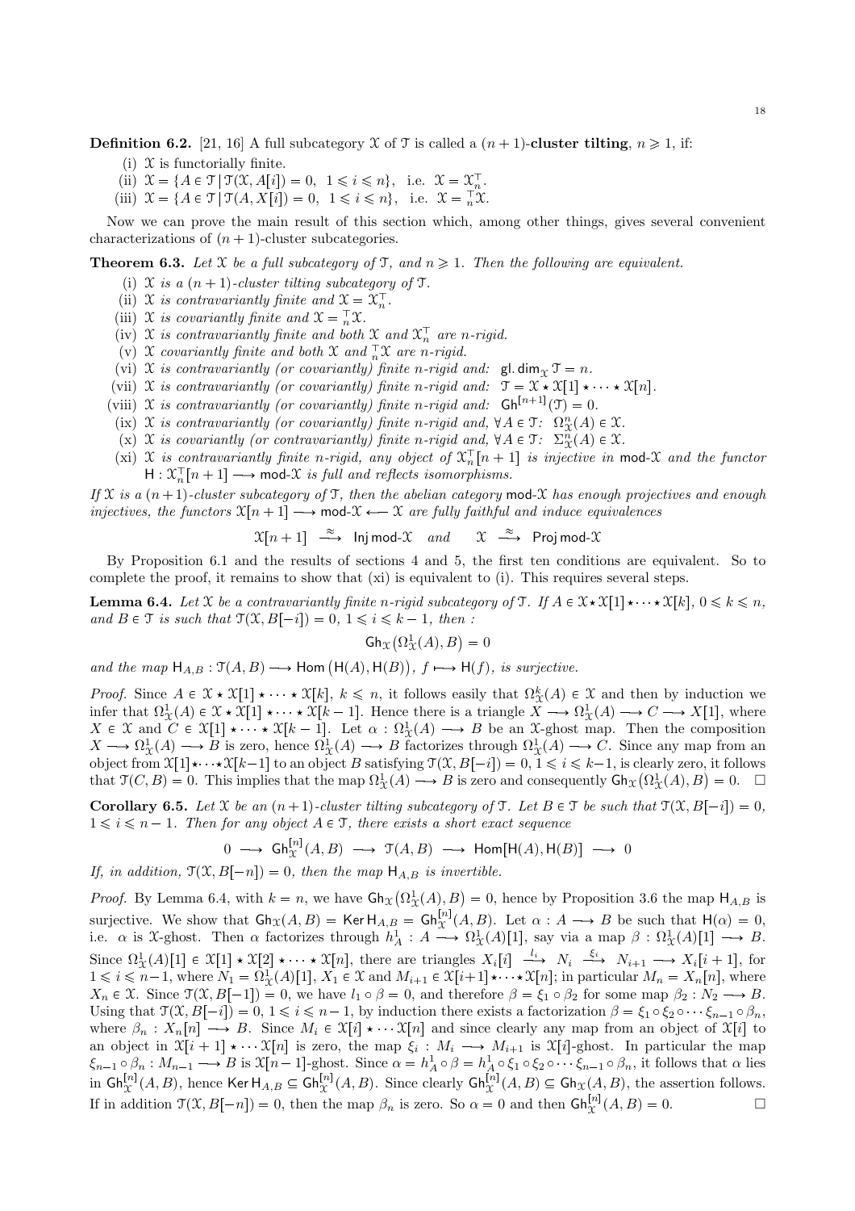**Definition 6.2.** [21, 16] A full subcategory $\mathcal{X}$ of $\mathcal{T}$ is called a $(n+1)$-**cluster tilting**, $n \geqslant 1$, if:

(i) $\mathcal{X}$ is functorially finite.

(ii) $\mathcal{X} = \{A \in \mathcal{T} \mid \mathcal{T}(\mathcal{X}, A[i]) = 0,\ 1 \leqslant i \leqslant n\}$, i.e. $\mathcal{X} = \mathcal{X}_n^{\top}$.

(iii) $\mathcal{X} = \{A \in \mathcal{T} \mid \mathcal{T}(A, X[i]) = 0,\ 1 \leqslant i \leqslant n\}$, i.e. $\mathcal{X} = {}_n^{\top}\mathcal{X}$.

Now we can prove the main result of this section which, among other things, gives several convenient characterizations of $(n+1)$-cluster subcategories.

**Theorem 6.3.** *Let $\mathcal{X}$ be a full subcategory of $\mathcal{T}$, and $n \geqslant 1$. Then the following are equivalent.*

(i) *$\mathcal{X}$ is a $(n+1)$-cluster tilting subcategory of $\mathcal{T}$.*

(ii) *$\mathcal{X}$ is contravariantly finite and $\mathcal{X} = \mathcal{X}_n^{\top}$.*

(iii) *$\mathcal{X}$ is covariantly finite and $\mathcal{X} = {}_n^{\top}\mathcal{X}$.*

(iv) *$\mathcal{X}$ is contravariantly finite and both $\mathcal{X}$ and $\mathcal{X}_n^{\top}$ are $n$-rigid.*

(v) *$\mathcal{X}$ covariantly finite and both $\mathcal{X}$ and ${}_n^{\top}\mathcal{X}$ are $n$-rigid.*

(vi) *$\mathcal{X}$ is contravariantly (or covariantly) finite $n$-rigid and: $\mathsf{gl.dim}_{\mathcal{X}}\, \mathcal{T} = n$.*

(vii) *$\mathcal{X}$ is contravariantly (or covariantly) finite $n$-rigid and: $\mathcal{T} = \mathcal{X} \star \mathcal{X}[1] \star \cdots \star \mathcal{X}[n]$.*

(viii) *$\mathcal{X}$ is contravariantly (or covariantly) finite $n$-rigid and: $\mathsf{Gh}^{[n+1]}(\mathcal{T}) = 0$.*

(ix) *$\mathcal{X}$ is contravariantly (or covariantly) finite $n$-rigid and, $\forall A \in \mathcal{T}$: $\Omega^n_{\mathcal{X}}(A) \in \mathcal{X}$.*

(x) *$\mathcal{X}$ is covariantly (or contravariantly) finite $n$-rigid and, $\forall A \in \mathcal{T}$: $\Sigma^n_{\mathcal{X}}(A) \in \mathcal{X}$.*

(xi) *$\mathcal{X}$ is contravariantly finite $n$-rigid, any object of $\mathcal{X}_n^{\top}[n+1]$ is injective in $\mathsf{mod}\text{-}\mathcal{X}$ and the functor $\mathsf{H} : \mathcal{X}_n^{\top}[n+1] \longrightarrow \mathsf{mod}\text{-}\mathcal{X}$ is full and reflects isomorphisms.*

*If $\mathcal{X}$ is a $(n+1)$-cluster subcategory of $\mathcal{T}$, then the abelian category $\mathsf{mod}\text{-}\mathcal{X}$ has enough projectives and enough injectives, the functors $\mathcal{X}[n+1] \longrightarrow \mathsf{mod}\text{-}\mathcal{X} \longleftarrow \mathcal{X}$ are fully faithful and induce equivalences*

$$\mathcal{X}[n+1] \xrightarrow{\ \approx\ } \mathsf{Inj}\,\mathsf{mod}\text{-}\mathcal{X} \quad \textit{and} \quad \mathcal{X} \xrightarrow{\ \approx\ } \mathsf{Proj}\,\mathsf{mod}\text{-}\mathcal{X}$$

By Proposition 6.1 and the results of sections 4 and 5, the first ten conditions are equivalent. So to complete the proof, it remains to show that (xi) is equivalent to (i). This requires several steps.

**Lemma 6.4.** *Let $\mathcal{X}$ be a contravariantly finite $n$-rigid subcategory of $\mathcal{T}$. If $A \in \mathcal{X} \star \mathcal{X}[1] \star \cdots \star \mathcal{X}[k]$, $0 \leqslant k \leqslant n$, and $B \in \mathcal{T}$ is such that $\mathcal{T}(\mathcal{X}, B[-i]) = 0$, $1 \leqslant i \leqslant k-1$, then :*

$$\mathsf{Gh}_{\mathcal{X}}\big(\Omega^1_{\mathcal{X}}(A), B\big) = 0$$

*and the map $\mathsf{H}_{A,B} : \mathcal{T}(A, B) \longrightarrow \mathsf{Hom}\big(\mathsf{H}(A), \mathsf{H}(B)\big)$, $f \longmapsto \mathsf{H}(f)$, is surjective.*

*Proof.* Since $A \in \mathcal{X} \star \mathcal{X}[1] \star \cdots \star \mathcal{X}[k]$, $k \leqslant n$, it follows easily that $\Omega^k_{\mathcal{X}}(A) \in \mathcal{X}$ and then by induction we infer that $\Omega^1_{\mathcal{X}}(A) \in \mathcal{X} \star \mathcal{X}[1] \star \cdots \star \mathcal{X}[k-1]$. Hence there is a triangle $X \longrightarrow \Omega^1_{\mathcal{X}}(A) \longrightarrow C \longrightarrow X[1]$, where $X \in \mathcal{X}$ and $C \in \mathcal{X}[1] \star \cdots \star \mathcal{X}[k-1]$. Let $\alpha : \Omega^1_{\mathcal{X}}(A) \longrightarrow B$ be an $\mathcal{X}$-ghost map. Then the composition $X \longrightarrow \Omega^1_{\mathcal{X}}(A) \longrightarrow B$ is zero, hence $\Omega^1_{\mathcal{X}}(A) \longrightarrow B$ factorizes through $\Omega^1_{\mathcal{X}}(A) \longrightarrow C$. Since any map from an object from $\mathcal{X}[1] \star \cdots \star \mathcal{X}[k-1]$ to an object $B$ satisfying $\mathcal{T}(\mathcal{X}, B[-i]) = 0$, $1 \leqslant i \leqslant k-1$, is clearly zero, it follows that $\mathcal{T}(C, B) = 0$. This implies that the map $\Omega^1_{\mathcal{X}}(A) \longrightarrow B$ is zero and consequently $\mathsf{Gh}_{\mathcal{X}}\big(\Omega^1_{\mathcal{X}}(A), B\big) = 0$. $\square$

**Corollary 6.5.** *Let $\mathcal{X}$ be an $(n+1)$-cluster tilting subcategory of $\mathcal{T}$. Let $B \in \mathcal{T}$ be such that $\mathcal{T}(\mathcal{X}, B[-i]) = 0$, $1 \leqslant i \leqslant n-1$. Then for any object $A \in \mathcal{T}$, there exists a short exact sequence*

$$0 \longrightarrow \mathsf{Gh}^{[n]}_{\mathcal{X}}(A, B) \longrightarrow \mathcal{T}(A, B) \longrightarrow \mathsf{Hom}[\mathsf{H}(A), \mathsf{H}(B)] \longrightarrow 0$$

*If, in addition, $\mathcal{T}(\mathcal{X}, B[-n]) = 0$, then the map $\mathsf{H}_{A,B}$ is invertible.*

*Proof.* By Lemma 6.4, with $k = n$, we have $\mathsf{Gh}_{\mathcal{X}}\big(\Omega^1_{\mathcal{X}}(A), B\big) = 0$, hence by Proposition 3.6 the map $\mathsf{H}_{A,B}$ is surjective. We show that $\mathsf{Gh}_{\mathcal{X}}(A, B) = \mathsf{Ker}\,\mathsf{H}_{A,B} = \mathsf{Gh}^{[n]}_{\mathcal{X}}(A, B)$. Let $\alpha : A \longrightarrow B$ be such that $\mathsf{H}(\alpha) = 0$, i.e. $\alpha$ is $\mathcal{X}$-ghost. Then $\alpha$ factorizes through $h^1_A : A \longrightarrow \Omega^1_{\mathcal{X}}(A)[1]$, say via a map $\beta : \Omega^1_{\mathcal{X}}(A)[1] \longrightarrow B$. Since $\Omega^1_{\mathcal{X}}(A)[1] \in \mathcal{X}[1] \star \mathcal{X}[2] \star \cdots \star \mathcal{X}[n]$, there are triangles $X_i[i] \xrightarrow{\ l_i\ } N_i \xrightarrow{\ \xi_i\ } N_{i+1} \longrightarrow X_i[i+1]$, for $1 \leqslant i \leqslant n-1$, where $N_1 = \Omega^1_{\mathcal{X}}(A)[1]$, $X_1 \in \mathcal{X}$ and $M_{i+1} \in \mathcal{X}[i+1] \star \cdots \star \mathcal{X}[n]$; in particular $M_n = X_n[n]$, where $X_n \in \mathcal{X}$. Since $\mathcal{T}(\mathcal{X}, B[-1]) = 0$, we have $l_1 \circ \beta = 0$, and therefore $\beta = \xi_1 \circ \beta_2$ for some map $\beta_2 : N_2 \longrightarrow B$. Using that $\mathcal{T}(\mathcal{X}, B[-i]) = 0$, $1 \leqslant i \leqslant n-1$, by induction there exists a factorization $\beta = \xi_1 \circ \xi_2 \circ \cdots \xi_{n-1} \circ \beta_n$, where $\beta_n : X_n[n] \longrightarrow B$. Since $M_i \in \mathcal{X}[i] \star \cdots \mathcal{X}[n]$ and since clearly any map from an object of $\mathcal{X}[i]$ to an object in $\mathcal{X}[i+1] \star \cdots \mathcal{X}[n]$ is zero, the map $\xi_i : M_i \longrightarrow M_{i+1}$ is $\mathcal{X}[i]$-ghost. In particular the map $\xi_{n-1} \circ \beta_n : M_{n-1} \longrightarrow B$ is $\mathcal{X}[n-1]$-ghost. Since $\alpha = h^1_A \circ \beta = h^1_A \circ \xi_1 \circ \xi_2 \circ \cdots \xi_{n-1} \circ \beta_n$, it follows that $\alpha$ lies in $\mathsf{Gh}^{[n]}_{\mathcal{X}}(A, B)$, hence $\mathsf{Ker}\,\mathsf{H}_{A,B} \subseteq \mathsf{Gh}^{[n]}_{\mathcal{X}}(A, B)$. Since clearly $\mathsf{Gh}^{[n]}_{\mathcal{X}}(A, B) \subseteq \mathsf{Gh}_{\mathcal{X}}(A, B)$, the assertion follows. If in addition $\mathcal{T}(\mathcal{X}, B[-n]) = 0$, then the map $\beta_n$ is zero. So $\alpha = 0$ and then $\mathsf{Gh}^{[n]}_{\mathcal{X}}(A, B) = 0$. $\square$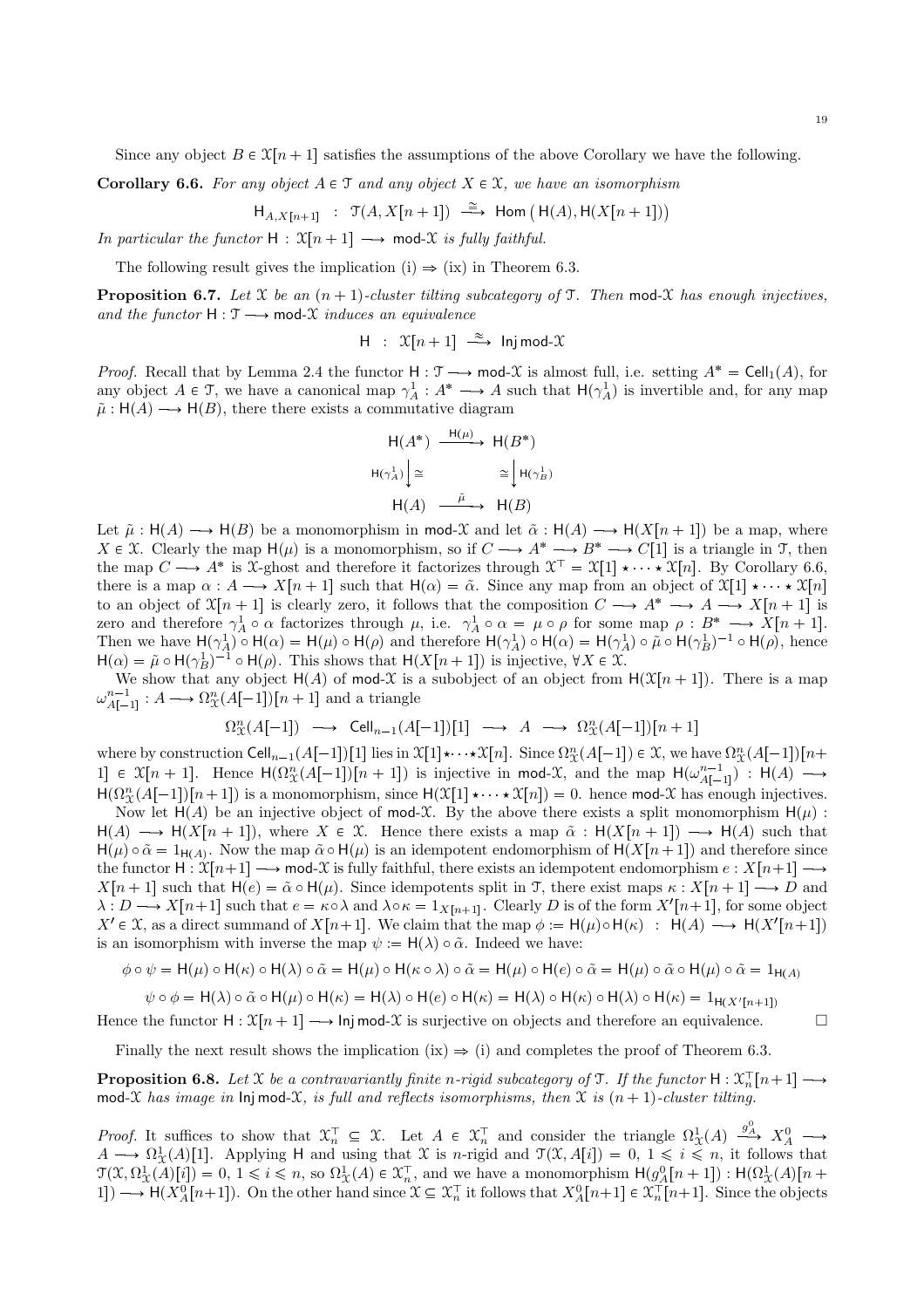Since any object $B \in \mathcal{X}[n+1]$ satisfies the assumptions of the above Corollary we have the following.

**Corollary 6.6.** *For any object $A \in \mathcal{T}$ and any object $X \in \mathcal{X}$, we have an isomorphism*

$$\mathsf{H}_{A,X[n+1]} \ : \ \mathcal{T}(A, X[n+1]) \xrightarrow{\cong} \mathsf{Hom}\big(\mathsf{H}(A), \mathsf{H}(X[n+1])\big)$$

*In particular the functor $\mathsf{H} : \mathcal{X}[n+1] \longrightarrow \mathsf{mod}\text{-}\mathcal{X}$ is fully faithful.*

The following result gives the implication (i) $\Rightarrow$ (ix) in Theorem 6.3.

**Proposition 6.7.** *Let $\mathcal{X}$ be an $(n+1)$-cluster tilting subcategory of $\mathcal{T}$. Then $\mathsf{mod}\text{-}\mathcal{X}$ has enough injectives, and the functor $\mathsf{H} : \mathcal{T} \longrightarrow \mathsf{mod}\text{-}\mathcal{X}$ induces an equivalence*

$$\mathsf{H} \ : \ \mathcal{X}[n+1] \xrightarrow{\approx} \mathsf{Inj}\,\mathsf{mod}\text{-}\mathcal{X}$$

*Proof.* Recall that by Lemma 2.4 the functor $\mathsf{H} : \mathcal{T} \longrightarrow \mathsf{mod}\text{-}\mathcal{X}$ is almost full, i.e. setting $A^* = \mathsf{Cell}_1(A)$, for any object $A \in \mathcal{T}$, we have a canonical map $\gamma_A^1 : A^* \longrightarrow A$ such that $\mathsf{H}(\gamma_A^1)$ is invertible and, for any map $\tilde{\mu} : \mathsf{H}(A) \longrightarrow \mathsf{H}(B)$, there there exists a commutative diagram

$$\begin{array}{ccc} \mathsf{H}(A^*) & \xrightarrow{\mathsf{H}(\mu)} & \mathsf{H}(B^*) \\ {\scriptstyle \mathsf{H}(\gamma_A^1)}\downarrow \cong & & \cong \downarrow {\scriptstyle \mathsf{H}(\gamma_B^1)} \\ \mathsf{H}(A) & \xrightarrow{\tilde{\mu}} & \mathsf{H}(B) \end{array}$$

Let $\tilde{\mu} : \mathsf{H}(A) \longrightarrow \mathsf{H}(B)$ be a monomorphism in $\mathsf{mod}\text{-}\mathcal{X}$ and let $\tilde{\alpha} : \mathsf{H}(A) \longrightarrow \mathsf{H}(X[n+1])$ be a map, where $X \in \mathcal{X}$. Clearly the map $\mathsf{H}(\mu)$ is a monomorphism, so if $C \longrightarrow A^* \longrightarrow B^* \longrightarrow C[1]$ is a triangle in $\mathcal{T}$, then the map $C \longrightarrow A^*$ is $\mathcal{X}$-ghost and therefore it factorizes through $\mathcal{X}^{\top} = \mathcal{X}[1] \star \cdots \star \mathcal{X}[n]$. By Corollary 6.6, there is a map $\alpha : A \longrightarrow X[n+1]$ such that $\mathsf{H}(\alpha) = \tilde{\alpha}$. Since any map from an object of $\mathcal{X}[1] \star \cdots \star \mathcal{X}[n]$ to an object of $\mathcal{X}[n+1]$ is clearly zero, it follows that the composition $C \longrightarrow A^* \longrightarrow A \longrightarrow X[n+1]$ is zero and therefore $\gamma_A^1 \circ \alpha$ factorizes through $\mu$, i.e. $\gamma_A^1 \circ \alpha = \mu \circ \rho$ for some map $\rho : B^* \longrightarrow X[n+1]$. Then we have $\mathsf{H}(\gamma_A^1) \circ \mathsf{H}(\alpha) = \mathsf{H}(\mu) \circ \mathsf{H}(\rho)$ and therefore $\mathsf{H}(\gamma_A^1) \circ \mathsf{H}(\alpha) = \mathsf{H}(\gamma_A^1) \circ \tilde{\mu} \circ \mathsf{H}(\gamma_B^1)^{-1} \circ \mathsf{H}(\rho)$, hence $\mathsf{H}(\alpha) = \tilde{\mu} \circ \mathsf{H}(\gamma_B^1)^{-1} \circ \mathsf{H}(\rho)$. This shows that $\mathsf{H}(X[n+1])$ is injective, $\forall X \in \mathcal{X}$.

We show that any object $\mathsf{H}(A)$ of $\mathsf{mod}\text{-}\mathcal{X}$ is a subobject of an object from $\mathsf{H}(\mathcal{X}[n+1])$. There is a map $\omega_{A[-1]}^{n-1} : A \longrightarrow \Omega_{\mathcal{X}}^n(A[-1])[n+1]$ and a triangle

$$\Omega_{\mathcal{X}}^n(A[-1]) \ \longrightarrow \ \mathsf{Cell}_{n-1}(A[-1])[1] \ \longrightarrow \ A \ \longrightarrow \ \Omega_{\mathcal{X}}^n(A[-1])[n+1]$$

where by construction $\mathsf{Cell}_{n-1}(A[-1])[1]$ lies in $\mathcal{X}[1] \star \cdots \star \mathcal{X}[n]$. Since $\Omega_{\mathcal{X}}^n(A[-1]) \in \mathcal{X}$, we have $\Omega_{\mathcal{X}}^n(A[-1])[n+1] \in \mathcal{X}[n+1]$. Hence $\mathsf{H}(\Omega_{\mathcal{X}}^n(A[-1])[n+1])$ is injective in $\mathsf{mod}\text{-}\mathcal{X}$, and the map $\mathsf{H}(\omega_{A[-1]}^{n-1}) : \mathsf{H}(A) \longrightarrow \mathsf{H}(\Omega_{\mathcal{X}}^n(A[-1])[n+1])$ is a monomorphism, since $\mathsf{H}(\mathcal{X}[1] \star \cdots \star \mathcal{X}[n]) = 0$. hence $\mathsf{mod}\text{-}\mathcal{X}$ has enough injectives.

Now let $\mathsf{H}(A)$ be an injective object of $\mathsf{mod}\text{-}\mathcal{X}$. By the above there exists a split monomorphism $\mathsf{H}(\mu) : \mathsf{H}(A) \longrightarrow \mathsf{H}(X[n+1])$, where $X \in \mathcal{X}$. Hence there exists a map $\tilde{\alpha} : \mathsf{H}(X[n+1]) \longrightarrow \mathsf{H}(A)$ such that $\mathsf{H}(\mu) \circ \tilde{\alpha} = 1_{\mathsf{H}(A)}$. Now the map $\tilde{\alpha} \circ \mathsf{H}(\mu)$ is an idempotent endomorphism of $\mathsf{H}(X[n+1])$ and therefore since the functor $\mathsf{H} : \mathcal{X}[n+1] \longrightarrow \mathsf{mod}\text{-}\mathcal{X}$ is fully faithful, there exists an idempotent endomorphism $e : X[n+1] \longrightarrow X[n+1]$ such that $\mathsf{H}(e) = \tilde{\alpha} \circ \mathsf{H}(\mu)$. Since idempotents split in $\mathcal{T}$, there exist maps $\kappa : X[n+1] \longrightarrow D$ and $\lambda : D \longrightarrow X[n+1]$ such that $e = \kappa \circ \lambda$ and $\lambda \circ \kappa = 1_{X[n+1]}$. Clearly $D$ is of the form $X'[n+1]$, for some object $X' \in \mathcal{X}$, as a direct summand of $X[n+1]$. We claim that the map $\phi := \mathsf{H}(\mu) \circ \mathsf{H}(\kappa) \ : \ \mathsf{H}(A) \longrightarrow \mathsf{H}(X'[n+1])$ is an isomorphism with inverse the map $\psi := \mathsf{H}(\lambda) \circ \tilde{\alpha}$. Indeed we have:

$$\phi \circ \psi = \mathsf{H}(\mu) \circ \mathsf{H}(\kappa) \circ \mathsf{H}(\lambda) \circ \tilde{\alpha} = \mathsf{H}(\mu) \circ \mathsf{H}(\kappa \circ \lambda) \circ \tilde{\alpha} = \mathsf{H}(\mu) \circ \mathsf{H}(e) \circ \tilde{\alpha} = \mathsf{H}(\mu) \circ \tilde{\alpha} \circ \mathsf{H}(\mu) \circ \tilde{\alpha} = 1_{\mathsf{H}(A)}$$

$$\psi \circ \phi = \mathsf{H}(\lambda) \circ \tilde{\alpha} \circ \mathsf{H}(\mu) \circ \mathsf{H}(\kappa) = \mathsf{H}(\lambda) \circ \mathsf{H}(e) \circ \mathsf{H}(\kappa) = \mathsf{H}(\lambda) \circ \mathsf{H}(\kappa) \circ \mathsf{H}(\lambda) \circ \mathsf{H}(\kappa) = 1_{\mathsf{H}(X'[n+1])}$$

Hence the functor $\mathsf{H} : \mathcal{X}[n+1] \longrightarrow \mathsf{Inj}\,\mathsf{mod}\text{-}\mathcal{X}$ is surjective on objects and therefore an equivalence. $\square$

Finally the next result shows the implication (ix) $\Rightarrow$ (i) and completes the proof of Theorem 6.3.

**Proposition 6.8.** *Let $\mathcal{X}$ be a contravariantly finite $n$-rigid subcategory of $\mathcal{T}$. If the functor $\mathsf{H} : \mathcal{X}_n^{\top}[n+1] \longrightarrow \mathsf{mod}\text{-}\mathcal{X}$ has image in $\mathsf{Inj}\,\mathsf{mod}\text{-}\mathcal{X}$, is full and reflects isomorphisms, then $\mathcal{X}$ is $(n+1)$-cluster tilting.*

*Proof.* It suffices to show that $\mathcal{X}_n^{\top} \subseteq \mathcal{X}$. Let $A \in \mathcal{X}_n^{\top}$ and consider the triangle $\Omega_{\mathcal{X}}^1(A) \xrightarrow{g_A^0} X_A^0 \longrightarrow A \longrightarrow \Omega_{\mathcal{X}}^1(A)[1]$. Applying $\mathsf{H}$ and using that $\mathcal{X}$ is $n$-rigid and $\mathcal{T}(\mathcal{X}, A[i]) = 0$, $1 \leqslant i \leqslant n$, it follows that $\mathcal{T}(\mathcal{X}, \Omega_{\mathcal{X}}^1(A)[i]) = 0$, $1 \leqslant i \leqslant n$, so $\Omega_{\mathcal{X}}^1(A) \in \mathcal{X}_n^{\top}$, and we have a monomorphism $\mathsf{H}(g_A^0[n+1]) : \mathsf{H}(\Omega_{\mathcal{X}}^1(A)[n+1]) \longrightarrow \mathsf{H}(X_A^0[n+1])$. On the other hand since $\mathcal{X} \subseteq \mathcal{X}_n^{\top}$ it follows that $X_A^0[n+1] \in \mathcal{X}_n^{\top}[n+1]$. Since the objects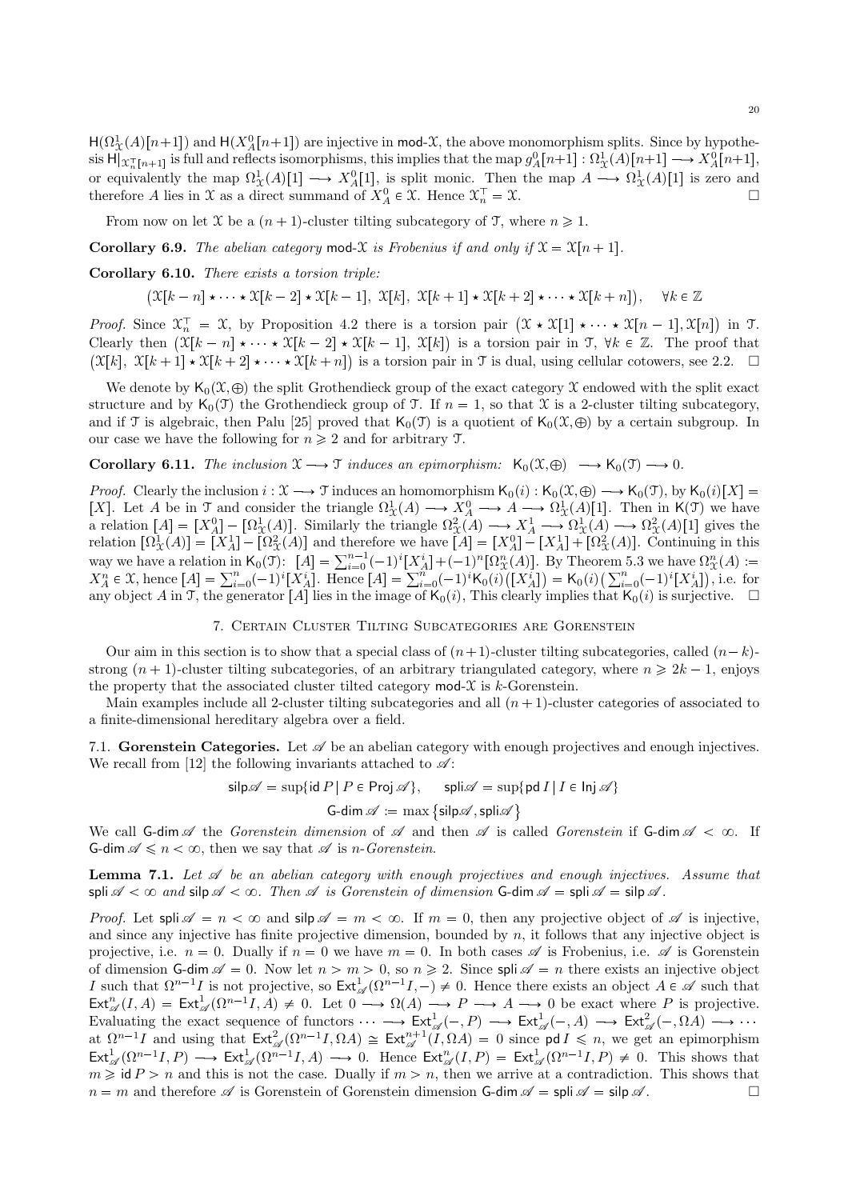$\mathsf{H}(\Omega^1_{\mathcal{X}}(A)[n+1])$ and $\mathsf{H}(X^0_A[n+1])$ are injective in $\mathsf{mod}\text{-}\mathcal{X}$, the above monomorphism splits. Since by hypothesis $\mathsf{H}|_{\mathcal{X}^{\top}_n[n+1]}$ is full and reflects isomorphisms, this implies that the map $g^0_A[n+1] : \Omega^1_{\mathcal{X}}(A)[n+1] \longrightarrow X^0_A[n+1]$, or equivalently the map $\Omega^1_{\mathcal{X}}(A)[1] \longrightarrow X^0_A[1]$, is split monic. Then the map $A \longrightarrow \Omega^1_{\mathcal{X}}(A)[1]$ is zero and therefore $A$ lies in $\mathcal{X}$ as a direct summand of $X^0_A \in \mathcal{X}$. Hence $\mathcal{X}^{\top}_n = \mathcal{X}$. □

From now on let $\mathcal{X}$ be a $(n+1)$-cluster tilting subcategory of $\mathcal{T}$, where $n \geqslant 1$.

**Corollary 6.9.** *The abelian category* $\mathsf{mod}\text{-}\mathcal{X}$ *is Frobenius if and only if* $\mathcal{X} = \mathcal{X}[n+1]$.

**Corollary 6.10.** *There exists a torsion triple:*

$$\big(\mathcal{X}[k-n] \star \cdots \star \mathcal{X}[k-2] \star \mathcal{X}[k-1],\ \mathcal{X}[k],\ \mathcal{X}[k+1] \star \mathcal{X}[k+2] \star \cdots \star \mathcal{X}[k+n]\big), \quad \forall k \in \mathbb{Z}$$

*Proof.* Since $\mathcal{X}^{\top}_n = \mathcal{X}$, by Proposition 4.2 there is a torsion pair $\big(\mathcal{X} \star \mathcal{X}[1] \star \cdots \star \mathcal{X}[n-1], \mathcal{X}[n]\big)$ in $\mathcal{T}$. Clearly then $\big(\mathcal{X}[k-n] \star \cdots \star \mathcal{X}[k-2] \star \mathcal{X}[k-1],\ \mathcal{X}[k]\big)$ is a torsion pair in $\mathcal{T}$, $\forall k \in \mathbb{Z}$. The proof that $\big(\mathcal{X}[k],\ \mathcal{X}[k+1] \star \mathcal{X}[k+2] \star \cdots \star \mathcal{X}[k+n]\big)$ is a torsion pair in $\mathcal{T}$ is dual, using cellular cotowers, see 2.2. □

We denote by $\mathsf{K}_0(\mathcal{X},\oplus)$ the split Grothendieck group of the exact category $\mathcal{X}$ endowed with the split exact structure and by $\mathsf{K}_0(\mathcal{T})$ the Grothendieck group of $\mathcal{T}$. If $n = 1$, so that $\mathcal{X}$ is a 2-cluster tilting subcategory, and if $\mathcal{T}$ is algebraic, then Palu [25] proved that $\mathsf{K}_0(\mathcal{T})$ is a quotient of $\mathsf{K}_0(\mathcal{X},\oplus)$ by a certain subgroup. In our case we have the following for $n \geqslant 2$ and for arbitrary $\mathcal{T}$.

**Corollary 6.11.** *The inclusion* $\mathcal{X} \longrightarrow \mathcal{T}$ *induces an epimorphism:* $\mathsf{K}_0(\mathcal{X},\oplus) \longrightarrow \mathsf{K}_0(\mathcal{T}) \longrightarrow 0$.

*Proof.* Clearly the inclusion $i : \mathcal{X} \longrightarrow \mathcal{T}$ induces an homomorphism $\mathsf{K}_0(i) : \mathsf{K}_0(\mathcal{X},\oplus) \longrightarrow \mathsf{K}_0(\mathcal{T})$, by $\mathsf{K}_0(i)[X] = [X]$. Let $A$ be in $\mathcal{T}$ and consider the triangle $\Omega^1_{\mathcal{X}}(A) \longrightarrow X^0_A \longrightarrow A \longrightarrow \Omega^1_{\mathcal{X}}(A)[1]$. Then in $\mathsf{K}(\mathcal{T})$ we have a relation $[A] = [X^0_A] - [\Omega^1_{\mathcal{X}}(A)]$. Similarly the triangle $\Omega^2_{\mathcal{X}}(A) \longrightarrow X^1_A \longrightarrow \Omega^1_{\mathcal{X}}(A) \longrightarrow \Omega^2_{\mathcal{X}}(A)[1]$ gives the relation $[\Omega^1_{\mathcal{X}}(A)] = [X^1_A] - [\Omega^2_{\mathcal{X}}(A)]$ and therefore we have $[A] = [X^0_A] - [X^1_A] + [\Omega^2_{\mathcal{X}}(A)]$. Continuing in this way we have a relation in $\mathsf{K}_0(\mathcal{T})$: $[A] = \sum_{i=0}^{n-1}(-1)^i[X^i_A] + (-1)^n[\Omega^n_{\mathcal{X}}(A)]$. By Theorem 5.3 we have $\Omega^n_{\mathcal{X}}(A) := X^n_A \in \mathcal{X}$, hence $[A] = \sum_{i=0}^{n}(-1)^i[X^i_A]$. Hence $[A] = \sum_{i=0}^{n}(-1)^i\mathsf{K}_0(i)\big([X^i_A]\big) = \mathsf{K}_0(i)\big(\sum_{i=0}^{n}(-1)^i[X^i_A]\big)$, i.e. for any object $A$ in $\mathcal{T}$, the generator $[A]$ lies in the image of $\mathsf{K}_0(i)$, This clearly implies that $\mathsf{K}_0(i)$ is surjective. □

## 7. Certain Cluster Tilting Subcategories are Gorenstein

Our aim in this section is to show that a special class of $(n+1)$-cluster tilting subcategories, called $(n-k)$-strong $(n+1)$-cluster tilting subcategories, of an arbitrary triangulated category, where $n \geqslant 2k-1$, enjoys the property that the associated cluster tilted category $\mathsf{mod}\text{-}\mathcal{X}$ is $k$-Gorenstein.

Main examples include all 2-cluster tilting subcategories and all $(n+1)$-cluster categories of associated to a finite-dimensional hereditary algebra over a field.

7.1. **Gorenstein Categories.** Let $\mathscr{A}$ be an abelian category with enough projectives and enough injectives. We recall from [12] the following invariants attached to $\mathscr{A}$:

$$\mathsf{silp}\mathscr{A} = \sup\{\mathsf{id}\, P \mid P \in \mathsf{Proj}\,\mathscr{A}\}, \qquad \mathsf{spli}\mathscr{A} = \sup\{\mathsf{pd}\, I \mid I \in \mathsf{Inj}\,\mathscr{A}\}$$

$$\mathsf{G}\text{-}\mathsf{dim}\,\mathscr{A} := \max\big\{\mathsf{silp}\mathscr{A}, \mathsf{spli}\mathscr{A}\big\}$$

We call $\mathsf{G}\text{-}\mathsf{dim}\,\mathscr{A}$ the *Gorenstein dimension* of $\mathscr{A}$ and then $\mathscr{A}$ is called *Gorenstein* if $\mathsf{G}\text{-}\mathsf{dim}\,\mathscr{A} < \infty$. If $\mathsf{G}\text{-}\mathsf{dim}\,\mathscr{A} \leqslant n < \infty$, then we say that $\mathscr{A}$ is *$n$-Gorenstein*.

**Lemma 7.1.** *Let* $\mathscr{A}$ *be an abelian category with enough projectives and enough injectives. Assume that* $\mathsf{spli}\,\mathscr{A} < \infty$ *and* $\mathsf{silp}\,\mathscr{A} < \infty$. *Then* $\mathscr{A}$ *is Gorenstein of dimension* $\mathsf{G}\text{-}\mathsf{dim}\,\mathscr{A} = \mathsf{spli}\,\mathscr{A} = \mathsf{silp}\,\mathscr{A}$.

*Proof.* Let $\mathsf{spli}\,\mathscr{A} = n < \infty$ and $\mathsf{silp}\,\mathscr{A} = m < \infty$. If $m = 0$, then any projective object of $\mathscr{A}$ is injective, and since any injective has finite projective dimension, bounded by $n$, it follows that any injective object is projective, i.e. $n = 0$. Dually if $n = 0$ we have $m = 0$. In both cases $\mathscr{A}$ is Frobenius, i.e. $\mathscr{A}$ is Gorenstein of dimension $\mathsf{G}\text{-}\mathsf{dim}\,\mathscr{A} = 0$. Now let $n > m > 0$, so $n \geqslant 2$. Since $\mathsf{spli}\,\mathscr{A} = n$ there exists an injective object $I$ such that $\Omega^{n-1}I$ is not projective, so $\mathsf{Ext}^1_{\mathscr{A}}(\Omega^{n-1}I, -) \neq 0$. Hence there exists an object $A \in \mathscr{A}$ such that $\mathsf{Ext}^n_{\mathscr{A}}(I, A) = \mathsf{Ext}^1_{\mathscr{A}}(\Omega^{n-1}I, A) \neq 0$. Let $0 \longrightarrow \Omega(A) \longrightarrow P \longrightarrow A \longrightarrow 0$ be exact where $P$ is projective. Evaluating the exact sequence of functors $\cdots \longrightarrow \mathsf{Ext}^1_{\mathscr{A}}(-, P) \longrightarrow \mathsf{Ext}^1_{\mathscr{A}}(-, A) \longrightarrow \mathsf{Ext}^2_{\mathscr{A}}(-, \Omega A) \longrightarrow \cdots$ at $\Omega^{n-1}I$ and using that $\mathsf{Ext}^2_{\mathscr{A}}(\Omega^{n-1}I, \Omega A) \cong \mathsf{Ext}^{n+1}_{\mathscr{A}}(I, \Omega A) = 0$ since $\mathsf{pd}\, I \leqslant n$, we get an epimorphism $\mathsf{Ext}^1_{\mathscr{A}}(\Omega^{n-1}I, P) \longrightarrow \mathsf{Ext}^1_{\mathscr{A}}(\Omega^{n-1}I, A) \longrightarrow 0$. Hence $\mathsf{Ext}^n_{\mathscr{A}}(I, P) = \mathsf{Ext}^1_{\mathscr{A}}(\Omega^{n-1}I, P) \neq 0$. This shows that $m \geqslant \mathsf{id}\, P > n$ and this is not the case. Dually if $m > n$, then we arrive at a contradiction. This shows that $n = m$ and therefore $\mathscr{A}$ is Gorenstein of Gorenstein dimension $\mathsf{G}\text{-}\mathsf{dim}\,\mathscr{A} = \mathsf{spli}\,\mathscr{A} = \mathsf{silp}\,\mathscr{A}$. □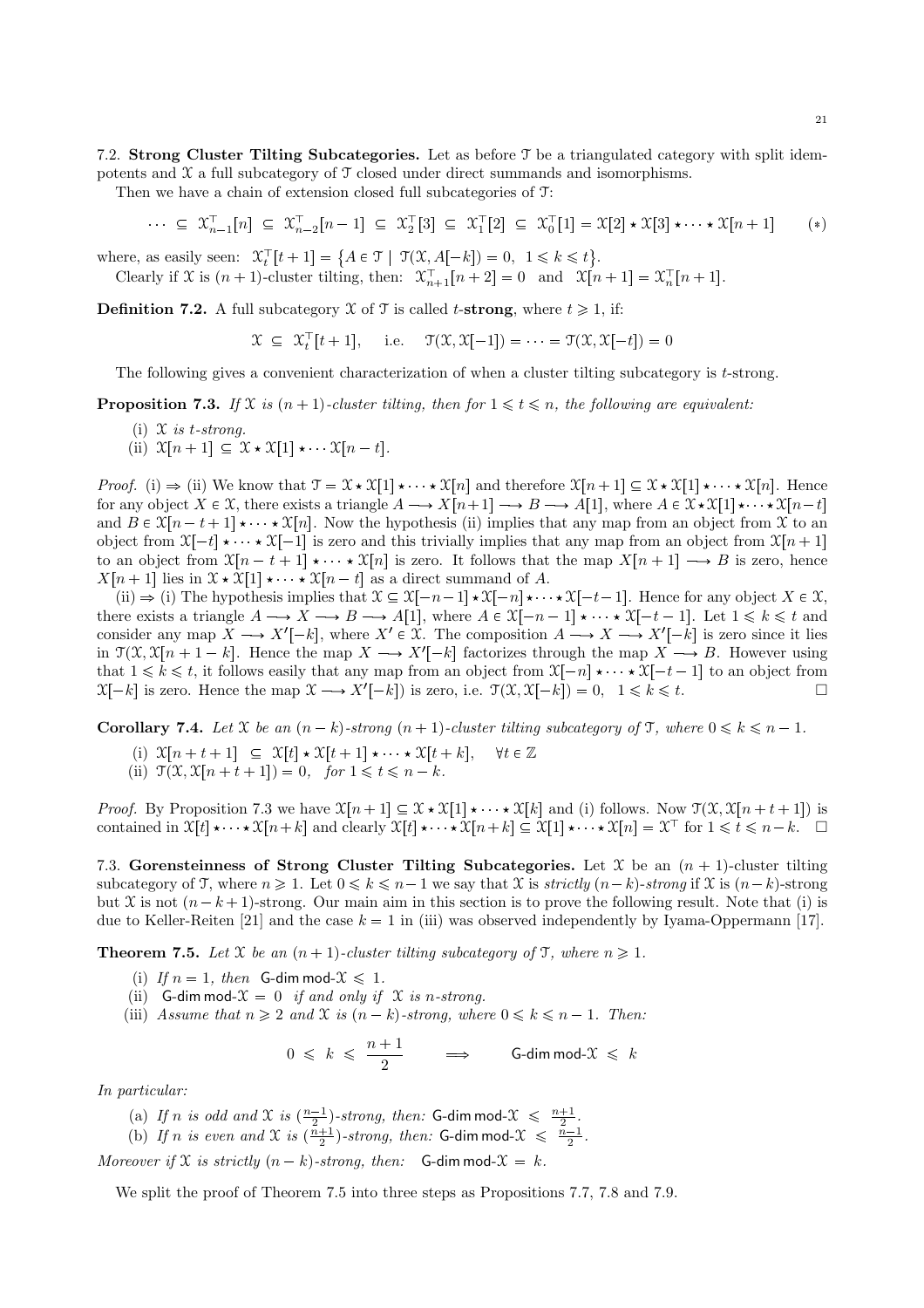7.2. **Strong Cluster Tilting Subcategories.** Let as before $\mathcal{T}$ be a triangulated category with split idempotents and $\mathcal{X}$ a full subcategory of $\mathcal{T}$ closed under direct summands and isomorphisms.

Then we have a chain of extension closed full subcategories of $\mathcal{T}$:

$$\cdots \subseteq \mathcal{X}^{\top}_{n-1}[n] \subseteq \mathcal{X}^{\top}_{n-2}[n-1] \subseteq \mathcal{X}^{\top}_{2}[3] \subseteq \mathcal{X}^{\top}_{1}[2] \subseteq \mathcal{X}^{\top}_{0}[1] = \mathcal{X}[2] \star \mathcal{X}[3] \star \cdots \star \mathcal{X}[n+1] \qquad (*)$$

where, as easily seen: $\mathcal{X}^{\top}_{t}[t+1] = \{A \in \mathcal{T} \mid \mathcal{T}(\mathcal{X}, A[-k]) = 0, \ 1 \leqslant k \leqslant t\}$.

Clearly if $\mathcal{X}$ is $(n+1)$-cluster tilting, then: $\mathcal{X}^{\top}_{n+1}[n+2] = 0$ and $\mathcal{X}[n+1] = \mathcal{X}^{\top}_{n}[n+1]$.

**Definition 7.2.** A full subcategory $\mathcal{X}$ of $\mathcal{T}$ is called $t$-**strong**, where $t \geqslant 1$, if:

$$\mathcal{X} \subseteq \mathcal{X}^{\top}_{t}[t+1], \quad \text{ i.e. } \quad \mathcal{T}(\mathcal{X}, \mathcal{X}[-1]) = \cdots = \mathcal{T}(\mathcal{X}, \mathcal{X}[-t]) = 0$$

The following gives a convenient characterization of when a cluster tilting subcategory is $t$-strong.

**Proposition 7.3.** *If $\mathcal{X}$ is $(n+1)$-cluster tilting, then for $1 \leqslant t \leqslant n$, the following are equivalent:*

(i) *$\mathcal{X}$ is $t$-strong.*
(ii) $\mathcal{X}[n+1] \subseteq \mathcal{X} \star \mathcal{X}[1] \star \cdots \mathcal{X}[n-t]$.

*Proof.* (i) ⇒ (ii) We know that $\mathcal{T} = \mathcal{X} \star \mathcal{X}[1] \star \cdots \star \mathcal{X}[n]$ and therefore $\mathcal{X}[n+1] \subseteq \mathcal{X} \star \mathcal{X}[1] \star \cdots \star \mathcal{X}[n]$. Hence for any object $X \in \mathcal{X}$, there exists a triangle $A \longrightarrow X[n+1] \longrightarrow B \longrightarrow A[1]$, where $A \in \mathcal{X} \star \mathcal{X}[1] \star \cdots \star \mathcal{X}[n-t]$ and $B \in \mathcal{X}[n-t+1] \star \cdots \star \mathcal{X}[n]$. Now the hypothesis (ii) implies that any map from an object from $\mathcal{X}$ to an object from $\mathcal{X}[-t] \star \cdots \star \mathcal{X}[-1]$ is zero and this trivially implies that any map from an object from $\mathcal{X}[n+1]$ to an object from $\mathcal{X}[n-t+1] \star \cdots \star \mathcal{X}[n]$ is zero. It follows that the map $X[n+1] \longrightarrow B$ is zero, hence $X[n+1]$ lies in $\mathcal{X} \star \mathcal{X}[1] \star \cdots \star \mathcal{X}[n-t]$ as a direct summand of $A$.

(ii) ⇒ (i) The hypothesis implies that $\mathcal{X} \subseteq \mathcal{X}[-n-1] \star \mathcal{X}[-n] \star \cdots \star \mathcal{X}[-t-1]$. Hence for any object $X \in \mathcal{X}$, there exists a triangle $A \longrightarrow X \longrightarrow B \longrightarrow A[1]$, where $A \in \mathcal{X}[-n-1] \star \cdots \star \mathcal{X}[-t-1]$. Let $1 \leqslant k \leqslant t$ and consider any map $X \longrightarrow X'[-k]$, where $X' \in \mathcal{X}$. The composition $A \longrightarrow X \longrightarrow X'[-k]$ is zero since it lies in $\mathcal{T}(\mathcal{X}, \mathcal{X}[n+1-k]$. Hence the map $X \longrightarrow X'[-k]$ factorizes through the map $X \longrightarrow B$. However using that $1 \leqslant k \leqslant t$, it follows easily that any map from an object from $\mathcal{X}[-n] \star \cdots \star \mathcal{X}[-t-1]$ to an object from $\mathcal{X}[-k]$ is zero. Hence the map $\mathcal{X} \longrightarrow X'[-k])$ is zero, i.e. $\mathcal{T}(\mathcal{X}, \mathcal{X}[-k]) = 0, \ \ 1 \leqslant k \leqslant t$. □

**Corollary 7.4.** *Let $\mathcal{X}$ be an $(n-k)$-strong $(n+1)$-cluster tilting subcategory of $\mathcal{T}$, where $0 \leqslant k \leqslant n-1$.*

(i) $\mathcal{X}[n+t+1] \subseteq \mathcal{X}[t] \star \mathcal{X}[t+1] \star \cdots \star \mathcal{X}[t+k], \quad \forall t \in \mathbb{Z}$
(ii) $\mathcal{T}(\mathcal{X}, \mathcal{X}[n+t+1]) = 0,$ *for* $1 \leqslant t \leqslant n-k$.

*Proof.* By Proposition 7.3 we have $\mathcal{X}[n+1] \subseteq \mathcal{X} \star \mathcal{X}[1] \star \cdots \star \mathcal{X}[k]$ and (i) follows. Now $\mathcal{T}(\mathcal{X}, \mathcal{X}[n+t+1])$ is contained in $\mathcal{X}[t] \star \cdots \star \mathcal{X}[n+k]$ and clearly $\mathcal{X}[t] \star \cdots \star \mathcal{X}[n+k] \subseteq \mathcal{X}[1] \star \cdots \star \mathcal{X}[n] = \mathcal{X}^{\top}$ for $1 \leqslant t \leqslant n-k$. □

7.3. **Gorensteinness of Strong Cluster Tilting Subcategories.** Let $\mathcal{X}$ be an $(n+1)$-cluster tilting subcategory of $\mathcal{T}$, where $n \geqslant 1$. Let $0 \leqslant k \leqslant n-1$ we say that $\mathcal{X}$ is *strictly $(n-k)$-strong* if $\mathcal{X}$ is $(n-k)$-strong but $\mathcal{X}$ is not $(n-k+1)$-strong. Our main aim in this section is to prove the following result. Note that (i) is due to Keller-Reiten [21] and the case $k = 1$ in (iii) was observed independently by Iyama-Oppermann [17].

**Theorem 7.5.** *Let $\mathcal{X}$ be an $(n+1)$-cluster tilting subcategory of $\mathcal{T}$, where $n \geqslant 1$.*

(i) *If $n = 1$, then* $\mathsf{G\text{-}dim}\,\mathsf{mod}\text{-}\mathcal{X} \leqslant 1$.
(ii) $\mathsf{G\text{-}dim}\,\mathsf{mod}\text{-}\mathcal{X} = 0$ *if and only if $\mathcal{X}$ is $n$-strong.*
(iii) *Assume that $n \geqslant 2$ and $\mathcal{X}$ is $(n-k)$-strong, where $0 \leqslant k \leqslant n-1$. Then:*

$$0 \leqslant k \leqslant \frac{n+1}{2} \qquad \Longrightarrow \qquad \mathsf{G\text{-}dim}\,\mathsf{mod}\text{-}\mathcal{X} \leqslant k$$

*In particular:*

(a) *If $n$ is odd and $\mathcal{X}$ is $(\frac{n-1}{2})$-strong, then:* $\mathsf{G\text{-}dim}\,\mathsf{mod}\text{-}\mathcal{X} \leqslant \frac{n+1}{2}$.
(b) *If $n$ is even and $\mathcal{X}$ is $(\frac{n+1}{2})$-strong, then:* $\mathsf{G\text{-}dim}\,\mathsf{mod}\text{-}\mathcal{X} \leqslant \frac{n-1}{2}$.

*Moreover if $\mathcal{X}$ is strictly $(n-k)$-strong, then:* $\mathsf{G\text{-}dim}\,\mathsf{mod}\text{-}\mathcal{X} = k$.

We split the proof of Theorem 7.5 into three steps as Propositions 7.7, 7.8 and 7.9.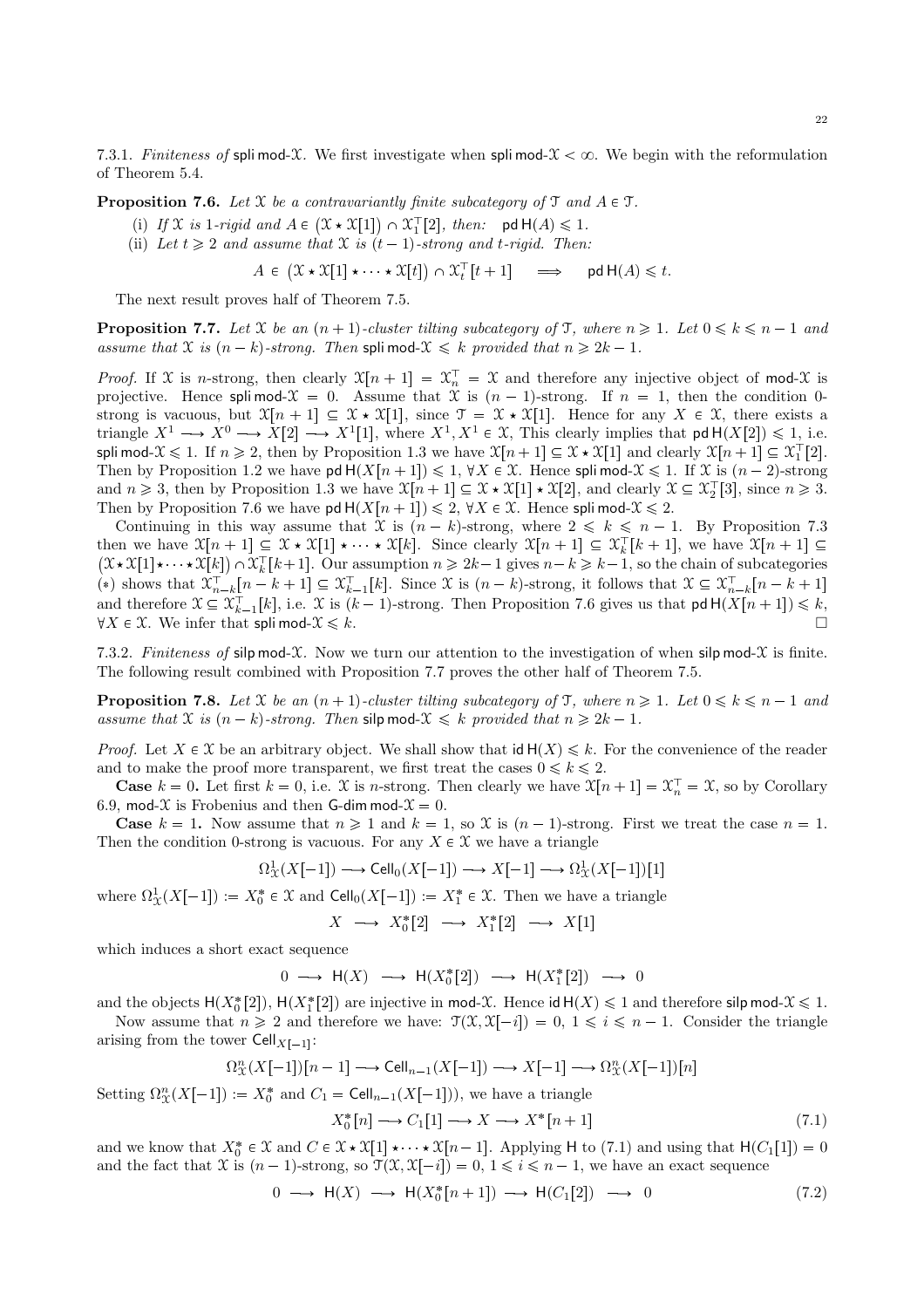7.3.1. *Finiteness of* $\mathsf{spli}\,\mathsf{mod}\text{-}\mathcal{X}$. We first investigate when $\mathsf{spli}\,\mathsf{mod}\text{-}\mathcal{X} < \infty$. We begin with the reformulation of Theorem 5.4.

**Proposition 7.6.** *Let $\mathcal{X}$ be a contravariantly finite subcategory of $\mathcal{T}$ and $A \in \mathcal{T}$.*

(i) *If $\mathcal{X}$ is 1-rigid and $A \in (\mathcal{X} \star \mathcal{X}[1]) \cap \mathcal{X}_1^{\top}[2]$, then: $\mathsf{pd}\,\mathsf{H}(A) \leqslant 1$.*

(ii) *Let $t \geqslant 2$ and assume that $\mathcal{X}$ is $(t-1)$-strong and $t$-rigid. Then:*

$$A \in \big(\mathcal{X} \star \mathcal{X}[1] \star \cdots \star \mathcal{X}[t]\big) \cap \mathcal{X}_t^{\top}[t+1] \quad \Longrightarrow \quad \mathsf{pd}\,\mathsf{H}(A) \leqslant t.$$

The next result proves half of Theorem 7.5.

**Proposition 7.7.** *Let $\mathcal{X}$ be an $(n+1)$-cluster tilting subcategory of $\mathcal{T}$, where $n \geqslant 1$. Let $0 \leqslant k \leqslant n-1$ and assume that $\mathcal{X}$ is $(n-k)$-strong. Then $\mathsf{spli}\,\mathsf{mod}\text{-}\mathcal{X} \leqslant k$ provided that $n \geqslant 2k-1$.*

*Proof.* If $\mathcal{X}$ is $n$-strong, then clearly $\mathcal{X}[n+1] = \mathcal{X}_n^{\top} = \mathcal{X}$ and therefore any injective object of $\mathsf{mod}\text{-}\mathcal{X}$ is projective. Hence $\mathsf{spli}\,\mathsf{mod}\text{-}\mathcal{X} = 0$. Assume that $\mathcal{X}$ is $(n-1)$-strong. If $n = 1$, then the condition 0-strong is vacuous, but $\mathcal{X}[n+1] \subseteq \mathcal{X} \star \mathcal{X}[1]$, since $\mathcal{T} = \mathcal{X} \star \mathcal{X}[1]$. Hence for any $X \in \mathcal{X}$, there exists a triangle $X^1 \longrightarrow X^0 \longrightarrow X[2] \longrightarrow X^1[1]$, where $X^1, X^1 \in \mathcal{X}$, This clearly implies that $\mathsf{pd}\,\mathsf{H}(X[2]) \leqslant 1$, i.e. $\mathsf{spli}\,\mathsf{mod}\text{-}\mathcal{X} \leqslant 1$. If $n \geqslant 2$, then by Proposition 1.3 we have $\mathcal{X}[n+1] \subseteq \mathcal{X} \star \mathcal{X}[1]$ and clearly $\mathcal{X}[n+1] \subseteq \mathcal{X}_1^{\top}[2]$. Then by Proposition 1.2 we have $\mathsf{pd}\,\mathsf{H}(X[n+1]) \leqslant 1$, $\forall X \in \mathcal{X}$. Hence $\mathsf{spli}\,\mathsf{mod}\text{-}\mathcal{X} \leqslant 1$. If $\mathcal{X}$ is $(n-2)$-strong and $n \geqslant 3$, then by Proposition 1.3 we have $\mathcal{X}[n+1] \subseteq \mathcal{X} \star \mathcal{X}[1] \star \mathcal{X}[2]$, and clearly $\mathcal{X} \subseteq \mathcal{X}_2^{\top}[3]$, since $n \geqslant 3$. Then by Proposition 7.6 we have $\mathsf{pd}\,\mathsf{H}(X[n+1]) \leqslant 2$, $\forall X \in \mathcal{X}$. Hence $\mathsf{spli}\,\mathsf{mod}\text{-}\mathcal{X} \leqslant 2$.

Continuing in this way assume that $\mathcal{X}$ is $(n-k)$-strong, where $2 \leqslant k \leqslant n-1$. By Proposition 7.3 then we have $\mathcal{X}[n+1] \subseteq \mathcal{X} \star \mathcal{X}[1] \star \cdots \star \mathcal{X}[k]$. Since clearly $\mathcal{X}[n+1] \subseteq \mathcal{X}_k^{\top}[k+1]$, we have $\mathcal{X}[n+1] \subseteq \big(\mathcal{X} \star \mathcal{X}[1] \star \cdots \star \mathcal{X}[k]\big) \cap \mathcal{X}_k^{\top}[k+1]$. Our assumption $n \geqslant 2k-1$ gives $n-k \geqslant k-1$, so the chain of subcategories $(*)$ shows that $\mathcal{X}_{n-k}^{\top}[n-k+1] \subseteq \mathcal{X}_{k-1}^{\top}[k]$. Since $\mathcal{X}$ is $(n-k)$-strong, it follows that $\mathcal{X} \subseteq \mathcal{X}_{n-k}^{\top}[n-k+1]$ and therefore $\mathcal{X} \subseteq \mathcal{X}_{k-1}^{\top}[k]$, i.e. $\mathcal{X}$ is $(k-1)$-strong. Then Proposition 7.6 gives us that $\mathsf{pd}\,\mathsf{H}(X[n+1]) \leqslant k$, $\forall X \in \mathcal{X}$. We infer that $\mathsf{spli}\,\mathsf{mod}\text{-}\mathcal{X} \leqslant k$. $\square$

7.3.2. *Finiteness of* $\mathsf{silp}\,\mathsf{mod}\text{-}\mathcal{X}$. Now we turn our attention to the investigation of when $\mathsf{silp}\,\mathsf{mod}\text{-}\mathcal{X}$ is finite. The following result combined with Proposition 7.7 proves the other half of Theorem 7.5.

**Proposition 7.8.** *Let $\mathcal{X}$ be an $(n+1)$-cluster tilting subcategory of $\mathcal{T}$, where $n \geqslant 1$. Let $0 \leqslant k \leqslant n-1$ and assume that $\mathcal{X}$ is $(n-k)$-strong. Then $\mathsf{silp}\,\mathsf{mod}\text{-}\mathcal{X} \leqslant k$ provided that $n \geqslant 2k-1$.*

*Proof.* Let $X \in \mathcal{X}$ be an arbitrary object. We shall show that $\mathsf{id}\,\mathsf{H}(X) \leqslant k$. For the convenience of the reader and to make the proof more transparent, we first treat the cases $0 \leqslant k \leqslant 2$.

**Case** $k = 0$**.** Let first $k = 0$, i.e. $\mathcal{X}$ is $n$-strong. Then clearly we have $\mathcal{X}[n+1] = \mathcal{X}_n^{\top} = \mathcal{X}$, so by Corollary 6.9, $\mathsf{mod}\text{-}\mathcal{X}$ is Frobenius and then $\mathsf{G}\text{-}\mathsf{dim}\,\mathsf{mod}\text{-}\mathcal{X} = 0$.

**Case** $k = 1$**.** Now assume that $n \geqslant 1$ and $k = 1$, so $\mathcal{X}$ is $(n-1)$-strong. First we treat the case $n = 1$. Then the condition 0-strong is vacuous. For any $X \in \mathcal{X}$ we have a triangle

$$\Omega^1_{\mathcal{X}}(X[-1]) \longrightarrow \mathsf{Cell}_0(X[-1]) \longrightarrow X[-1] \longrightarrow \Omega^1_{\mathcal{X}}(X[-1])[1]$$

where $\Omega^1_{\mathcal{X}}(X[-1]) := X_0^* \in \mathcal{X}$ and $\mathsf{Cell}_0(X[-1]) := X_1^* \in \mathcal{X}$. Then we have a triangle

$$X \longrightarrow X_0^*[2] \longrightarrow X_1^*[2] \longrightarrow X[1]$$

which induces a short exact sequence

$$0 \longrightarrow \mathsf{H}(X) \longrightarrow \mathsf{H}(X_0^*[2]) \longrightarrow \mathsf{H}(X_1^*[2]) \longrightarrow 0$$

and the objects $\mathsf{H}(X_0^*[2])$, $\mathsf{H}(X_1^*[2])$ are injective in $\mathsf{mod}\text{-}\mathcal{X}$. Hence $\mathsf{id}\,\mathsf{H}(X) \leqslant 1$ and therefore $\mathsf{silp}\,\mathsf{mod}\text{-}\mathcal{X} \leqslant 1$.

Now assume that $n \geqslant 2$ and therefore we have: $\mathcal{T}(\mathcal{X}, \mathcal{X}[-i]) = 0$, $1 \leqslant i \leqslant n-1$. Consider the triangle arising from the tower $\mathsf{Cell}_{X[-1]}$:

$$\Omega^n_{\mathcal{X}}(X[-1])[n-1] \longrightarrow \mathsf{Cell}_{n-1}(X[-1]) \longrightarrow X[-1] \longrightarrow \Omega^n_{\mathcal{X}}(X[-1])[n]$$

Setting $\Omega^n_{\mathcal{X}}(X[-1]) := X_0^*$ and $C_1 = \mathsf{Cell}_{n-1}(X[-1]))$, we have a triangle

$$X_0^*[n] \longrightarrow C_1[1] \longrightarrow X \longrightarrow X^*[n+1] \tag{7.1}$$

and we know that $X_0^* \in \mathcal{X}$ and $C \in \mathcal{X} \star \mathcal{X}[1] \star \cdots \star \mathcal{X}[n-1]$. Applying $\mathsf{H}$ to (7.1) and using that $\mathsf{H}(C_1[1]) = 0$ and the fact that $\mathcal{X}$ is $(n-1)$-strong, so $\mathcal{T}(\mathcal{X}, \mathcal{X}[-i]) = 0$, $1 \leqslant i \leqslant n-1$, we have an exact sequence

$$0 \longrightarrow \mathsf{H}(X) \longrightarrow \mathsf{H}(X_0^*[n+1]) \longrightarrow \mathsf{H}(C_1[2]) \longrightarrow 0 \tag{7.2}$$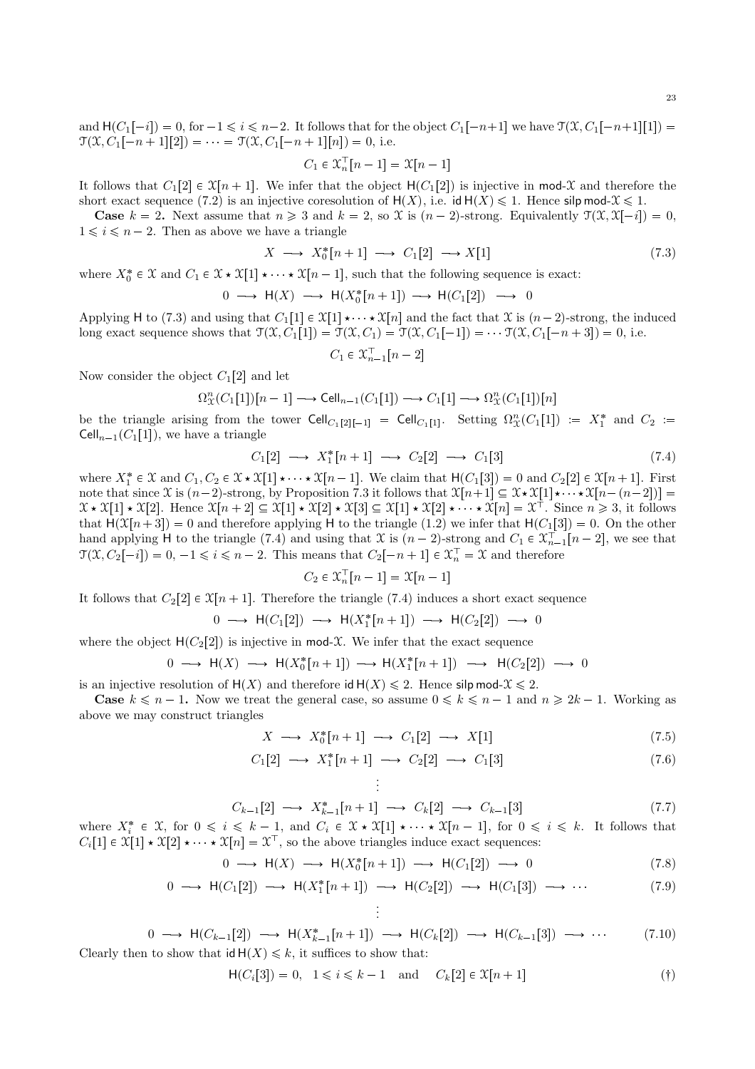and $\mathsf{H}(C_1[-i]) = 0$, for $-1 \leqslant i \leqslant n-2$. It follows that for the object $C_1[-n+1]$ we have $\mathcal{T}(\mathcal{X}, C_1[-n+1][1]) = \mathcal{T}(\mathcal{X}, C_1[-n+1][2]) = \cdots = \mathcal{T}(\mathcal{X}, C_1[-n+1][n]) = 0$, i.e.

$$C_1 \in \mathcal{X}_n^{\top}[n-1] = \mathcal{X}[n-1]$$

It follows that $C_1[2] \in \mathcal{X}[n+1]$. We infer that the object $\mathsf{H}(C_1[2])$ is injective in $\mathsf{mod}\text{-}\mathcal{X}$ and therefore the short exact sequence (7.2) is an injective coresolution of $\mathsf{H}(X)$, i.e. $\mathsf{id}\,\mathsf{H}(X) \leqslant 1$. Hence $\mathsf{silp}\,\mathsf{mod}\text{-}\mathcal{X} \leqslant 1$.

**Case $k = 2$.** Next assume that $n \geqslant 3$ and $k = 2$, so $\mathcal{X}$ is $(n-2)$-strong. Equivalently $\mathcal{T}(\mathcal{X}, \mathcal{X}[-i]) = 0$, $1 \leqslant i \leqslant n-2$. Then as above we have a triangle

$$X \longrightarrow X_0^*[n+1] \longrightarrow C_1[2] \longrightarrow X[1] \tag{7.3}$$

where $X_0^* \in \mathcal{X}$ and $C_1 \in \mathcal{X} \star \mathcal{X}[1] \star \cdots \star \mathcal{X}[n-1]$, such that the following sequence is exact:

$$0 \longrightarrow \mathsf{H}(X) \longrightarrow \mathsf{H}(X_0^*[n+1]) \longrightarrow \mathsf{H}(C_1[2]) \longrightarrow 0$$

Applying $\mathsf{H}$ to (7.3) and using that $C_1[1] \in \mathcal{X}[1] \star \cdots \star \mathcal{X}[n]$ and the fact that $\mathcal{X}$ is $(n-2)$-strong, the induced long exact sequence shows that $\mathcal{T}(\mathcal{X}, C_1[1]) = \mathcal{T}(\mathcal{X}, C_1) = \mathcal{T}(\mathcal{X}, C_1[-1]) = \cdots \mathcal{T}(\mathcal{X}, C_1[-n+3]) = 0$, i.e.

$$C_1 \in \mathcal{X}_{n-1}^{\top}[n-2]$$

Now consider the object $C_1[2]$ and let

$$\Omega^n_{\mathcal{X}}(C_1[1])[n-1] \longrightarrow \mathsf{Cell}_{n-1}(C_1[1]) \longrightarrow C_1[1] \longrightarrow \Omega^n_{\mathcal{X}}(C_1[1])[n]$$

be the triangle arising from the tower $\mathsf{Cell}_{C_1[2][-1]} = \mathsf{Cell}_{C_1[1]}$. Setting $\Omega^n_{\mathcal{X}}(C_1[1]) := X_1^*$ and $C_2 := \mathsf{Cell}_{n-1}(C_1[1])$, we have a triangle

$$C_1[2] \longrightarrow X_1^*[n+1] \longrightarrow C_2[2] \longrightarrow C_1[3] \tag{7.4}$$

where $X_1^* \in \mathcal{X}$ and $C_1, C_2 \in \mathcal{X} \star \mathcal{X}[1] \star \cdots \star \mathcal{X}[n-1]$. We claim that $\mathsf{H}(C_1[3]) = 0$ and $C_2[2] \in \mathcal{X}[n+1]$. First note that since $\mathcal{X}$ is $(n-2)$-strong, by Proposition 7.3 it follows that $\mathcal{X}[n+1] \subseteq \mathcal{X} \star \mathcal{X}[1] \star \cdots \star \mathcal{X}[n-(n-2)] = \mathcal{X} \star \mathcal{X}[1] \star \mathcal{X}[2]$. Hence $\mathcal{X}[n+2] \subseteq \mathcal{X}[1] \star \mathcal{X}[2] \star \mathcal{X}[3] \subseteq \mathcal{X}[1] \star \mathcal{X}[2] \star \cdots \star \mathcal{X}[n] = \mathcal{X}^{\top}$. Since $n \geqslant 3$, it follows that $\mathsf{H}(\mathcal{X}[n+3]) = 0$ and therefore applying $\mathsf{H}$ to the triangle (1.2) we infer that $\mathsf{H}(C_1[3]) = 0$. On the other hand applying $\mathsf{H}$ to the triangle (7.4) and using that $\mathcal{X}$ is $(n-2)$-strong and $C_1 \in \mathcal{X}_{n-1}^{\top}[n-2]$, we see that $\mathcal{T}(\mathcal{X}, C_2[-i]) = 0$, $-1 \leqslant i \leqslant n-2$. This means that $C_2[-n+1] \in \mathcal{X}_n^{\top} = \mathcal{X}$ and therefore

$$C_2 \in \mathcal{X}_n^{\top}[n-1] = \mathcal{X}[n-1]$$

It follows that $C_2[2] \in \mathcal{X}[n+1]$. Therefore the triangle (7.4) induces a short exact sequence

$$0 \longrightarrow \mathsf{H}(C_1[2]) \longrightarrow \mathsf{H}(X_1^*[n+1]) \longrightarrow \mathsf{H}(C_2[2]) \longrightarrow 0$$

where the object $\mathsf{H}(C_2[2])$ is injective in $\mathsf{mod}\text{-}\mathcal{X}$. We infer that the exact sequence

$$0 \longrightarrow \mathsf{H}(X) \longrightarrow \mathsf{H}(X_0^*[n+1]) \longrightarrow \mathsf{H}(X_1^*[n+1]) \longrightarrow \mathsf{H}(C_2[2]) \longrightarrow 0$$

is an injective resolution of $\mathsf{H}(X)$ and therefore $\mathsf{id}\,\mathsf{H}(X) \leqslant 2$. Hence $\mathsf{silp}\,\mathsf{mod}\text{-}\mathcal{X} \leqslant 2$.

**Case $k \leqslant n-1$.** Now we treat the general case, so assume $0 \leqslant k \leqslant n-1$ and $n \geqslant 2k-1$. Working as above we may construct triangles

$$X \longrightarrow X_0^*[n+1] \longrightarrow C_1[2] \longrightarrow X[1] \tag{7.5}$$

$$C_1[2] \longrightarrow X_1^*[n+1] \longrightarrow C_2[2] \longrightarrow C_1[3] \tag{7.6}$$

$$\vdots$$

$$C_{k-1}[2] \longrightarrow X_{k-1}^*[n+1] \longrightarrow C_k[2] \longrightarrow C_{k-1}[3] \tag{7.7}$$

where $X_i^* \in \mathcal{X}$, for $0 \leqslant i \leqslant k-1$, and $C_i \in \mathcal{X} \star \mathcal{X}[1] \star \cdots \star \mathcal{X}[n-1]$, for $0 \leqslant i \leqslant k$. It follows that $C_i[1] \in \mathcal{X}[1] \star \mathcal{X}[2] \star \cdots \star \mathcal{X}[n] = \mathcal{X}^{\top}$, so the above triangles induce exact sequences:

$$0 \longrightarrow \mathsf{H}(X) \longrightarrow \mathsf{H}(X_0^*[n+1]) \longrightarrow \mathsf{H}(C_1[2]) \longrightarrow 0 \tag{7.8}$$

$$0 \longrightarrow \mathsf{H}(C_1[2]) \longrightarrow \mathsf{H}(X_1^*[n+1]) \longrightarrow \mathsf{H}(C_2[2]) \longrightarrow \mathsf{H}(C_1[3]) \longrightarrow \cdots \tag{7.9}$$

$$\vdots$$

$$0 \longrightarrow \mathsf{H}(C_{k-1}[2]) \longrightarrow \mathsf{H}(X_{k-1}^*[n+1]) \longrightarrow \mathsf{H}(C_k[2]) \longrightarrow \mathsf{H}(C_{k-1}[3]) \longrightarrow \cdots \tag{7.10}$$

Clearly then to show that $\mathsf{id}\,\mathsf{H}(X) \leqslant k$, it suffices to show that:

$$\mathsf{H}(C_i[3]) = 0, \quad 1 \leqslant i \leqslant k-1 \quad \text{and} \quad C_k[2] \in \mathcal{X}[n+1] \tag{†}$$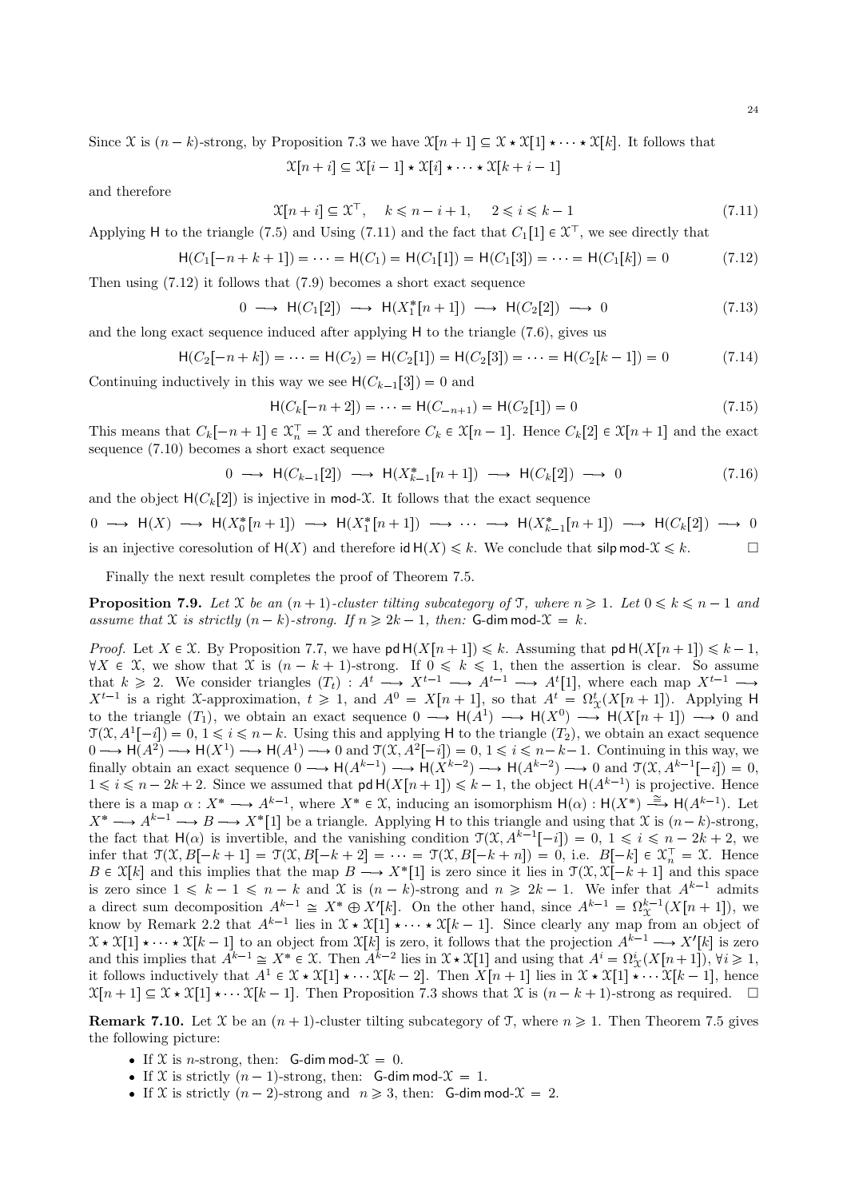Since $\mathcal{X}$ is $(n-k)$-strong, by Proposition 7.3 we have $\mathcal{X}[n+1] \subseteq \mathcal{X} \star \mathcal{X}[1] \star \cdots \star \mathcal{X}[k]$. It follows that

$$\mathcal{X}[n+i] \subseteq \mathcal{X}[i-1] \star \mathcal{X}[i] \star \cdots \star \mathcal{X}[k+i-1]$$

and therefore

$$\mathcal{X}[n+i] \subseteq \mathcal{X}^{\top}, \quad k \leqslant n-i+1, \quad 2 \leqslant i \leqslant k-1 \tag{7.11}$$

Applying $\mathsf{H}$ to the triangle (7.5) and Using (7.11) and the fact that $C_1[1] \in \mathcal{X}^{\top}$, we see directly that

$$\mathsf{H}(C_1[-n+k+1]) = \cdots = \mathsf{H}(C_1) = \mathsf{H}(C_1[1]) = \mathsf{H}(C_1[3]) = \cdots = \mathsf{H}(C_1[k]) = 0 \tag{7.12}$$

Then using (7.12) it follows that (7.9) becomes a short exact sequence

$$0 \longrightarrow \mathsf{H}(C_1[2]) \longrightarrow \mathsf{H}(X_1^*[n+1]) \longrightarrow \mathsf{H}(C_2[2]) \longrightarrow 0 \tag{7.13}$$

and the long exact sequence induced after applying $\mathsf{H}$ to the triangle (7.6), gives us

$$\mathsf{H}(C_2[-n+k]) = \cdots = \mathsf{H}(C_2) = \mathsf{H}(C_2[1]) = \mathsf{H}(C_2[3]) = \cdots = \mathsf{H}(C_2[k-1]) = 0 \tag{7.14}$$

Continuing inductively in this way we see $\mathsf{H}(C_{k-1}[3]) = 0$ and

$$\mathsf{H}(C_k[-n+2]) = \cdots = \mathsf{H}(C_{-n+1}) = \mathsf{H}(C_2[1]) = 0 \tag{7.15}$$

This means that $C_k[-n+1] \in \mathcal{X}_n^{\top} = \mathcal{X}$ and therefore $C_k \in \mathcal{X}[n-1]$. Hence $C_k[2] \in \mathcal{X}[n+1]$ and the exact sequence (7.10) becomes a short exact sequence

$$0 \longrightarrow \mathsf{H}(C_{k-1}[2]) \longrightarrow \mathsf{H}(X_{k-1}^*[n+1]) \longrightarrow \mathsf{H}(C_k[2]) \longrightarrow 0 \tag{7.16}$$

and the object $\mathsf{H}(C_k[2])$ is injective in $\mathsf{mod}\text{-}\mathcal{X}$. It follows that the exact sequence

$$0 \longrightarrow \mathsf{H}(X) \longrightarrow \mathsf{H}(X_0^*[n+1]) \longrightarrow \mathsf{H}(X_1^*[n+1]) \longrightarrow \cdots \longrightarrow \mathsf{H}(X_{k-1}^*[n+1]) \longrightarrow \mathsf{H}(C_k[2]) \longrightarrow 0$$

is an injective coresolution of $\mathsf{H}(X)$ and therefore $\mathsf{id}\,\mathsf{H}(X) \leqslant k$. We conclude that $\mathsf{silp}\,\mathsf{mod}\text{-}\mathcal{X} \leqslant k$. $\square$

Finally the next result completes the proof of Theorem 7.5.

**Proposition 7.9.** *Let $\mathcal{X}$ be an $(n+1)$-cluster tilting subcategory of $\mathcal{T}$, where $n \geqslant 1$. Let $0 \leqslant k \leqslant n-1$ and assume that $\mathcal{X}$ is strictly $(n-k)$-strong. If $n \geqslant 2k-1$, then: $\mathsf{G\text{-}dim}\,\mathsf{mod}\text{-}\mathcal{X} = k$.*

*Proof.* Let $X \in \mathcal{X}$. By Proposition 7.7, we have $\mathsf{pd}\,\mathsf{H}(X[n+1]) \leqslant k$. Assuming that $\mathsf{pd}\,\mathsf{H}(X[n+1]) \leqslant k-1$, $\forall X \in \mathcal{X}$, we show that $\mathcal{X}$ is $(n-k+1)$-strong. If $0 \leqslant k \leqslant 1$, then the assertion is clear. So assume that $k \geqslant 2$. We consider triangles $(T_t) : A^t \longrightarrow X^{t-1} \longrightarrow A^{t-1} \longrightarrow A^t[1]$, where each map $X^{t-1} \longrightarrow X^{t-1}$ is a right $\mathcal{X}$-approximation, $t \geqslant 1$, and $A^0 = X[n+1]$, so that $A^t = \Omega_{\mathcal{X}}^t(X[n+1])$. Applying $\mathsf{H}$ to the triangle $(T_1)$, we obtain an exact sequence $0 \longrightarrow \mathsf{H}(A^1) \longrightarrow \mathsf{H}(X^0) \longrightarrow \mathsf{H}(X[n+1]) \longrightarrow 0$ and $\mathcal{T}(\mathcal{X}, A^1[-i]) = 0$, $1 \leqslant i \leqslant n-k$. Using this and applying $\mathsf{H}$ to the triangle $(T_2)$, we obtain an exact sequence $0 \longrightarrow \mathsf{H}(A^2) \longrightarrow \mathsf{H}(X^1) \longrightarrow \mathsf{H}(A^1) \longrightarrow 0$ and $\mathcal{T}(\mathcal{X}, A^2[-i]) = 0$, $1 \leqslant i \leqslant n-k-1$. Continuing in this way, we finally obtain an exact sequence $0 \longrightarrow \mathsf{H}(A^{k-1}) \longrightarrow \mathsf{H}(X^{k-2}) \longrightarrow \mathsf{H}(A^{k-2}) \longrightarrow 0$ and $\mathcal{T}(\mathcal{X}, A^{k-1}[-i]) = 0$, $1 \leqslant i \leqslant n-2k+2$. Since we assumed that $\mathsf{pd}\,\mathsf{H}(X[n+1]) \leqslant k-1$, the object $\mathsf{H}(A^{k-1})$ is projective. Hence there is a map $\alpha : X^* \longrightarrow A^{k-1}$, where $X^* \in \mathcal{X}$, inducing an isomorphism $\mathsf{H}(\alpha) : \mathsf{H}(X^*) \xrightarrow{\cong} \mathsf{H}(A^{k-1})$. Let $X^* \longrightarrow A^{k-1} \longrightarrow B \longrightarrow X^*[1]$ be a triangle. Applying $\mathsf{H}$ to this triangle and using that $\mathcal{X}$ is $(n-k)$-strong, the fact that $\mathsf{H}(\alpha)$ is invertible, and the vanishing condition $\mathcal{T}(\mathcal{X}, A^{k-1}[-i]) = 0$, $1 \leqslant i \leqslant n-2k+2$, we infer that $\mathcal{T}(\mathcal{X}, B[-k+1] = \mathcal{T}(\mathcal{X}, B[-k+2] = \cdots = \mathcal{T}(\mathcal{X}, B[-k+n]) = 0$, i.e. $B[-k] \in \mathcal{X}_n^{\top} = \mathcal{X}$. Hence $B \in \mathcal{X}[k]$ and this implies that the map $B \longrightarrow X^*[1]$ is zero since it lies in $\mathcal{T}(\mathcal{X}, \mathcal{X}[-k+1]$ and this space is zero since $1 \leqslant k-1 \leqslant n-k$ and $\mathcal{X}$ is $(n-k)$-strong and $n \geqslant 2k-1$. We infer that $A^{k-1}$ admits a direct sum decomposition $A^{k-1} \cong X^* \oplus X'[k]$. On the other hand, since $A^{k-1} = \Omega_{\mathcal{X}}^{k-1}(X[n+1])$, we know by Remark 2.2 that $A^{k-1}$ lies in $\mathcal{X} \star \mathcal{X}[1] \star \cdots \star \mathcal{X}[k-1]$. Since clearly any map from an object of $\mathcal{X} \star \mathcal{X}[1] \star \cdots \star \mathcal{X}[k-1]$ to an object from $\mathcal{X}[k]$ is zero, it follows that the projection $A^{k-1} \longrightarrow X'[k]$ is zero and this implies that $A^{k-1} \cong X^* \in \mathcal{X}$. Then $A^{k-2}$ lies in $\mathcal{X} \star \mathcal{X}[1]$ and using that $A^i = \Omega_{\mathcal{X}}^i(X[n+1])$, $\forall i \geqslant 1$, it follows inductively that $A^1 \in \mathcal{X} \star \mathcal{X}[1] \star \cdots \mathcal{X}[k-2]$. Then $X[n+1]$ lies in $\mathcal{X} \star \mathcal{X}[1] \star \cdots \mathcal{X}[k-1]$, hence $\mathcal{X}[n+1] \subseteq \mathcal{X} \star \mathcal{X}[1] \star \cdots \mathcal{X}[k-1]$. Then Proposition 7.3 shows that $\mathcal{X}$ is $(n-k+1)$-strong as required. $\square$

**Remark 7.10.** Let $\mathcal{X}$ be an $(n+1)$-cluster tilting subcategory of $\mathcal{T}$, where $n \geqslant 1$. Then Theorem 7.5 gives the following picture:

- If $\mathcal{X}$ is $n$-strong, then: $\mathsf{G\text{-}dim}\,\mathsf{mod}\text{-}\mathcal{X} = 0$.
- If $\mathcal{X}$ is strictly $(n-1)$-strong, then: $\mathsf{G\text{-}dim}\,\mathsf{mod}\text{-}\mathcal{X} = 1$.
- If $\mathcal{X}$ is strictly $(n-2)$-strong and $n \geqslant 3$, then: $\mathsf{G\text{-}dim}\,\mathsf{mod}\text{-}\mathcal{X} = 2$.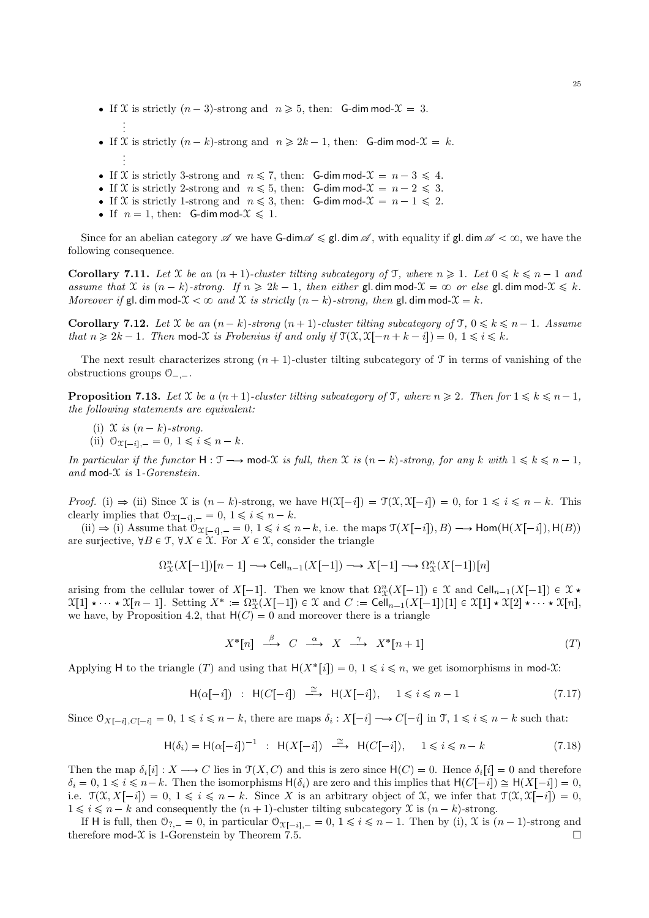- If $\mathcal{X}$ is strictly $(n-3)$-strong and $n \geqslant 5$, then: $\mathsf{G\text{-}dim}\,\mathsf{mod}\text{-}\mathcal{X} = 3$.

  $\vdots$

- If $\mathcal{X}$ is strictly $(n-k)$-strong and $n \geqslant 2k-1$, then: $\mathsf{G\text{-}dim}\,\mathsf{mod}\text{-}\mathcal{X} = k$.

  $\vdots$

- If $\mathcal{X}$ is strictly 3-strong and $n \leqslant 7$, then: $\mathsf{G\text{-}dim}\,\mathsf{mod}\text{-}\mathcal{X} = n-3 \leqslant 4$.
- If $\mathcal{X}$ is strictly 2-strong and $n \leqslant 5$, then: $\mathsf{G\text{-}dim}\,\mathsf{mod}\text{-}\mathcal{X} = n-2 \leqslant 3$.
- If $\mathcal{X}$ is strictly 1-strong and $n \leqslant 3$, then: $\mathsf{G\text{-}dim}\,\mathsf{mod}\text{-}\mathcal{X} = n-1 \leqslant 2$.
- If $n = 1$, then: $\mathsf{G\text{-}dim}\,\mathsf{mod}\text{-}\mathcal{X} \leqslant 1$.

Since for an abelian category $\mathscr{A}$ we have $\mathsf{G\text{-}dim}\mathscr{A} \leqslant \mathsf{gl.dim}\,\mathscr{A}$, with equality if $\mathsf{gl.dim}\,\mathscr{A} < \infty$, we have the following consequence.

**Corollary 7.11.** *Let $\mathcal{X}$ be an $(n+1)$-cluster tilting subcategory of $\mathcal{T}$, where $n \geqslant 1$. Let $0 \leqslant k \leqslant n-1$ and assume that $\mathcal{X}$ is $(n-k)$-strong. If $n \geqslant 2k-1$, then either $\mathsf{gl.dim}\,\mathsf{mod}\text{-}\mathcal{X} = \infty$ or else $\mathsf{gl.dim}\,\mathsf{mod}\text{-}\mathcal{X} \leqslant k$. Moreover if $\mathsf{gl.dim}\,\mathsf{mod}\text{-}\mathcal{X} < \infty$ and $\mathcal{X}$ is strictly $(n-k)$-strong, then $\mathsf{gl.dim}\,\mathsf{mod}\text{-}\mathcal{X} = k$.*

**Corollary 7.12.** *Let $\mathcal{X}$ be an $(n-k)$-strong $(n+1)$-cluster tilting subcategory of $\mathcal{T}$, $0 \leqslant k \leqslant n-1$. Assume that $n \geqslant 2k-1$. Then $\mathsf{mod}\text{-}\mathcal{X}$ is Frobenius if and only if $\mathcal{T}(\mathcal{X}, \mathcal{X}[-n+k-i]) = 0$, $1 \leqslant i \leqslant k$.*

The next result characterizes strong $(n+1)$-cluster tilting subcategory of $\mathcal{T}$ in terms of vanishing of the obstructions groups $\mathcal{O}_{-,-}$.

**Proposition 7.13.** *Let $\mathcal{X}$ be a $(n+1)$-cluster tilting subcategory of $\mathcal{T}$, where $n \geqslant 2$. Then for $1 \leqslant k \leqslant n-1$, the following statements are equivalent:*

(i) *$\mathcal{X}$ is $(n-k)$-strong.*
(ii) *$\mathcal{O}_{\mathcal{X}[-i],-} = 0$, $1 \leqslant i \leqslant n-k$.*

*In particular if the functor $\mathsf{H} : \mathcal{T} \longrightarrow \mathsf{mod}\text{-}\mathcal{X}$ is full, then $\mathcal{X}$ is $(n-k)$-strong, for any $k$ with $1 \leqslant k \leqslant n-1$, and $\mathsf{mod}\text{-}\mathcal{X}$ is 1-Gorenstein.*

*Proof.* (i) $\Rightarrow$ (ii) Since $\mathcal{X}$ is $(n-k)$-strong, we have $\mathsf{H}(\mathcal{X}[-i]) = \mathcal{T}(\mathcal{X}, \mathcal{X}[-i]) = 0$, for $1 \leqslant i \leqslant n-k$. This clearly implies that $\mathcal{O}_{\mathcal{X}[-i],-} = 0$, $1 \leqslant i \leqslant n-k$.

(ii) $\Rightarrow$ (i) Assume that $\mathcal{O}_{\mathcal{X}[-i],-} = 0$, $1 \leqslant i \leqslant n-k$, i.e. the maps $\mathcal{T}(X[-i]), B) \longrightarrow \mathsf{Hom}(\mathsf{H}(X[-i]), \mathsf{H}(B))$ are surjective, $\forall B \in \mathcal{T}$, $\forall X \in \mathcal{X}$. For $X \in \mathcal{X}$, consider the triangle

$$\Omega^n_{\mathcal{X}}(X[-1])[n-1] \longrightarrow \mathsf{Cell}_{n-1}(X[-1]) \longrightarrow X[-1] \longrightarrow \Omega^n_{\mathcal{X}}(X[-1])[n]$$

arising from the cellular tower of $X[-1]$. Then we know that $\Omega^n_{\mathcal{X}}(X[-1]) \in \mathcal{X}$ and $\mathsf{Cell}_{n-1}(X[-1]) \in \mathcal{X} \star \mathcal{X}[1] \star \cdots \star \mathcal{X}[n-1]$. Setting $X^* := \Omega^n_{\mathcal{X}}(X[-1]) \in \mathcal{X}$ and $C := \mathsf{Cell}_{n-1}(X[-1])[1] \in \mathcal{X}[1] \star \mathcal{X}[2] \star \cdots \star \mathcal{X}[n]$, we have, by Proposition 4.2, that $\mathsf{H}(C) = 0$ and moreover there is a triangle

$$X^*[n] \xrightarrow{\ \beta\ } C \xrightarrow{\ \alpha\ } X \xrightarrow{\ \gamma\ } X^*[n+1] \tag{$T$}$$

Applying $\mathsf{H}$ to the triangle $(T)$ and using that $\mathsf{H}(X^*[i]) = 0$, $1 \leqslant i \leqslant n$, we get isomorphisms in $\mathsf{mod}\text{-}\mathcal{X}$:

$$\mathsf{H}(\alpha[-i]) \ : \ \mathsf{H}(C[-i]) \xrightarrow{\ \cong\ } \mathsf{H}(X[-i]), \quad 1 \leqslant i \leqslant n-1 \tag{7.17}$$

Since $\mathcal{O}_{X[-i],C[-i]} = 0$, $1 \leqslant i \leqslant n-k$, there are maps $\delta_i : X[-i] \longrightarrow C[-i]$ in $\mathcal{T}$, $1 \leqslant i \leqslant n-k$ such that:

$$\mathsf{H}(\delta_i) = \mathsf{H}(\alpha[-i])^{-1} \ : \ \mathsf{H}(X[-i]) \xrightarrow{\ \cong\ } \mathsf{H}(C[-i]), \quad 1 \leqslant i \leqslant n-k \tag{7.18}$$

Then the map $\delta_i[i] : X \longrightarrow C$ lies in $\mathcal{T}(X, C)$ and this is zero since $\mathsf{H}(C) = 0$. Hence $\delta_i[i] = 0$ and therefore $\delta_i = 0$, $1 \leqslant i \leqslant n-k$. Then the isomorphisms $\mathsf{H}(\delta_i)$ are zero and this implies that $\mathsf{H}(C[-i]) \cong \mathsf{H}(X[-i]) = 0$, i.e. $\mathcal{T}(\mathcal{X}, X[-i]) = 0$, $1 \leqslant i \leqslant n-k$. Since $X$ is an arbitrary object of $\mathcal{X}$, we infer that $\mathcal{T}(\mathcal{X}, \mathcal{X}[-i]) = 0$, $1 \leqslant i \leqslant n-k$ and consequently the $(n+1)$-cluster tilting subcategory $\mathcal{X}$ is $(n-k)$-strong.

If $\mathsf{H}$ is full, then $\mathcal{O}_{?,-} = 0$, in particular $\mathcal{O}_{\mathcal{X}[-i],-} = 0$, $1 \leqslant i \leqslant n-1$. Then by (i), $\mathcal{X}$ is $(n-1)$-strong and therefore $\mathsf{mod}\text{-}\mathcal{X}$ is 1-Gorenstein by Theorem 7.5. $\square$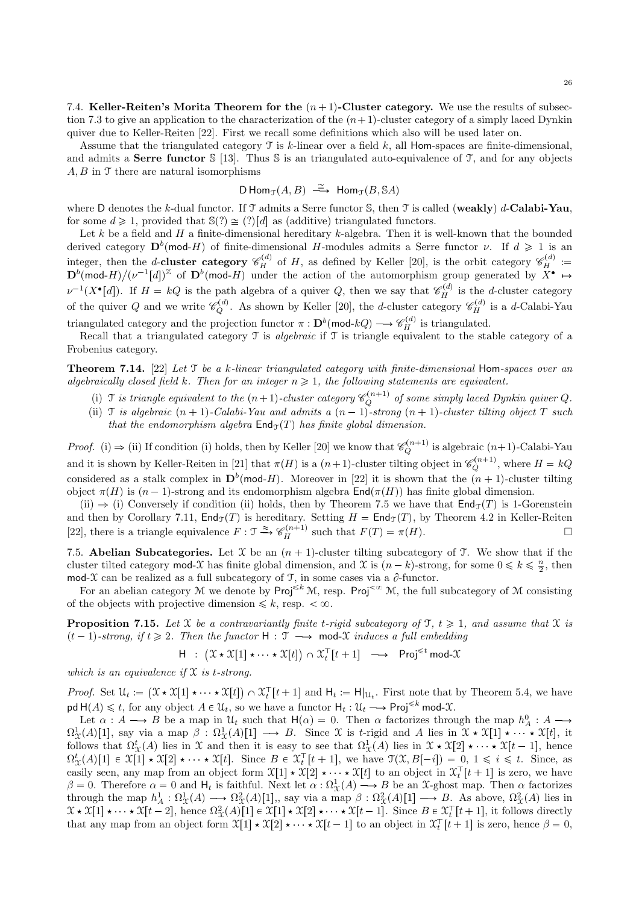### 7.4. Keller-Reiten's Morita Theorem for the $(n+1)$-Cluster category.

We use the results of subsection 7.3 to give an application to the characterization of the $(n+1)$-cluster category of a simply laced Dynkin quiver due to Keller-Reiten [22]. First we recall some definitions which also will be used later on.

Assume that the triangulated category $\mathcal{T}$ is $k$-linear over a field $k$, all $\mathsf{Hom}$-spaces are finite-dimensional, and admits a **Serre functor** $\mathbb{S}$ [13]. Thus $\mathbb{S}$ is an triangulated auto-equivalence of $\mathcal{T}$, and for any objects $A, B$ in $\mathcal{T}$ there are natural isomorphisms

$$\mathsf{D}\,\mathsf{Hom}_{\mathcal{T}}(A,B) \xrightarrow{\cong} \mathsf{Hom}_{\mathcal{T}}(B, \mathbb{S}A)$$

where $\mathsf{D}$ denotes the $k$-dual functor. If $\mathcal{T}$ admits a Serre functor $\mathbb{S}$, then $\mathcal{T}$ is called (**weakly**) $d$-**Calabi-Yau**, for some $d \geqslant 1$, provided that $\mathbb{S}(?) \cong (?)[d]$ as (additive) triangulated functors.

Let $k$ be a field and $H$ a finite-dimensional hereditary $k$-algebra. Then it is well-known that the bounded derived category $\mathbf{D}^b(\mathsf{mod}\text{-}H)$ of finite-dimensional $H$-modules admits a Serre functor $\nu$. If $d \geqslant 1$ is an integer, then the $d$-**cluster category** $\mathscr{C}_H^{(d)}$ of $H$, as defined by Keller [20], is the orbit category $\mathscr{C}_H^{(d)} := \mathbf{D}^b(\mathsf{mod}\text{-}H)/(\nu^{-1}[d])^{\mathbb{Z}}$ of $\mathbf{D}^b(\mathsf{mod}\text{-}H)$ under the action of the automorphism group generated by $X^\bullet \mapsto \nu^{-1}(X^\bullet[d])$. If $H = kQ$ is the path algebra of a quiver $Q$, then we say that $\mathscr{C}_H^{(d)}$ is the $d$-cluster category of the quiver $Q$ and we write $\mathscr{C}_Q^{(d)}$. As shown by Keller [20], the $d$-cluster category $\mathscr{C}_H^{(d)}$ is a $d$-Calabi-Yau triangulated category and the projection functor $\pi : \mathbf{D}^b(\mathsf{mod}\text{-}kQ) \longrightarrow \mathscr{C}_H^{(d)}$ is triangulated.

Recall that a triangulated category $\mathcal{T}$ is *algebraic* if $\mathcal{T}$ is triangle equivalent to the stable category of a Frobenius category.

**Theorem 7.14.** [22] *Let $\mathcal{T}$ be a $k$-linear triangulated category with finite-dimensional $\mathsf{Hom}$-spaces over an algebraically closed field $k$. Then for an integer $n \geqslant 1$, the following statements are equivalent.*

(i) *$\mathcal{T}$ is triangle equivalent to the $(n+1)$-cluster category $\mathscr{C}_Q^{(n+1)}$ of some simply laced Dynkin quiver $Q$.*
(ii) *$\mathcal{T}$ is algebraic $(n+1)$-Calabi-Yau and admits a $(n-1)$-strong $(n+1)$-cluster tilting object $T$ such that the endomorphism algebra $\mathsf{End}_{\mathcal{T}}(T)$ has finite global dimension.*

*Proof.* (i) $\Rightarrow$ (ii) If condition (i) holds, then by Keller [20] we know that $\mathscr{C}_Q^{(n+1)}$ is algebraic $(n+1)$-Calabi-Yau and it is shown by Keller-Reiten in [21] that $\pi(H)$ is a $(n+1)$-cluster tilting object in $\mathscr{C}_Q^{(n+1)}$, where $H = kQ$ considered as a stalk complex in $\mathbf{D}^b(\mathsf{mod}\text{-}H)$. Moreover in [22] it is shown that the $(n+1)$-cluster tilting object $\pi(H)$ is $(n-1)$-strong and its endomorphism algebra $\mathsf{End}(\pi(H))$ has finite global dimension.

(ii) $\Rightarrow$ (i) Conversely if condition (ii) holds, then by Theorem 7.5 we have that $\mathsf{End}_{\mathcal{T}}(T)$ is 1-Gorenstein and then by Corollary 7.11, $\mathsf{End}_{\mathcal{T}}(T)$ is hereditary. Setting $H = \mathsf{End}_{\mathcal{T}}(T)$, by Theorem 4.2 in Keller-Reiten [22], there is a triangle equivalence $F : \mathcal{T} \xrightarrow{\approx} \mathscr{C}_H^{(n+1)}$ such that $F(T) = \pi(H)$. $\square$

### 7.5. Abelian Subcategories.

Let $\mathcal{X}$ be an $(n+1)$-cluster tilting subcategory of $\mathcal{T}$. We show that if the cluster tilted category $\mathsf{mod}\text{-}\mathcal{X}$ has finite global dimension, and $\mathcal{X}$ is $(n-k)$-strong, for some $0 \leqslant k \leqslant \frac{n}{2}$, then $\mathsf{mod}\text{-}\mathcal{X}$ can be realized as a full subcategory of $\mathcal{T}$, in some cases via a $\partial$-functor.

For an abelian category $\mathcal{M}$ we denote by $\mathsf{Proj}^{\leqslant k}\,\mathcal{M}$, resp. $\mathsf{Proj}^{<\infty}\,\mathcal{M}$, the full subcategory of $\mathcal{M}$ consisting of the objects with projective dimension $\leqslant k$, resp. $< \infty$.

**Proposition 7.15.** *Let $\mathcal{X}$ be a contravariantly finite $t$-rigid subcategory of $\mathcal{T}$, $t \geqslant 1$, and assume that $\mathcal{X}$ is $(t-1)$-strong, if $t \geqslant 2$. Then the functor $\mathsf{H} : \mathcal{T} \longrightarrow \mathsf{mod}\text{-}\mathcal{X}$ induces a full embedding*

$$\mathsf{H} \ : \ \big(\mathcal{X} \star \mathcal{X}[1] \star \cdots \star \mathcal{X}[t]\big) \cap \mathcal{X}_t^{\top}[t+1] \ \longrightarrow \ \mathsf{Proj}^{\leqslant t}\,\mathsf{mod}\text{-}\mathcal{X}$$

*which is an equivalence if $\mathcal{X}$ is $t$-strong.*

*Proof.* Set $\mathcal{U}_t := \big(\mathcal{X} \star \mathcal{X}[1] \star \cdots \star \mathcal{X}[t]\big) \cap \mathcal{X}_t^{\top}[t+1]$ and $\mathsf{H}_t := \mathsf{H}|_{\mathcal{U}_t}$. First note that by Theorem 5.4, we have $\mathsf{pd}\,\mathsf{H}(A) \leqslant t$, for any object $A \in \mathcal{U}_t$, so we have a functor $\mathsf{H}_t : \mathcal{U}_t \longrightarrow \mathsf{Proj}^{\leqslant k}\,\mathsf{mod}\text{-}\mathcal{X}$.

Let $\alpha : A \longrightarrow B$ be a map in $\mathcal{U}_t$ such that $\mathsf{H}(\alpha) = 0$. Then $\alpha$ factorizes through the map $h_A^0 : A \longrightarrow \Omega_{\mathcal{X}}^1(A)[1]$, say via a map $\beta : \Omega_{\mathcal{X}}^1(A)[1] \longrightarrow B$. Since $\mathcal{X}$ is $t$-rigid and $A$ lies in $\mathcal{X} \star \mathcal{X}[1] \star \cdots \star \mathcal{X}[t]$, it follows that $\Omega_{\mathcal{X}}^t(A)$ lies in $\mathcal{X}$ and then it is easy to see that $\Omega_{\mathcal{X}}^1(A)$ lies in $\mathcal{X} \star \mathcal{X}[2] \star \cdots \star \mathcal{X}[t-1]$, hence $\Omega_{\mathcal{X}}^t(A)[1] \in \mathcal{X}[1] \star \mathcal{X}[2] \star \cdots \star \mathcal{X}[t]$. Since $B \in \mathcal{X}_t^{\top}[t+1]$, we have $\mathcal{T}(\mathcal{X}, B[-i]) = 0$, $1 \leqslant i \leqslant t$. Since, as easily seen, any map from an object form $\mathcal{X}[1] \star \mathcal{X}[2] \star \cdots \star \mathcal{X}[t]$ to an object in $\mathcal{X}_t^{\top}[t+1]$ is zero, we have $\beta = 0$. Therefore $\alpha = 0$ and $\mathsf{H}_t$ is faithful. Next let $\alpha : \Omega_{\mathcal{X}}^1(A) \longrightarrow B$ be an $\mathcal{X}$-ghost map. Then $\alpha$ factorizes through the map $h_A^1 : \Omega_{\mathcal{X}}^1(A) \longrightarrow \Omega_{\mathcal{X}}^2(A)[1]$,, say via a map $\beta : \Omega_{\mathcal{X}}^2(A)[1] \longrightarrow B$. As above, $\Omega_{\mathcal{X}}^2(A)$ lies in $\mathcal{X} \star \mathcal{X}[1] \star \cdots \star \mathcal{X}[t-2]$, hence $\Omega_{\mathcal{X}}^2(A)[1] \in \mathcal{X}[1] \star \mathcal{X}[2] \star \cdots \star \mathcal{X}[t-1]$. Since $B \in \mathcal{X}_t^{\top}[t+1]$, it follows directly that any map from an object form $\mathcal{X}[1] \star \mathcal{X}[2] \star \cdots \star \mathcal{X}[t-1]$ to an object in $\mathcal{X}_t^{\top}[t+1]$ is zero, hence $\beta = 0$,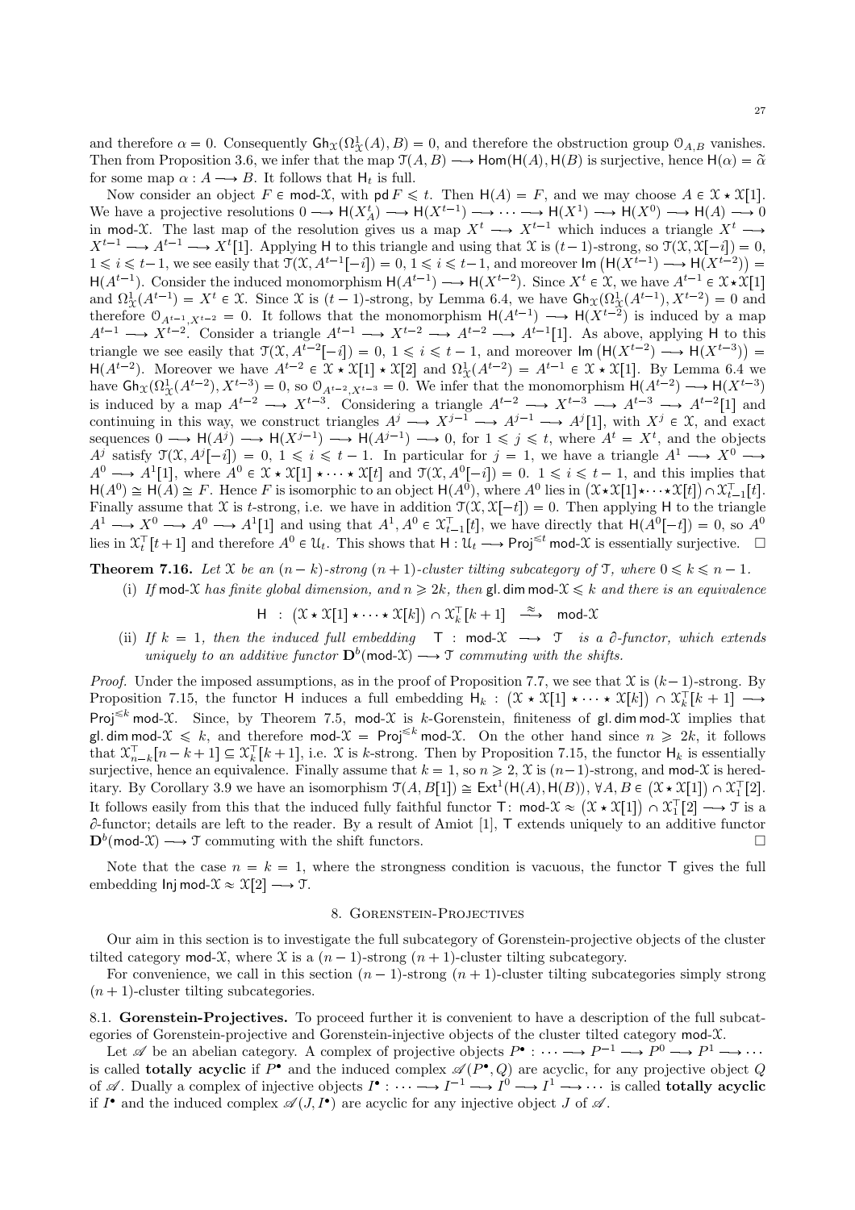and therefore $\alpha = 0$. Consequently $\mathsf{Gh}_{\mathcal{X}}(\Omega^1_{\mathcal{X}}(A), B) = 0$, and therefore the obstruction group $\mathcal{O}_{A,B}$ vanishes. Then from Proposition 3.6, we infer that the map $\mathcal{T}(A,B) \longrightarrow \mathsf{Hom}(\mathsf{H}(A), \mathsf{H}(B))$ is surjective, hence $\mathsf{H}(\alpha) = \tilde{\alpha}$ for some map $\alpha : A \longrightarrow B$. It follows that $\mathsf{H}_t$ is full.

Now consider an object $F \in \mathsf{mod}\text{-}\mathcal{X}$, with $\mathsf{pd}\, F \leqslant t$. Then $\mathsf{H}(A) = F$, and we may choose $A \in \mathcal{X} \star \mathcal{X}[1]$. We have a projective resolutions $0 \longrightarrow \mathsf{H}(X^t_A) \longrightarrow \mathsf{H}(X^{t-1}) \longrightarrow \cdots \longrightarrow \mathsf{H}(X^1) \longrightarrow \mathsf{H}(X^0) \longrightarrow \mathsf{H}(A) \longrightarrow 0$ in $\mathsf{mod}\text{-}\mathcal{X}$. The last map of the resolution gives us a map $X^t \longrightarrow X^{t-1}$ which induces a triangle $X^t \longrightarrow X^{t-1} \longrightarrow A^{t-1} \longrightarrow X^t[1]$. Applying $\mathsf{H}$ to this triangle and using that $\mathcal{X}$ is $(t-1)$-strong, so $\mathcal{T}(\mathcal{X}, \mathcal{X}[-i]) = 0$, $1 \leqslant i \leqslant t-1$, we see easily that $\mathcal{T}(\mathcal{X}, A^{t-1}[-i]) = 0$, $1 \leqslant i \leqslant t-1$, and moreover $\mathsf{Im}\left(\mathsf{H}(X^{t-1}) \longrightarrow \mathsf{H}(X^{t-2})\right) = \mathsf{H}(A^{t-1})$. Consider the induced monomorphism $\mathsf{H}(A^{t-1}) \longrightarrow \mathsf{H}(X^{t-2})$. Since $X^t \in \mathcal{X}$, we have $A^{t-1} \in \mathcal{X} \star \mathcal{X}[1]$ and $\Omega^1_{\mathcal{X}}(A^{t-1}) = X^t \in \mathcal{X}$. Since $\mathcal{X}$ is $(t-1)$-strong, by Lemma 6.4, we have $\mathsf{Gh}_{\mathcal{X}}(\Omega^1_{\mathcal{X}}(A^{t-1}), X^{t-2}) = 0$ and therefore $\mathcal{O}_{A^{t-1}, X^{t-2}} = 0$. It follows that the monomorphism $\mathsf{H}(A^{t-1}) \longrightarrow \mathsf{H}(X^{t-2})$ is induced by a map $A^{t-1} \longrightarrow X^{t-2}$. Consider a triangle $A^{t-1} \longrightarrow X^{t-2} \longrightarrow A^{t-2} \longrightarrow A^{t-1}[1]$. As above, applying $\mathsf{H}$ to this triangle we see easily that $\mathcal{T}(\mathcal{X}, A^{t-2}[-i]) = 0$, $1 \leqslant i \leqslant t-1$, and moreover $\mathsf{Im}\left(\mathsf{H}(X^{t-2}) \longrightarrow \mathsf{H}(X^{t-3})\right) = \mathsf{H}(A^{t-2})$. Moreover we have $A^{t-2} \in \mathcal{X} \star \mathcal{X}[1] \star \mathcal{X}[2]$ and $\Omega^1_{\mathcal{X}}(A^{t-2}) = A^{t-1} \in \mathcal{X} \star \mathcal{X}[1]$. By Lemma 6.4 we have $\mathsf{Gh}_{\mathcal{X}}(\Omega^1_{\mathcal{X}}(A^{t-2}), X^{t-3}) = 0$, so $\mathcal{O}_{A^{t-2}, X^{t-3}} = 0$. We infer that the monomorphism $\mathsf{H}(A^{t-2}) \longrightarrow \mathsf{H}(X^{t-3})$ is induced by a map $A^{t-2} \longrightarrow X^{t-3}$. Considering a triangle $A^{t-2} \longrightarrow X^{t-3} \longrightarrow A^{t-3} \longrightarrow A^{t-2}[1]$ and continuing in this way, we construct triangles $A^j \longrightarrow X^{j-1} \longrightarrow A^{j-1} \longrightarrow A^j[1]$, with $X^j \in \mathcal{X}$, and exact sequences $0 \longrightarrow \mathsf{H}(A^j) \longrightarrow \mathsf{H}(X^{j-1}) \longrightarrow \mathsf{H}(A^{j-1}) \longrightarrow 0$, for $1 \leqslant j \leqslant t$, where $A^t = X^t$, and the objects $A^j$ satisfy $\mathcal{T}(\mathcal{X}, A^j[-i]) = 0$, $1 \leqslant i \leqslant t-1$. In particular for $j = 1$, we have a triangle $A^1 \longrightarrow X^0 \longrightarrow A^0 \longrightarrow A^1[1]$, where $A^0 \in \mathcal{X} \star \mathcal{X}[1] \star \cdots \star \mathcal{X}[t]$ and $\mathcal{T}(\mathcal{X}, A^0[-i]) = 0$. $1 \leqslant i \leqslant t-1$, and this implies that $\mathsf{H}(A^0) \cong \mathsf{H}(A) \cong F$. Hence $F$ is isomorphic to an object $\mathsf{H}(A^0)$, where $A^0$ lies in $\left(\mathcal{X} \star \mathcal{X}[1] \star \cdots \star \mathcal{X}[t]\right) \cap \mathcal{X}^{\top}_{t-1}[t]$. Finally assume that $\mathcal{X}$ is $t$-strong, i.e. we have in addition $\mathcal{T}(\mathcal{X}, \mathcal{X}[-t]) = 0$. Then applying $\mathsf{H}$ to the triangle $A^1 \longrightarrow X^0 \longrightarrow A^0 \longrightarrow A^1[1]$ and using that $A^1, A^0 \in \mathcal{X}^{\top}_{t-1}[t]$, we have directly that $\mathsf{H}(A^0[-t]) = 0$, so $A^0$ lies in $\mathcal{X}^{\top}_t[t+1]$ and therefore $A^0 \in \mathcal{U}_t$. This shows that $\mathsf{H} : \mathcal{U}_t \longrightarrow \mathsf{Proj}^{\leqslant t}\, \mathsf{mod}\text{-}\mathcal{X}$ is essentially surjective. $\square$

**Theorem 7.16.** *Let $\mathcal{X}$ be an $(n-k)$-strong $(n+1)$-cluster tilting subcategory of $\mathcal{T}$, where $0 \leqslant k \leqslant n-1$.*

(i) *If $\mathsf{mod}\text{-}\mathcal{X}$ has finite global dimension, and $n \geqslant 2k$, then $\mathsf{gl.dim}\, \mathsf{mod}\text{-}\mathcal{X} \leqslant k$ and there is an equivalence*

$$\mathsf{H} \ : \ \left(\mathcal{X} \star \mathcal{X}[1] \star \cdots \star \mathcal{X}[k]\right) \cap \mathcal{X}^{\top}_k[k+1] \ \xrightarrow{\ \approx\ } \ \mathsf{mod}\text{-}\mathcal{X}$$

(ii) *If $k = 1$, then the induced full embedding $\mathsf{T} : \mathsf{mod}\text{-}\mathcal{X} \longrightarrow \mathcal{T}$ is a $\partial$-functor, which extends uniquely to an additive functor $\mathbf{D}^b(\mathsf{mod}\text{-}\mathcal{X}) \longrightarrow \mathcal{T}$ commuting with the shifts.*

*Proof.* Under the imposed assumptions, as in the proof of Proposition 7.7, we see that $\mathcal{X}$ is $(k-1)$-strong. By Proposition 7.15, the functor $\mathsf{H}$ induces a full embedding $\mathsf{H}_k : \left(\mathcal{X} \star \mathcal{X}[1] \star \cdots \star \mathcal{X}[k]\right) \cap \mathcal{X}^{\top}_k[k+1] \longrightarrow \mathsf{Proj}^{\leqslant k}\, \mathsf{mod}\text{-}\mathcal{X}$. Since, by Theorem 7.5, $\mathsf{mod}\text{-}\mathcal{X}$ is $k$-Gorenstein, finiteness of $\mathsf{gl.dim}\, \mathsf{mod}\text{-}\mathcal{X}$ implies that $\mathsf{gl.dim}\, \mathsf{mod}\text{-}\mathcal{X} \leqslant k$, and therefore $\mathsf{mod}\text{-}\mathcal{X} = \mathsf{Proj}^{\leqslant k}\, \mathsf{mod}\text{-}\mathcal{X}$. On the other hand since $n \geqslant 2k$, it follows that $\mathcal{X}^{\top}_{n-k}[n-k+1] \subseteq \mathcal{X}^{\top}_k[k+1]$, i.e. $\mathcal{X}$ is $k$-strong. Then by Proposition 7.15, the functor $\mathsf{H}_k$ is essentially surjective, hence an equivalence. Finally assume that $k = 1$, so $n \geqslant 2$, $\mathcal{X}$ is $(n-1)$-strong, and $\mathsf{mod}\text{-}\mathcal{X}$ is hereditary. By Corollary 3.9 we have an isomorphism $\mathcal{T}(A, B[1]) \cong \mathsf{Ext}^1(\mathsf{H}(A), \mathsf{H}(B))$, $\forall A, B \in \left(\mathcal{X} \star \mathcal{X}[1]\right) \cap \mathcal{X}^{\top}_1[2]$. It follows easily from this that the induced fully faithful functor $\mathsf{T} \colon \mathsf{mod}\text{-}\mathcal{X} \approx \left(\mathcal{X} \star \mathcal{X}[1]\right) \cap \mathcal{X}^{\top}_1[2] \longrightarrow \mathcal{T}$ is a $\partial$-functor; details are left to the reader. By a result of Amiot [1], $\mathsf{T}$ extends uniquely to an additive functor $\mathbf{D}^b(\mathsf{mod}\text{-}\mathcal{X}) \longrightarrow \mathcal{T}$ commuting with the shift functors. $\square$

Note that the case $n = k = 1$, where the strongness condition is vacuous, the functor $\mathsf{T}$ gives the full embedding $\mathsf{Inj}\, \mathsf{mod}\text{-}\mathcal{X} \approx \mathcal{X}[2] \longrightarrow \mathcal{T}$.

## 8. Gorenstein-Projectives

Our aim in this section is to investigate the full subcategory of Gorenstein-projective objects of the cluster tilted category $\mathsf{mod}\text{-}\mathcal{X}$, where $\mathcal{X}$ is a $(n-1)$-strong $(n+1)$-cluster tilting subcategory.

For convenience, we call in this section $(n-1)$-strong $(n+1)$-cluster tilting subcategories simply strong $(n+1)$-cluster tilting subcategories.

### 8.1. Gorenstein-Projectives.

To proceed further it is convenient to have a description of the full subcategories of Gorenstein-projective and Gorenstein-injective objects of the cluster tilted category $\mathsf{mod}\text{-}\mathcal{X}$.

Let $\mathscr{A}$ be an abelian category. A complex of projective objects $P^\bullet : \cdots \longrightarrow P^{-1} \longrightarrow P^0 \longrightarrow P^1 \longrightarrow \cdots$ is called **totally acyclic** if $P^\bullet$ and the induced complex $\mathscr{A}(P^\bullet, Q)$ are acyclic, for any projective object $Q$ of $\mathscr{A}$. Dually a complex of injective objects $I^\bullet : \cdots \longrightarrow I^{-1} \longrightarrow I^0 \longrightarrow I^1 \longrightarrow \cdots$ is called **totally acyclic** if $I^\bullet$ and the induced complex $\mathscr{A}(J, I^\bullet)$ are acyclic for any injective object $J$ of $\mathscr{A}$.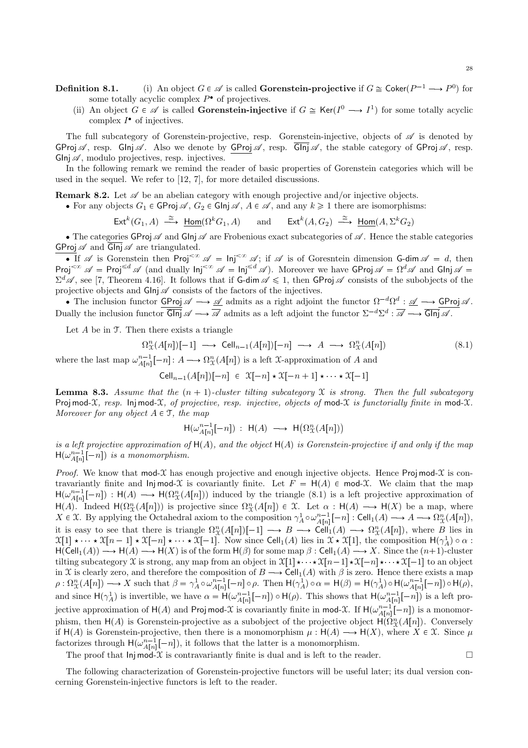**Definition 8.1.** (i) An object $G \in \mathscr{A}$ is called **Gorenstein-projective** if $G \cong \mathsf{Coker}(P^{-1} \longrightarrow P^0)$ for some totally acyclic complex $P^\bullet$ of projectives.

(ii) An object $G \in \mathscr{A}$ is called **Gorenstein-injective** if $G \cong \mathsf{Ker}(I^0 \longrightarrow I^1)$ for some totally acyclic complex $I^\bullet$ of injectives.

The full subcategory of Gorenstein-projective, resp. Gorenstein-injective, objects of $\mathscr{A}$ is denoted by $\mathsf{GProj}\,\mathscr{A}$, resp. $\mathsf{GInj}\,\mathscr{A}$. Also we denote by $\underline{\mathsf{GProj}}\,\mathscr{A}$, resp. $\overline{\mathsf{GInj}}\,\mathscr{A}$, the stable category of $\mathsf{GProj}\,\mathscr{A}$, resp. $\mathsf{GInj}\,\mathscr{A}$, modulo projectives, resp. injectives.

In the following remark we remind the reader of basic properties of Gorenstein categories which will be used in the sequel. We refer to [12, 7], for more detailed discussions.

**Remark 8.2.** Let $\mathscr{A}$ be an abelian category with enough projective and/or injective objects.

- For any objects $G_1 \in \mathsf{GProj}\,\mathscr{A}$, $G_2 \in \mathsf{GInj}\,\mathscr{A}$, $A \in \mathscr{A}$, and any $k \geqslant 1$ there are isomorphisms:

$$\mathsf{Ext}^k(G_1, A) \xrightarrow{\ \cong\ } \underline{\mathsf{Hom}}(\Omega^k G_1, A) \qquad \text{and} \qquad \mathsf{Ext}^k(A, G_2) \xrightarrow{\ \cong\ } \underline{\mathsf{Hom}}(A, \Sigma^k G_2)$$

- The categories $\mathsf{GProj}\,\mathscr{A}$ and $\mathsf{GInj}\,\mathscr{A}$ are Frobenious exact subcategories of $\mathscr{A}$. Hence the stable categories $\underline{\mathsf{GProj}}\,\mathscr{A}$ and $\overline{\mathsf{GInj}}\,\mathscr{A}$ are triangulated.
- If $\mathscr{A}$ is Gorenstein then $\mathsf{Proj}^{<\infty}\,\mathscr{A} = \mathsf{Inj}^{<\infty}\,\mathscr{A}$; if $\mathscr{A}$ is of Goresntein dimension $\mathsf{G}\text{-}\mathsf{dim}\,\mathscr{A} = d$, then $\mathsf{Proj}^{<\infty}\,\mathscr{A} = \mathsf{Proj}^{\leqslant d}\,\mathscr{A}$ (and dually $\mathsf{Inj}^{<\infty}\,\mathscr{A} = \mathsf{Inj}^{\leqslant d}\,\mathscr{A}$). Moreover we have $\mathsf{GProj}\,\mathscr{A} = \Omega^d\mathscr{A}$ and $\mathsf{GInj}\,\mathscr{A} = \Sigma^d\mathscr{A}$, see [7, Theorem 4.16]. It follows that if $\mathsf{G}\text{-}\mathsf{dim}\,\mathscr{A} \leqslant 1$, then $\mathsf{GProj}\,\mathscr{A}$ consists of the subobjects of the projective objects and $\mathsf{GInj}\,\mathscr{A}$ consists of the factors of the injectives.
- The inclusion functor $\underline{\mathsf{GProj}}\,\mathscr{A} \longrightarrow \underline{\mathscr{A}}$ admits as a right adjoint the functor $\Omega^{-d}\Omega^d : \underline{\mathscr{A}} \longrightarrow \underline{\mathsf{GProj}}\,\mathscr{A}$. Dually the inclusion functor $\overline{\mathsf{GInj}}\,\mathscr{A} \longrightarrow \overline{\mathscr{A}}$ admits as a left adjoint the functor $\Sigma^{-d}\Sigma^d : \overline{\mathscr{A}} \longrightarrow \overline{\mathsf{GInj}}\,\mathscr{A}$.

Let $A$ be in $\mathcal{T}$. Then there exists a triangle

$$\Omega^n_{\mathcal{X}}(A[n])[-1] \;\longrightarrow\; \mathsf{Cell}_{n-1}(A[n])[-n] \;\longrightarrow\; A \;\longrightarrow\; \Omega^n_{\mathcal{X}}(A[n]) \tag{8.1}$$

where the last map $\omega^{n-1}_{A[n]}[-n] \colon A \longrightarrow \Omega^n_{\mathcal{X}}(A[n])$ is a left $\mathcal{X}$-approximation of $A$ and

$$\mathsf{Cell}_{n-1}(A[n])[-n] \;\in\; \mathcal{X}[-n] \star \mathcal{X}[-n+1] \star \cdots \star \mathcal{X}[-1]$$

**Lemma 8.3.** *Assume that the $(n+1)$-cluster tilting subcategory $\mathcal{X}$ is strong. Then the full subcategory $\mathsf{Proj}\,\mathsf{mod}\text{-}\mathcal{X}$, resp. $\mathsf{Inj}\,\mathsf{mod}\text{-}\mathcal{X}$, of projective, resp. injective, objects of $\mathsf{mod}\text{-}\mathcal{X}$ is functorially finite in $\mathsf{mod}\text{-}\mathcal{X}$. Moreover for any object $A \in \mathcal{T}$, the map*

$$\mathsf{H}(\omega^{n-1}_{A[n]}[-n]) \;:\; \mathsf{H}(A) \;\longrightarrow\; \mathsf{H}\big(\Omega^n_{\mathcal{X}}(A[n])\big)$$

*is a left projective approximation of $\mathsf{H}(A)$, and the object $\mathsf{H}(A)$ is Gorenstein-projective if and only if the map $\mathsf{H}(\omega^{n-1}_{A[n]}[-n])$ is a monomorphism.*

*Proof.* We know that $\mathsf{mod}\text{-}\mathcal{X}$ has enough projective and enough injective objects. Hence $\mathsf{Proj}\,\mathsf{mod}\text{-}\mathcal{X}$ is contravariantly finite and $\mathsf{Inj}\,\mathsf{mod}\text{-}\mathcal{X}$ is covariantly finite. Let $F = \mathsf{H}(A) \in \mathsf{mod}\text{-}\mathcal{X}$. We claim that the map $\mathsf{H}(\omega^{n-1}_{A[n]}[-n]) : \mathsf{H}(A) \longrightarrow \mathsf{H}(\Omega^n_{\mathcal{X}}(A[n]))$ induced by the triangle (8.1) is a left projective approximation of $\mathsf{H}(A)$. Indeed $\mathsf{H}(\Omega^n_{\mathcal{X}}(A[n]))$ is projective since $\Omega^n_{\mathcal{X}}(A[n]) \in \mathcal{X}$. Let $\alpha : \mathsf{H}(A) \longrightarrow \mathsf{H}(X)$ be a map, where $X \in \mathcal{X}$. By applying the Octahedral axiom to the composition $\gamma^1_A \circ \omega^{n-1}_{A[n]}[-n] : \mathsf{Cell}_1(A) \longrightarrow A \longrightarrow \Omega^n_{\mathcal{X}}(A[n])$, it is easy to see that there is triangle $\Omega^n_{\mathcal{X}}(A[n])[-1] \longrightarrow B \longrightarrow \mathsf{Cell}_1(A) \longrightarrow \Omega^n_{\mathcal{X}}(A[n])$, where $B$ lies in $\mathcal{X}[1] \star \cdots \star \mathcal{X}[n-1] \star \mathcal{X}[-n] \star \cdots \star \mathcal{X}[-1]$. Now since $\mathsf{Cell}_1(A)$ lies in $\mathcal{X} \star \mathcal{X}[1]$, the composition $\mathsf{H}(\gamma^1_A) \circ \alpha$ : $\mathsf{H}(\mathsf{Cell}_1(A)) \longrightarrow \mathsf{H}(A) \longrightarrow \mathsf{H}(X)$ is of the form $\mathsf{H}(\beta)$ for some map $\beta : \mathsf{Cell}_1(A) \longrightarrow X$. Since the $(n+1)$-cluster tilting subcategory $\mathcal{X}$ is strong, any map from an object in $\mathcal{X}[1] \star \cdots \star \mathcal{X}[n-1] \star \mathcal{X}[-n] \star \cdots \star \mathcal{X}[-1]$ to an object in $\mathcal{X}$ is clearly zero, and therefore the composition of $B \longrightarrow \mathsf{Cell}_1(A)$ with $\beta$ is zero. Hence there exists a map $\rho : \Omega^n_{\mathcal{X}}(A[n]) \longrightarrow X$ such that $\beta = \gamma^1_A \circ \omega^{n-1}_{A[n]}[-n] \circ \rho$. Then $\mathsf{H}(\gamma^1_A) \circ \alpha = \mathsf{H}(\beta) = \mathsf{H}(\gamma^1_A) \circ \mathsf{H}(\omega^{n-1}_{A[n]}[-n]) \circ \mathsf{H}(\rho)$, and since $\mathsf{H}(\gamma^1_A)$ is invertible, we have $\alpha = \mathsf{H}(\omega^{n-1}_{A[n]}[-n]) \circ \mathsf{H}(\rho)$. This shows that $\mathsf{H}(\omega^{n-1}_{A[n]}[-n])$ is a left projective approximation of $\mathsf{H}(A)$ and $\mathsf{Proj}\,\mathsf{mod}\text{-}\mathcal{X}$ is covariantly finite in $\mathsf{mod}\text{-}\mathcal{X}$. If $\mathsf{H}(\omega^{n-1}_{A[n]}[-n])$ is a monomorphism, then $\mathsf{H}(A)$ is Gorenstein-projective as a subobject of the projective object $\mathsf{H}(\Omega^n_{\mathcal{X}}(A[n])$. Conversely if $\mathsf{H}(A)$ is Gorenstein-projective, then there is a monomorphism $\mu : \mathsf{H}(A) \longrightarrow \mathsf{H}(X)$, where $X \in \mathcal{X}$. Since $\mu$ factorizes through $\mathsf{H}(\omega^{n-1}_{A[n]}[-n])$, it follows that the latter is a monomorphism.

The proof that $\mathsf{Inj}\,\mathsf{mod}\text{-}\mathcal{X}$ is contravariantly finite is dual and is left to the reader. $\square$

The following characterization of Gorenstein-projective functors will be useful later; its dual version concerning Gorenstein-injective functors is left to the reader.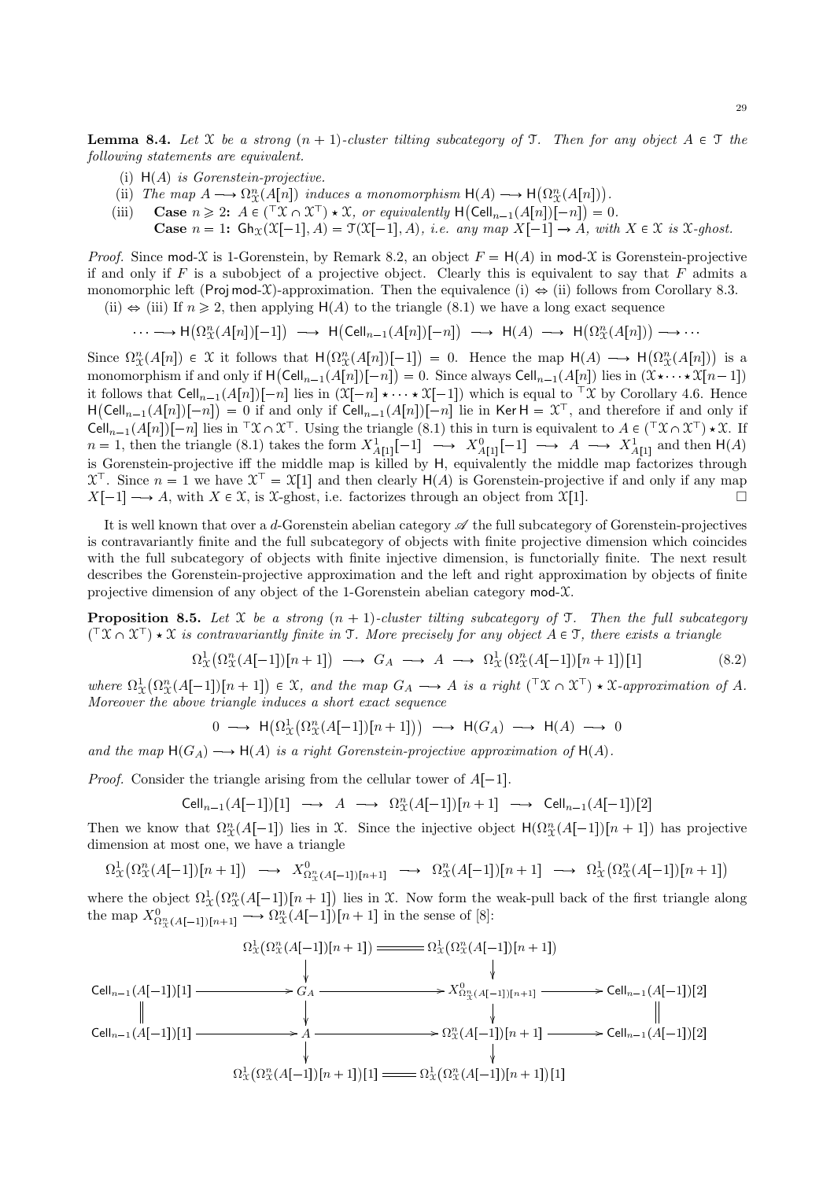**Lemma 8.4.** *Let $\mathcal{X}$ be a strong $(n+1)$-cluster tilting subcategory of $\mathcal{T}$. Then for any object $A \in \mathcal{T}$ the following statements are equivalent.*

(i) *$\mathsf{H}(A)$ is Gorenstein-projective.*

(ii) *The map $A \longrightarrow \Omega^n_{\mathcal{X}}(A[n])$ induces a monomorphism $\mathsf{H}(A) \longrightarrow \mathsf{H}\big(\Omega^n_{\mathcal{X}}(A[n])\big)$.*

(iii) **Case $n \geqslant 2$:** *$A \in ({}^{\top}\mathcal{X} \cap \mathcal{X}^{\top}) \star \mathcal{X}$, or equivalently $\mathsf{H}\big(\mathsf{Cell}_{n-1}(A[n])[-n]\big) = 0$.*
**Case $n = 1$:** *$\mathsf{Gh}_{\mathcal{X}}(\mathcal{X}[-1], A) = \mathcal{T}(\mathcal{X}[-1], A)$, i.e. any map $X[-1] \to A$, with $X \in \mathcal{X}$ is $\mathcal{X}$-ghost.*

*Proof.* Since $\mathsf{mod}\text{-}\mathcal{X}$ is 1-Gorenstein, by Remark 8.2, an object $F = \mathsf{H}(A)$ in $\mathsf{mod}\text{-}\mathcal{X}$ is Gorenstein-projective if and only if $F$ is a subobject of a projective object. Clearly this is equivalent to say that $F$ admits a monomorphic left $(\mathsf{Proj}\,\mathsf{mod}\text{-}\mathcal{X})$-approximation. Then the equivalence (i) $\Leftrightarrow$ (ii) follows from Corollary 8.3.

(ii) $\Leftrightarrow$ (iii) If $n \geqslant 2$, then applying $\mathsf{H}(A)$ to the triangle (8.1) we have a long exact sequence

$$\cdots \longrightarrow \mathsf{H}\big(\Omega^n_{\mathcal{X}}(A[n])[-1]\big) \longrightarrow \mathsf{H}\big(\mathsf{Cell}_{n-1}(A[n])[-n]\big) \longrightarrow \mathsf{H}(A) \longrightarrow \mathsf{H}\big(\Omega^n_{\mathcal{X}}(A[n])\big) \longrightarrow \cdots$$

Since $\Omega^n_{\mathcal{X}}(A[n]) \in \mathcal{X}$ it follows that $\mathsf{H}\big(\Omega^n_{\mathcal{X}}(A[n])[-1]\big) = 0$. Hence the map $\mathsf{H}(A) \longrightarrow \mathsf{H}\big(\Omega^n_{\mathcal{X}}(A[n])\big)$ is a monomorphism if and only if $\mathsf{H}\big(\mathsf{Cell}_{n-1}(A[n])[-n]\big) = 0$. Since always $\mathsf{Cell}_{n-1}(A[n])$ lies in $(\mathcal{X} \star \cdots \star \mathcal{X}[n-1])$ it follows that $\mathsf{Cell}_{n-1}(A[n])[-n]$ lies in $(\mathcal{X}[-n] \star \cdots \star \mathcal{X}[-1])$ which is equal to ${}^{\top}\mathcal{X}$ by Corollary 4.6. Hence $\mathsf{H}\big(\mathsf{Cell}_{n-1}(A[n])[-n]\big) = 0$ if and only if $\mathsf{Cell}_{n-1}(A[n])[-n]$ lie in $\mathsf{Ker}\,\mathsf{H} = \mathcal{X}^{\top}$, and therefore if and only if $\mathsf{Cell}_{n-1}(A[n])[-n]$ lies in ${}^{\top}\mathcal{X} \cap \mathcal{X}^{\top}$. Using the triangle (8.1) this in turn is equivalent to $A \in ({}^{\top}\mathcal{X} \cap \mathcal{X}^{\top}) \star \mathcal{X}$. If $n = 1$, then the triangle (8.1) takes the form $X^1_{A[1]}[-1] \longrightarrow X^0_{A[1]}[-1] \longrightarrow A \longrightarrow X^1_{A[1]}$ and then $\mathsf{H}(A)$ is Gorenstein-projective iff the middle map is killed by $\mathsf{H}$, equivalently the middle map factorizes through $\mathcal{X}^{\top}$. Since $n = 1$ we have $\mathcal{X}^{\top} = \mathcal{X}[1]$ and then clearly $\mathsf{H}(A)$ is Gorenstein-projective if and only if any map $X[-1] \longrightarrow A$, with $X \in \mathcal{X}$, is $\mathcal{X}$-ghost, i.e. factorizes through an object from $\mathcal{X}[1]$. $\square$

It is well known that over a $d$-Gorenstein abelian category $\mathscr{A}$ the full subcategory of Gorenstein-projectives is contravariantly finite and the full subcategory of objects with finite projective dimension which coincides with the full subcategory of objects with finite injective dimension, is functorially finite. The next result describes the Gorenstein-projective approximation and the left and right approximation by objects of finite projective dimension of any object of the 1-Gorenstein abelian category $\mathsf{mod}\text{-}\mathcal{X}$.

**Proposition 8.5.** *Let $\mathcal{X}$ be a strong $(n+1)$-cluster tilting subcategory of $\mathcal{T}$. Then the full subcategory $({}^{\top}\mathcal{X} \cap \mathcal{X}^{\top}) \star \mathcal{X}$ is contravariantly finite in $\mathcal{T}$. More precisely for any object $A \in \mathcal{T}$, there exists a triangle*

$$\Omega^1_{\mathcal{X}}\big(\Omega^n_{\mathcal{X}}(A[-1])[n+1]\big) \longrightarrow G_A \longrightarrow A \longrightarrow \Omega^1_{\mathcal{X}}\big(\Omega^n_{\mathcal{X}}(A[-1])[n+1]\big)[1] \tag{8.2}$$

*where $\Omega^1_{\mathcal{X}}\big(\Omega^n_{\mathcal{X}}(A[-1])[n+1]\big) \in \mathcal{X}$, and the map $G_A \longrightarrow A$ is a right $({}^{\top}\mathcal{X} \cap \mathcal{X}^{\top}) \star \mathcal{X}$-approximation of $A$. Moreover the above triangle induces a short exact sequence*

$$0 \longrightarrow \mathsf{H}\big(\Omega^1_{\mathcal{X}}\big(\Omega^n_{\mathcal{X}}(A[-1])[n+1]\big)\big) \longrightarrow \mathsf{H}(G_A) \longrightarrow \mathsf{H}(A) \longrightarrow 0$$

*and the map $\mathsf{H}(G_A) \longrightarrow \mathsf{H}(A)$ is a right Gorenstein-projective approximation of $\mathsf{H}(A)$.*

*Proof.* Consider the triangle arising from the cellular tower of $A[-1]$.

$$\mathsf{Cell}_{n-1}(A[-1])[1] \longrightarrow A \longrightarrow \Omega^n_{\mathcal{X}}(A[-1])[n+1] \longrightarrow \mathsf{Cell}_{n-1}(A[-1])[2]$$

Then we know that $\Omega^n_{\mathcal{X}}(A[-1])$ lies in $\mathcal{X}$. Since the injective object $\mathsf{H}(\Omega^n_{\mathcal{X}}(A[-1])[n+1])$ has projective dimension at most one, we have a triangle

$$\Omega^1_{\mathcal{X}}\big(\Omega^n_{\mathcal{X}}(A[-1])[n+1]\big) \longrightarrow X^0_{\Omega^n_{\mathcal{X}}(A[-1])[n+1]} \longrightarrow \Omega^n_{\mathcal{X}}(A[-1])[n+1] \longrightarrow \Omega^1_{\mathcal{X}}\big(\Omega^n_{\mathcal{X}}(A[-1])[n+1]\big)$$

where the object $\Omega^1_{\mathcal{X}}\big(\Omega^n_{\mathcal{X}}(A[-1])[n+1]\big)$ lies in $\mathcal{X}$. Now form the weak-pull back of the first triangle along the map $X^0_{\Omega^n_{\mathcal{X}}(A[-1])[n+1]} \longrightarrow \Omega^n_{\mathcal{X}}(A[-1])[n+1]$ in the sense of [8]:

$$\begin{array}{ccccccc}
 & & \Omega^1_{\mathcal{X}}(\Omega^n_{\mathcal{X}}(A[-1])[n+1]) & = & \Omega^1_{\mathcal{X}}(\Omega^n_{\mathcal{X}}(A[-1])[n+1]) & & \\
 & & \downarrow & & \downarrow & & \\
\mathsf{Cell}_{n-1}(A[-1])[1] & \longrightarrow & G_A & \longrightarrow & X^0_{\Omega^n_{\mathcal{X}}(A[-1])[n+1]} & \longrightarrow & \mathsf{Cell}_{n-1}(A[-1])[2] \\
\| & & \downarrow & & \downarrow & & \| \\
\mathsf{Cell}_{n-1}(A[-1])[1] & \longrightarrow & A & \longrightarrow & \Omega^n_{\mathcal{X}}(A[-1])[n+1] & \longrightarrow & \mathsf{Cell}_{n-1}(A[-1])[2] \\
 & & \downarrow & & \downarrow & & \\
 & & \Omega^1_{\mathcal{X}}(\Omega^n_{\mathcal{X}}(A[-1])[n+1])[1] & = & \Omega^1_{\mathcal{X}}(\Omega^n_{\mathcal{X}}(A[-1])[n+1])[1] & &
\end{array}$$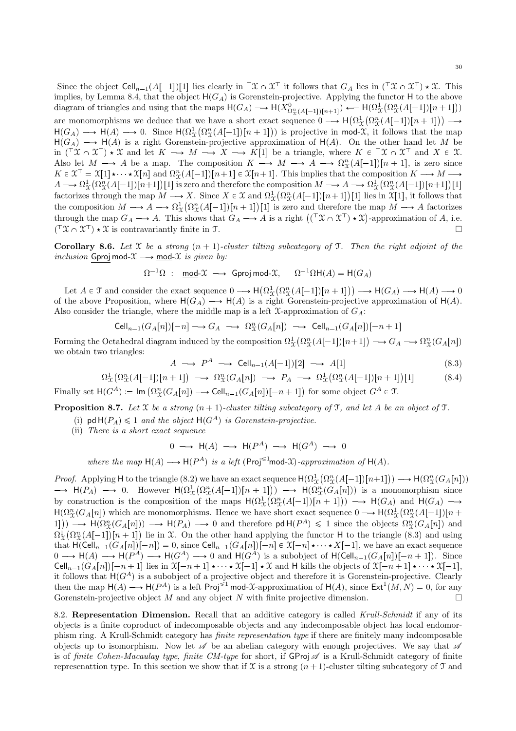Since the object $\mathsf{Cell}_{n-1}(A[-1])[1]$ lies clearly in ${}^{\top}\mathfrak{X} \cap \mathfrak{X}^{\top}$ it follows that $G_A$ lies in $({}^{\top}\mathfrak{X} \cap \mathfrak{X}^{\top}) \star \mathfrak{X}$. This implies, by Lemma 8.4, that the object $\mathsf{H}(G_A)$ is Gorenstein-projective. Applying the functor $\mathsf{H}$ to the above diagram of triangles and using that the maps $\mathsf{H}(G_A) \longrightarrow \mathsf{H}(X^0_{\Omega^n_{\mathfrak{X}}(A[-1])[n+1]}) \longleftarrow \mathsf{H}(\Omega^1_{\mathfrak{X}}(\Omega^n_{\mathfrak{X}}(A[-1])[n+1]))$ are monomorphisms we deduce that we have a short exact sequence $0 \longrightarrow \mathsf{H}\big(\Omega^1_{\mathfrak{X}}(\Omega^n_{\mathfrak{X}}(A[-1])[n+1])\big) \longrightarrow \mathsf{H}(G_A) \longrightarrow \mathsf{H}(A) \longrightarrow 0$. Since $\mathsf{H}(\Omega^1_{\mathfrak{X}}(\Omega^n_{\mathfrak{X}}(A[-1])[n+1]))$ is projective in $\mathsf{mod}\text{-}\mathfrak{X}$, it follows that the map $\mathsf{H}(G_A) \longrightarrow \mathsf{H}(A)$ is a right Gorenstein-projective approximation of $\mathsf{H}(A)$. On the other hand let $M$ be in $({}^{\top}\mathfrak{X} \cap \mathfrak{X}^{\top}) \star \mathfrak{X}$ and let $K \longrightarrow M \longrightarrow X \longrightarrow K[1]$ be a triangle, where $K \in {}^{\top}\mathfrak{X} \cap \mathfrak{X}^{\top}$ and $X \in \mathfrak{X}$. Also let $M \longrightarrow A$ be a map. The composition $K \longrightarrow M \longrightarrow A \longrightarrow \Omega^n_{\mathfrak{X}}(A[-1])[n+1]$, is zero since $K \in \mathfrak{X}^{\top} = \mathfrak{X}[1] \star \cdots \star \mathfrak{X}[n]$ and $\Omega^n_{\mathfrak{X}}(A[-1])[n+1] \in \mathfrak{X}[n+1]$. This implies that the composition $K \longrightarrow M \longrightarrow A \longrightarrow \Omega^1_{\mathfrak{X}}\big(\Omega^n_{\mathfrak{X}}(A[-1])[n+1]\big)[1]$ is zero and therefore the composition $M \longrightarrow A \longrightarrow \Omega^1_{\mathfrak{X}}\big(\Omega^n_{\mathfrak{X}}(A[-1])[n+1]\big)[1]$ factorizes through the map $M \longrightarrow X$. Since $X \in \mathfrak{X}$ and $\Omega^1_{\mathfrak{X}}\big(\Omega^n_{\mathfrak{X}}(A[-1])[n+1]\big)[1]$ lies in $\mathfrak{X}[1]$, it follows that the composition $M \longrightarrow A \longrightarrow \Omega^1_{\mathfrak{X}}\big(\Omega^n_{\mathfrak{X}}(A[-1])[n+1]\big)[1]$ is zero and therefore the map $M \longrightarrow A$ factorizes through the map $G_A \longrightarrow A$. This shows that $G_A \longrightarrow A$ is a right $\big(({}^{\top}\mathfrak{X} \cap \mathfrak{X}^{\top}) \star \mathfrak{X}\big)$-approximation of $A$, i.e. $({}^{\top}\mathfrak{X} \cap \mathfrak{X}^{\top}) \star \mathfrak{X}$ is contravariantly finite in $\mathfrak{T}$. $\square$

**Corollary 8.6.** *Let $\mathfrak{X}$ be a strong $(n+1)$-cluster tilting subcategory of $\mathfrak{T}$. Then the right adjoint of the inclusion $\underline{\mathsf{Gproj}}\,\mathsf{mod}\text{-}\mathfrak{X} \longrightarrow \underline{\mathsf{mod}}\text{-}\mathfrak{X}$ is given by:*

$$\Omega^{-1}\Omega \ : \ \underline{\mathsf{mod}}\text{-}\mathfrak{X} \longrightarrow \underline{\mathsf{Gproj}}\,\mathsf{mod}\text{-}\mathfrak{X}, \qquad \Omega^{-1}\Omega\mathsf{H}(A) = \mathsf{H}(G_A)$$

Let $A \in \mathfrak{T}$ and consider the exact sequence $0 \longrightarrow \mathsf{H}\big(\Omega^1_{\mathfrak{X}}\big(\Omega^n_{\mathfrak{X}}(A[-1])[n+1]\big)\big) \longrightarrow \mathsf{H}(G_A) \longrightarrow \mathsf{H}(A) \longrightarrow 0$ of the above Proposition, where $\mathsf{H}(G_A) \longrightarrow \mathsf{H}(A)$ is a right Gorenstein-projective approximation of $\mathsf{H}(A)$. Also consider the triangle, where the middle map is a left $\mathfrak{X}$-approximation of $G_A$:

$$\mathsf{Cell}_{n-1}(G_A[n])[-n] \longrightarrow G_A \ \longrightarrow \ \Omega^n_{\mathfrak{X}}(G_A[n]) \ \longrightarrow \ \mathsf{Cell}_{n-1}(G_A[n])[-n+1]$$

Forming the Octahedral diagram induced by the composition $\Omega^1_{\mathfrak{X}}\big(\Omega^n_{\mathfrak{X}}(A[-1])[n+1]\big) \longrightarrow G_A \longrightarrow \Omega^n_{\mathfrak{X}}(G_A[n])$ we obtain two triangles:

$$A \ \longrightarrow \ P^A \ \longrightarrow \ \mathsf{Cell}_{n-1}(A[-1])[2] \ \longrightarrow \ A[1] \tag{8.3}$$

$$\Omega^1_{\mathfrak{X}}\big(\Omega^n_{\mathfrak{X}}(A[-1])[n+1]\big) \ \longrightarrow \ \Omega^n_{\mathfrak{X}}(G_A[n]) \ \longrightarrow \ P_A \ \longrightarrow \ \Omega^1_{\mathfrak{X}}\big(\Omega^n_{\mathfrak{X}}(A[-1])[n+1]\big)[1] \tag{8.4}$$

Finally set $\mathsf{H}(G^A) := \mathsf{Im}\,\big(\Omega^n_{\mathfrak{X}}(G_A[n]) \longrightarrow \mathsf{Cell}_{n-1}(G_A[n])[-n+1]\big)$ for some object $G^A \in \mathfrak{T}$.

**Proposition 8.7.** *Let $\mathfrak{X}$ be a strong $(n+1)$-cluster tilting subcategory of $\mathfrak{T}$, and let $A$ be an object of $\mathfrak{T}$.*

(i) *$\mathsf{pd}\,\mathsf{H}(P_A) \leqslant 1$ and the object $\mathsf{H}(G^A)$ is Gorenstein-projective.*

(ii) *There is a short exact sequence*

$$0 \ \longrightarrow \ \mathsf{H}(A) \ \longrightarrow \ \mathsf{H}(P^A) \ \longrightarrow \ \mathsf{H}(G^A) \ \longrightarrow \ 0$$

*where the map $\mathsf{H}(A) \longrightarrow \mathsf{H}(P^A)$ is a left $(\mathsf{Proj}^{\leqslant 1}\mathsf{mod}\text{-}\mathfrak{X})$-approximation of $\mathsf{H}(A)$.*

*Proof.* Applying $\mathsf{H}$ to the triangle (8.2) we have an exact sequence $\mathsf{H}(\Omega^1_{\mathfrak{X}}\big(\Omega^n_{\mathfrak{X}}(A[-1])[n+1]\big)) \longrightarrow \mathsf{H}(\Omega^n_{\mathfrak{X}}(G_A[n])) \longrightarrow \mathsf{H}(P_A) \longrightarrow 0$. However $\mathsf{H}(\Omega^1_{\mathfrak{X}}\big(\Omega^n_{\mathfrak{X}}(A[-1])[n+1]\big)) \longrightarrow \mathsf{H}(\Omega^n_{\mathfrak{X}}(G_A[n]))$ is a monomorphism since by construction is the composition of the maps $\mathsf{H}(\Omega^1_{\mathfrak{X}}\big(\Omega^n_{\mathfrak{X}}(A[-1])[n+1]\big)) \longrightarrow \mathsf{H}(G_A)$ and $\mathsf{H}(G_A) \longrightarrow \mathsf{H}(\Omega^n_{\mathfrak{X}}(G_A[n])$ which are monomorphisms. Hence we have short exact sequence $0 \longrightarrow \mathsf{H}(\Omega^1_{\mathfrak{X}}\big(\Omega^n_{\mathfrak{X}}(A[-1])[n+1]\big)) \longrightarrow \mathsf{H}(\Omega^n_{\mathfrak{X}}(G_A[n])) \longrightarrow \mathsf{H}(P_A) \longrightarrow 0$ and therefore $\mathsf{pd}\,\mathsf{H}(P^A) \leqslant 1$ since the objects $\Omega^n_{\mathfrak{X}}(G_A[n])$ and $\Omega^1_{\mathfrak{X}}\big(\Omega^n_{\mathfrak{X}}(A[-1])[n+1]\big]$ lie in $\mathfrak{X}$. On the other hand applying the functor $\mathsf{H}$ to the triangle (8.3) and using that $\mathsf{H}(\mathsf{Cell}_{n-1}(G_A[n])[-n]) = 0$, since $\mathsf{Cell}_{n-1}(G_A[n])[-n] \in \mathfrak{X}[-n] \star \cdots \star X[-1]$, we have an exact sequence $0 \longrightarrow \mathsf{H}(A) \longrightarrow \mathsf{H}(P^A) \longrightarrow \mathsf{H}(G^A) \longrightarrow 0$ and $\mathsf{H}(G^A)$ is a subobject of $\mathsf{H}(\mathsf{Cell}_{n-1}(G_A[n])[-n+1])$. Since $\mathsf{Cell}_{n-1}(G_A[n])[-n+1]$ lies in $\mathfrak{X}[-n+1] \star \cdots \star \mathfrak{X}[-1] \star \mathfrak{X}$ and $\mathsf{H}$ kills the objects of $\mathfrak{X}[-n+1] \star \cdots \star \mathfrak{X}[-1]$, it follows that $\mathsf{H}(G^A)$ is a subobject of a projective object and therefore it is Gorenstein-projective. Clearly then the map $\mathsf{H}(A) \longrightarrow \mathsf{H}(P^A)$ is a left $\mathsf{Proj}^{\leqslant 1}\,\mathsf{mod}\text{-}\mathfrak{X}$-approximation of $\mathsf{H}(A)$, since $\mathsf{Ext}^1(M, N) = 0$, for any Gorenstein-projective object $M$ and any object $N$ with finite projective dimension. $\square$

8.2. **Representation Dimension.** Recall that an additive category is called *Krull-Schmidt* if any of its objects is a finite coproduct of indecomposable objects and any indecomposable object has local endomorphism ring. A Krull-Schmidt category has *finite representation type* if there are finitely many indcomposable objects up to isomorphism. Now let $\mathscr{A}$ be an abelian category with enough projectives. We say that $\mathscr{A}$ is of *finite Cohen-Macaulay type*, *finite CM-type* for short, if $\mathsf{GProj}\,\mathscr{A}$ is a Krull-Schmidt category of finite represenattion type. In this section we show that if $\mathfrak{X}$ is a strong $(n+1)$-cluster tilting subcategory of $\mathfrak{T}$ and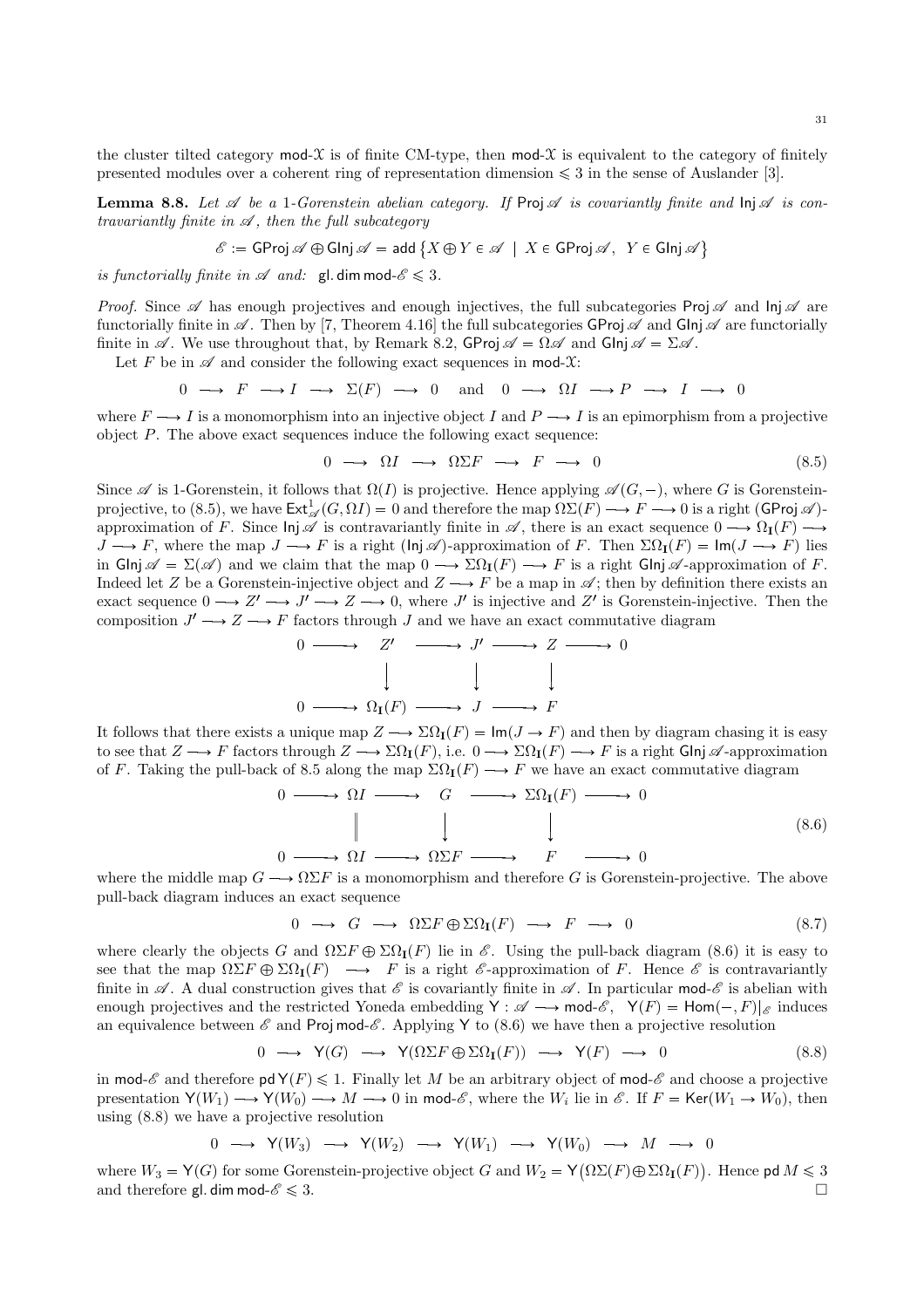the cluster tilted category $\mathsf{mod}\text{-}\mathcal{X}$ is of finite CM-type, then $\mathsf{mod}\text{-}\mathcal{X}$ is equivalent to the category of finitely presented modules over a coherent ring of representation dimension $\leqslant 3$ in the sense of Auslander [3].

**Lemma 8.8.** *Let $\mathscr{A}$ be a 1-Gorenstein abelian category. If $\mathsf{Proj}\,\mathscr{A}$ is covariantly finite and $\mathsf{Inj}\,\mathscr{A}$ is contravariantly finite in $\mathscr{A}$, then the full subcategory*

$$\mathscr{E} := \mathsf{GProj}\,\mathscr{A} \oplus \mathsf{GInj}\,\mathscr{A} = \mathsf{add}\,\{X \oplus Y \in \mathscr{A} \ | \ X \in \mathsf{GProj}\,\mathscr{A}, \ \ Y \in \mathsf{GInj}\,\mathscr{A}\}$$

*is functorially finite in $\mathscr{A}$ and:* $\mathsf{gl.dim}\,\mathsf{mod}\text{-}\mathscr{E} \leqslant 3$.

*Proof.* Since $\mathscr{A}$ has enough projectives and enough injectives, the full subcategories $\mathsf{Proj}\,\mathscr{A}$ and $\mathsf{Inj}\,\mathscr{A}$ are functorially finite in $\mathscr{A}$. Then by [7, Theorem 4.16] the full subcategories $\mathsf{GProj}\,\mathscr{A}$ and $\mathsf{GInj}\,\mathscr{A}$ are functorially finite in $\mathscr{A}$. We use throughout that, by Remark 8.2, $\mathsf{GProj}\,\mathscr{A} = \Omega\mathscr{A}$ and $\mathsf{GInj}\,\mathscr{A} = \Sigma\mathscr{A}$.

Let $F$ be in $\mathscr{A}$ and consider the following exact sequences in $\mathsf{mod}\text{-}\mathcal{X}$:

$$0 \longrightarrow F \longrightarrow I \longrightarrow \Sigma(F) \longrightarrow 0 \quad \text{and} \quad 0 \longrightarrow \Omega I \longrightarrow P \longrightarrow I \longrightarrow 0$$

where $F \longrightarrow I$ is a monomorphism into an injective object $I$ and $P \longrightarrow I$ is an epimorphism from a projective object $P$. The above exact sequences induce the following exact sequence:

$$0 \longrightarrow \Omega I \longrightarrow \Omega\Sigma F \longrightarrow F \longrightarrow 0 \tag{8.5}$$

Since $\mathscr{A}$ is 1-Gorenstein, it follows that $\Omega(I)$ is projective. Hence applying $\mathscr{A}(G,-)$, where $G$ is Gorenstein-projective, to (8.5), we have $\mathsf{Ext}^1_{\mathscr{A}}(G,\Omega I) = 0$ and therefore the map $\Omega\Sigma(F) \longrightarrow F \longrightarrow 0$ is a right $(\mathsf{GProj}\,\mathscr{A})$-approximation of $F$. Since $\mathsf{Inj}\,\mathscr{A}$ is contravariantly finite in $\mathscr{A}$, there is an exact sequence $0 \longrightarrow \Omega_{\mathbf{I}}(F) \longrightarrow J \longrightarrow F$, where the map $J \longrightarrow F$ is a right $(\mathsf{Inj}\,\mathscr{A})$-approximation of $F$. Then $\Sigma\Omega_{\mathbf{I}}(F) = \mathsf{Im}(J \longrightarrow F)$ lies in $\mathsf{GInj}\,\mathscr{A} = \Sigma(\mathscr{A})$ and we claim that the map $0 \longrightarrow \Sigma\Omega_{\mathbf{I}}(F) \longrightarrow F$ is a right $\mathsf{GInj}\,\mathscr{A}$-approximation of $F$. Indeed let $Z$ be a Gorenstein-injective object and $Z \longrightarrow F$ be a map in $\mathscr{A}$; then by definition there exists an exact sequence $0 \longrightarrow Z' \longrightarrow J' \longrightarrow Z \longrightarrow 0$, where $J'$ is injective and $Z'$ is Gorenstein-injective. Then the composition $J' \longrightarrow Z \longrightarrow F$ factors through $J$ and we have an exact commutative diagram

$$\begin{array}{ccccccccc}
0 & \longrightarrow & Z' & \longrightarrow & J' & \longrightarrow & Z & \longrightarrow & 0 \\
 & & \downarrow & & \downarrow & & \downarrow & & \\
0 & \longrightarrow & \Omega_{\mathbf{I}}(F) & \longrightarrow & J & \longrightarrow & F & &
\end{array}$$

It follows that there exists a unique map $Z \longrightarrow \Sigma\Omega_{\mathbf{I}}(F) = \mathsf{Im}(J \to F)$ and then by diagram chasing it is easy to see that $Z \longrightarrow F$ factors through $Z \longrightarrow \Sigma\Omega_{\mathbf{I}}(F)$, i.e. $0 \longrightarrow \Sigma\Omega_{\mathbf{I}}(F) \longrightarrow F$ is a right $\mathsf{GInj}\,\mathscr{A}$-approximation of $F$. Taking the pull-back of 8.5 along the map $\Sigma\Omega_{\mathbf{I}}(F) \longrightarrow F$ we have an exact commutative diagram

$$\begin{array}{ccccccccc}
0 & \longrightarrow & \Omega I & \longrightarrow & G & \longrightarrow & \Sigma\Omega_{\mathbf{I}}(F) & \longrightarrow & 0 \\
 & & \| & & \downarrow & & \downarrow & & \\
0 & \longrightarrow & \Omega I & \longrightarrow & \Omega\Sigma F & \longrightarrow & F & \longrightarrow & 0
\end{array} \tag{8.6}$$

where the middle map $G \longrightarrow \Omega\Sigma F$ is a monomorphism and therefore $G$ is Gorenstein-projective. The above pull-back diagram induces an exact sequence

$$0 \longrightarrow G \longrightarrow \Omega\Sigma F \oplus \Sigma\Omega_{\mathbf{I}}(F) \longrightarrow F \longrightarrow 0 \tag{8.7}$$

where clearly the objects $G$ and $\Omega\Sigma F \oplus \Sigma\Omega_{\mathbf{I}}(F)$ lie in $\mathscr{E}$. Using the pull-back diagram (8.6) it is easy to see that the map $\Omega\Sigma F \oplus \Sigma\Omega_{\mathbf{I}}(F) \longrightarrow F$ is a right $\mathscr{E}$-approximation of $F$. Hence $\mathscr{E}$ is contravariantly finite in $\mathscr{A}$. A dual construction gives that $\mathscr{E}$ is covariantly finite in $\mathscr{A}$. In particular $\mathsf{mod}\text{-}\mathscr{E}$ is abelian with enough projectives and the restricted Yoneda embedding $\mathsf{Y} : \mathscr{A} \longrightarrow \mathsf{mod}\text{-}\mathscr{E}$, $\mathsf{Y}(F) = \mathsf{Hom}(-,F)|_{\mathscr{E}}$ induces an equivalence between $\mathscr{E}$ and $\mathsf{Proj}\,\mathsf{mod}\text{-}\mathscr{E}$. Applying $\mathsf{Y}$ to (8.6) we have then a projective resolution

$$0 \longrightarrow \mathsf{Y}(G) \longrightarrow \mathsf{Y}(\Omega\Sigma F \oplus \Sigma\Omega_{\mathbf{I}}(F)) \longrightarrow \mathsf{Y}(F) \longrightarrow 0 \tag{8.8}$$

in $\mathsf{mod}\text{-}\mathscr{E}$ and therefore $\mathsf{pd}\,\mathsf{Y}(F) \leqslant 1$. Finally let $M$ be an arbitrary object of $\mathsf{mod}\text{-}\mathscr{E}$ and choose a projective presentation $\mathsf{Y}(W_1) \longrightarrow \mathsf{Y}(W_0) \longrightarrow M \longrightarrow 0$ in $\mathsf{mod}\text{-}\mathscr{E}$, where the $W_i$ lie in $\mathscr{E}$. If $F = \mathsf{Ker}(W_1 \to W_0)$, then using (8.8) we have a projective resolution

$$0 \longrightarrow \mathsf{Y}(W_3) \longrightarrow \mathsf{Y}(W_2) \longrightarrow \mathsf{Y}(W_1) \longrightarrow \mathsf{Y}(W_0) \longrightarrow M \longrightarrow 0$$

where $W_3 = \mathsf{Y}(G)$ for some Gorenstein-projective object $G$ and $W_2 = \mathsf{Y}\big(\Omega\Sigma(F) \oplus \Sigma\Omega_{\mathbf{I}}(F)\big)$. Hence $\mathsf{pd}\,M \leqslant 3$ and therefore $\mathsf{gl.dim}\,\mathsf{mod}\text{-}\mathscr{E} \leqslant 3$. $\square$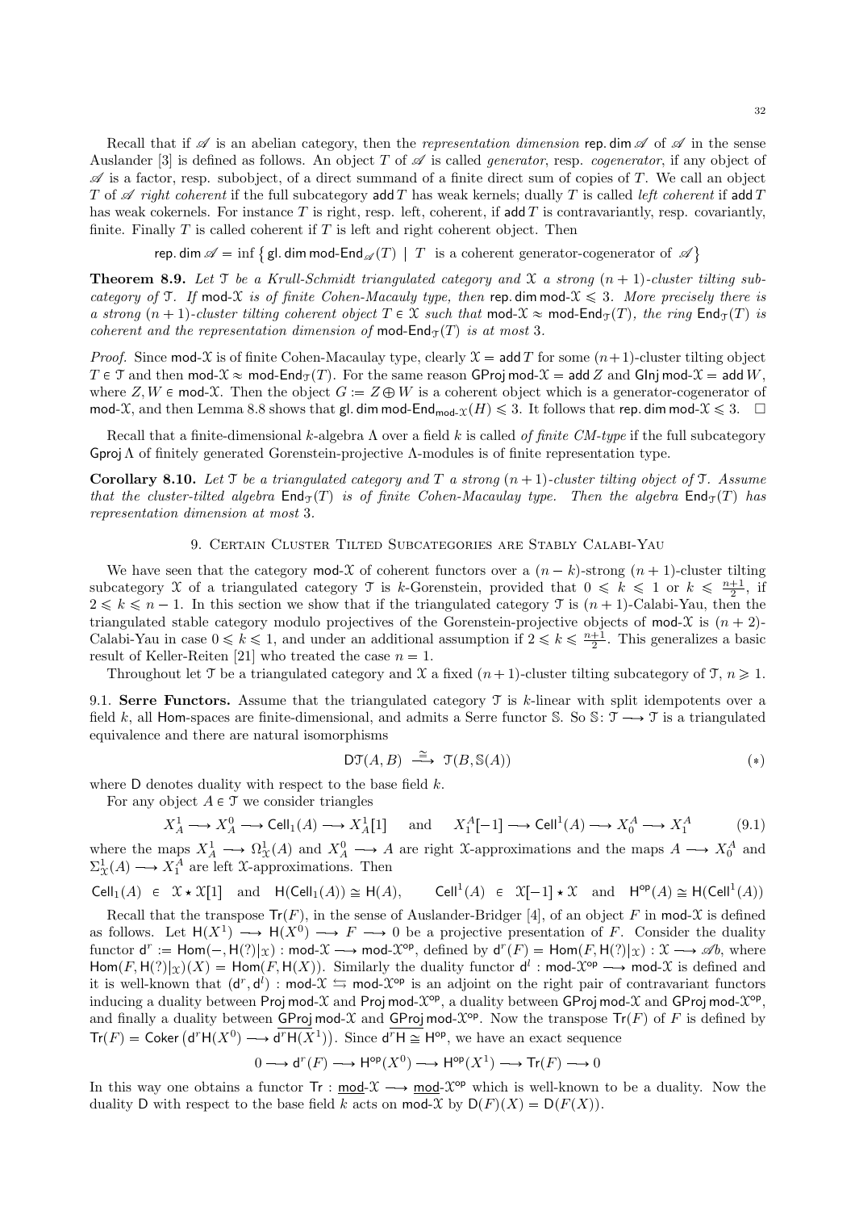Recall that if $\mathscr{A}$ is an abelian category, then the *representation dimension* $\mathsf{rep.dim}\,\mathscr{A}$ of $\mathscr{A}$ in the sense Auslander [3] is defined as follows. An object $T$ of $\mathscr{A}$ is called *generator*, resp. *cogenerator*, if any object of $\mathscr{A}$ is a factor, resp. subobject, of a direct summand of a finite direct sum of copies of $T$. We call an object $T$ of $\mathscr{A}$ *right coherent* if the full subcategory $\mathsf{add}\,T$ has weak kernels; dually $T$ is called *left coherent* if $\mathsf{add}\,T$ has weak cokernels. For instance $T$ is right, resp. left, coherent, if $\mathsf{add}\,T$ is contravariantly, resp. covariantly, finite. Finally $T$ is called coherent if $T$ is left and right coherent object. Then

$$\mathsf{rep.dim}\,\mathscr{A} = \inf\big\{\, \mathsf{gl.dim}\,\mathsf{mod}\text{-}\mathsf{End}_{\mathscr{A}}(T) \;\big|\; T \text{ is a coherent generator-cogenerator of } \mathscr{A} \big\}$$

**Theorem 8.9.** *Let $\mathcal{T}$ be a Krull-Schmidt triangulated category and $\mathcal{X}$ a strong $(n+1)$-cluster tilting subcategory of $\mathcal{T}$. If $\mathsf{mod}\text{-}\mathcal{X}$ is of finite Cohen-Macauly type, then $\mathsf{rep.dim}\,\mathsf{mod}\text{-}\mathcal{X} \leqslant 3$. More precisely there is a strong $(n+1)$-cluster tilting coherent object $T \in \mathcal{X}$ such that $\mathsf{mod}\text{-}\mathcal{X} \approx \mathsf{mod}\text{-}\mathsf{End}_{\mathcal{T}}(T)$, the ring $\mathsf{End}_{\mathcal{T}}(T)$ is coherent and the representation dimension of $\mathsf{mod}\text{-}\mathsf{End}_{\mathcal{T}}(T)$ is at most 3.*

*Proof.* Since $\mathsf{mod}\text{-}\mathcal{X}$ is of finite Cohen-Macaulay type, clearly $\mathcal{X} = \mathsf{add}\,T$ for some $(n+1)$-cluster tilting object $T \in \mathcal{T}$ and then $\mathsf{mod}\text{-}\mathcal{X} \approx \mathsf{mod}\text{-}\mathsf{End}_{\mathcal{T}}(T)$. For the same reason $\mathsf{GProj}\,\mathsf{mod}\text{-}\mathcal{X} = \mathsf{add}\,Z$ and $\mathsf{GInj}\,\mathsf{mod}\text{-}\mathcal{X} = \mathsf{add}\,W$, where $Z, W \in \mathsf{mod}\text{-}\mathcal{X}$. Then the object $G := Z \oplus W$ is a coherent object which is a generator-cogenerator of $\mathsf{mod}\text{-}\mathcal{X}$, and then Lemma 8.8 shows that $\mathsf{gl.dim}\,\mathsf{mod}\text{-}\mathsf{End}_{\mathsf{mod}\text{-}\mathcal{X}}(H) \leqslant 3$. It follows that $\mathsf{rep.dim}\,\mathsf{mod}\text{-}\mathcal{X} \leqslant 3$. $\square$

Recall that a finite-dimensional $k$-algebra $\Lambda$ over a field $k$ is called *of finite CM-type* if the full subcategory $\mathsf{Gproj}\,\Lambda$ of finitely generated Gorenstein-projective $\Lambda$-modules is of finite representation type.

**Corollary 8.10.** *Let $\mathcal{T}$ be a triangulated category and $T$ a strong $(n+1)$-cluster tilting object of $\mathcal{T}$. Assume that the cluster-tilted algebra $\mathsf{End}_{\mathcal{T}}(T)$ is of finite Cohen-Macaulay type. Then the algebra $\mathsf{End}_{\mathcal{T}}(T)$ has representation dimension at most 3.*

## 9. Certain Cluster Tilted Subcategories are Stably Calabi-Yau

We have seen that the category $\mathsf{mod}\text{-}\mathcal{X}$ of coherent functors over a $(n-k)$-strong $(n+1)$-cluster tilting subcategory $\mathcal{X}$ of a triangulated category $\mathcal{T}$ is $k$-Gorenstein, provided that $0 \leqslant k \leqslant 1$ or $k \leqslant \frac{n+1}{2}$, if $2 \leqslant k \leqslant n-1$. In this section we show that if the triangulated category $\mathcal{T}$ is $(n+1)$-Calabi-Yau, then the triangulated stable category modulo projectives of the Gorenstein-projective objects of $\mathsf{mod}\text{-}\mathcal{X}$ is $(n+2)$-Calabi-Yau in case $0 \leqslant k \leqslant 1$, and under an additional assumption if $2 \leqslant k \leqslant \frac{n+1}{2}$. This generalizes a basic result of Keller-Reiten [21] who treated the case $n = 1$.

Throughout let $\mathcal{T}$ be a triangulated category and $\mathcal{X}$ a fixed $(n+1)$-cluster tilting subcategory of $\mathcal{T}$, $n \geqslant 1$.

9.1. **Serre Functors.** Assume that the triangulated category $\mathcal{T}$ is $k$-linear with split idempotents over a field $k$, all $\mathsf{Hom}$-spaces are finite-dimensional, and admits a Serre functor $\mathbb{S}$. So $\mathbb{S}\colon \mathcal{T} \longrightarrow \mathcal{T}$ is a triangulated equivalence and there are natural isomorphisms

$$\mathsf{D}\mathcal{T}(A,B) \xrightarrow{\;\cong\;} \mathcal{T}(B, \mathbb{S}(A)) \tag{$*$}$$

where $\mathsf{D}$ denotes duality with respect to the base field $k$.

For any object $A \in \mathcal{T}$ we consider triangles

$$X^1_A \longrightarrow X^0_A \longrightarrow \mathsf{Cell}_1(A) \longrightarrow X^1_A[1] \quad \text{ and } \quad X^A_1[-1] \longrightarrow \mathsf{Cell}^1(A) \longrightarrow X^A_0 \longrightarrow X^A_1 \tag{9.1}$$

where the maps $X^1_A \longrightarrow \Omega^1_{\mathcal{X}}(A)$ and $X^0_A \longrightarrow A$ are right $\mathcal{X}$-approximations and the maps $A \longrightarrow X^A_0$ and $\Sigma^1_{\mathcal{X}}(A) \longrightarrow X^A_1$ are left $\mathcal{X}$-approximations. Then

$$\mathsf{Cell}_1(A) \;\in\; \mathcal{X} \star \mathcal{X}[1] \quad \text{and} \quad \mathsf{H}(\mathsf{Cell}_1(A)) \cong \mathsf{H}(A), \qquad \mathsf{Cell}^1(A) \;\in\; \mathcal{X}[-1] \star \mathcal{X} \quad \text{and} \quad \mathsf{H}^{\mathsf{op}}(A) \cong \mathsf{H}(\mathsf{Cell}^1(A))$$

Recall that the transpose $\mathsf{Tr}(F)$, in the sense of Auslander-Bridger [4], of an object $F$ in $\mathsf{mod}\text{-}\mathcal{X}$ is defined as follows. Let $\mathsf{H}(X^1) \longrightarrow \mathsf{H}(X^0) \longrightarrow F \longrightarrow 0$ be a projective presentation of $F$. Consider the duality functor $\mathsf{d}^r := \mathsf{Hom}(-, \mathsf{H}(?)|_{\mathcal{X}}) : \mathsf{mod}\text{-}\mathcal{X} \longrightarrow \mathsf{mod}\text{-}\mathcal{X}^{\mathsf{op}}$, defined by $\mathsf{d}^r(F) = \mathsf{Hom}(F, \mathsf{H}(?)|_{\mathcal{X}}) : \mathcal{X} \longrightarrow \mathscr{A}b$, where $\mathsf{Hom}(F, \mathsf{H}(?)|_{\mathcal{X}})(X) = \mathsf{Hom}(F, \mathsf{H}(X))$. Similarly the duality functor $\mathsf{d}^l : \mathsf{mod}\text{-}\mathcal{X}^{\mathsf{op}} \longrightarrow \mathsf{mod}\text{-}\mathcal{X}$ is defined and it is well-known that $(\mathsf{d}^r, \mathsf{d}^l) : \mathsf{mod}\text{-}\mathcal{X} \leftrightarrows \mathsf{mod}\text{-}\mathcal{X}^{\mathsf{op}}$ is an adjoint on the right pair of contravariant functors inducing a duality between $\mathsf{Proj}\,\mathsf{mod}\text{-}\mathcal{X}$ and $\mathsf{Proj}\,\mathsf{mod}\text{-}\mathcal{X}^{\mathsf{op}}$, a duality between $\mathsf{GProj}\,\mathsf{mod}\text{-}\mathcal{X}$ and $\mathsf{GProj}\,\mathsf{mod}\text{-}\mathcal{X}^{\mathsf{op}}$, and finally a duality between $\underline{\mathsf{GProj}}\,\mathsf{mod}\text{-}\mathcal{X}$ and $\underline{\mathsf{GProj}}\,\mathsf{mod}\text{-}\mathcal{X}^{\mathsf{op}}$. Now the transpose $\mathsf{Tr}(F)$ of $F$ is defined by $\mathsf{Tr}(F) = \mathsf{Coker}\big(\mathsf{d}^r\mathsf{H}(X^0) \longrightarrow \mathsf{d}^r\mathsf{H}(X^1)\big)$. Since $\mathsf{d}^r\mathsf{H} \cong \mathsf{H}^{\mathsf{op}}$, we have an exact sequence

$$0 \longrightarrow \mathsf{d}^r(F) \longrightarrow \mathsf{H}^{\mathsf{op}}(X^0) \longrightarrow \mathsf{H}^{\mathsf{op}}(X^1) \longrightarrow \mathsf{Tr}(F) \longrightarrow 0$$

In this way one obtains a functor $\mathsf{Tr} : \underline{\mathsf{mod}}\text{-}\mathcal{X} \longrightarrow \underline{\mathsf{mod}}\text{-}\mathcal{X}^{\mathsf{op}}$ which is well-known to be a duality. Now the duality $\mathsf{D}$ with respect to the base field $k$ acts on $\mathsf{mod}\text{-}\mathcal{X}$ by $\mathsf{D}(F)(X) = \mathsf{D}(F(X))$.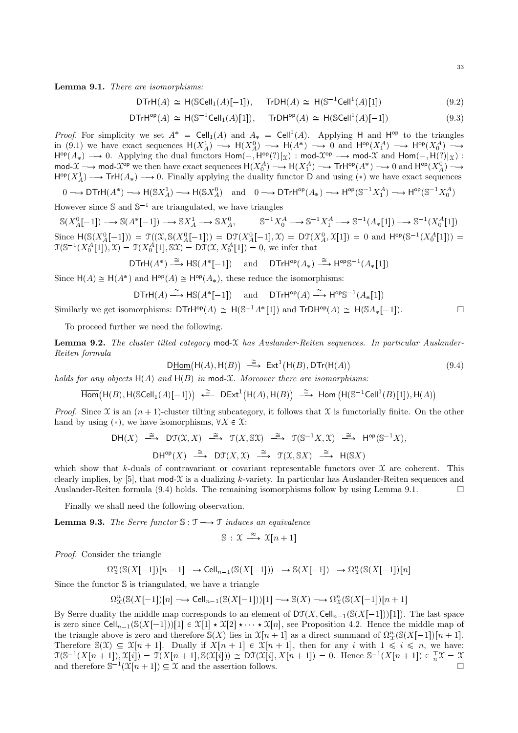**Lemma 9.1.** *There are isomorphisms:*

$$\mathsf{DTrH}(A) \cong \mathsf{H}(\mathbb{S}\mathsf{Cell}_1(A)[-1]), \qquad \mathsf{TrDH}(A) \cong \mathsf{H}(\mathbb{S}^{-1}\mathsf{Cell}^1(A)[1]) \tag{9.2}$$

$$\mathsf{DTrH}^{\mathsf{op}}(A) \cong \mathsf{H}(\mathbb{S}^{-1}\mathsf{Cell}_1(A)[1]), \qquad \mathsf{TrDH}^{\mathsf{op}}(A) \cong \mathsf{H}(\mathbb{S}\mathsf{Cell}^1(A)[-1]) \tag{9.3}$$

*Proof.* For simplicity we set $A^* = \mathsf{Cell}_1(A)$ and $A_* = \mathsf{Cell}^1(A)$. Applying $\mathsf{H}$ and $\mathsf{H}^{\mathsf{op}}$ to the triangles in (9.1) we have exact sequences $\mathsf{H}(X^1_A) \longrightarrow \mathsf{H}(X^0_A) \longrightarrow \mathsf{H}(A^*) \longrightarrow 0$ and $\mathsf{H}^{\mathsf{op}}(X^A_1) \longrightarrow \mathsf{H}^{\mathsf{op}}(X^A_0) \longrightarrow \mathsf{H}^{\mathsf{op}}(A_*) \longrightarrow 0$. Applying the dual functors $\mathsf{Hom}(-, \mathsf{H}^{\mathsf{op}}(?)|_{\mathcal{X}}) : \mathsf{mod}\text{-}\mathcal{X}^{\mathsf{op}} \longrightarrow \mathsf{mod}\text{-}\mathcal{X}$ and $\mathsf{Hom}(-, \mathsf{H}(?)|_{\mathcal{X}}) : \mathsf{mod}\text{-}\mathcal{X} \longrightarrow \mathsf{mod}\text{-}\mathcal{X}^{\mathsf{op}}$ we then have exact sequences $\mathsf{H}(X^A_0) \longrightarrow \mathsf{H}(X^A_1) \longrightarrow \mathsf{TrH}^{\mathsf{op}}(A^*) \longrightarrow 0$ and $\mathsf{H}^{\mathsf{op}}(X^0_A) \longrightarrow \mathsf{H}^{\mathsf{op}}(X^1_A) \longrightarrow \mathsf{TrH}(A_*) \longrightarrow 0$. Finally applying the duality functor $\mathsf{D}$ and using $(*)$ we have exact sequences

$$0 \longrightarrow \mathsf{DTrH}(A^*) \longrightarrow \mathsf{H}(\mathbb{S}X^1_A) \longrightarrow \mathsf{H}(\mathbb{S}X^0_A) \quad \text{and} \quad 0 \longrightarrow \mathsf{DTrH}^{\mathsf{op}}(A_*) \longrightarrow \mathsf{H}^{\mathsf{op}}(\mathbb{S}^{-1}X^A_1) \longrightarrow \mathsf{H}^{\mathsf{op}}(\mathbb{S}^{-1}X^A_0)$$

However since $\mathbb{S}$ and $\mathbb{S}^{-1}$ are triangulated, we have triangles

$$\mathbb{S}(X^0_A[-1]) \longrightarrow \mathbb{S}(A^*[-1]) \longrightarrow \mathbb{S}X^1_A \longrightarrow \mathbb{S}X^0_A, \qquad \mathbb{S}^{-1}X^A_0 \longrightarrow \mathbb{S}^{-1}X^A_1 \longrightarrow \mathbb{S}^{-1}(A_*[1]) \longrightarrow \mathbb{S}^{-1}(X^A_0[1])$$

Since $\mathsf{H}(\mathbb{S}(X^0_A[-1])) = \mathcal{T}((\mathcal{X}, \mathbb{S}(X^0_A[-1])) = \mathsf{D}\mathcal{T}(X^0_A[-1], \mathcal{X}) = \mathsf{D}\mathcal{T}(X^0_A, \mathcal{X}[1]) = 0$ and $\mathsf{H}^{\mathsf{op}}(\mathbb{S}^{-1}(X^A_0[1])) = \mathcal{T}(\mathbb{S}^{-1}(X^A_0[1]), \mathcal{X}) = \mathcal{T}(X^A_0[1], \mathbb{S}\mathcal{X}) = \mathsf{D}\mathcal{T}(\mathcal{X}, X^A_0[1]) = 0$, we infer that

$$\mathsf{DTrH}(A^*) \xrightarrow{\cong} \mathsf{H}\mathbb{S}(A^*[-1]) \quad \text{and} \quad \mathsf{DTrH}^{\mathsf{op}}(A_*) \xrightarrow{\cong} \mathsf{H}^{\mathsf{op}}\mathbb{S}^{-1}(A_*[1])$$

Since $\mathsf{H}(A) \cong \mathsf{H}(A^*)$ and $\mathsf{H}^{\mathsf{op}}(A) \cong \mathsf{H}^{\mathsf{op}}(A_*)$, these reduce the isomorphisms:

$$\mathsf{DTrH}(A) \xrightarrow{\cong} \mathsf{H}\mathbb{S}(A^*[-1]) \quad \text{and} \quad \mathsf{DTrH}^{\mathsf{op}}(A) \xrightarrow{\cong} \mathsf{H}^{\mathsf{op}}\mathbb{S}^{-1}(A_*[1])$$

Similarly we get isomorphisms: $\mathsf{DTrH}^{\mathsf{op}}(A) \cong \mathsf{H}(\mathbb{S}^{-1}A^*[1])$ and $\mathsf{TrDH}^{\mathsf{op}}(A) \cong \mathsf{H}(\mathbb{S}A_*[-1])$. □

To proceed further we need the following.

**Lemma 9.2.** *The cluster tilted category* $\mathsf{mod}\text{-}\mathcal{X}$ *has Auslander-Reiten sequences. In particular Auslander-Reiten formula*

$$\mathsf{D}\underline{\mathsf{Hom}}(\mathsf{H}(A), \mathsf{H}(B)) \xrightarrow{\cong} \mathsf{Ext}^1(\mathsf{H}(B), \mathsf{DTr}(\mathsf{H}(A))) \tag{9.4}$$

*holds for any objects* $\mathsf{H}(A)$ *and* $\mathsf{H}(B)$ *in* $\mathsf{mod}\text{-}\mathcal{X}$. *Moreover there are isomorphisms:*

$$\overline{\mathsf{Hom}}(\mathsf{H}(B), \mathsf{H}(\mathbb{S}\mathsf{Cell}_1(A)[-1])) \xleftarrow{\cong} \mathsf{DExt}^1(\mathsf{H}(A), \mathsf{H}(B)) \xrightarrow{\cong} \underline{\mathsf{Hom}}(\mathsf{H}(\mathbb{S}^{-1}\mathsf{Cell}^1(B)[1]), \mathsf{H}(A))$$

*Proof.* Since $\mathcal{X}$ is an $(n+1)$-cluster tilting subcategory, it follows that $\mathcal{X}$ is functorially finite. On the other hand by using $(*)$, we have isomorphisms, $\forall X \in \mathcal{X}$:

$$\mathsf{DH}(X) \xrightarrow{\cong} \mathsf{D}\mathcal{T}(\mathcal{X}, X) \xrightarrow{\cong} \mathcal{T}(X, \mathbb{S}\mathcal{X}) \xrightarrow{\cong} \mathcal{T}(\mathbb{S}^{-1}X, \mathcal{X}) \xrightarrow{\cong} \mathsf{H}^{\mathsf{op}}(\mathbb{S}^{-1}X),$$

$$\mathsf{DH}^{\mathsf{op}}(X) \xrightarrow{\cong} \mathsf{D}\mathcal{T}(X, \mathcal{X}) \xrightarrow{\cong} \mathcal{T}(\mathcal{X}, \mathbb{S}X) \xrightarrow{\cong} \mathsf{H}(\mathbb{S}X)$$

which show that $k$-duals of contravariant or covariant representable functors over $\mathcal{X}$ are coherent. This clearly implies, by [5], that $\mathsf{mod}\text{-}\mathcal{X}$ is a dualizing $k$-variety. In particular has Auslander-Reiten sequences and Auslander-Reiten formula (9.4) holds. The remaining isomorphisms follow by using Lemma 9.1. □

Finally we shall need the following observation.

**Lemma 9.3.** *The Serre functor* $\mathbb{S} : \mathcal{T} \longrightarrow \mathcal{T}$ *induces an equivalence*

$$\mathbb{S} : \mathcal{X} \xrightarrow{\approx} \mathcal{X}[n+1]$$

*Proof.* Consider the triangle

$$\Omega^n_{\mathcal{X}}(\mathbb{S}(X[-1])[n-1] \longrightarrow \mathsf{Cell}_{n-1}(\mathbb{S}(X[-1])) \longrightarrow \mathbb{S}(X[-1]) \longrightarrow \Omega^n_{\mathcal{X}}(\mathbb{S}(X[-1])[n]$$

Since the functor $\mathbb{S}$ is triangulated, we have a triangle

$$\Omega^n_{\mathcal{X}}(\mathbb{S}(X[-1])[n] \longrightarrow \mathsf{Cell}_{n-1}(\mathbb{S}(X[-1]))[1] \longrightarrow \mathbb{S}(X) \longrightarrow \Omega^n_{\mathcal{X}}(\mathbb{S}(X[-1])[n+1]$$

By Serre duality the middle map corresponds to an element of $\mathsf{D}\mathcal{T}(X, \mathsf{Cell}_{n-1}(\mathbb{S}(X[-1]))[1])$. The last space is zero since $\mathsf{Cell}_{n-1}(\mathbb{S}(X[-1]))[1] \in \mathcal{X}[1] \star \mathcal{X}[2] \star \cdots \star \mathcal{X}[n]$, see Proposition 4.2. Hence the middle map of the triangle above is zero and therefore $\mathbb{S}(X)$ lies in $\mathcal{X}[n+1]$ as a direct summand of $\Omega^n_{\mathcal{X}}(\mathbb{S}(X[-1])[n+1]$. Therefore $\mathbb{S}(\mathcal{X}) \subseteq \mathcal{X}[n+1]$. Dually if $X[n+1] \in \mathcal{X}[n+1]$, then for any $i$ with $1 \leqslant i \leqslant n$, we have: $\mathcal{T}(\mathbb{S}^{-1}(X[n+1]), \mathcal{X}[i]) = \mathcal{T}(X[n+1], \mathbb{S}(\mathcal{X}[i])) \cong \mathsf{D}\mathcal{T}(\mathcal{X}[i], X[n+1]) = 0$. Hence $\mathbb{S}^{-1}(X[n+1]) \in {}^{\top}_{n}\mathcal{X} = \mathcal{X}$ and therefore $\mathbb{S}^{-1}(\mathcal{X}[n+1]) \subseteq \mathcal{X}$ and the assertion follows. □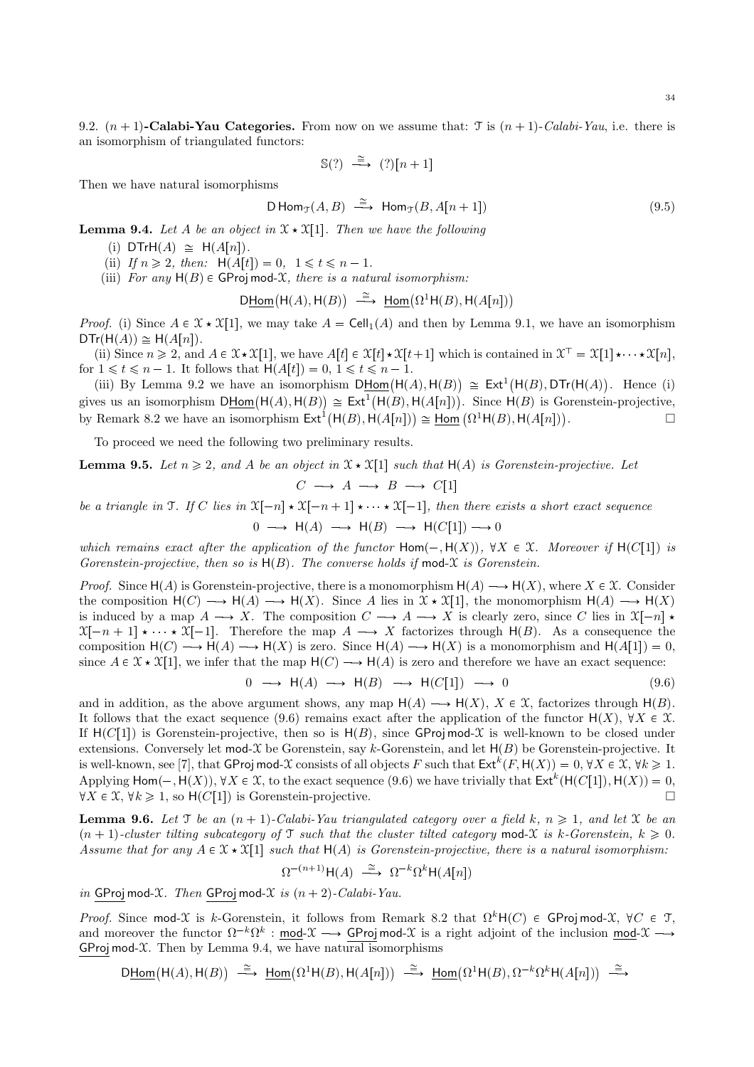9.2. **$(n+1)$-Calabi-Yau Categories.** From now on we assume that: $\mathcal{T}$ is $(n+1)$-*Calabi-Yau*, i.e. there is an isomorphism of triangulated functors:

$$\mathbb{S}(?) \xrightarrow{\cong} (?)[n+1]$$

Then we have natural isomorphisms

$$\mathsf{D}\,\mathsf{Hom}_{\mathcal{T}}(A,B) \xrightarrow{\cong} \mathsf{Hom}_{\mathcal{T}}(B, A[n+1]) \tag{9.5}$$

**Lemma 9.4.** *Let $A$ be an object in $\mathcal{X} \star \mathcal{X}[1]$. Then we have the following*

(i) $\mathsf{DTrH}(A) \cong \mathsf{H}(A[n])$.

(ii) *If $n \geqslant 2$, then: $\mathsf{H}(A[t]) = 0$, $1 \leqslant t \leqslant n-1$.*

(iii) *For any $\mathsf{H}(B) \in \mathsf{GProj}\,\mathsf{mod}\text{-}\mathcal{X}$, there is a natural isomorphism:*

$$\mathsf{D}\underline{\mathsf{Hom}}\big(\mathsf{H}(A), \mathsf{H}(B)\big) \xrightarrow{\cong} \underline{\mathsf{Hom}}\big(\Omega^1 \mathsf{H}(B), \mathsf{H}(A[n])\big)$$

*Proof.* (i) Since $A \in \mathcal{X} \star \mathcal{X}[1]$, we may take $A = \mathsf{Cell}_1(A)$ and then by Lemma 9.1, we have an isomorphism $\mathsf{DTr}(\mathsf{H}(A)) \cong \mathsf{H}(A[n])$.

(ii) Since $n \geqslant 2$, and $A \in \mathcal{X} \star \mathcal{X}[1]$, we have $A[t] \in \mathcal{X}[t] \star \mathcal{X}[t+1]$ which is contained in $\mathcal{X}^{\top} = \mathcal{X}[1] \star \cdots \star \mathcal{X}[n]$, for $1 \leqslant t \leqslant n-1$. It follows that $\mathsf{H}(A[t]) = 0$, $1 \leqslant t \leqslant n-1$.

(iii) By Lemma 9.2 we have an isomorphism $\mathsf{D}\underline{\mathsf{Hom}}\big(\mathsf{H}(A), \mathsf{H}(B)\big) \cong \mathsf{Ext}^1\big(\mathsf{H}(B), \mathsf{DTr}(\mathsf{H}(A))\big)$. Hence (i) gives us an isomorphism $\mathsf{D}\underline{\mathsf{Hom}}\big(\mathsf{H}(A), \mathsf{H}(B)\big) \cong \mathsf{Ext}^1\big(\mathsf{H}(B), \mathsf{H}(A[n])\big)$. Since $\mathsf{H}(B)$ is Gorenstein-projective, by Remark 8.2 we have an isomorphism $\mathsf{Ext}^1\big(\mathsf{H}(B), \mathsf{H}(A[n])\big) \cong \underline{\mathsf{Hom}}\left(\Omega^1 \mathsf{H}(B), \mathsf{H}(A[n])\right)$. □

To proceed we need the following two preliminary results.

**Lemma 9.5.** *Let $n \geqslant 2$, and $A$ be an object in $\mathcal{X} \star \mathcal{X}[1]$ such that $\mathsf{H}(A)$ is Gorenstein-projective. Let*

$$C \longrightarrow A \longrightarrow B \longrightarrow C[1]$$

*be a triangle in $\mathcal{T}$. If $C$ lies in $\mathcal{X}[-n] \star \mathcal{X}[-n+1] \star \cdots \star \mathcal{X}[-1]$, then there exists a short exact sequence*

$$0 \longrightarrow \mathsf{H}(A) \longrightarrow \mathsf{H}(B) \longrightarrow \mathsf{H}(C[1]) \longrightarrow 0$$

*which remains exact after the application of the functor $\mathsf{Hom}(-, \mathsf{H}(X))$, $\forall X \in \mathcal{X}$. Moreover if $\mathsf{H}(C[1])$ is Gorenstein-projective, then so is $\mathsf{H}(B)$. The converse holds if $\mathsf{mod}\text{-}\mathcal{X}$ is Gorenstein.*

*Proof.* Since $\mathsf{H}(A)$ is Gorenstein-projective, there is a monomorphism $\mathsf{H}(A) \longrightarrow \mathsf{H}(X)$, where $X \in \mathcal{X}$. Consider the composition $\mathsf{H}(C) \longrightarrow \mathsf{H}(A) \longrightarrow \mathsf{H}(X)$. Since $A$ lies in $\mathcal{X} \star \mathcal{X}[1]$, the monomorphism $\mathsf{H}(A) \longrightarrow \mathsf{H}(X)$ is induced by a map $A \longrightarrow X$. The composition $C \longrightarrow A \longrightarrow X$ is clearly zero, since $C$ lies in $\mathcal{X}[-n] \star \mathcal{X}[-n+1] \star \cdots \star \mathcal{X}[-1]$. Therefore the map $A \longrightarrow X$ factorizes through $\mathsf{H}(B)$. As a consequence the composition $\mathsf{H}(C) \longrightarrow \mathsf{H}(A) \longrightarrow \mathsf{H}(X)$ is zero. Since $\mathsf{H}(A) \longrightarrow \mathsf{H}(X)$ is a monomorphism and $\mathsf{H}(A[1]) = 0$, since $A \in \mathcal{X} \star \mathcal{X}[1]$, we infer that the map $\mathsf{H}(C) \longrightarrow \mathsf{H}(A)$ is zero and therefore we have an exact sequence:

$$0 \longrightarrow \mathsf{H}(A) \longrightarrow \mathsf{H}(B) \longrightarrow \mathsf{H}(C[1]) \longrightarrow 0 \tag{9.6}$$

and in addition, as the above argument shows, any map $\mathsf{H}(A) \longrightarrow \mathsf{H}(X)$, $X \in \mathcal{X}$, factorizes through $\mathsf{H}(B)$. It follows that the exact sequence (9.6) remains exact after the application of the functor $\mathsf{H}(X)$, $\forall X \in \mathcal{X}$. If $\mathsf{H}(C[1])$ is Gorenstein-projective, then so is $\mathsf{H}(B)$, since $\mathsf{GProj}\,\mathsf{mod}\text{-}\mathcal{X}$ is well-known to be closed under extensions. Conversely let $\mathsf{mod}\text{-}\mathcal{X}$ be Gorenstein, say $k$-Gorenstein, and let $\mathsf{H}(B)$ be Gorenstein-projective. It is well-known, see [7], that $\mathsf{GProj}\,\mathsf{mod}\text{-}\mathcal{X}$ consists of all objects $F$ such that $\mathsf{Ext}^k(F, \mathsf{H}(X)) = 0$, $\forall X \in \mathcal{X}$, $\forall k \geqslant 1$. Applying $\mathsf{Hom}(-, \mathsf{H}(X))$, $\forall X \in \mathcal{X}$, to the exact sequence (9.6) we have trivially that $\mathsf{Ext}^k(\mathsf{H}(C[1]), \mathsf{H}(X)) = 0$, $\forall X \in \mathcal{X}$, $\forall k \geqslant 1$, so $\mathsf{H}(C[1])$ is Gorenstein-projective. □

**Lemma 9.6.** *Let $\mathcal{T}$ be an $(n+1)$-Calabi-Yau triangulated category over a field $k$, $n \geqslant 1$, and let $\mathcal{X}$ be an $(n+1)$-cluster tilting subcategory of $\mathcal{T}$ such that the cluster tilted category $\mathsf{mod}\text{-}\mathcal{X}$ is $k$-Gorenstein, $k \geqslant 0$. Assume that for any $A \in \mathcal{X} \star \mathcal{X}[1]$ such that $\mathsf{H}(A)$ is Gorenstein-projective, there is a natural isomorphism:*

$$\Omega^{-(n+1)} \mathsf{H}(A) \xrightarrow{\cong} \Omega^{-k} \Omega^k \mathsf{H}(A[n])$$

*in $\underline{\mathsf{GProj}}\,\mathsf{mod}\text{-}\mathcal{X}$. Then $\underline{\mathsf{GProj}}\,\mathsf{mod}\text{-}\mathcal{X}$ is $(n+2)$-Calabi-Yau.*

*Proof.* Since $\mathsf{mod}\text{-}\mathcal{X}$ is $k$-Gorenstein, it follows from Remark 8.2 that $\Omega^k \mathsf{H}(C) \in \mathsf{GProj}\,\mathsf{mod}\text{-}\mathcal{X}$, $\forall C \in \mathcal{T}$, and moreover the functor $\Omega^{-k}\Omega^k : \underline{\mathsf{mod}}\text{-}\mathcal{X} \longrightarrow \underline{\mathsf{GProj}}\,\mathsf{mod}\text{-}\mathcal{X}$ is a right adjoint of the inclusion $\underline{\mathsf{mod}}\text{-}\mathcal{X} \longrightarrow \underline{\mathsf{GProj}}\,\mathsf{mod}\text{-}\mathcal{X}$. Then by Lemma 9.4, we have natural isomorphisms

$$\mathsf{D}\underline{\mathsf{Hom}}\big(\mathsf{H}(A), \mathsf{H}(B)\big) \xrightarrow{\cong} \underline{\mathsf{Hom}}\big(\Omega^1 \mathsf{H}(B), \mathsf{H}(A[n])\big) \xrightarrow{\cong} \underline{\mathsf{Hom}}\big(\Omega^1 \mathsf{H}(B), \Omega^{-k}\Omega^k \mathsf{H}(A[n])\big) \xrightarrow{\cong}$$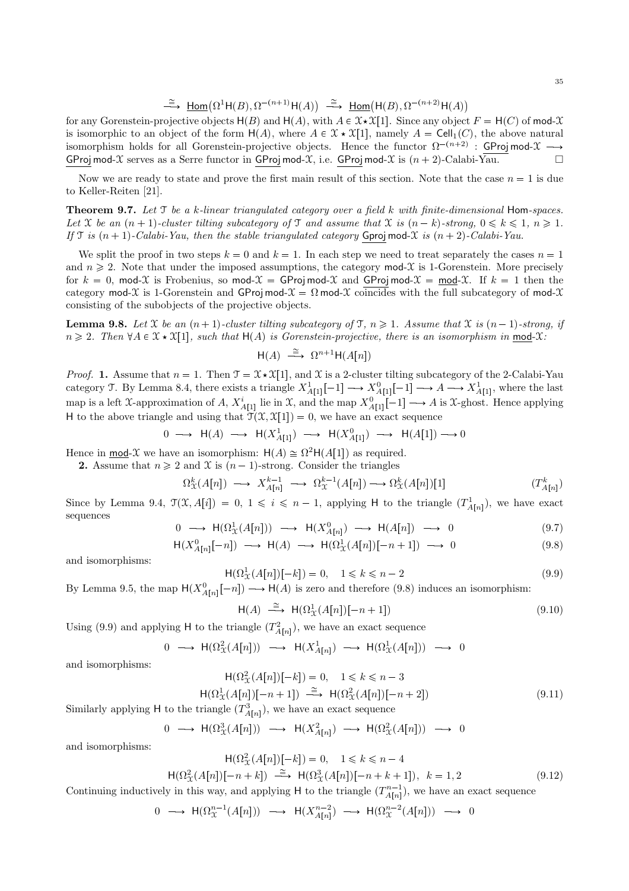$$\xrightarrow{\cong} \underline{\mathsf{Hom}}\big(\Omega^1\mathsf{H}(B), \Omega^{-(n+1)}\mathsf{H}(A)\big) \xrightarrow{\cong} \underline{\mathsf{Hom}}\big(\mathsf{H}(B), \Omega^{-(n+2)}\mathsf{H}(A)\big)$$

for any Gorenstein-projective objects $\mathsf{H}(B)$ and $\mathsf{H}(A)$, with $A \in \mathcal{X}\star\mathcal{X}[1]$. Since any object $F = \mathsf{H}(C)$ of $\mathsf{mod}\text{-}\mathcal{X}$ is isomorphic to an object of the form $\mathsf{H}(A)$, where $A \in \mathcal{X}\star\mathcal{X}[1]$, namely $A = \mathsf{Cell}_1(C)$, the above natural isomorphism holds for all Gorenstein-projective objects. Hence the functor $\Omega^{-(n+2)} : \underline{\mathsf{GProj}}\,\mathsf{mod}\text{-}\mathcal{X} \longrightarrow \underline{\mathsf{GProj}}\,\mathsf{mod}\text{-}\mathcal{X}$ serves as a Serre functor in $\underline{\mathsf{GProj}}\,\mathsf{mod}\text{-}\mathcal{X}$, i.e. $\underline{\mathsf{GProj}}\,\mathsf{mod}\text{-}\mathcal{X}$ is $(n+2)$-Calabi-Yau. $\square$

Now we are ready to state and prove the first main result of this section. Note that the case $n = 1$ is due to Keller-Reiten [21].

**Theorem 9.7.** *Let $\mathcal{T}$ be a $k$-linear triangulated category over a field $k$ with finite-dimensional $\mathsf{Hom}$-spaces. Let $\mathcal{X}$ be an $(n+1)$-cluster tilting subcategory of $\mathcal{T}$ and assume that $\mathcal{X}$ is $(n-k)$-strong, $0 \leqslant k \leqslant 1$, $n \geqslant 1$. If $\mathcal{T}$ is $(n+1)$-Calabi-Yau, then the stable triangulated category $\underline{\mathsf{Gproj}}\,\mathsf{mod}\text{-}\mathcal{X}$ is $(n+2)$-Calabi-Yau.*

We split the proof in two steps $k = 0$ and $k = 1$. In each step we need to treat separately the cases $n = 1$ and $n \geqslant 2$. Note that under the imposed assumptions, the category $\mathsf{mod}\text{-}\mathcal{X}$ is 1-Gorenstein. More precisely for $k = 0$, $\mathsf{mod}\text{-}\mathcal{X}$ is Frobenius, so $\mathsf{mod}\text{-}\mathcal{X} = \mathsf{GProj}\,\mathsf{mod}\text{-}\mathcal{X}$ and $\underline{\mathsf{GProj}}\,\mathsf{mod}\text{-}\mathcal{X} = \underline{\mathsf{mod}}\text{-}\mathcal{X}$. If $k = 1$ then the category $\mathsf{mod}\text{-}\mathcal{X}$ is 1-Gorenstein and $\mathsf{GProj}\,\mathsf{mod}\text{-}\mathcal{X} = \Omega\,\mathsf{mod}\text{-}\mathcal{X}$ coincides with the full subcategory of $\mathsf{mod}\text{-}\mathcal{X}$ consisting of the subobjects of the projective objects.

**Lemma 9.8.** *Let $\mathcal{X}$ be an $(n+1)$-cluster tilting subcategory of $\mathcal{T}$, $n \geqslant 1$. Assume that $\mathcal{X}$ is $(n-1)$-strong, if $n \geqslant 2$. Then $\forall A \in \mathcal{X}\star\mathcal{X}[1]$, such that $\mathsf{H}(A)$ is Gorenstein-projective, there is an isomorphism in $\underline{\mathsf{mod}}\text{-}\mathcal{X}$:*

$$\mathsf{H}(A) \xrightarrow{\cong} \Omega^{n+1}\mathsf{H}(A[n])$$

*Proof.* **1.** Assume that $n = 1$. Then $\mathcal{T} = \mathcal{X}\star\mathcal{X}[1]$, and $\mathcal{X}$ is a 2-cluster tilting subcategory of the 2-Calabi-Yau category $\mathcal{T}$. By Lemma 8.4, there exists a triangle $X^1_{A[1]}[-1] \longrightarrow X^0_{A[1]}[-1] \longrightarrow A \longrightarrow X^1_{A[1]}$, where the last map is a left $\mathcal{X}$-approximation of $A$, $X^i_{A[1]}$ lie in $\mathcal{X}$, and the map $X^0_{A[1]}[-1] \longrightarrow A$ is $\mathcal{X}$-ghost. Hence applying $\mathsf{H}$ to the above triangle and using that $\mathcal{T}(\mathcal{X}, \mathcal{X}[1]) = 0$, we have an exact sequence

$$0 \longrightarrow \mathsf{H}(A) \longrightarrow \mathsf{H}(X^1_{A[1]}) \longrightarrow \mathsf{H}(X^0_{A[1]}) \longrightarrow \mathsf{H}(A[1]) \longrightarrow 0$$

Hence in $\underline{\mathsf{mod}}\text{-}\mathcal{X}$ we have an isomorphism: $\mathsf{H}(A) \cong \Omega^2\mathsf{H}(A[1])$ as required.

**2.** Assume that $n \geqslant 2$ and $\mathcal{X}$ is $(n-1)$-strong. Consider the triangles

$$\Omega^k_{\mathcal{X}}(A[n]) \longrightarrow X^{k-1}_{A[n]} \longrightarrow \Omega^{k-1}_{\mathcal{X}}(A[n]) \longrightarrow \Omega^k_{\mathcal{X}}(A[n])[1] \qquad (T^k_{A[n]})$$

Since by Lemma 9.4, $\mathcal{T}(\mathcal{X}, A[i]) = 0$, $1 \leqslant i \leqslant n-1$, applying $\mathsf{H}$ to the triangle $(T^1_{A[n]})$, we have exact sequences

$$0 \longrightarrow \mathsf{H}(\Omega^1_{\mathcal{X}}(A[n])) \longrightarrow \mathsf{H}(X^0_{A[n]}) \longrightarrow \mathsf{H}(A[n]) \longrightarrow 0 \qquad (9.7)$$

$$\mathsf{H}(X^0_{A[n]}[-n]) \longrightarrow \mathsf{H}(A) \longrightarrow \mathsf{H}(\Omega^1_{\mathcal{X}}(A[n])[-n+1]) \longrightarrow 0 \qquad (9.8)$$

and isomorphisms:

$$\mathsf{H}(\Omega^1_{\mathcal{X}}(A[n])[-k]) = 0, \quad 1 \leqslant k \leqslant n-2 \qquad (9.9)$$

By Lemma 9.5, the map $\mathsf{H}(X^0_{A[n]}[-n]) \longrightarrow \mathsf{H}(A)$ is zero and therefore (9.8) induces an isomorphism:

$$\mathsf{H}(A) \xrightarrow{\cong} \mathsf{H}(\Omega^1_{\mathcal{X}}(A[n])[-n+1]) \qquad (9.10)$$

Using (9.9) and applying $\mathsf{H}$ to the triangle $(T^2_{A[n]})$, we have an exact sequence

$$0 \longrightarrow \mathsf{H}(\Omega^2_{\mathcal{X}}(A[n])) \longrightarrow \mathsf{H}(X^1_{A[n]}) \longrightarrow \mathsf{H}(\Omega^1_{\mathcal{X}}(A[n])) \longrightarrow 0$$

and isomorphisms:

$$\mathsf{H}(\Omega^2_{\mathcal{X}}(A[n])[-k]) = 0, \quad 1 \leqslant k \leqslant n-3$$

$$\mathsf{H}(\Omega^1_{\mathcal{X}}(A[n])[-n+1]) \xrightarrow{\cong} \mathsf{H}(\Omega^2_{\mathcal{X}}(A[n])[-n+2]) \qquad (9.11)$$

Similarly applying $\mathsf{H}$ to the triangle $(T^3_{A[n]})$, we have an exact sequence

$$0 \longrightarrow \mathsf{H}(\Omega^3_{\mathcal{X}}(A[n])) \longrightarrow \mathsf{H}(X^2_{A[n]}) \longrightarrow \mathsf{H}(\Omega^2_{\mathcal{X}}(A[n])) \longrightarrow 0$$

and isomorphisms:

$$\mathsf{H}(\Omega^2_{\mathcal{X}}(A[n])[-k]) = 0, \quad 1 \leqslant k \leqslant n-4$$

$$\mathsf{H}(\Omega^2_{\mathcal{X}}(A[n])[-n+k]) \xrightarrow{\cong} \mathsf{H}(\Omega^3_{\mathcal{X}}(A[n])[-n+k+1]), \quad k = 1, 2 \qquad (9.12)$$

Continuing inductively in this way, and applying $\mathsf{H}$ to the triangle $(T^{n-1}_{A[n]})$, we have an exact sequence

$$0 \longrightarrow \mathsf{H}(\Omega^{n-1}_{\mathcal{X}}(A[n])) \longrightarrow \mathsf{H}(X^{n-2}_{A[n]}) \longrightarrow \mathsf{H}(\Omega^{n-2}_{\mathcal{X}}(A[n])) \longrightarrow 0$$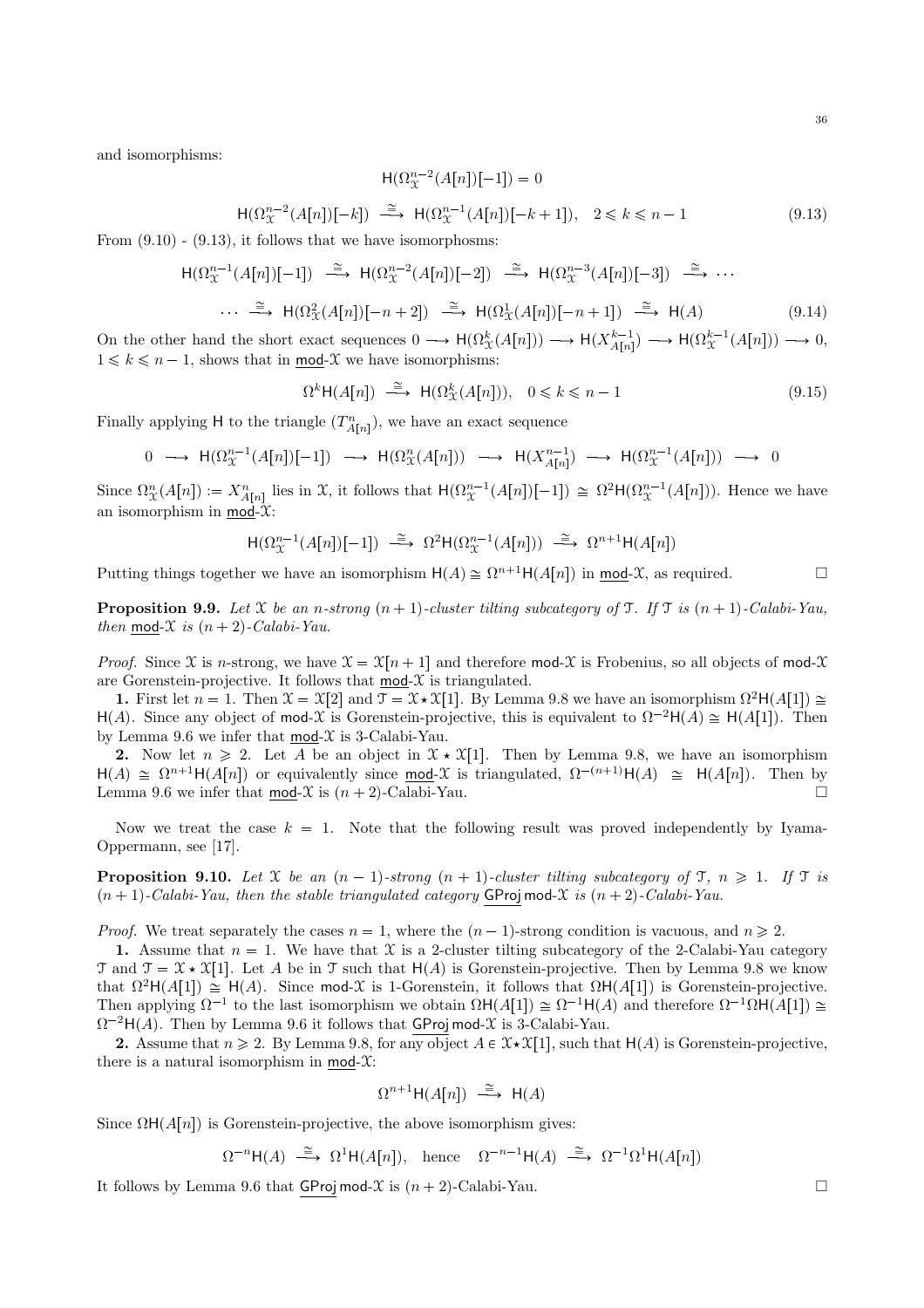and isomorphisms:

$$\mathsf{H}(\Omega^{n-2}_{\mathcal{X}}(A[n])[-1]) = 0$$

$$\mathsf{H}(\Omega^{n-2}_{\mathcal{X}}(A[n])[-k]) \xrightarrow{\cong} \mathsf{H}(\Omega^{n-1}_{\mathcal{X}}(A[n])[-k+1]), \quad 2 \leqslant k \leqslant n-1 \tag{9.13}$$

From (9.10) - (9.13), it follows that we have isomorphosms:

$$\mathsf{H}(\Omega^{n-1}_{\mathcal{X}}(A[n])[-1]) \xrightarrow{\cong} \mathsf{H}(\Omega^{n-2}_{\mathcal{X}}(A[n])[-2]) \xrightarrow{\cong} \mathsf{H}(\Omega^{n-3}_{\mathcal{X}}(A[n])[-3]) \xrightarrow{\cong} \cdots$$

$$\cdots \xrightarrow{\cong} \mathsf{H}(\Omega^{2}_{\mathcal{X}}(A[n])[-n+2]) \xrightarrow{\cong} \mathsf{H}(\Omega^{1}_{\mathcal{X}}(A[n])[-n+1]) \xrightarrow{\cong} \mathsf{H}(A) \tag{9.14}$$

On the other hand the short exact sequences $0 \longrightarrow \mathsf{H}(\Omega^k_{\mathcal{X}}(A[n])) \longrightarrow \mathsf{H}(X^{k-1}_{A[n]}) \longrightarrow \mathsf{H}(\Omega^{k-1}_{\mathcal{X}}(A[n])) \longrightarrow 0$, $1 \leqslant k \leqslant n-1$, shows that in $\underline{\mathsf{mod}}\text{-}\mathcal{X}$ we have isomorphisms:

$$\Omega^k \mathsf{H}(A[n]) \xrightarrow{\cong} \mathsf{H}(\Omega^k_{\mathcal{X}}(A[n])), \quad 0 \leqslant k \leqslant n-1 \tag{9.15}$$

Finally applying $\mathsf{H}$ to the triangle $(T^n_{A[n]})$, we have an exact sequence

$$0 \longrightarrow \mathsf{H}(\Omega^{n-1}_{\mathcal{X}}(A[n])[-1]) \longrightarrow \mathsf{H}(\Omega^{n}_{\mathcal{X}}(A[n])) \longrightarrow \mathsf{H}(X^{n-1}_{A[n]}) \longrightarrow \mathsf{H}(\Omega^{n-1}_{\mathcal{X}}(A[n])) \longrightarrow 0$$

Since $\Omega^n_{\mathcal{X}}(A[n]) := X^n_{A[n]}$ lies in $\mathcal{X}$, it follows that $\mathsf{H}(\Omega^{n-1}_{\mathcal{X}}(A[n])[-1]) \cong \Omega^2 \mathsf{H}(\Omega^{n-1}_{\mathcal{X}}(A[n]))$. Hence we have an isomorphism in $\underline{\mathsf{mod}}\text{-}\mathcal{X}$:

$$\mathsf{H}(\Omega^{n-1}_{\mathcal{X}}(A[n])[-1]) \xrightarrow{\cong} \Omega^2 \mathsf{H}(\Omega^{n-1}_{\mathcal{X}}(A[n])) \xrightarrow{\cong} \Omega^{n+1}\mathsf{H}(A[n])$$

Putting things together we have an isomorphism $\mathsf{H}(A) \cong \Omega^{n+1}\mathsf{H}(A[n])$ in $\underline{\mathsf{mod}}\text{-}\mathcal{X}$, as required. □

**Proposition 9.9.** *Let $\mathcal{X}$ be an $n$-strong $(n+1)$-cluster tilting subcategory of $\mathcal{T}$. If $\mathcal{T}$ is $(n+1)$-Calabi-Yau, then $\underline{\mathsf{mod}}\text{-}\mathcal{X}$ is $(n+2)$-Calabi-Yau.*

*Proof.* Since $\mathcal{X}$ is $n$-strong, we have $\mathcal{X} = \mathcal{X}[n+1]$ and therefore $\mathsf{mod}\text{-}\mathcal{X}$ is Frobenius, so all objects of $\mathsf{mod}\text{-}\mathcal{X}$ are Gorenstein-projective. It follows that $\underline{\mathsf{mod}}\text{-}\mathcal{X}$ is triangulated.

**1.** First let $n = 1$. Then $\mathcal{X} = \mathcal{X}[2]$ and $\mathcal{T} = \mathcal{X} \star \mathcal{X}[1]$. By Lemma 9.8 we have an isomorphism $\Omega^2\mathsf{H}(A[1]) \cong \mathsf{H}(A)$. Since any object of $\mathsf{mod}\text{-}\mathcal{X}$ is Gorenstein-projective, this is equivalent to $\Omega^{-2}\mathsf{H}(A) \cong \mathsf{H}(A[1])$. Then by Lemma 9.6 we infer that $\underline{\mathsf{mod}}\text{-}\mathcal{X}$ is 3-Calabi-Yau.

**2.** Now let $n \geqslant 2$. Let $A$ be an object in $\mathcal{X} \star \mathcal{X}[1]$. Then by Lemma 9.8, we have an isomorphism $\mathsf{H}(A) \cong \Omega^{n+1}\mathsf{H}(A[n])$ or equivalently since $\underline{\mathsf{mod}}\text{-}\mathcal{X}$ is triangulated, $\Omega^{-(n+1)}\mathsf{H}(A) \cong \mathsf{H}(A[n])$. Then by Lemma 9.6 we infer that $\underline{\mathsf{mod}}\text{-}\mathcal{X}$ is $(n+2)$-Calabi-Yau. □

Now we treat the case $k = 1$. Note that the following result was proved independently by Iyama-Oppermann, see [17].

**Proposition 9.10.** *Let $\mathcal{X}$ be an $(n-1)$-strong $(n+1)$-cluster tilting subcategory of $\mathcal{T}$, $n \geqslant 1$. If $\mathcal{T}$ is $(n+1)$-Calabi-Yau, then the stable triangulated category $\underline{\mathsf{GProj}}\,\mathsf{mod}\text{-}\mathcal{X}$ is $(n+2)$-Calabi-Yau.*

*Proof.* We treat separately the cases $n = 1$, where the $(n-1)$-strong condition is vacuous, and $n \geqslant 2$.

**1.** Assume that $n = 1$. We have that $\mathcal{X}$ is a 2-cluster tilting subcategory of the 2-Calabi-Yau category $\mathcal{T}$ and $\mathcal{T} = \mathcal{X} \star \mathcal{X}[1]$. Let $A$ be in $\mathcal{T}$ such that $\mathsf{H}(A)$ is Gorenstein-projective. Then by Lemma 9.8 we know that $\Omega^2\mathsf{H}(A[1]) \cong \mathsf{H}(A)$. Since $\mathsf{mod}\text{-}\mathcal{X}$ is 1-Gorenstein, it follows that $\Omega\mathsf{H}(A[1])$ is Gorenstein-projective. Then applying $\Omega^{-1}$ to the last isomorphism we obtain $\Omega\mathsf{H}(A[1]) \cong \Omega^{-1}\mathsf{H}(A)$ and therefore $\Omega^{-1}\Omega\mathsf{H}(A[1]) \cong \Omega^{-2}\mathsf{H}(A)$. Then by Lemma 9.6 it follows that $\underline{\mathsf{GProj}}\,\mathsf{mod}\text{-}\mathcal{X}$ is 3-Calabi-Yau.

**2.** Assume that $n \geqslant 2$. By Lemma 9.8, for any object $A \in \mathcal{X} \star \mathcal{X}[1]$, such that $\mathsf{H}(A)$ is Gorenstein-projective, there is a natural isomorphism in $\underline{\mathsf{mod}}\text{-}\mathcal{X}$:

$$\Omega^{n+1}\mathsf{H}(A[n]) \xrightarrow{\cong} \mathsf{H}(A)$$

Since $\Omega\mathsf{H}(A[n])$ is Gorenstein-projective, the above isomorphism gives:

$$\Omega^{-n}\mathsf{H}(A) \xrightarrow{\cong} \Omega^1\mathsf{H}(A[n]), \quad \text{hence} \quad \Omega^{-n-1}\mathsf{H}(A) \xrightarrow{\cong} \Omega^{-1}\Omega^1\mathsf{H}(A[n])$$

It follows by Lemma 9.6 that $\underline{\mathsf{GProj}}\,\mathsf{mod}\text{-}\mathcal{X}$ is $(n+2)$-Calabi-Yau. □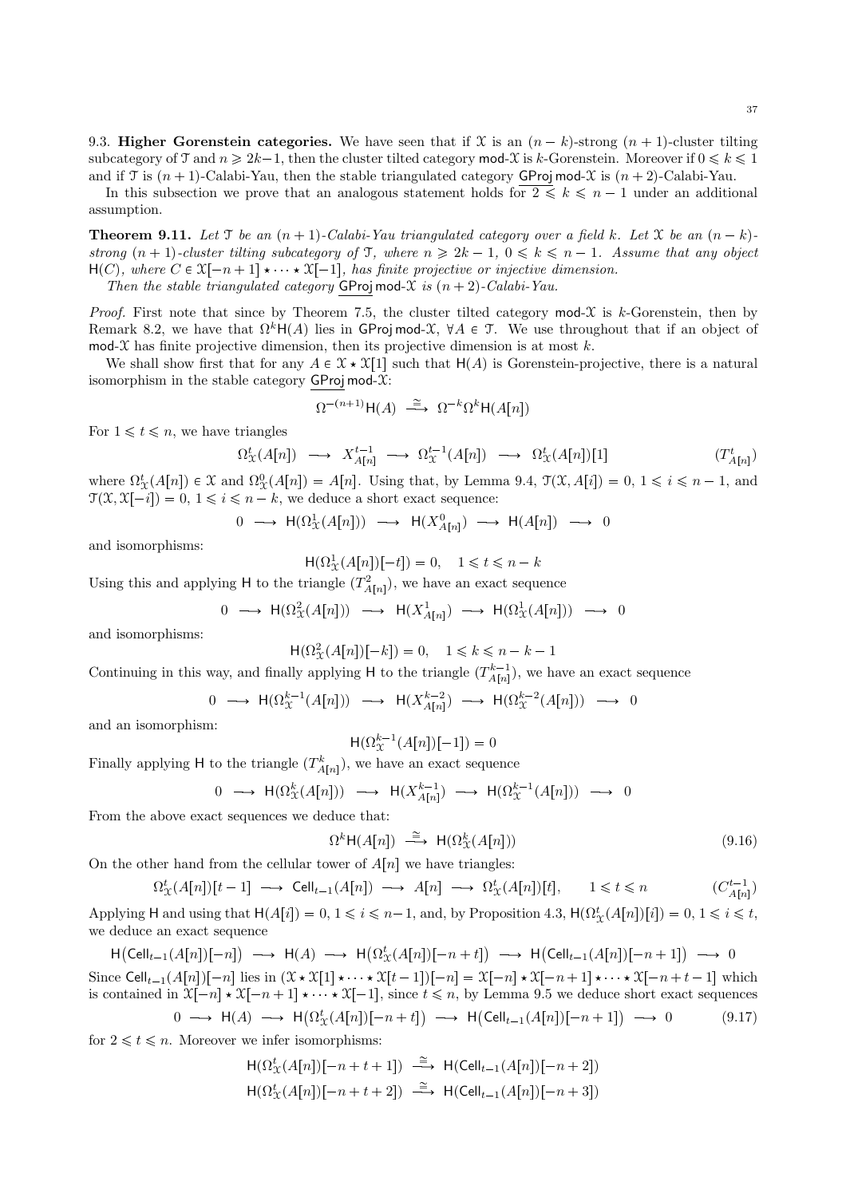**9.3. Higher Gorenstein categories.** We have seen that if $\mathcal{X}$ is an $(n-k)$-strong $(n+1)$-cluster tilting subcategory of $\mathcal{T}$ and $n \geqslant 2k-1$, then the cluster tilted category $\mathsf{mod}\text{-}\mathcal{X}$ is $k$-Gorenstein. Moreover if $0 \leqslant k \leqslant 1$ and if $\mathcal{T}$ is $(n+1)$-Calabi-Yau, then the stable triangulated category $\underline{\mathsf{GProj}}\,\mathsf{mod}\text{-}\mathcal{X}$ is $(n+2)$-Calabi-Yau.

In this subsection we prove that an analogous statement holds for $2 \leqslant k \leqslant n-1$ under an additional assumption.

**Theorem 9.11.** *Let $\mathcal{T}$ be an $(n+1)$-Calabi-Yau triangulated category over a field $k$. Let $\mathcal{X}$ be an $(n-k)$-strong $(n+1)$-cluster tilting subcategory of $\mathcal{T}$, where $n \geqslant 2k-1$, $0 \leqslant k \leqslant n-1$. Assume that any object $\mathsf{H}(C)$, where $C \in \mathcal{X}[-n+1] \star \cdots \star \mathcal{X}[-1]$, has finite projective or injective dimension.*

*Then the stable triangulated category $\underline{\mathsf{GProj}}\,\mathsf{mod}\text{-}\mathcal{X}$ is $(n+2)$-Calabi-Yau.*

*Proof.* First note that since by Theorem 7.5, the cluster tilted category $\mathsf{mod}\text{-}\mathcal{X}$ is $k$-Gorenstein, then by Remark 8.2, we have that $\Omega^k\mathsf{H}(A)$ lies in $\mathsf{GProj}\,\mathsf{mod}\text{-}\mathcal{X}$, $\forall A \in \mathcal{T}$. We use throughout that if an object of $\mathsf{mod}\text{-}\mathcal{X}$ has finite projective dimension, then its projective dimension is at most $k$.

We shall show first that for any $A \in \mathcal{X} \star \mathcal{X}[1]$ such that $\mathsf{H}(A)$ is Gorenstein-projective, there is a natural isomorphism in the stable category $\underline{\mathsf{GProj}}\,\mathsf{mod}\text{-}\mathcal{X}$:

$$\Omega^{-(n+1)}\mathsf{H}(A) \xrightarrow{\;\cong\;} \Omega^{-k}\Omega^k\mathsf{H}(A[n])$$

For $1 \leqslant t \leqslant n$, we have triangles

$$\Omega^t_{\mathcal{X}}(A[n]) \longrightarrow X^{t-1}_{A[n]} \longrightarrow \Omega^{t-1}_{\mathcal{X}}(A[n]) \longrightarrow \Omega^t_{\mathcal{X}}(A[n])[1] \qquad (T^t_{A[n]})$$

where $\Omega^t_{\mathcal{X}}(A[n]) \in \mathcal{X}$ and $\Omega^0_{\mathcal{X}}(A[n]) = A[n]$. Using that, by Lemma 9.4, $\mathcal{T}(\mathcal{X}, A[i]) = 0$, $1 \leqslant i \leqslant n-1$, and $\mathcal{T}(\mathcal{X}, \mathcal{X}[-i]) = 0$, $1 \leqslant i \leqslant n-k$, we deduce a short exact sequence:

$$0 \longrightarrow \mathsf{H}(\Omega^1_{\mathcal{X}}(A[n])) \longrightarrow \mathsf{H}(X^0_{A[n]}) \longrightarrow \mathsf{H}(A[n]) \longrightarrow 0$$

and isomorphisms:

$$\mathsf{H}(\Omega^1_{\mathcal{X}}(A[n])[-t]) = 0, \quad 1 \leqslant t \leqslant n-k$$

Using this and applying $\mathsf{H}$ to the triangle $(T^2_{A[n]})$, we have an exact sequence

$$0 \longrightarrow \mathsf{H}(\Omega^2_{\mathcal{X}}(A[n])) \longrightarrow \mathsf{H}(X^1_{A[n]}) \longrightarrow \mathsf{H}(\Omega^1_{\mathcal{X}}(A[n])) \longrightarrow 0$$

and isomorphisms:

$$\mathsf{H}(\Omega^2_{\mathcal{X}}(A[n])[-k]) = 0, \quad 1 \leqslant k \leqslant n-k-1$$

Continuing in this way, and finally applying $\mathsf{H}$ to the triangle $(T^{k-1}_{A[n]})$, we have an exact sequence

$$0 \longrightarrow \mathsf{H}(\Omega^{k-1}_{\mathcal{X}}(A[n])) \longrightarrow \mathsf{H}(X^{k-2}_{A[n]}) \longrightarrow \mathsf{H}(\Omega^{k-2}_{\mathcal{X}}(A[n])) \longrightarrow 0$$

and an isomorphism:

$$\mathsf{H}(\Omega^{k-1}_{\mathcal{X}}(A[n])[-1]) = 0$$

Finally applying $\mathsf{H}$ to the triangle $(T^k_{A[n]})$, we have an exact sequence

$$0 \longrightarrow \mathsf{H}(\Omega^k_{\mathcal{X}}(A[n])) \longrightarrow \mathsf{H}(X^{k-1}_{A[n]}) \longrightarrow \mathsf{H}(\Omega^{k-1}_{\mathcal{X}}(A[n])) \longrightarrow 0$$

From the above exact sequences we deduce that:

$$\Omega^k\mathsf{H}(A[n]) \xrightarrow{\;\cong\;} \mathsf{H}(\Omega^k_{\mathcal{X}}(A[n])) \tag{9.16}$$

On the other hand from the cellular tower of $A[n]$ we have triangles:

$$\Omega^t_{\mathcal{X}}(A[n])[t-1] \longrightarrow \mathsf{Cell}_{t-1}(A[n]) \longrightarrow A[n] \longrightarrow \Omega^t_{\mathcal{X}}(A[n])[t], \qquad 1 \leqslant t \leqslant n \qquad (C^{t-1}_{A[n]})$$

Applying $\mathsf{H}$ and using that $\mathsf{H}(A[i]) = 0$, $1 \leqslant i \leqslant n-1$, and, by Proposition 4.3, $\mathsf{H}(\Omega^t_{\mathcal{X}}(A[n])[i]) = 0$, $1 \leqslant i \leqslant t$, we deduce an exact sequence

$$\mathsf{H}\big(\mathsf{Cell}_{t-1}(A[n])[-n]\big) \longrightarrow \mathsf{H}(A) \longrightarrow \mathsf{H}\big(\Omega^t_{\mathcal{X}}(A[n])[-n+t]\big) \longrightarrow \mathsf{H}\big(\mathsf{Cell}_{t-1}(A[n])[-n+1]\big) \longrightarrow 0$$

Since $\mathsf{Cell}_{t-1}(A[n])[-n]$ lies in $(\mathcal{X} \star \mathcal{X}[1] \star \cdots \star \mathcal{X}[t-1])[-n] = \mathcal{X}[-n] \star \mathcal{X}[-n+1] \star \cdots \star \mathcal{X}[-n+t-1]$ which is contained in $\mathcal{X}[-n] \star \mathcal{X}[-n+1] \star \cdots \star \mathcal{X}[-1]$, since $t \leqslant n$, by Lemma 9.5 we deduce short exact sequences

$$0 \longrightarrow \mathsf{H}(A) \longrightarrow \mathsf{H}\big(\Omega^t_{\mathcal{X}}(A[n])[-n+t]\big) \longrightarrow \mathsf{H}\big(\mathsf{Cell}_{t-1}(A[n])[-n+1]\big) \longrightarrow 0 \tag{9.17}$$

for $2 \leqslant t \leqslant n$. Moreover we infer isomorphisms:

$$\mathsf{H}(\Omega^t_{\mathcal{X}}(A[n])[-n+t+1]) \xrightarrow{\;\cong\;} \mathsf{H}(\mathsf{Cell}_{t-1}(A[n])[-n+2])$$

$$\mathsf{H}(\Omega^t_{\mathcal{X}}(A[n])[-n+t+2]) \xrightarrow{\;\cong\;} \mathsf{H}(\mathsf{Cell}_{t-1}(A[n])[-n+3])$$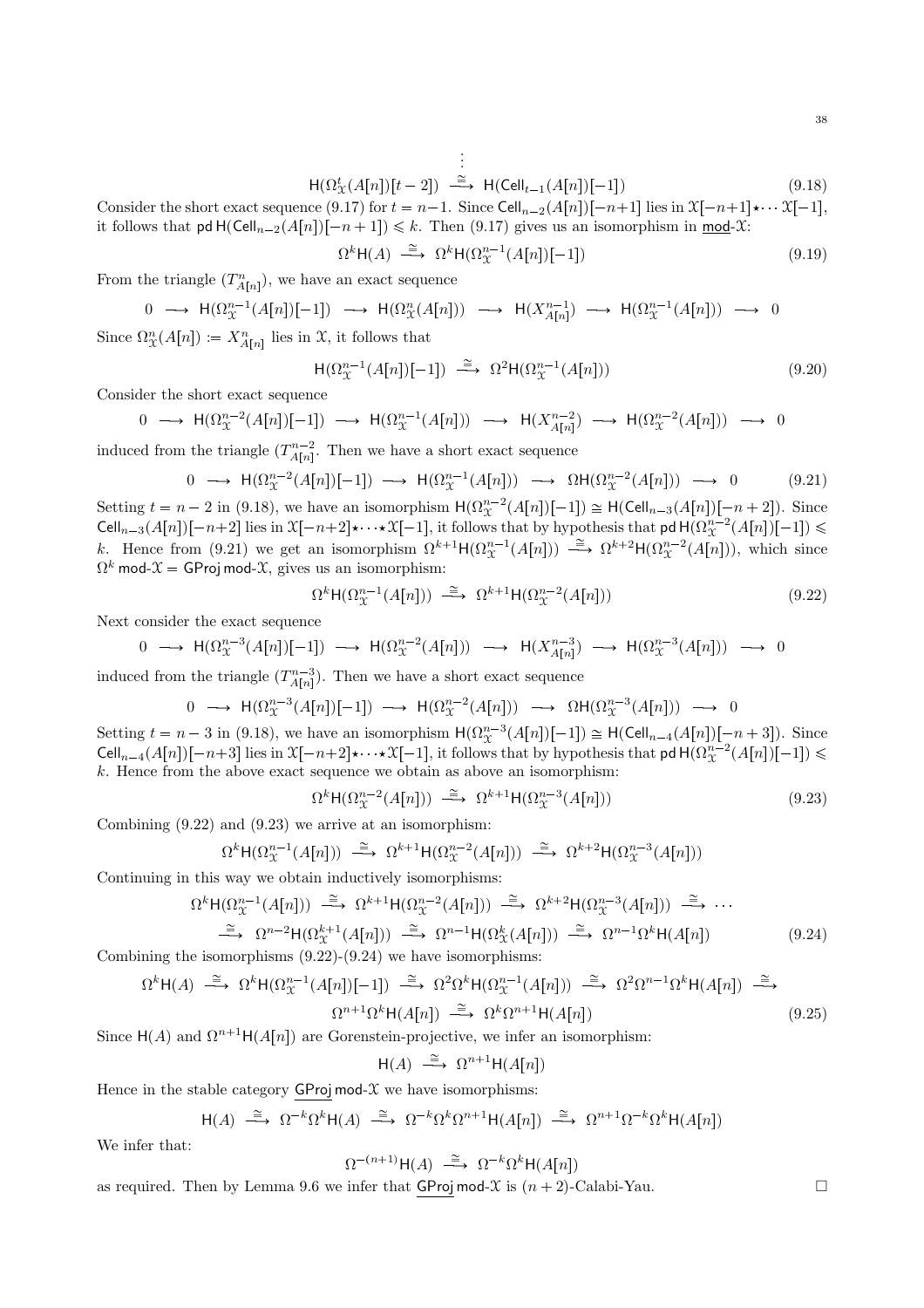$$\vdots$$

$$\mathsf{H}(\Omega^t_{\mathcal{X}}(A[n])[t-2]) \xrightarrow{\cong} \mathsf{H}(\mathsf{Cell}_{t-1}(A[n])[-1]) \tag{9.18}$$

Consider the short exact sequence (9.17) for $t = n-1$. Since $\mathsf{Cell}_{n-2}(A[n])[-n+1]$ lies in $\mathcal{X}[-n+1]\star\cdots\mathcal{X}[-1]$, it follows that $\operatorname{pd}\mathsf{H}(\mathsf{Cell}_{n-2}(A[n])[-n+1]) \leqslant k$. Then (9.17) gives us an isomorphism in $\underline{\mathsf{mod}}\text{-}\mathcal{X}$:

$$\Omega^k\mathsf{H}(A) \xrightarrow{\cong} \Omega^k\mathsf{H}(\Omega^{n-1}_{\mathcal{X}}(A[n])[-1]) \tag{9.19}$$

From the triangle $(T^n_{A[n]})$, we have an exact sequence

$$0 \longrightarrow \mathsf{H}(\Omega^{n-1}_{\mathcal{X}}(A[n])[-1]) \longrightarrow \mathsf{H}(\Omega^n_{\mathcal{X}}(A[n])) \longrightarrow \mathsf{H}(X^{n-1}_{A[n]}) \longrightarrow \mathsf{H}(\Omega^{n-1}_{\mathcal{X}}(A[n])) \longrightarrow 0$$

Since $\Omega^n_{\mathcal{X}}(A[n]) := X^n_{A[n]}$ lies in $\mathcal{X}$, it follows that

$$\mathsf{H}(\Omega^{n-1}_{\mathcal{X}}(A[n])[-1]) \xrightarrow{\cong} \Omega^2\mathsf{H}(\Omega^{n-1}_{\mathcal{X}}(A[n])) \tag{9.20}$$

Consider the short exact sequence

$$0 \longrightarrow \mathsf{H}(\Omega^{n-2}_{\mathcal{X}}(A[n])[-1]) \longrightarrow \mathsf{H}(\Omega^{n-1}_{\mathcal{X}}(A[n])) \longrightarrow \mathsf{H}(X^{n-2}_{A[n]}) \longrightarrow \mathsf{H}(\Omega^{n-2}_{\mathcal{X}}(A[n])) \longrightarrow 0$$

induced from the triangle $(T^{n-2}_{A[n]}$. Then we have a short exact sequence

$$0 \longrightarrow \mathsf{H}(\Omega^{n-2}_{\mathcal{X}}(A[n])[-1]) \longrightarrow \mathsf{H}(\Omega^{n-1}_{\mathcal{X}}(A[n])) \longrightarrow \Omega\mathsf{H}(\Omega^{n-2}_{\mathcal{X}}(A[n])) \longrightarrow 0 \tag{9.21}$$

Setting $t = n-2$ in (9.18), we have an isomorphism $\mathsf{H}(\Omega^{n-2}_{\mathcal{X}}(A[n])[-1]) \cong \mathsf{H}(\mathsf{Cell}_{n-3}(A[n])[-n+2])$. Since $\mathsf{Cell}_{n-3}(A[n])[-n+2]$ lies in $\mathcal{X}[-n+2]\star\cdots\star\mathcal{X}[-1]$, it follows that by hypothesis that $\operatorname{pd}\mathsf{H}(\Omega^{n-2}_{\mathcal{X}}(A[n])[-1]) \leqslant k$. Hence from (9.21) we get an isomorphism $\Omega^{k+1}\mathsf{H}(\Omega^{n-1}_{\mathcal{X}}(A[n])) \xrightarrow{\cong} \Omega^{k+2}\mathsf{H}(\Omega^{n-2}_{\mathcal{X}}(A[n]))$, which since $\Omega^k\,\mathsf{mod}\text{-}\mathcal{X} = \mathsf{GProj}\,\mathsf{mod}\text{-}\mathcal{X}$, gives us an isomorphism:

$$\Omega^k\mathsf{H}(\Omega^{n-1}_{\mathcal{X}}(A[n])) \xrightarrow{\cong} \Omega^{k+1}\mathsf{H}(\Omega^{n-2}_{\mathcal{X}}(A[n])) \tag{9.22}$$

Next consider the exact sequence

$$0 \longrightarrow \mathsf{H}(\Omega^{n-3}_{\mathcal{X}}(A[n])[-1]) \longrightarrow \mathsf{H}(\Omega^{n-2}_{\mathcal{X}}(A[n])) \longrightarrow \mathsf{H}(X^{n-3}_{A[n]}) \longrightarrow \mathsf{H}(\Omega^{n-3}_{\mathcal{X}}(A[n])) \longrightarrow 0$$

induced from the triangle $(T^{n-3}_{A[n]})$. Then we have a short exact sequence

$$0 \longrightarrow \mathsf{H}(\Omega^{n-3}_{\mathcal{X}}(A[n])[-1]) \longrightarrow \mathsf{H}(\Omega^{n-2}_{\mathcal{X}}(A[n])) \longrightarrow \Omega\mathsf{H}(\Omega^{n-3}_{\mathcal{X}}(A[n])) \longrightarrow 0$$

Setting $t = n-3$ in (9.18), we have an isomorphism $\mathsf{H}(\Omega^{n-3}_{\mathcal{X}}(A[n])[-1]) \cong \mathsf{H}(\mathsf{Cell}_{n-4}(A[n])[-n+3])$. Since $\mathsf{Cell}_{n-4}(A[n])[-n+3]$ lies in $\mathcal{X}[-n+2]\star\cdots\star\mathcal{X}[-1]$, it follows that by hypothesis that $\operatorname{pd}\mathsf{H}(\Omega^{n-2}_{\mathcal{X}}(A[n])[-1]) \leqslant k$. Hence from the above exact sequence we obtain as above an isomorphism:

$$\Omega^k\mathsf{H}(\Omega^{n-2}_{\mathcal{X}}(A[n])) \xrightarrow{\cong} \Omega^{k+1}\mathsf{H}(\Omega^{n-3}_{\mathcal{X}}(A[n])) \tag{9.23}$$

Combining (9.22) and (9.23) we arrive at an isomorphism:

$$\Omega^k\mathsf{H}(\Omega^{n-1}_{\mathcal{X}}(A[n])) \xrightarrow{\cong} \Omega^{k+1}\mathsf{H}(\Omega^{n-2}_{\mathcal{X}}(A[n])) \xrightarrow{\cong} \Omega^{k+2}\mathsf{H}(\Omega^{n-3}_{\mathcal{X}}(A[n]))$$

Continuing in this way we obtain inductively isomorphisms:

$$\begin{aligned}\Omega^k\mathsf{H}(\Omega^{n-1}_{\mathcal{X}}(A[n])) &\xrightarrow{\cong} \Omega^{k+1}\mathsf{H}(\Omega^{n-2}_{\mathcal{X}}(A[n])) \xrightarrow{\cong} \Omega^{k+2}\mathsf{H}(\Omega^{n-3}_{\mathcal{X}}(A[n])) \xrightarrow{\cong} \cdots \\ &\xrightarrow{\cong} \Omega^{n-2}\mathsf{H}(\Omega^{k+1}_{\mathcal{X}}(A[n])) \xrightarrow{\cong} \Omega^{n-1}\mathsf{H}(\Omega^{k}_{\mathcal{X}}(A[n])) \xrightarrow{\cong} \Omega^{n-1}\Omega^k\mathsf{H}(A[n])\end{aligned} \tag{9.24}$$

Combining the isomorphisms (9.22)-(9.24) we have isomorphisms:

$$\begin{aligned}\Omega^k\mathsf{H}(A) &\xrightarrow{\cong} \Omega^k\mathsf{H}(\Omega^{n-1}_{\mathcal{X}}(A[n])[-1]) \xrightarrow{\cong} \Omega^2\Omega^k\mathsf{H}(\Omega^{n-1}_{\mathcal{X}}(A[n])) \xrightarrow{\cong} \Omega^2\Omega^{n-1}\Omega^k\mathsf{H}(A[n]) \xrightarrow{\cong} \\ &\Omega^{n+1}\Omega^k\mathsf{H}(A[n]) \xrightarrow{\cong} \Omega^k\Omega^{n+1}\mathsf{H}(A[n])\end{aligned} \tag{9.25}$$

Since $\mathsf{H}(A)$ and $\Omega^{n+1}\mathsf{H}(A[n])$ are Gorenstein-projective, we infer an isomorphism:

$$\mathsf{H}(A) \xrightarrow{\cong} \Omega^{n+1}\mathsf{H}(A[n])$$

Hence in the stable category $\underline{\mathsf{GProj}}\,\mathsf{mod}\text{-}\mathcal{X}$ we have isomorphisms:

$$\mathsf{H}(A) \xrightarrow{\cong} \Omega^{-k}\Omega^k\mathsf{H}(A) \xrightarrow{\cong} \Omega^{-k}\Omega^k\Omega^{n+1}\mathsf{H}(A[n]) \xrightarrow{\cong} \Omega^{n+1}\Omega^{-k}\Omega^k\mathsf{H}(A[n])$$

We infer that:

$$\Omega^{-(n+1)}\mathsf{H}(A) \xrightarrow{\cong} \Omega^{-k}\Omega^k\mathsf{H}(A[n])$$

as required. Then by Lemma 9.6 we infer that $\underline{\mathsf{GProj}}\,\mathsf{mod}\text{-}\mathcal{X}$ is $(n+2)$-Calabi-Yau. $\square$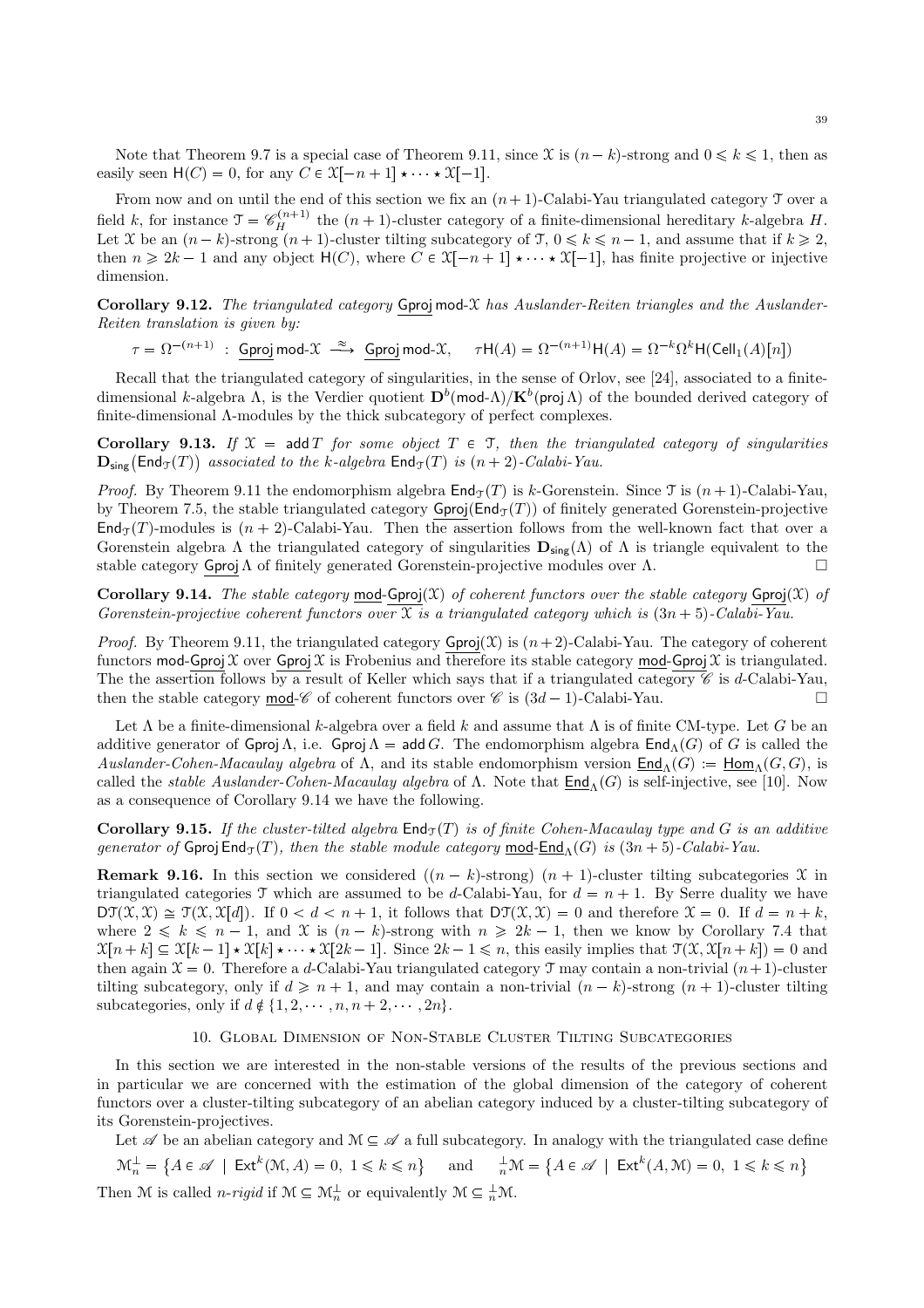Note that Theorem 9.7 is a special case of Theorem 9.11, since $\mathcal{X}$ is $(n-k)$-strong and $0 \leqslant k \leqslant 1$, then as easily seen $\mathsf{H}(C) = 0$, for any $C \in \mathcal{X}[-n+1] \star \cdots \star \mathcal{X}[-1]$.

From now and on until the end of this section we fix an $(n+1)$-Calabi-Yau triangulated category $\mathcal{T}$ over a field $k$, for instance $\mathcal{T} = \mathscr{C}_H^{(n+1)}$ the $(n+1)$-cluster category of a finite-dimensional hereditary $k$-algebra $H$. Let $\mathcal{X}$ be an $(n-k)$-strong $(n+1)$-cluster tilting subcategory of $\mathcal{T}$, $0 \leqslant k \leqslant n-1$, and assume that if $k \geqslant 2$, then $n \geqslant 2k-1$ and any object $\mathsf{H}(C)$, where $C \in \mathcal{X}[-n+1] \star \cdots \star \mathcal{X}[-1]$, has finite projective or injective dimension.

**Corollary 9.12.** *The triangulated category $\underline{\mathsf{Gproj}}\,\mathsf{mod}\text{-}\mathcal{X}$ has Auslander-Reiten triangles and the Auslander-Reiten translation is given by:*

$$\tau = \Omega^{-(n+1)} \ : \ \underline{\mathsf{Gproj}}\,\mathsf{mod}\text{-}\mathcal{X} \xrightarrow{\approx} \underline{\mathsf{Gproj}}\,\mathsf{mod}\text{-}\mathcal{X}, \quad \tau\mathsf{H}(A) = \Omega^{-(n+1)}\mathsf{H}(A) = \Omega^{-k}\Omega^{k}\mathsf{H}(\mathsf{Cell}_1(A)[n])$$

Recall that the triangulated category of singularities, in the sense of Orlov, see [24], associated to a finite-dimensional $k$-algebra $\Lambda$, is the Verdier quotient $\mathbf{D}^b(\mathsf{mod}\text{-}\Lambda)/\mathbf{K}^b(\mathsf{proj}\,\Lambda)$ of the bounded derived category of finite-dimensional $\Lambda$-modules by the thick subcategory of perfect complexes.

**Corollary 9.13.** *If $\mathcal{X} = \mathsf{add}\,T$ for some object $T \in \mathcal{T}$, then the triangulated category of singularities $\mathbf{D}_{\mathsf{sing}}(\mathsf{End}_{\mathcal{T}}(T))$ associated to the $k$-algebra $\mathsf{End}_{\mathcal{T}}(T)$ is $(n+2)$-Calabi-Yau.*

*Proof.* By Theorem 9.11 the endomorphism algebra $\mathsf{End}_{\mathcal{T}}(T)$ is $k$-Gorenstein. Since $\mathcal{T}$ is $(n+1)$-Calabi-Yau, by Theorem 7.5, the stable triangulated category $\underline{\mathsf{Gproj}}(\mathsf{End}_{\mathcal{T}}(T))$ of finitely generated Gorenstein-projective $\mathsf{End}_{\mathcal{T}}(T)$-modules is $(n+2)$-Calabi-Yau. Then the assertion follows from the well-known fact that over a Gorenstein algebra $\Lambda$ the triangulated category of singularities $\mathbf{D}_{\mathsf{sing}}(\Lambda)$ of $\Lambda$ is triangle equivalent to the stable category $\underline{\mathsf{Gproj}}\,\Lambda$ of finitely generated Gorenstein-projective modules over $\Lambda$. □

**Corollary 9.14.** *The stable category $\underline{\mathsf{mod}}\text{-}\underline{\mathsf{Gproj}}(\mathcal{X})$ of coherent functors over the stable category $\underline{\mathsf{Gproj}}(\mathcal{X})$ of Gorenstein-projective coherent functors over $\mathcal{X}$ is a triangulated category which is $(3n+5)$-Calabi-Yau.*

*Proof.* By Theorem 9.11, the triangulated category $\underline{\mathsf{Gproj}}(\mathcal{X})$ is $(n+2)$-Calabi-Yau. The category of coherent functors $\mathsf{mod}\text{-}\underline{\mathsf{Gproj}}\,\mathcal{X}$ over $\underline{\mathsf{Gproj}}\,\mathcal{X}$ is Frobenius and therefore its stable category $\underline{\mathsf{mod}}\text{-}\underline{\mathsf{Gproj}}\,\mathcal{X}$ is triangulated. The the assertion follows by a result of Keller which says that if a triangulated category $\mathscr{C}$ is $d$-Calabi-Yau, then the stable category $\underline{\mathsf{mod}}\text{-}\mathscr{C}$ of coherent functors over $\mathscr{C}$ is $(3d-1)$-Calabi-Yau. □

Let $\Lambda$ be a finite-dimensional $k$-algebra over a field $k$ and assume that $\Lambda$ is of finite CM-type. Let $G$ be an additive generator of $\mathsf{Gproj}\,\Lambda$, i.e. $\mathsf{Gproj}\,\Lambda = \mathsf{add}\,G$. The endomorphism algebra $\mathsf{End}_\Lambda(G)$ of $G$ is called the *Auslander-Cohen-Macaulay algebra* of $\Lambda$, and its stable endomorphism version $\underline{\mathsf{End}}_\Lambda(G) := \underline{\mathsf{Hom}}_\Lambda(G,G)$, is called the *stable Auslander-Cohen-Macaulay algebra* of $\Lambda$. Note that $\underline{\mathsf{End}}_\Lambda(G)$ is self-injective, see [10]. Now as a consequence of Corollary 9.14 we have the following.

**Corollary 9.15.** *If the cluster-tilted algebra $\mathsf{End}_{\mathcal{T}}(T)$ is of finite Cohen-Macaulay type and $G$ is an additive generator of $\mathsf{Gproj}\,\mathsf{End}_{\mathcal{T}}(T)$, then the stable module category $\underline{\mathsf{mod}}\text{-}\underline{\mathsf{End}}_\Lambda(G)$ is $(3n+5)$-Calabi-Yau.*

**Remark 9.16.** In this section we considered ($(n-k)$-strong) $(n+1)$-cluster tilting subcategories $\mathcal{X}$ in triangulated categories $\mathcal{T}$ which are assumed to be $d$-Calabi-Yau, for $d = n+1$. By Serre duality we have $\mathsf{D}\mathcal{T}(\mathcal{X},\mathcal{X}) \cong \mathcal{T}(\mathcal{X},\mathcal{X}[d])$. If $0 < d < n+1$, it follows that $\mathsf{D}\mathcal{T}(\mathcal{X},\mathcal{X}) = 0$ and therefore $\mathcal{X} = 0$. If $d = n+k$, where $2 \leqslant k \leqslant n-1$, and $\mathcal{X}$ is $(n-k)$-strong with $n \geqslant 2k-1$, then we know by Corollary 7.4 that $\mathcal{X}[n+k] \subseteq \mathcal{X}[k-1] \star \mathcal{X}[k] \star \cdots \star \mathcal{X}[2k-1]$. Since $2k-1 \leqslant n$, this easily implies that $\mathcal{T}(\mathcal{X},\mathcal{X}[n+k]) = 0$ and then again $\mathcal{X} = 0$. Therefore a $d$-Calabi-Yau triangulated category $\mathcal{T}$ may contain a non-trivial $(n+1)$-cluster tilting subcategory, only if $d \geqslant n+1$, and may contain a non-trivial $(n-k)$-strong $(n+1)$-cluster tilting subcategories, only if $d \notin \{1,2,\cdots,n,n+2,\cdots,2n\}$.

## 10. Global Dimension of Non-Stable Cluster Tilting Subcategories

In this section we are interested in the non-stable versions of the results of the previous sections and in particular we are concerned with the estimation of the global dimension of the category of coherent functors over a cluster-tilting subcategory of an abelian category induced by a cluster-tilting subcategory of its Gorenstein-projectives.

Let $\mathscr{A}$ be an abelian category and $\mathcal{M} \subseteq \mathscr{A}$ a full subcategory. In analogy with the triangulated case define

$$\mathcal{M}_n^{\perp} = \big\{A \in \mathscr{A} \ \mid \ \mathsf{Ext}^k(\mathcal{M},A) = 0, \ 1 \leqslant k \leqslant n\big\} \quad \text{and} \quad {}_n^{\perp}\mathcal{M} = \big\{A \in \mathscr{A} \ \mid \ \mathsf{Ext}^k(A,\mathcal{M}) = 0, \ 1 \leqslant k \leqslant n\big\}$$

Then $\mathcal{M}$ is called *$n$-rigid* if $\mathcal{M} \subseteq \mathcal{M}_n^{\perp}$ or equivalently $\mathcal{M} \subseteq {}_n^{\perp}\mathcal{M}$.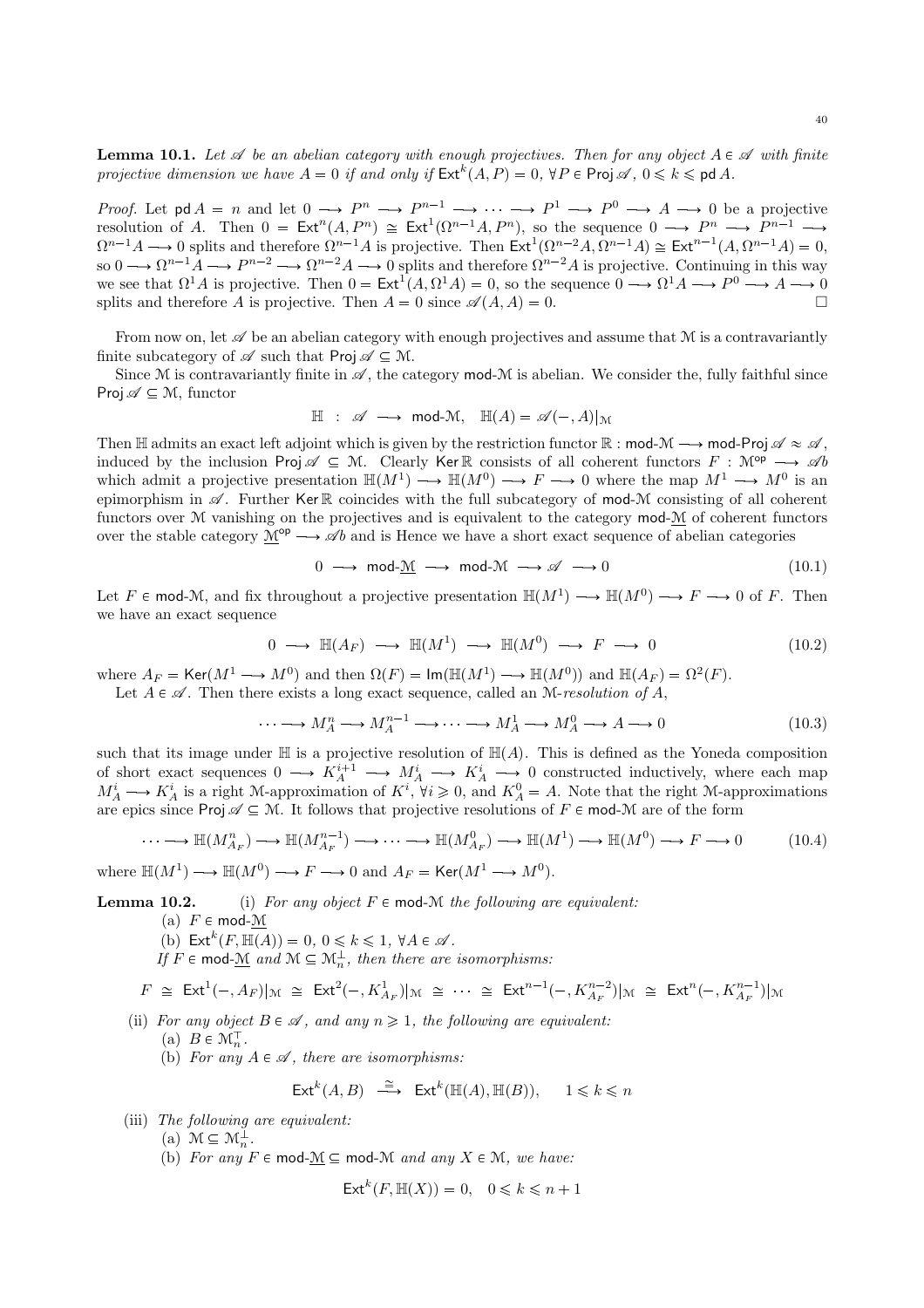**Lemma 10.1.** *Let $\mathscr{A}$ be an abelian category with enough projectives. Then for any object $A \in \mathscr{A}$ with finite projective dimension we have $A = 0$ if and only if $\mathsf{Ext}^k(A, P) = 0$, $\forall P \in \mathsf{Proj}\,\mathscr{A}$, $0 \leqslant k \leqslant \mathsf{pd}\,A$.*

*Proof.* Let $\mathsf{pd}\,A = n$ and let $0 \longrightarrow P^n \longrightarrow P^{n-1} \longrightarrow \cdots \longrightarrow P^1 \longrightarrow P^0 \longrightarrow A \longrightarrow 0$ be a projective resolution of $A$. Then $0 = \mathsf{Ext}^n(A, P^n) \cong \mathsf{Ext}^1(\Omega^{n-1}A, P^n)$, so the sequence $0 \longrightarrow P^n \longrightarrow P^{n-1} \longrightarrow \Omega^{n-1}A \longrightarrow 0$ splits and therefore $\Omega^{n-1}A$ is projective. Then $\mathsf{Ext}^1(\Omega^{n-2}A, \Omega^{n-1}A) \cong \mathsf{Ext}^{n-1}(A, \Omega^{n-1}A) = 0$, so $0 \longrightarrow \Omega^{n-1}A \longrightarrow P^{n-2} \longrightarrow \Omega^{n-2}A \longrightarrow 0$ splits and therefore $\Omega^{n-2}A$ is projective. Continuing in this way we see that $\Omega^1 A$ is projective. Then $0 = \mathsf{Ext}^1(A, \Omega^1 A) = 0$, so the sequence $0 \longrightarrow \Omega^1 A \longrightarrow P^0 \longrightarrow A \longrightarrow 0$ splits and therefore $A$ is projective. Then $A = 0$ since $\mathscr{A}(A, A) = 0$. □

From now on, let $\mathscr{A}$ be an abelian category with enough projectives and assume that $\mathcal{M}$ is a contravariantly finite subcategory of $\mathscr{A}$ such that $\mathsf{Proj}\,\mathscr{A} \subseteq \mathcal{M}$.

Since $\mathcal{M}$ is contravariantly finite in $\mathscr{A}$, the category $\mathsf{mod}\text{-}\mathcal{M}$ is abelian. We consider the, fully faithful since $\mathsf{Proj}\,\mathscr{A} \subseteq \mathcal{M}$, functor

$$\mathbb{H} \ : \ \mathscr{A} \longrightarrow \mathsf{mod}\text{-}\mathcal{M}, \quad \mathbb{H}(A) = \mathscr{A}(-, A)|_{\mathcal{M}}$$

Then $\mathbb{H}$ admits an exact left adjoint which is given by the restriction functor $\mathbb{R} : \mathsf{mod}\text{-}\mathcal{M} \longrightarrow \mathsf{mod}\text{-}\mathsf{Proj}\,\mathscr{A} \approx \mathscr{A}$, induced by the inclusion $\mathsf{Proj}\,\mathscr{A} \subseteq \mathcal{M}$. Clearly $\mathsf{Ker}\,\mathbb{R}$ consists of all coherent functors $F : \mathcal{M}^{\mathsf{op}} \longrightarrow \mathscr{A}b$ which admit a projective presentation $\mathbb{H}(M^1) \longrightarrow \mathbb{H}(M^0) \longrightarrow F \longrightarrow 0$ where the map $M^1 \longrightarrow M^0$ is an epimorphism in $\mathscr{A}$. Further $\mathsf{Ker}\,\mathbb{R}$ coincides with the full subcategory of $\mathsf{mod}\text{-}\mathcal{M}$ consisting of all coherent functors over $\mathcal{M}$ vanishing on the projectives and is equivalent to the category $\mathsf{mod}\text{-}\underline{\mathcal{M}}$ of coherent functors over the stable category $\underline{\mathcal{M}}^{\mathsf{op}} \longrightarrow \mathscr{A}b$ and is Hence we have a short exact sequence of abelian categories

$$0 \longrightarrow \mathsf{mod}\text{-}\underline{\mathcal{M}} \longrightarrow \mathsf{mod}\text{-}\mathcal{M} \longrightarrow \mathscr{A} \longrightarrow 0 \tag{10.1}$$

Let $F \in \mathsf{mod}\text{-}\mathcal{M}$, and fix throughout a projective presentation $\mathbb{H}(M^1) \longrightarrow \mathbb{H}(M^0) \longrightarrow F \longrightarrow 0$ of $F$. Then we have an exact sequence

$$0 \longrightarrow \mathbb{H}(A_F) \longrightarrow \mathbb{H}(M^1) \longrightarrow \mathbb{H}(M^0) \longrightarrow F \longrightarrow 0 \tag{10.2}$$

where $A_F = \mathsf{Ker}(M^1 \longrightarrow M^0)$ and then $\Omega(F) = \mathsf{Im}(\mathbb{H}(M^1) \longrightarrow \mathbb{H}(M^0))$ and $\mathbb{H}(A_F) = \Omega^2(F)$.

Let $A \in \mathscr{A}$. Then there exists a long exact sequence, called an $\mathcal{M}$-*resolution of* $A$,

$$\cdots \longrightarrow M_A^n \longrightarrow M_A^{n-1} \longrightarrow \cdots \longrightarrow M_A^1 \longrightarrow M_A^0 \longrightarrow A \longrightarrow 0 \tag{10.3}$$

such that its image under $\mathbb{H}$ is a projective resolution of $\mathbb{H}(A)$. This is defined as the Yoneda composition of short exact sequences $0 \longrightarrow K_A^{i+1} \longrightarrow M_A^i \longrightarrow K_A^i \longrightarrow 0$ constructed inductively, where each map $M_A^i \longrightarrow K_A^i$ is a right $\mathcal{M}$-approximation of $K^i$, $\forall i \geqslant 0$, and $K_A^0 = A$. Note that the right $\mathcal{M}$-approximations are epics since $\mathsf{Proj}\,\mathscr{A} \subseteq \mathcal{M}$. It follows that projective resolutions of $F \in \mathsf{mod}\text{-}\mathcal{M}$ are of the form

$$\cdots \longrightarrow \mathbb{H}(M_{A_F}^n) \longrightarrow \mathbb{H}(M_{A_F}^{n-1}) \longrightarrow \cdots \longrightarrow \mathbb{H}(M_{A_F}^0) \longrightarrow \mathbb{H}(M^1) \longrightarrow \mathbb{H}(M^0) \longrightarrow F \longrightarrow 0 \tag{10.4}$$

where $\mathbb{H}(M^1) \longrightarrow \mathbb{H}(M^0) \longrightarrow F \longrightarrow 0$ and $A_F = \mathsf{Ker}(M^1 \longrightarrow M^0)$.

**Lemma 10.2.** (i) *For any object $F \in \mathsf{mod}\text{-}\mathcal{M}$ the following are equivalent:*

(a) $F \in \mathsf{mod}\text{-}\underline{\mathcal{M}}$

(b) $\mathsf{Ext}^k(F, \mathbb{H}(A)) = 0$, $0 \leqslant k \leqslant 1$, $\forall A \in \mathscr{A}$.

*If $F \in \mathsf{mod}\text{-}\underline{\mathcal{M}}$ and $\mathcal{M} \subseteq \mathcal{M}_n^{\perp}$, then there are isomorphisms:*

$$F \ \cong \ \mathsf{Ext}^1(-, A_F)|_{\mathcal{M}} \ \cong \ \mathsf{Ext}^2(-, K_{A_F}^1)|_{\mathcal{M}} \ \cong \ \cdots \ \cong \ \mathsf{Ext}^{n-1}(-, K_{A_F}^{n-2})|_{\mathcal{M}} \ \cong \ \mathsf{Ext}^n(-, K_{A_F}^{n-1})|_{\mathcal{M}}$$

(ii) *For any object $B \in \mathscr{A}$, and any $n \geqslant 1$, the following are equivalent:*

(a) $B \in \mathcal{M}_n^{\top}$.

(b) *For any $A \in \mathscr{A}$, there are isomorphisms:*

$$\mathsf{Ext}^k(A, B) \ \xrightarrow{\cong} \ \mathsf{Ext}^k(\mathbb{H}(A), \mathbb{H}(B)), \quad 1 \leqslant k \leqslant n$$

(iii) *The following are equivalent:*

(a) $\mathcal{M} \subseteq \mathcal{M}_n^{\perp}$.

(b) *For any $F \in \mathsf{mod}\text{-}\underline{\mathcal{M}} \subseteq \mathsf{mod}\text{-}\mathcal{M}$ and any $X \in \mathcal{M}$, we have:*

$$\mathsf{Ext}^k(F, \mathbb{H}(X)) = 0, \quad 0 \leqslant k \leqslant n + 1$$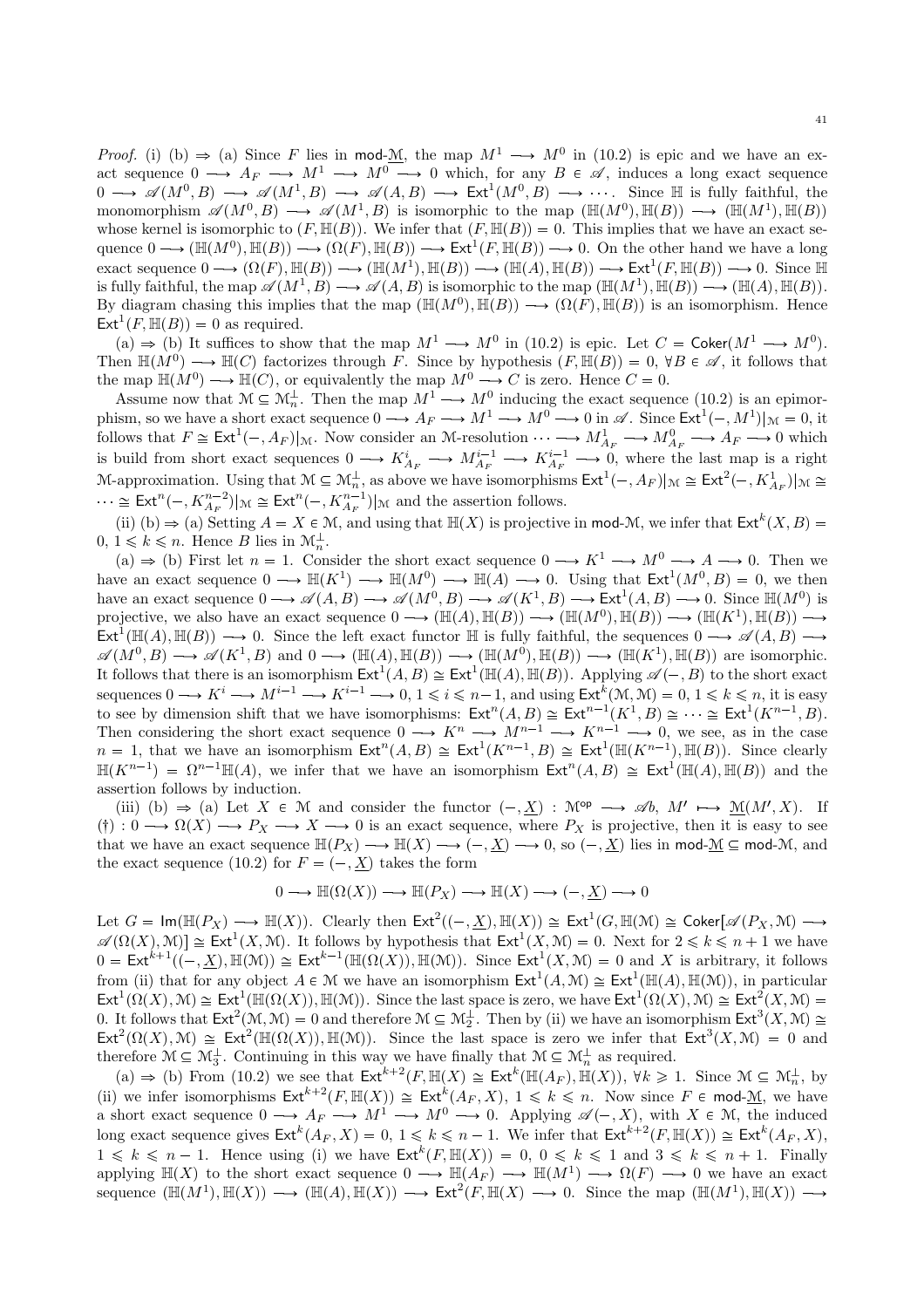*Proof.* (i) (b) ⇒ (a) Since $F$ lies in $\mathsf{mod}\text{-}\underline{\mathcal{M}}$, the map $M^1 \longrightarrow M^0$ in (10.2) is epic and we have an exact sequence $0 \longrightarrow A_F \longrightarrow M^1 \longrightarrow M^0 \longrightarrow 0$ which, for any $B \in \mathscr{A}$, induces a long exact sequence $0 \longrightarrow \mathscr{A}(M^0, B) \longrightarrow \mathscr{A}(M^1, B) \longrightarrow \mathscr{A}(A, B) \longrightarrow \mathsf{Ext}^1(M^0, B) \longrightarrow \cdots$. Since $\mathbb{H}$ is fully faithful, the monomorphism $\mathscr{A}(M^0, B) \longrightarrow \mathscr{A}(M^1, B)$ is isomorphic to the map $(\mathbb{H}(M^0), \mathbb{H}(B)) \longrightarrow (\mathbb{H}(M^1), \mathbb{H}(B))$ whose kernel is isomorphic to $(F, \mathbb{H}(B))$. We infer that $(F, \mathbb{H}(B)) = 0$. This implies that we have an exact sequence $0 \longrightarrow (\mathbb{H}(M^0), \mathbb{H}(B)) \longrightarrow (\Omega(F), \mathbb{H}(B)) \longrightarrow \mathsf{Ext}^1(F, \mathbb{H}(B)) \longrightarrow 0$. On the other hand we have a long exact sequence $0 \longrightarrow (\Omega(F), \mathbb{H}(B)) \longrightarrow (\mathbb{H}(M^1), \mathbb{H}(B)) \longrightarrow (\mathbb{H}(A), \mathbb{H}(B)) \longrightarrow \mathsf{Ext}^1(F, \mathbb{H}(B)) \longrightarrow 0$. Since $\mathbb{H}$ is fully faithful, the map $\mathscr{A}(M^1, B) \longrightarrow \mathscr{A}(A, B)$ is isomorphic to the map $(\mathbb{H}(M^1), \mathbb{H}(B)) \longrightarrow (\mathbb{H}(A), \mathbb{H}(B))$. By diagram chasing this implies that the map $(\mathbb{H}(M^0), \mathbb{H}(B)) \longrightarrow (\Omega(F), \mathbb{H}(B))$ is an isomorphism. Hence $\mathsf{Ext}^1(F, \mathbb{H}(B)) = 0$ as required.

(a) ⇒ (b) It suffices to show that the map $M^1 \longrightarrow M^0$ in (10.2) is epic. Let $C = \mathsf{Coker}(M^1 \longrightarrow M^0)$. Then $\mathbb{H}(M^0) \longrightarrow \mathbb{H}(C)$ factorizes through $F$. Since by hypothesis $(F, \mathbb{H}(B)) = 0$, $\forall B \in \mathscr{A}$, it follows that the map $\mathbb{H}(M^0) \longrightarrow \mathbb{H}(C)$, or equivalently the map $M^0 \longrightarrow C$ is zero. Hence $C = 0$.

Assume now that $\mathcal{M} \subseteq \mathcal{M}_n^{\perp}$. Then the map $M^1 \longrightarrow M^0$ inducing the exact sequence (10.2) is an epimorphism, so we have a short exact sequence $0 \longrightarrow A_F \longrightarrow M^1 \longrightarrow M^0 \longrightarrow 0$ in $\mathscr{A}$. Since $\mathsf{Ext}^1(-, M^1)|_{\mathcal{M}} = 0$, it follows that $F \cong \mathsf{Ext}^1(-, A_F)|_{\mathcal{M}}$. Now consider an $\mathcal{M}$-resolution $\cdots \longrightarrow M^1_{A_F} \longrightarrow M^0_{A_F} \longrightarrow A_F \longrightarrow 0$ which is build from short exact sequences $0 \longrightarrow K^i_{A_F} \longrightarrow M^{i-1}_{A_F} \longrightarrow K^{i-1}_{A_F} \longrightarrow 0$, where the last map is a right $\mathcal{M}$-approximation. Using that $\mathcal{M} \subseteq \mathcal{M}_n^{\perp}$, as above we have isomorphisms $\mathsf{Ext}^1(-, A_F)|_{\mathcal{M}} \cong \mathsf{Ext}^2(-, K^1_{A_F})|_{\mathcal{M}} \cong \cdots \cong \mathsf{Ext}^n(-, K^{n-2}_{A_F})|_{\mathcal{M}} \cong \mathsf{Ext}^n(-, K^{n-1}_{A_F})|_{\mathcal{M}}$ and the assertion follows.

(ii) (b) ⇒ (a) Setting $A = X \in \mathcal{M}$, and using that $\mathbb{H}(X)$ is projective in $\mathsf{mod}\text{-}\mathcal{M}$, we infer that $\mathsf{Ext}^k(X, B) = 0$, $1 \leqslant k \leqslant n$. Hence $B$ lies in $\mathcal{M}_n^{\perp}$.

(a) ⇒ (b) First let $n = 1$. Consider the short exact sequence $0 \longrightarrow K^1 \longrightarrow M^0 \longrightarrow A \longrightarrow 0$. Then we have an exact sequence $0 \longrightarrow \mathbb{H}(K^1) \longrightarrow \mathbb{H}(M^0) \longrightarrow \mathbb{H}(A) \longrightarrow 0$. Using that $\mathsf{Ext}^1(M^0, B) = 0$, we then have an exact sequence $0 \longrightarrow \mathscr{A}(A, B) \longrightarrow \mathscr{A}(M^0, B) \longrightarrow \mathscr{A}(K^1, B) \longrightarrow \mathsf{Ext}^1(A, B) \longrightarrow 0$. Since $\mathbb{H}(M^0)$ is projective, we also have an exact sequence $0 \longrightarrow (\mathbb{H}(A), \mathbb{H}(B)) \longrightarrow (\mathbb{H}(M^0), \mathbb{H}(B)) \longrightarrow (\mathbb{H}(K^1), \mathbb{H}(B)) \longrightarrow \mathsf{Ext}^1(\mathbb{H}(A), \mathbb{H}(B)) \longrightarrow 0$. Since the left exact functor $\mathbb{H}$ is fully faithful, the sequences $0 \longrightarrow \mathscr{A}(A, B) \longrightarrow \mathscr{A}(M^0, B) \longrightarrow \mathscr{A}(K^1, B)$ and $0 \longrightarrow (\mathbb{H}(A), \mathbb{H}(B)) \longrightarrow (\mathbb{H}(M^0), \mathbb{H}(B)) \longrightarrow (\mathbb{H}(K^1), \mathbb{H}(B))$ are isomorphic. It follows that there is an isomorphism $\mathsf{Ext}^1(A, B) \cong \mathsf{Ext}^1(\mathbb{H}(A), \mathbb{H}(B))$. Applying $\mathscr{A}(-, B)$ to the short exact sequences $0 \longrightarrow K^i \longrightarrow M^{i-1} \longrightarrow K^{i-1} \longrightarrow 0$, $1 \leqslant i \leqslant n-1$, and using $\mathsf{Ext}^k(\mathcal{M}, \mathcal{M}) = 0$, $1 \leqslant k \leqslant n$, it is easy to see by dimension shift that we have isomorphisms: $\mathsf{Ext}^n(A, B) \cong \mathsf{Ext}^{n-1}(K^1, B) \cong \cdots \cong \mathsf{Ext}^1(K^{n-1}, B)$. Then considering the short exact sequence $0 \longrightarrow K^n \longrightarrow M^{n-1} \longrightarrow K^{n-1} \longrightarrow 0$, we see, as in the case $n = 1$, that we have an isomorphism $\mathsf{Ext}^n(A, B) \cong \mathsf{Ext}^1(K^{n-1}, B) \cong \mathsf{Ext}^1(\mathbb{H}(K^{n-1}), \mathbb{H}(B))$. Since clearly $\mathbb{H}(K^{n-1}) = \Omega^{n-1}\mathbb{H}(A)$, we infer that we have an isomorphism $\mathsf{Ext}^n(A, B) \cong \mathsf{Ext}^1(\mathbb{H}(A), \mathbb{H}(B))$ and the assertion follows by induction.

(iii) (b) ⇒ (a) Let $X \in \mathcal{M}$ and consider the functor $(-, \underline{X}) : \mathcal{M}^{\mathsf{op}} \longrightarrow \mathscr{A}b$, $M' \longmapsto \underline{\mathcal{M}}(M', X)$. If $(\dagger) : 0 \longrightarrow \Omega(X) \longrightarrow P_X \longrightarrow X \longrightarrow 0$ is an exact sequence, where $P_X$ is projective, then it is easy to see that we have an exact sequence $\mathbb{H}(P_X) \longrightarrow \mathbb{H}(X) \longrightarrow (-, \underline{X}) \longrightarrow 0$, so $(-, \underline{X})$ lies in $\mathsf{mod}\text{-}\underline{\mathcal{M}} \subseteq \mathsf{mod}\text{-}\mathcal{M}$, and the exact sequence (10.2) for $F = (-, \underline{X})$ takes the form

$$0 \longrightarrow \mathbb{H}(\Omega(X)) \longrightarrow \mathbb{H}(P_X) \longrightarrow \mathbb{H}(X) \longrightarrow (-, \underline{X}) \longrightarrow 0$$

Let $G = \mathsf{Im}(\mathbb{H}(P_X) \longrightarrow \mathbb{H}(X))$. Clearly then $\mathsf{Ext}^2((-, \underline{X}), \mathbb{H}(X)) \cong \mathsf{Ext}^1(G, \mathbb{H}(\mathcal{M}) \cong \mathsf{Coker}[\mathscr{A}(P_X, \mathcal{M}) \longrightarrow \mathscr{A}(\Omega(X), \mathcal{M})] \cong \mathsf{Ext}^1(X, \mathcal{M})$. It follows by hypothesis that $\mathsf{Ext}^1(X, \mathcal{M}) = 0$. Next for $2 \leqslant k \leqslant n+1$ we have $0 = \mathsf{Ext}^{k+1}((-, \underline{X}), \mathbb{H}(\mathcal{M})) \cong \mathsf{Ext}^{k-1}(\mathbb{H}(\Omega(X)), \mathbb{H}(\mathcal{M}))$. Since $\mathsf{Ext}^1(X, \mathcal{M}) = 0$ and $X$ is arbitrary, it follows from (ii) that for any object $A \in \mathcal{M}$ we have an isomorphism $\mathsf{Ext}^1(A, \mathcal{M}) \cong \mathsf{Ext}^1(\mathbb{H}(A), \mathbb{H}(\mathcal{M}))$, in particular $\mathsf{Ext}^1(\Omega(X), \mathcal{M}) \cong \mathsf{Ext}^1(\mathbb{H}(\Omega(X)), \mathbb{H}(\mathcal{M}))$. Since the last space is zero, we have $\mathsf{Ext}^1(\Omega(X), \mathcal{M}) \cong \mathsf{Ext}^2(X, \mathcal{M}) = 0$. It follows that $\mathsf{Ext}^2(\mathcal{M}, \mathcal{M}) = 0$ and therefore $\mathcal{M} \subseteq \mathcal{M}_2^{\perp}$. Then by (ii) we have an isomorphism $\mathsf{Ext}^3(X, \mathcal{M}) \cong \mathsf{Ext}^2(\Omega(X), \mathcal{M}) \cong \mathsf{Ext}^2(\mathbb{H}(\Omega(X)), \mathbb{H}(\mathcal{M}))$. Since the last space is zero we infer that $\mathsf{Ext}^3(X, \mathcal{M}) = 0$ and therefore $\mathcal{M} \subseteq \mathcal{M}_3^{\perp}$. Continuing in this way we have finally that $\mathcal{M} \subseteq \mathcal{M}_n^{\perp}$ as required.

(a) ⇒ (b) From (10.2) we see that $\mathsf{Ext}^{k+2}(F, \mathbb{H}(X)) \cong \mathsf{Ext}^k(\mathbb{H}(A_F), \mathbb{H}(X))$, $\forall k \geqslant 1$. Since $\mathcal{M} \subseteq \mathcal{M}_n^{\perp}$, by (ii) we infer isomorphisms $\mathsf{Ext}^{k+2}(F, \mathbb{H}(X)) \cong \mathsf{Ext}^k(A_F, X)$, $1 \leqslant k \leqslant n$. Now since $F \in \mathsf{mod}\text{-}\underline{\mathcal{M}}$, we have a short exact sequence $0 \longrightarrow A_F \longrightarrow M^1 \longrightarrow M^0 \longrightarrow 0$. Applying $\mathscr{A}(-, X)$, with $X \in \mathcal{M}$, the induced long exact sequence gives $\mathsf{Ext}^k(A_F, X) = 0$, $1 \leqslant k \leqslant n-1$. We infer that $\mathsf{Ext}^{k+2}(F, \mathbb{H}(X)) \cong \mathsf{Ext}^k(A_F, X)$, $1 \leqslant k \leqslant n-1$. Hence using (i) we have $\mathsf{Ext}^k(F, \mathbb{H}(X)) = 0$, $0 \leqslant k \leqslant 1$ and $3 \leqslant k \leqslant n+1$. Finally applying $\mathbb{H}(X)$ to the short exact sequence $0 \longrightarrow \mathbb{H}(A_F) \longrightarrow \mathbb{H}(M^1) \longrightarrow \Omega(F) \longrightarrow 0$ we have an exact sequence $(\mathbb{H}(M^1), \mathbb{H}(X)) \longrightarrow (\mathbb{H}(A), \mathbb{H}(X)) \longrightarrow \mathsf{Ext}^2(F, \mathbb{H}(X) \longrightarrow 0$. Since the map $(\mathbb{H}(M^1), \mathbb{H}(X)) \longrightarrow$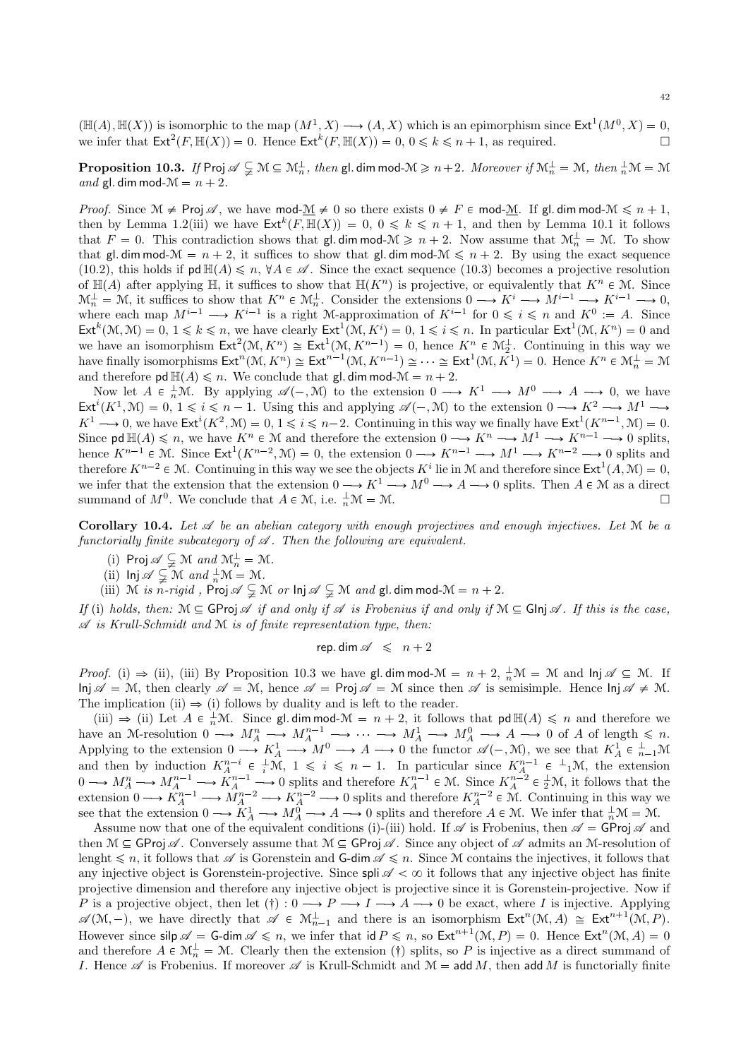$(\mathbb{H}(A), \mathbb{H}(X))$ is isomorphic to the map $(M^1, X) \longrightarrow (A, X)$ which is an epimorphism since $\mathsf{Ext}^1(M^0, X) = 0$, we infer that $\mathsf{Ext}^2(F, \mathbb{H}(X)) = 0$. Hence $\mathsf{Ext}^k(F, \mathbb{H}(X)) = 0$, $0 \leqslant k \leqslant n+1$, as required. $\square$

**Proposition 10.3.** *If* $\mathsf{Proj}\,\mathscr{A} \subsetneq \mathcal{M} \subseteq \mathcal{M}_n^{\perp}$*, then* $\mathsf{gl.dim}\,\mathsf{mod}\text{-}\mathcal{M} \geqslant n+2$*. Moreover if* $\mathcal{M}_n^{\perp} = \mathcal{M}$*, then* ${}_n^{\perp}\mathcal{M} = \mathcal{M}$ *and* $\mathsf{gl.dim}\,\mathsf{mod}\text{-}\mathcal{M} = n+2$.

*Proof.* Since $\mathcal{M} \neq \mathsf{Proj}\,\mathscr{A}$, we have $\mathsf{mod}\text{-}\underline{\mathcal{M}} \neq 0$ so there exists $0 \neq F \in \mathsf{mod}\text{-}\underline{\mathcal{M}}$. If $\mathsf{gl.dim}\,\mathsf{mod}\text{-}\mathcal{M} \leqslant n+1$, then by Lemma 1.2(iii) we have $\mathsf{Ext}^k(F, \mathbb{H}(X)) = 0$, $0 \leqslant k \leqslant n+1$, and then by Lemma 10.1 it follows that $F = 0$. This contradiction shows that $\mathsf{gl.dim}\,\mathsf{mod}\text{-}\mathcal{M} \geqslant n+2$. Now assume that $\mathcal{M}_n^{\perp} = \mathcal{M}$. To show that $\mathsf{gl.dim}\,\mathsf{mod}\text{-}\mathcal{M} = n+2$, it suffices to show that $\mathsf{gl.dim}\,\mathsf{mod}\text{-}\mathcal{M} \leqslant n+2$. By using the exact sequence (10.2), this holds if $\mathsf{pd}\,\mathbb{H}(A) \leqslant n$, $\forall A \in \mathscr{A}$. Since the exact sequence (10.3) becomes a projective resolution of $\mathbb{H}(A)$ after applying $\mathbb{H}$, it suffices to show that $\mathbb{H}(K^n)$ is projective, or equivalently that $K^n \in \mathcal{M}$. Since $\mathcal{M}_n^{\perp} = \mathcal{M}$, it suffices to show that $K^n \in \mathcal{M}_n^{\perp}$. Consider the extensions $0 \longrightarrow K^i \longrightarrow M^{i-1} \longrightarrow K^{i-1} \longrightarrow 0$, where each map $M^{i-1} \longrightarrow K^{i-1}$ is a right $\mathcal{M}$-approximation of $K^{i-1}$ for $0 \leqslant i \leqslant n$ and $K^0 := A$. Since $\mathsf{Ext}^k(\mathcal{M}, \mathcal{M}) = 0$, $1 \leqslant k \leqslant n$, we have clearly $\mathsf{Ext}^1(\mathcal{M}, K^i) = 0$, $1 \leqslant i \leqslant n$. In particular $\mathsf{Ext}^1(\mathcal{M}, K^n) = 0$ and we have an isomorphism $\mathsf{Ext}^2(\mathcal{M}, K^n) \cong \mathsf{Ext}^1(\mathcal{M}, K^{n-1}) = 0$, hence $K^n \in \mathcal{M}_2^{\perp}$. Continuing in this way we have finally isomorphisms $\mathsf{Ext}^n(\mathcal{M}, K^n) \cong \mathsf{Ext}^{n-1}(\mathcal{M}, K^{n-1}) \cong \cdots \cong \mathsf{Ext}^1(\mathcal{M}, K^1) = 0$. Hence $K^n \in \mathcal{M}_n^{\perp} = \mathcal{M}$ and therefore $\mathsf{pd}\,\mathbb{H}(A) \leqslant n$. We conclude that $\mathsf{gl.dim}\,\mathsf{mod}\text{-}\mathcal{M} = n+2$.

Now let $A \in {}_n^{\perp}\mathcal{M}$. By applying $\mathscr{A}(-, \mathcal{M})$ to the extension $0 \longrightarrow K^1 \longrightarrow M^0 \longrightarrow A \longrightarrow 0$, we have $\mathsf{Ext}^i(K^1, \mathcal{M}) = 0$, $1 \leqslant i \leqslant n-1$. Using this and applying $\mathscr{A}(-, \mathcal{M})$ to the extension $0 \longrightarrow K^2 \longrightarrow M^1 \longrightarrow K^1 \longrightarrow 0$, we have $\mathsf{Ext}^i(K^2, \mathcal{M}) = 0$, $1 \leqslant i \leqslant n-2$. Continuing in this way we finally have $\mathsf{Ext}^1(K^{n-1}, \mathcal{M}) = 0$. Since $\mathsf{pd}\,\mathbb{H}(A) \leqslant n$, we have $K^n \in \mathcal{M}$ and therefore the extension $0 \longrightarrow K^n \longrightarrow M^1 \longrightarrow K^{n-1} \longrightarrow 0$ splits, hence $K^{n-1} \in \mathcal{M}$. Since $\mathsf{Ext}^1(K^{n-2}, \mathcal{M}) = 0$, the extension $0 \longrightarrow K^{n-1} \longrightarrow M^1 \longrightarrow K^{n-2} \longrightarrow 0$ splits and therefore $K^{n-2} \in \mathcal{M}$. Continuing in this way we see the objects $K^i$ lie in $\mathcal{M}$ and therefore since $\mathsf{Ext}^1(A, \mathcal{M}) = 0$, we infer that the extension that the extension $0 \longrightarrow K^1 \longrightarrow M^0 \longrightarrow A \longrightarrow 0$ splits. Then $A \in \mathcal{M}$ as a direct summand of $M^0$. We conclude that $A \in \mathcal{M}$, i.e. ${}_n^{\perp}\mathcal{M} = \mathcal{M}$. $\square$

**Corollary 10.4.** *Let $\mathscr{A}$ be an abelian category with enough projectives and enough injectives. Let $\mathcal{M}$ be a functorially finite subcategory of $\mathscr{A}$. Then the following are equivalent.*

- (i) $\mathsf{Proj}\,\mathscr{A} \subsetneq \mathcal{M}$ *and* $\mathcal{M}_n^{\perp} = \mathcal{M}$.
- (ii) $\mathsf{Inj}\,\mathscr{A} \subsetneq \mathcal{M}$ *and* ${}_n^{\perp}\mathcal{M} = \mathcal{M}$.
- (iii) $\mathcal{M}$ *is $n$-rigid ,* $\mathsf{Proj}\,\mathscr{A} \subsetneq \mathcal{M}$ *or* $\mathsf{Inj}\,\mathscr{A} \subsetneq \mathcal{M}$ *and* $\mathsf{gl.dim}\,\mathsf{mod}\text{-}\mathcal{M} = n+2$.

*If* (i) *holds, then:* $\mathcal{M} \subseteq \mathsf{GProj}\,\mathscr{A}$ *if and only if $\mathscr{A}$ is Frobenius if and only if* $\mathcal{M} \subseteq \mathsf{GInj}\,\mathscr{A}$*. If this is the case, $\mathscr{A}$ is Krull-Schmidt and $\mathcal{M}$ is of finite representation type, then:*

$$\mathsf{rep.dim}\,\mathscr{A} \;\leqslant\; n+2$$

*Proof.* (i) $\Rightarrow$ (ii), (iii) By Proposition 10.3 we have $\mathsf{gl.dim}\,\mathsf{mod}\text{-}\mathcal{M} = n+2$, ${}_n^{\perp}\mathcal{M} = \mathcal{M}$ and $\mathsf{Inj}\,\mathscr{A} \subseteq \mathcal{M}$. If $\mathsf{Inj}\,\mathscr{A} = \mathcal{M}$, then clearly $\mathscr{A} = \mathcal{M}$, hence $\mathscr{A} = \mathsf{Proj}\,\mathscr{A} = \mathcal{M}$ since then $\mathscr{A}$ is semisimple. Hence $\mathsf{Inj}\,\mathscr{A} \neq \mathcal{M}$. The implication (ii) $\Rightarrow$ (i) follows by duality and is left to the reader.

(iii) $\Rightarrow$ (ii) Let $A \in {}_n^{\perp}\mathcal{M}$. Since $\mathsf{gl.dim}\,\mathsf{mod}\text{-}\mathcal{M} = n+2$, it follows that $\mathsf{pd}\,\mathbb{H}(A) \leqslant n$ and therefore we have an $\mathcal{M}$-resolution $0 \longrightarrow M_A^n \longrightarrow M_A^{n-1} \longrightarrow \cdots \longrightarrow M_A^1 \longrightarrow M_A^0 \longrightarrow A \longrightarrow 0$ of $A$ of length $\leqslant n$. Applying to the extension $0 \longrightarrow K_A^1 \longrightarrow M^0 \longrightarrow A \longrightarrow 0$ the functor $\mathscr{A}(-, \mathcal{M})$, we see that $K_A^1 \in {}_{n-1}^{\perp}\mathcal{M}$ and then by induction $K_A^{n-i} \in {}_i^{\perp}\mathcal{M}$, $1 \leqslant i \leqslant n-1$. In particular since $K_A^{n-1} \in {}^{\perp}{}_1\mathcal{M}$, the extension $0 \longrightarrow M_A^n \longrightarrow M_A^{n-1} \longrightarrow K_A^{n-1} \longrightarrow 0$ splits and therefore $K_A^{n-1} \in \mathcal{M}$. Since $K_A^{n-2} \in {}_2^{\perp}\mathcal{M}$, it follows that the extension $0 \longrightarrow K_A^{n-1} \longrightarrow M_A^{n-2} \longrightarrow K_A^{n-2} \longrightarrow 0$ splits and therefore $K_A^{n-2} \in \mathcal{M}$. Continuing in this way we see that the extension $0 \longrightarrow K_A^1 \longrightarrow M_A^0 \longrightarrow A \longrightarrow 0$ splits and therefore $A \in \mathcal{M}$. We infer that ${}_n^{\perp}\mathcal{M} = \mathcal{M}$.

Assume now that one of the equivalent conditions (i)-(iii) hold. If $\mathscr{A}$ is Frobenius, then $\mathscr{A} = \mathsf{GProj}\,\mathscr{A}$ and then $\mathcal{M} \subseteq \mathsf{GProj}\,\mathscr{A}$. Conversely assume that $\mathcal{M} \subseteq \mathsf{GProj}\,\mathscr{A}$. Since any object of $\mathscr{A}$ admits an $\mathcal{M}$-resolution of lenght $\leqslant n$, it follows that $\mathscr{A}$ is Gorenstein and $\mathsf{G\text{-}dim}\,\mathscr{A} \leqslant n$. Since $\mathcal{M}$ contains the injectives, it follows that any injective object is Gorenstein-projective. Since $\mathsf{spli}\,\mathscr{A} < \infty$ it follows that any injective object has finite projective dimension and therefore any injective object is projective since it is Gorenstein-projective. Now if $P$ is a projective object, then let $(\dagger) : 0 \longrightarrow P \longrightarrow I \longrightarrow A \longrightarrow 0$ be exact, where $I$ is injective. Applying $\mathscr{A}(\mathcal{M}, -)$, we have directly that $\mathscr{A} \in \mathcal{M}_{n-1}^{\perp}$ and there is an isomorphism $\mathsf{Ext}^n(\mathcal{M}, A) \cong \mathsf{Ext}^{n+1}(\mathcal{M}, P)$. However since $\mathsf{silp}\,\mathscr{A} = \mathsf{G\text{-}dim}\,\mathscr{A} \leqslant n$, we infer that $\mathsf{id}\,P \leqslant n$, so $\mathsf{Ext}^{n+1}(\mathcal{M}, P) = 0$. Hence $\mathsf{Ext}^n(\mathcal{M}, A) = 0$ and therefore $A \in \mathcal{M}_n^{\perp} = \mathcal{M}$. Clearly then the extension $(\dagger)$ splits, so $P$ is injective as a direct summand of $I$. Hence $\mathscr{A}$ is Frobenius. If moreover $\mathscr{A}$ is Krull-Schmidt and $\mathcal{M} = \mathsf{add}\,M$, then $\mathsf{add}\,M$ is functorially finite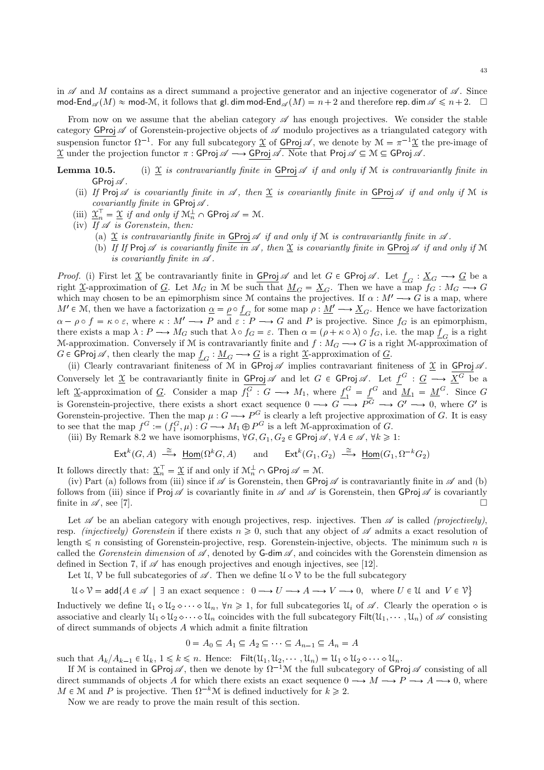in $\mathscr{A}$ and $M$ contains as a direct summand a projective generator and an injective cogenerator of $\mathscr{A}$. Since $\mathsf{mod}\text{-}\mathsf{End}_{\mathscr{A}}(M) \approx \mathsf{mod}\text{-}\mathcal{M}$, it follows that $\mathsf{gl.dim\,mod}\text{-}\mathsf{End}_{\mathscr{A}}(M) = n+2$ and therefore $\mathsf{rep.dim}\,\mathscr{A} \leqslant n+2$. $\square$

From now on we assume that the abelian category $\mathscr{A}$ has enough projectives. We consider the stable category $\underline{\mathsf{GProj}}\,\mathscr{A}$ of Gorenstein-projective objects of $\mathscr{A}$ modulo projectives as a triangulated category with suspension functor $\Omega^{-1}$. For any full subcategory $\underline{\mathfrak{X}}$ of $\underline{\mathsf{GProj}}\,\mathscr{A}$, we denote by $\mathcal{M} = \pi^{-1}\underline{\mathfrak{X}}$ the pre-image of $\underline{\mathfrak{X}}$ under the projection functor $\pi : \mathsf{GProj}\,\mathscr{A} \longrightarrow \underline{\mathsf{GProj}}\,\mathscr{A}$. Note that $\mathsf{Proj}\,\mathscr{A} \subseteq \mathcal{M} \subseteq \mathsf{GProj}\,\mathscr{A}$.

**Lemma 10.5.** (i) *$\underline{\mathfrak{X}}$ is contravariantly finite in $\underline{\mathsf{GProj}}\,\mathscr{A}$ if and only if $\mathcal{M}$ is contravariantly finite in $\mathsf{GProj}\,\mathscr{A}$.*

(ii) *If $\mathsf{Proj}\,\mathscr{A}$ is covariantly finite in $\mathscr{A}$, then $\underline{\mathfrak{X}}$ is covariantly finite in $\underline{\mathsf{GProj}}\,\mathscr{A}$ if and only if $\mathcal{M}$ is covariantly finite in $\mathsf{GProj}\,\mathscr{A}$.*

(iii) *$\underline{\mathfrak{X}}_n^{\top} = \underline{\mathfrak{X}}$ if and only if $\mathcal{M}_n^{\perp} \cap \mathsf{GProj}\,\mathscr{A} = \mathcal{M}$.*

(iv) *If $\mathscr{A}$ is Gorenstein, then:*
   - (a) *$\underline{\mathfrak{X}}$ is contravariantly finite in $\underline{\mathsf{GProj}}\,\mathscr{A}$ if and only if $\mathcal{M}$ is contravariantly finite in $\mathscr{A}$.*
   - (b) *If If $\mathsf{Proj}\,\mathscr{A}$ is covariantly finite in $\mathscr{A}$, then $\underline{\mathfrak{X}}$ is covariantly finite in $\underline{\mathsf{GProj}}\,\mathscr{A}$ if and only if $\mathcal{M}$ is covariantly finite in $\mathscr{A}$.*

*Proof.* (i) First let $\underline{\mathfrak{X}}$ be contravariantly finite in $\underline{\mathsf{GProj}}\,\mathscr{A}$ and let $G \in \mathsf{GProj}\,\mathscr{A}$. Let $\underline{f}_G : \underline{X}_G \longrightarrow \underline{G}$ be a right $\underline{\mathfrak{X}}$-approximation of $\underline{G}$. Let $M_G$ in $\mathcal{M}$ be such that $\underline{M}_G = \underline{X}_G$. Then we have a map $f_G : M_G \longrightarrow G$ which may chosen to be an epimorphism since $\mathcal{M}$ contains the projectives. If $\alpha : M' \longrightarrow G$ is a map, where $M' \in \mathcal{M}$, then we have a factorization $\underline{\alpha} = \underline{\rho} \circ \underline{f}_G$ for some map $\rho : \underline{M}' \longrightarrow \underline{X}_G$. Hence we have factorization $\alpha - \rho \circ f = \kappa \circ \varepsilon$, where $\kappa : M' \longrightarrow P$ and $\varepsilon : P \longrightarrow G$ and $P$ is projective. Since $f_G$ is an epimorphism, there exists a map $\lambda : P \longrightarrow M_G$ such that $\lambda \circ f_G = \varepsilon$. Then $\alpha = (\rho + \kappa \circ \lambda) \circ f_G$, i.e. the map $\underline{f}_G$ is a right $\mathcal{M}$-approximation. Conversely if $\mathcal{M}$ is contravariantly finite and $f : M_G \longrightarrow G$ is a right $\mathcal{M}$-approximation of $G \in \mathsf{GProj}\,\mathscr{A}$, then clearly the map $\underline{f}_G : \underline{M}_G \longrightarrow \underline{G}$ is a right $\underline{\mathfrak{X}}$-approximation of $\underline{G}$.

(ii) Clearly contravariant finiteness of $\mathcal{M}$ in $\mathsf{GProj}\,\mathscr{A}$ implies contravariant finiteness of $\underline{\mathfrak{X}}$ in $\underline{\mathsf{GProj}}\,\mathscr{A}$. Conversely let $\underline{\mathfrak{X}}$ be contravariantly finite in $\underline{\mathsf{GProj}}\,\mathscr{A}$ and let $G \in \mathsf{GProj}\,\mathscr{A}$. Let $\underline{f}^G : \underline{G} \longrightarrow \underline{X}^G$ be a left $\underline{\mathfrak{X}}$-approximation of $\underline{G}$. Consider a map $f_1^G : G \longrightarrow M_1$, where $\underline{f}_1^G = \underline{f}^G$ and $\underline{M}_1 = \underline{M}^G$. Since $G$ is Gorenstein-projective, there exists a short exact sequence $0 \longrightarrow G \longrightarrow P^G \longrightarrow G' \longrightarrow 0$, where $G'$ is Gorenstein-projective. Then the map $\mu : G \longrightarrow P^G$ is clearly a left projective approximation of $G$. It is easy to see that the map $f^G := (f_1^G, \mu) : G \longrightarrow M_1 \oplus P^G$ is a left $\mathcal{M}$-approximation of $G$.

(iii) By Remark 8.2 we have isomorphisms, $\forall G, G_1, G_2 \in \mathsf{GProj}\,\mathscr{A}$, $\forall A \in \mathscr{A}$, $\forall k \geqslant 1$:

$$\mathsf{Ext}^k(G, A) \xrightarrow{\ \cong\ } \underline{\mathsf{Hom}}(\Omega^k G, A) \qquad \text{and} \qquad \mathsf{Ext}^k(G_1, G_2) \xrightarrow{\ \cong\ } \underline{\mathsf{Hom}}(G_1, \Omega^{-k} G_2)$$

It follows directly that: $\underline{\mathfrak{X}}_n^{\top} = \underline{\mathfrak{X}}$ if and only if $\mathcal{M}_n^{\perp} \cap \mathsf{GProj}\,\mathscr{A} = \mathcal{M}$.

(iv) Part (a) follows from (iii) since if $\mathscr{A}$ is Gorenstein, then $\mathsf{GProj}\,\mathscr{A}$ is contravariantly finite in $\mathscr{A}$ and (b) follows from (iii) since if $\mathsf{Proj}\,\mathscr{A}$ is covariantly finite in $\mathscr{A}$ and $\mathscr{A}$ is Gorenstein, then $\mathsf{GProj}\,\mathscr{A}$ is covariantly finite in $\mathscr{A}$, see [7]. $\square$

Let $\mathscr{A}$ be an abelian category with enough projectives, resp. injectives. Then $\mathscr{A}$ is called *(projectively)*, resp. *(injectively) Gorenstein* if there exists $n \geqslant 0$, such that any object of $\mathscr{A}$ admits a exact resolution of length $\leqslant n$ consisting of Gorenstein-projective, resp. Gorenstein-injective, objects. The minimum such $n$ is called the *Gorenstein dimension* of $\mathscr{A}$, denoted by $\mathsf{G}\text{-}\mathsf{dim}\,\mathscr{A}$, and coincides with the Gorenstein dimension as defined in Section 7, if $\mathscr{A}$ has enough projectives and enough injectives, see [12].

Let $\mathcal{U}$, $\mathcal{V}$ be full subcategories of $\mathscr{A}$. Then we define $\mathcal{U} \diamond \mathcal{V}$ to be the full subcategory

$$\mathcal{U} \diamond \mathcal{V} = \mathsf{add}\{A \in \mathscr{A} \mid \exists \text{ an exact sequence} : \ 0 \longrightarrow U \longrightarrow A \longrightarrow V \longrightarrow 0, \ \text{ where } U \in \mathcal{U} \text{ and } V \in \mathcal{V}\}$$

Inductively we define $\mathcal{U}_1 \diamond \mathcal{U}_2 \diamond \cdots \diamond \mathcal{U}_n$, $\forall n \geqslant 1$, for full subcategories $\mathcal{U}_i$ of $\mathscr{A}$. Clearly the operation $\diamond$ is associative and clearly $\mathcal{U}_1 \diamond \mathcal{U}_2 \diamond \cdots \diamond \mathcal{U}_n$ coincides with the full subcategory $\mathsf{Filt}(\mathcal{U}_1, \cdots, \mathcal{U}_n)$ of $\mathscr{A}$ consisting of direct summands of objects $A$ which admit a finite filtration

$$0 = A_0 \subseteq A_1 \subseteq A_2 \subseteq \cdots \subseteq A_{n-1} \subseteq A_n = A$$

such that $A_k/A_{k-1} \in \mathcal{U}_k$, $1 \leqslant k \leqslant n$. Hence: $\mathsf{Filt}(\mathcal{U}_1, \mathcal{U}_2, \cdots, \mathcal{U}_n) = \mathcal{U}_1 \diamond \mathcal{U}_2 \diamond \cdots \diamond \mathcal{U}_n$.

If $\mathcal{M}$ is contained in $\mathsf{GProj}\,\mathscr{A}$, then we denote by $\Omega^{-1}\mathcal{M}$ the full subcategory of $\mathsf{GProj}\,\mathscr{A}$ consisting of all direct summands of objects $A$ for which there exists an exact sequence $0 \longrightarrow M \longrightarrow P \longrightarrow A \longrightarrow 0$, where $M \in \mathcal{M}$ and $P$ is projective. Then $\Omega^{-k}\mathcal{M}$ is defined inductively for $k \geqslant 2$.

Now we are ready to prove the main result of this section.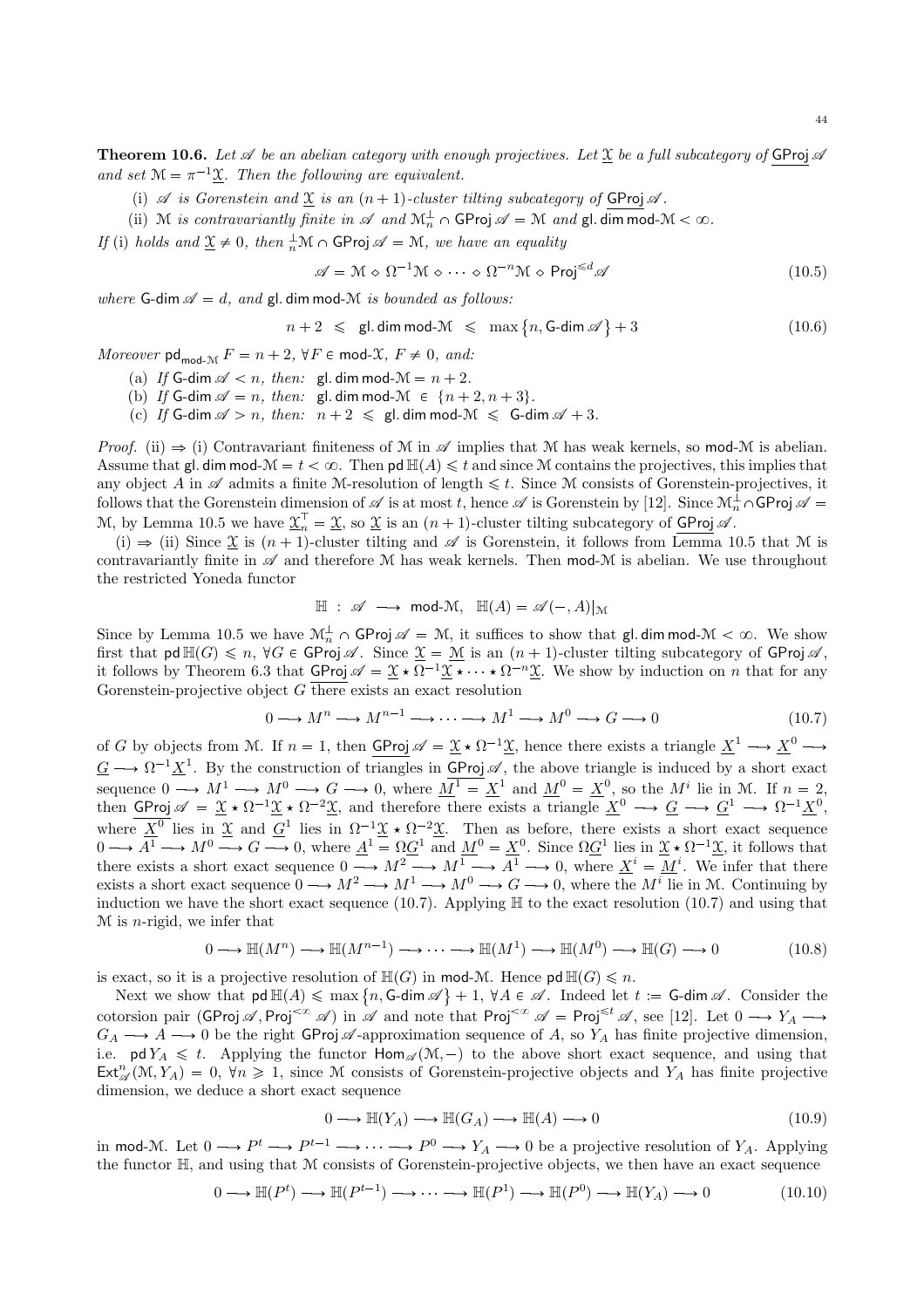**Theorem 10.6.** *Let $\mathscr{A}$ be an abelian category with enough projectives. Let $\underline{\mathcal{X}}$ be a full subcategory of $\underline{\mathsf{GProj}}\,\mathscr{A}$ and set $\mathcal{M} = \pi^{-1}\underline{\mathcal{X}}$. Then the following are equivalent.*

(i) *$\mathscr{A}$ is Gorenstein and $\underline{\mathcal{X}}$ is an $(n+1)$-cluster tilting subcategory of $\underline{\mathsf{GProj}}\,\mathscr{A}$.*

(ii) *$\mathcal{M}$ is contravariantly finite in $\mathscr{A}$ and $\mathcal{M}_n^{\perp} \cap \mathsf{GProj}\,\mathscr{A} = \mathcal{M}$ and $\mathsf{gl.dim}\,\mathsf{mod}\text{-}\mathcal{M} < \infty$.*

*If* (i) *holds and $\underline{\mathcal{X}} \neq 0$, then ${}_n^{\perp}\mathcal{M} \cap \mathsf{GProj}\,\mathscr{A} = \mathcal{M}$, we have an equality*

$$\mathscr{A} = \mathcal{M} \diamond \Omega^{-1}\mathcal{M} \diamond \cdots \diamond \Omega^{-n}\mathcal{M} \diamond \mathsf{Proj}^{\leqslant d}\mathscr{A} \tag{10.5}$$

*where $\mathsf{G}\text{-}\mathsf{dim}\,\mathscr{A} = d$, and $\mathsf{gl.dim}\,\mathsf{mod}\text{-}\mathcal{M}$ is bounded as follows:*

$$n+2 \;\leqslant\; \mathsf{gl.dim}\,\mathsf{mod}\text{-}\mathcal{M} \;\leqslant\; \max\big\{n, \mathsf{G}\text{-}\mathsf{dim}\,\mathscr{A}\big\} + 3 \tag{10.6}$$

*Moreover $\mathsf{pd}_{\mathsf{mod}\text{-}\mathcal{M}} F = n+2$, $\forall F \in \mathsf{mod}\text{-}\mathcal{X}$, $F \neq 0$, and:*

(a) *If $\mathsf{G}\text{-}\mathsf{dim}\,\mathscr{A} < n$, then: $\mathsf{gl.dim}\,\mathsf{mod}\text{-}\mathcal{M} = n+2$.*

(b) *If $\mathsf{G}\text{-}\mathsf{dim}\,\mathscr{A} = n$, then: $\mathsf{gl.dim}\,\mathsf{mod}\text{-}\mathcal{M} \in \{n+2, n+3\}$.*

(c) *If $\mathsf{G}\text{-}\mathsf{dim}\,\mathscr{A} > n$, then: $n+2 \leqslant \mathsf{gl.dim}\,\mathsf{mod}\text{-}\mathcal{M} \leqslant \mathsf{G}\text{-}\mathsf{dim}\,\mathscr{A} + 3$.*

*Proof.* (ii) $\Rightarrow$ (i) Contravariant finiteness of $\mathcal{M}$ in $\mathscr{A}$ implies that $\mathcal{M}$ has weak kernels, so $\mathsf{mod}\text{-}\mathcal{M}$ is abelian. Assume that $\mathsf{gl.dim}\,\mathsf{mod}\text{-}\mathcal{M} = t < \infty$. Then $\mathsf{pd}\,\mathbb{H}(A) \leqslant t$ and since $\mathcal{M}$ contains the projectives, this implies that any object $A$ in $\mathscr{A}$ admits a finite $\mathcal{M}$-resolution of length $\leqslant t$. Since $\mathcal{M}$ consists of Gorenstein-projectives, it follows that the Gorenstein dimension of $\mathscr{A}$ is at most $t$, hence $\mathscr{A}$ is Gorenstein by [12]. Since $\mathcal{M}_n^{\perp} \cap \mathsf{GProj}\,\mathscr{A} = \mathcal{M}$, by Lemma 10.5 we have $\underline{\mathcal{X}}_n^{\top} = \underline{\mathcal{X}}$, so $\underline{\mathcal{X}}$ is an $(n+1)$-cluster tilting subcategory of $\underline{\mathsf{GProj}}\,\mathscr{A}$.

(i) $\Rightarrow$ (ii) Since $\underline{\mathcal{X}}$ is $(n+1)$-cluster tilting and $\mathscr{A}$ is Gorenstein, it follows from Lemma 10.5 that $\mathcal{M}$ is contravariantly finite in $\mathscr{A}$ and therefore $\mathcal{M}$ has weak kernels. Then $\mathsf{mod}\text{-}\mathcal{M}$ is abelian. We use throughout the restricted Yoneda functor

$$\mathbb{H} \;:\; \mathscr{A} \longrightarrow \mathsf{mod}\text{-}\mathcal{M}, \quad \mathbb{H}(A) = \mathscr{A}(-, A)|_{\mathcal{M}}$$

Since by Lemma 10.5 we have $\mathcal{M}_n^{\perp} \cap \mathsf{GProj}\,\mathscr{A} = \mathcal{M}$, it suffices to show that $\mathsf{gl.dim}\,\mathsf{mod}\text{-}\mathcal{M} < \infty$. We show first that $\mathsf{pd}\,\mathbb{H}(G) \leqslant n$, $\forall G \in \mathsf{GProj}\,\mathscr{A}$. Since $\underline{\mathcal{X}} = \underline{\mathcal{M}}$ is an $(n+1)$-cluster tilting subcategory of $\underline{\mathsf{GProj}}\,\mathscr{A}$, it follows by Theorem 6.3 that $\underline{\mathsf{GProj}}\,\mathscr{A} = \underline{\mathcal{X}} \star \Omega^{-1}\underline{\mathcal{X}} \star \cdots \star \Omega^{-n}\underline{\mathcal{X}}$. We show by induction on $n$ that for any Gorenstein-projective object $G$ there exists an exact resolution

$$0 \longrightarrow M^n \longrightarrow M^{n-1} \longrightarrow \cdots \longrightarrow M^1 \longrightarrow M^0 \longrightarrow G \longrightarrow 0 \tag{10.7}$$

of $G$ by objects from $\mathcal{M}$. If $n = 1$, then $\underline{\mathsf{GProj}}\,\mathscr{A} = \underline{\mathcal{X}} \star \Omega^{-1}\underline{\mathcal{X}}$, hence there exists a triangle $\underline{X}^1 \longrightarrow \underline{X}^0 \longrightarrow \underline{G} \longrightarrow \Omega^{-1}\underline{X}^1$. By the construction of triangles in $\underline{\mathsf{GProj}}\,\mathscr{A}$, the above triangle is induced by a short exact sequence $0 \longrightarrow M^1 \longrightarrow M^0 \longrightarrow G \longrightarrow 0$, where $\underline{M}^1 = \underline{X}^1$ and $\underline{M}^0 = \underline{X}^0$, so the $M^i$ lie in $\mathcal{M}$. If $n = 2$, then $\underline{\mathsf{GProj}}\,\mathscr{A} = \underline{\mathcal{X}} \star \Omega^{-1}\underline{\mathcal{X}} \star \Omega^{-2}\underline{\mathcal{X}}$, and therefore there exists a triangle $\underline{X}^0 \longrightarrow \underline{G} \longrightarrow \underline{G}^1 \longrightarrow \Omega^{-1}\underline{X}^0$, where $\underline{X}^0$ lies in $\underline{\mathcal{X}}$ and $\underline{G}^1$ lies in $\Omega^{-1}\underline{\mathcal{X}} \star \Omega^{-2}\underline{\mathcal{X}}$. Then as before, there exists a short exact sequence $0 \longrightarrow A^1 \longrightarrow M^0 \longrightarrow G \longrightarrow 0$, where $\underline{A}^1 = \Omega\underline{G}^1$ and $\underline{M}^0 = \underline{X}^0$. Since $\Omega\underline{G}^1$ lies in $\underline{\mathcal{X}} \star \Omega^{-1}\underline{\mathcal{X}}$, it follows that there exists a short exact sequence $0 \longrightarrow M^2 \longrightarrow M^1 \longrightarrow A^1 \longrightarrow 0$, where $\underline{X}^i = \underline{M}^i$. We infer that there exists a short exact sequence $0 \longrightarrow M^2 \longrightarrow M^1 \longrightarrow M^0 \longrightarrow G \longrightarrow 0$, where the $M^i$ lie in $\mathcal{M}$. Continuing by induction we have the short exact sequence (10.7). Applying $\mathbb{H}$ to the exact resolution (10.7) and using that $\mathcal{M}$ is $n$-rigid, we infer that

$$0 \longrightarrow \mathbb{H}(M^n) \longrightarrow \mathbb{H}(M^{n-1}) \longrightarrow \cdots \longrightarrow \mathbb{H}(M^1) \longrightarrow \mathbb{H}(M^0) \longrightarrow \mathbb{H}(G) \longrightarrow 0 \tag{10.8}$$

is exact, so it is a projective resolution of $\mathbb{H}(G)$ in $\mathsf{mod}\text{-}\mathcal{M}$. Hence $\mathsf{pd}\,\mathbb{H}(G) \leqslant n$.

Next we show that $\mathsf{pd}\,\mathbb{H}(A) \leqslant \max\big\{n, \mathsf{G}\text{-}\mathsf{dim}\,\mathscr{A}\big\} + 1$, $\forall A \in \mathscr{A}$. Indeed let $t := \mathsf{G}\text{-}\mathsf{dim}\,\mathscr{A}$. Consider the cotorsion pair $(\mathsf{GProj}\,\mathscr{A}, \mathsf{Proj}^{<\infty}\,\mathscr{A})$ in $\mathscr{A}$ and note that $\mathsf{Proj}^{<\infty}\,\mathscr{A} = \mathsf{Proj}^{\leqslant t}\,\mathscr{A}$, see [12]. Let $0 \longrightarrow Y_A \longrightarrow G_A \longrightarrow A \longrightarrow 0$ be the right $\mathsf{GProj}\,\mathscr{A}$-approximation sequence of $A$, so $Y_A$ has finite projective dimension, i.e. $\mathsf{pd}\,Y_A \leqslant t$. Applying the functor $\mathsf{Hom}_{\mathscr{A}}(\mathcal{M}, -)$ to the above short exact sequence, and using that $\mathsf{Ext}^n_{\mathscr{A}}(\mathcal{M}, Y_A) = 0$, $\forall n \geqslant 1$, since $\mathcal{M}$ consists of Gorenstein-projective objects and $Y_A$ has finite projective dimension, we deduce a short exact sequence

$$0 \longrightarrow \mathbb{H}(Y_A) \longrightarrow \mathbb{H}(G_A) \longrightarrow \mathbb{H}(A) \longrightarrow 0 \tag{10.9}$$

in $\mathsf{mod}\text{-}\mathcal{M}$. Let $0 \longrightarrow P^t \longrightarrow P^{t-1} \longrightarrow \cdots \longrightarrow P^0 \longrightarrow Y_A \longrightarrow 0$ be a projective resolution of $Y_A$. Applying the functor $\mathbb{H}$, and using that $\mathcal{M}$ consists of Gorenstein-projective objects, we then have an exact sequence

$$0 \longrightarrow \mathbb{H}(P^t) \longrightarrow \mathbb{H}(P^{t-1}) \longrightarrow \cdots \longrightarrow \mathbb{H}(P^1) \longrightarrow \mathbb{H}(P^0) \longrightarrow \mathbb{H}(Y_A) \longrightarrow 0 \tag{10.10}$$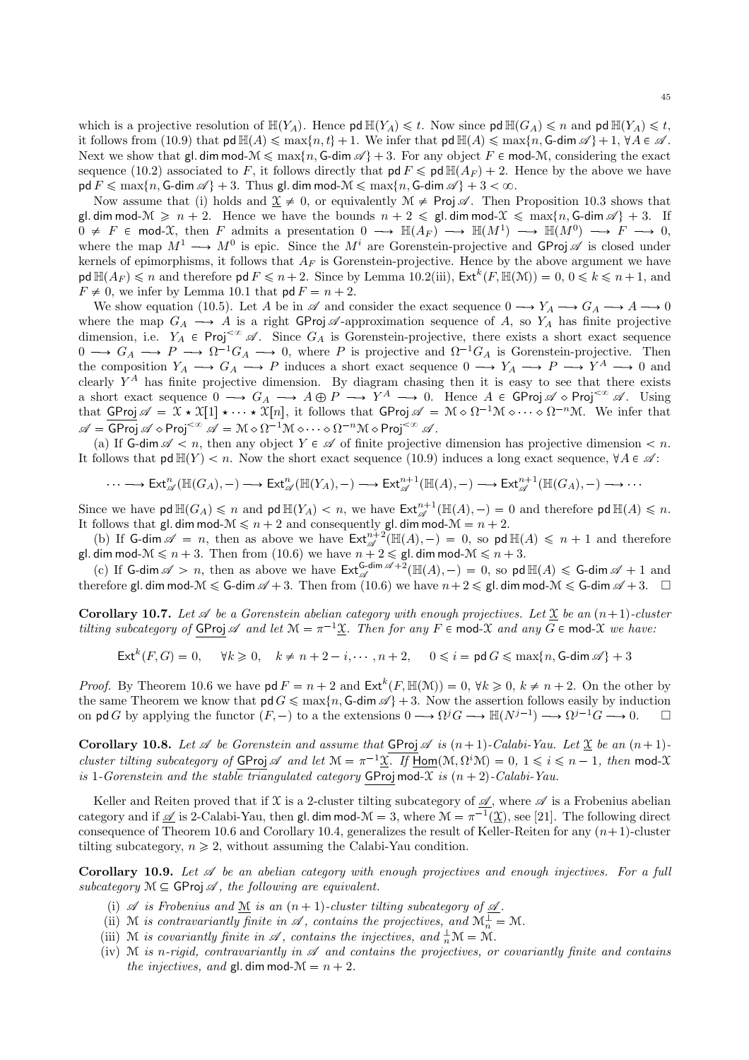which is a projective resolution of $\mathbb{H}(Y_A)$. Hence $\mathsf{pd}\,\mathbb{H}(Y_A) \leqslant t$. Now since $\mathsf{pd}\,\mathbb{H}(G_A) \leqslant n$ and $\mathsf{pd}\,\mathbb{H}(Y_A) \leqslant t$, it follows from (10.9) that $\mathsf{pd}\,\mathbb{H}(A) \leqslant \max\{n,t\}+1$. We infer that $\mathsf{pd}\,\mathbb{H}(A) \leqslant \max\{n, \mathsf{G}\text{-}\mathsf{dim}\,\mathscr{A}\}+1$, $\forall A \in \mathscr{A}$. Next we show that $\mathsf{gl.dim}\,\mathsf{mod}\text{-}\mathcal{M} \leqslant \max\{n, \mathsf{G}\text{-}\mathsf{dim}\,\mathscr{A}\}+3$. For any object $F \in \mathsf{mod}\text{-}\mathcal{M}$, considering the exact sequence (10.2) associated to $F$, it follows directly that $\mathsf{pd}\,F \leqslant \mathsf{pd}\,\mathbb{H}(A_F)+2$. Hence by the above we have $\mathsf{pd}\,F \leqslant \max\{n, \mathsf{G}\text{-}\mathsf{dim}\,\mathscr{A}\}+3$. Thus $\mathsf{gl.dim}\,\mathsf{mod}\text{-}\mathcal{M} \leqslant \max\{n, \mathsf{G}\text{-}\mathsf{dim}\,\mathscr{A}\}+3 < \infty$.

Now assume that (i) holds and $\underline{\mathcal{X}} \neq 0$, or equivalently $\mathcal{M} \neq \mathsf{Proj}\,\mathscr{A}$. Then Proposition 10.3 shows that $\mathsf{gl.dim}\,\mathsf{mod}\text{-}\mathcal{M} \geqslant n+2$. Hence we have the bounds $n+2 \leqslant \mathsf{gl.dim}\,\mathsf{mod}\text{-}\mathcal{X} \leqslant \max\{n, \mathsf{G}\text{-}\mathsf{dim}\,\mathscr{A}\}+3$. If $0 \neq F \in \mathsf{mod}\text{-}\mathcal{X}$, then $F$ admits a presentation $0 \longrightarrow \mathbb{H}(A_F) \longrightarrow \mathbb{H}(M^1) \longrightarrow \mathbb{H}(M^0) \longrightarrow F \longrightarrow 0$, where the map $M^1 \longrightarrow M^0$ is epic. Since the $M^i$ are Gorenstein-projective and $\mathsf{GProj}\,\mathscr{A}$ is closed under kernels of epimorphisms, it follows that $A_F$ is Gorenstein-projective. Hence by the above argument we have $\mathsf{pd}\,\mathbb{H}(A_F) \leqslant n$ and therefore $\mathsf{pd}\,F \leqslant n+2$. Since by Lemma 10.2(iii), $\mathsf{Ext}^k(F, \mathbb{H}(\mathcal{M})) = 0$, $0 \leqslant k \leqslant n+1$, and $F \neq 0$, we infer by Lemma 10.1 that $\mathsf{pd}\,F = n+2$.

We show equation (10.5). Let $A$ be in $\mathscr{A}$ and consider the exact sequence $0 \longrightarrow Y_A \longrightarrow G_A \longrightarrow A \longrightarrow 0$ where the map $G_A \longrightarrow A$ is a right $\mathsf{GProj}\,\mathscr{A}$-approximation sequence of $A$, so $Y_A$ has finite projective dimension, i.e. $Y_A \in \mathsf{Proj}^{<\infty}\,\mathscr{A}$. Since $G_A$ is Gorenstein-projective, there exists a short exact sequence $0 \longrightarrow G_A \longrightarrow P \longrightarrow \Omega^{-1}G_A \longrightarrow 0$, where $P$ is projective and $\Omega^{-1}G_A$ is Gorenstein-projective. Then the composition $Y_A \longrightarrow G_A \longrightarrow P$ induces a short exact sequence $0 \longrightarrow Y_A \longrightarrow P \longrightarrow Y^A \longrightarrow 0$ and clearly $Y^A$ has finite projective dimension. By diagram chasing then it is easy to see that there exists a short exact sequence $0 \longrightarrow G_A \longrightarrow A \oplus P \longrightarrow Y^A \longrightarrow 0$. Hence $A \in \mathsf{GProj}\,\mathscr{A} \diamond \mathsf{Proj}^{<\infty}\,\mathscr{A}$. Using that $\underline{\mathsf{GProj}}\,\mathscr{A} = \mathcal{X} \star \mathcal{X}[1] \star \cdots \star \mathcal{X}[n]$, it follows that $\mathsf{GProj}\,\mathscr{A} = \mathcal{M} \diamond \Omega^{-1}\mathcal{M} \diamond \cdots \diamond \Omega^{-n}\mathcal{M}$. We infer that $\mathscr{A} = \mathsf{GProj}\,\mathscr{A} \diamond \mathsf{Proj}^{<\infty}\,\mathscr{A} = \mathcal{M} \diamond \Omega^{-1}\mathcal{M} \diamond \cdots \diamond \Omega^{-n}\mathcal{M} \diamond \mathsf{Proj}^{<\infty}\,\mathscr{A}$.

(a) If $\mathsf{G}\text{-}\mathsf{dim}\,\mathscr{A} < n$, then any object $Y \in \mathscr{A}$ of finite projective dimension has projective dimension $< n$. It follows that $\mathsf{pd}\,\mathbb{H}(Y) < n$. Now the short exact sequence (10.9) induces a long exact sequence, $\forall A \in \mathscr{A}$:

$$\cdots \longrightarrow \mathsf{Ext}^n_{\mathscr{A}}(\mathbb{H}(G_A), -) \longrightarrow \mathsf{Ext}^n_{\mathscr{A}}(\mathbb{H}(Y_A), -) \longrightarrow \mathsf{Ext}^{n+1}_{\mathscr{A}}(\mathbb{H}(A), -) \longrightarrow \mathsf{Ext}^{n+1}_{\mathscr{A}}(\mathbb{H}(G_A), -) \longrightarrow \cdots$$

Since we have $\mathsf{pd}\,\mathbb{H}(G_A) \leqslant n$ and $\mathsf{pd}\,\mathbb{H}(Y_A) < n$, we have $\mathsf{Ext}^{n+1}_{\mathscr{A}}(\mathbb{H}(A), -) = 0$ and therefore $\mathsf{pd}\,\mathbb{H}(A) \leqslant n$. It follows that $\mathsf{gl.dim}\,\mathsf{mod}\text{-}\mathcal{M} \leqslant n+2$ and consequently $\mathsf{gl.dim}\,\mathsf{mod}\text{-}\mathcal{M} = n+2$.

(b) If $\mathsf{G}\text{-}\mathsf{dim}\,\mathscr{A} = n$, then as above we have $\mathsf{Ext}^{n+2}_{\mathscr{A}}(\mathbb{H}(A), -) = 0$, so $\mathsf{pd}\,\mathbb{H}(A) \leqslant n+1$ and therefore $\mathsf{gl.dim}\,\mathsf{mod}\text{-}\mathcal{M} \leqslant n+3$. Then from (10.6) we have $n+2 \leqslant \mathsf{gl.dim}\,\mathsf{mod}\text{-}\mathcal{M} \leqslant n+3$.

(c) If $\mathsf{G}\text{-}\mathsf{dim}\,\mathscr{A} > n$, then as above we have $\mathsf{Ext}^{\mathsf{G}\text{-}\mathsf{dim}\,\mathscr{A}+2}_{\mathscr{A}}(\mathbb{H}(A), -) = 0$, so $\mathsf{pd}\,\mathbb{H}(A) \leqslant \mathsf{G}\text{-}\mathsf{dim}\,\mathscr{A}+1$ and therefore $\mathsf{gl.dim}\,\mathsf{mod}\text{-}\mathcal{M} \leqslant \mathsf{G}\text{-}\mathsf{dim}\,\mathscr{A}+3$. Then from (10.6) we have $n+2 \leqslant \mathsf{gl.dim}\,\mathsf{mod}\text{-}\mathcal{M} \leqslant \mathsf{G}\text{-}\mathsf{dim}\,\mathscr{A}+3$. $\square$

**Corollary 10.7.** *Let $\mathscr{A}$ be a Gorenstein abelian category with enough projectives. Let $\underline{\mathcal{X}}$ be an $(n+1)$-cluster tilting subcategory of $\underline{\mathsf{GProj}}\,\mathscr{A}$ and let $\mathcal{M} = \pi^{-1}\underline{\mathcal{X}}$. Then for any $F \in \mathsf{mod}\text{-}\mathcal{X}$ and any $G \in \mathsf{mod}\text{-}\mathcal{X}$ we have:*

$$\mathsf{Ext}^k(F,G) = 0, \quad \forall k \geqslant 0, \quad k \neq n+2-i, \cdots, n+2, \quad 0 \leqslant i = \mathsf{pd}\,G \leqslant \max\{n, \mathsf{G}\text{-}\mathsf{dim}\,\mathscr{A}\}+3$$

*Proof.* By Theorem 10.6 we have $\mathsf{pd}\,F = n+2$ and $\mathsf{Ext}^k(F, \mathbb{H}(\mathcal{M})) = 0$, $\forall k \geqslant 0$, $k \neq n+2$. On the other by the same Theorem we know that $\mathsf{pd}\,G \leqslant \max\{n, \mathsf{G}\text{-}\mathsf{dim}\,\mathscr{A}\}+3$. Now the assertion follows easily by induction on $\mathsf{pd}\,G$ by applying the functor $(F,-)$ to a the extensions $0 \longrightarrow \Omega^j G \longrightarrow \mathbb{H}(N^{j-1}) \longrightarrow \Omega^{j-1}G \longrightarrow 0$. $\square$

**Corollary 10.8.** *Let $\mathscr{A}$ be Gorenstein and assume that $\underline{\mathsf{GProj}}\,\mathscr{A}$ is $(n+1)$-Calabi-Yau. Let $\underline{\mathcal{X}}$ be an $(n+1)$-cluster tilting subcategory of $\underline{\mathsf{GProj}}\,\mathscr{A}$ and let $\mathcal{M} = \pi^{-1}\underline{\mathcal{X}}$. If $\underline{\mathsf{Hom}}(\mathcal{M}, \Omega^i\mathcal{M}) = 0$, $1 \leqslant i \leqslant n-1$, then $\mathsf{mod}\text{-}\mathcal{X}$ is 1-Gorenstein and the stable triangulated category $\underline{\mathsf{GProj}}\,\mathsf{mod}\text{-}\mathcal{X}$ is $(n+2)$-Calabi-Yau.*

Keller and Reiten proved that if $\mathcal{X}$ is a 2-cluster tilting subcategory of $\underline{\mathscr{A}}$, where $\mathscr{A}$ is a Frobenius abelian category and if $\underline{\mathscr{A}}$ is 2-Calabi-Yau, then $\mathsf{gl.dim}\,\mathsf{mod}\text{-}\mathcal{M} = 3$, where $\mathcal{M} = \pi^{-1}(\underline{\mathcal{X}})$, see [21]. The following direct consequence of Theorem 10.6 and Corollary 10.4, generalizes the result of Keller-Reiten for any $(n+1)$-cluster tilting subcategory, $n \geqslant 2$, without assuming the Calabi-Yau condition.

**Corollary 10.9.** *Let $\mathscr{A}$ be an abelian category with enough projectives and enough injectives. For a full subcategory $\mathcal{M} \subseteq \mathsf{GProj}\,\mathscr{A}$, the following are equivalent.*

- (i) *$\mathscr{A}$ is Frobenius and $\underline{\mathcal{M}}$ is an $(n+1)$-cluster tilting subcategory of $\underline{\mathscr{A}}$.*
- (ii) *$\mathcal{M}$ is contravariantly finite in $\mathscr{A}$, contains the projectives, and $\mathcal{M}_n^{\perp} = \mathcal{M}$.*
- (iii) *$\mathcal{M}$ is covariantly finite in $\mathscr{A}$, contains the injectives, and ${}^{\perp}_{n}\mathcal{M} = \mathcal{M}$.*
- (iv) *$\mathcal{M}$ is $n$-rigid, contravariantly in $\mathscr{A}$ and contains the projectives, or covariantly finite and contains the injectives, and $\mathsf{gl.dim}\,\mathsf{mod}\text{-}\mathcal{M} = n+2$.*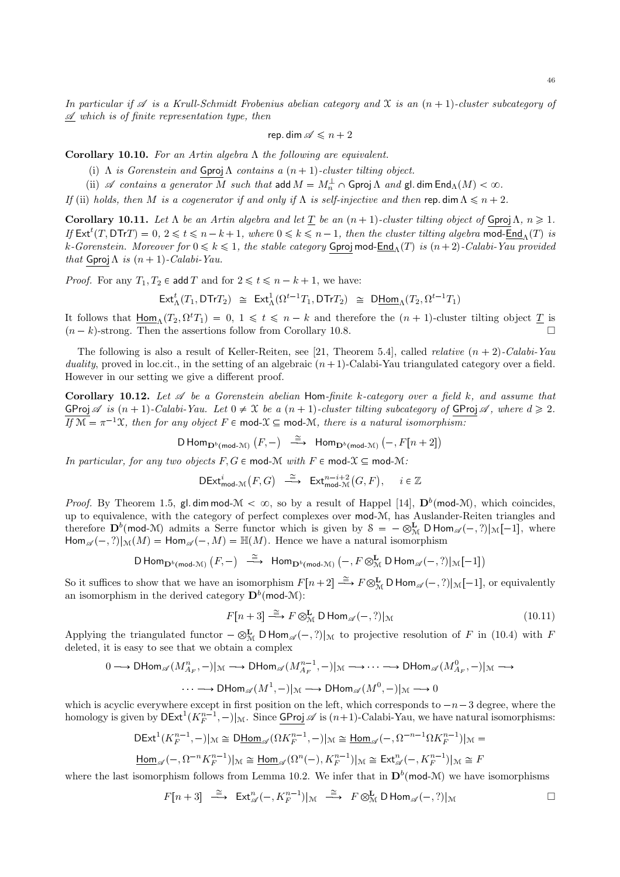*In particular if $\mathscr{A}$ is a Krull-Schmidt Frobenius abelian category and $\mathcal{X}$ is an $(n+1)$-cluster subcategory of $\mathscr{A}$ which is of finite representation type, then*

$$\mathsf{rep.dim}\,\mathscr{A} \leqslant n+2$$

**Corollary 10.10.** *For an Artin algebra $\Lambda$ the following are equivalent.*

(i) *$\Lambda$ is Gorenstein and $\underline{\mathsf{Gproj}}\,\Lambda$ contains a $(n+1)$-cluster tilting object.*

(ii) *$\mathscr{A}$ contains a generator $M$ such that $\mathsf{add}\, M = M_n^{\perp} \cap \mathsf{Gproj}\,\Lambda$ and $\mathsf{gl.dim}\,\mathsf{End}_{\Lambda}(M) < \infty$.*

*If* (ii) *holds, then $M$ is a cogenerator if and only if $\Lambda$ is self-injective and then $\mathsf{rep.dim}\,\Lambda \leqslant n+2$.*

**Corollary 10.11.** *Let $\Lambda$ be an Artin algebra and let $\underline{T}$ be an $(n+1)$-cluster tilting object of $\underline{\mathsf{Gproj}}\,\Lambda$, $n \geqslant 1$. If $\mathsf{Ext}^t(T, \mathsf{D}\mathsf{Tr}T) = 0$, $2 \leqslant t \leqslant n-k+1$, where $0 \leqslant k \leqslant n-1$, then the cluster tilting algebra $\mathsf{mod}\text{-}\underline{\mathsf{End}}_{\Lambda}(T)$ is $k$-Gorenstein. Moreover for $0 \leqslant k \leqslant 1$, the stable category $\underline{\mathsf{Gproj}}\,\mathsf{mod}\text{-}\underline{\mathsf{End}}_{\Lambda}(T)$ is $(n+2)$-Calabi-Yau provided that $\underline{\mathsf{Gproj}}\,\Lambda$ is $(n+1)$-Calabi-Yau.*

*Proof.* For any $T_1, T_2 \in \mathsf{add}\, T$ and for $2 \leqslant t \leqslant n-k+1$, we have:

$$\mathsf{Ext}^t_{\Lambda}(T_1, \mathsf{D}\mathsf{Tr}T_2) \;\cong\; \mathsf{Ext}^1_{\Lambda}(\Omega^{t-1}T_1, \mathsf{D}\mathsf{Tr}T_2) \;\cong\; \mathsf{D}\underline{\mathsf{Hom}}_{\Lambda}(T_2, \Omega^{t-1}T_1)$$

It follows that $\underline{\mathsf{Hom}}_{\Lambda}(T_2, \Omega^t T_1) = 0$, $1 \leqslant t \leqslant n-k$ and therefore the $(n+1)$-cluster tilting object $\underline{T}$ is $(n-k)$-strong. Then the assertions follow from Corollary 10.8. $\square$

The following is also a result of Keller-Reiten, see [21, Theorem 5.4], called *relative $(n+2)$-Calabi-Yau duality*, proved in loc.cit., in the setting of an algebraic $(n+1)$-Calabi-Yau triangulated category over a field. However in our setting we give a different proof.

**Corollary 10.12.** *Let $\mathscr{A}$ be a Gorenstein abelian $\mathsf{Hom}$-finite $k$-category over a field $k$, and assume that $\underline{\mathsf{GProj}}\,\mathscr{A}$ is $(n+1)$-Calabi-Yau. Let $0 \neq \mathcal{X}$ be a $(n+1)$-cluster tilting subcategory of $\underline{\mathsf{GProj}}\,\mathscr{A}$, where $d \geqslant 2$. If $\mathcal{M} = \pi^{-1}\mathcal{X}$, then for any object $F \in \mathsf{mod}\text{-}\mathcal{X} \subseteq \mathsf{mod}\text{-}\mathcal{M}$, there is a natural isomorphism:*

$$\mathsf{D}\,\mathsf{Hom}_{\mathbf{D}^b(\mathsf{mod}\text{-}\mathcal{M})}\big(F, -\big) \;\xrightarrow{\;\cong\;}\; \mathsf{Hom}_{\mathbf{D}^b(\mathsf{mod}\text{-}\mathcal{M})}\big(-, F[n+2]\big)$$

*In particular, for any two objects $F, G \in \mathsf{mod}\text{-}\mathcal{M}$ with $F \in \mathsf{mod}\text{-}\mathcal{X} \subseteq \mathsf{mod}\text{-}\mathcal{M}$:*

$$\mathsf{D}\mathsf{Ext}^i_{\mathsf{mod}\text{-}\mathcal{M}}\big(F, G\big) \;\xrightarrow{\;\cong\;}\; \mathsf{Ext}^{n-i+2}_{\mathsf{mod}\text{-}\mathcal{M}}\big(G, F\big), \quad i \in \mathbb{Z}$$

*Proof.* By Theorem 1.5, $\mathsf{gl.dim}\,\mathsf{mod}\text{-}\mathcal{M} < \infty$, so by a result of Happel [14], $\mathbf{D}^b(\mathsf{mod}\text{-}\mathcal{M})$, which coincides, up to equivalence, with the category of perfect complexes over $\mathsf{mod}\text{-}\mathcal{M}$, has Auslander-Reiten triangles and therefore $\mathbf{D}^b(\mathsf{mod}\text{-}\mathcal{M})$ admits a Serre functor which is given by $\mathbb{S} = -\otimes^{\mathbf{L}}_{\mathcal{M}} \mathsf{D}\,\mathsf{Hom}_{\mathscr{A}}(-,?)|_{\mathcal{M}}[-1]$, where $\mathsf{Hom}_{\mathscr{A}}(-,?)|_{\mathcal{M}}(M) = \mathsf{Hom}_{\mathscr{A}}(-,M) = \mathbb{H}(M)$. Hence we have a natural isomorphism

$$\mathsf{D}\,\mathsf{Hom}_{\mathbf{D}^b(\mathsf{mod}\text{-}\mathcal{M})}\big(F, -\big) \;\xrightarrow{\;\cong\;}\; \mathsf{Hom}_{\mathbf{D}^b(\mathsf{mod}\text{-}\mathcal{M})}\big(-, F \otimes^{\mathbf{L}}_{\mathcal{M}} \mathsf{D}\,\mathsf{Hom}_{\mathscr{A}}(-,?)|_{\mathcal{M}}[-1]\big)$$

So it suffices to show that we have an isomorphism $F[n+2] \xrightarrow{\cong} F \otimes^{\mathbf{L}}_{\mathcal{M}} \mathsf{D}\,\mathsf{Hom}_{\mathscr{A}}(-,?)|_{\mathcal{M}}[-1]$, or equivalently an isomorphism in the derived category $\mathbf{D}^b(\mathsf{mod}\text{-}\mathcal{M})$:

$$F[n+3] \xrightarrow{\cong} F \otimes^{\mathbf{L}}_{\mathcal{M}} \mathsf{D}\,\mathsf{Hom}_{\mathscr{A}}(-,?)|_{\mathcal{M}} \tag{10.11}$$

Applying the triangulated functor $-\otimes^{\mathbf{L}}_{\mathcal{M}} \mathsf{D}\,\mathsf{Hom}_{\mathscr{A}}(-,?)|_{\mathcal{M}}$ to projective resolution of $F$ in (10.4) with $F$ deleted, it is easy to see that we obtain a complex

$$0 \longrightarrow \mathsf{D}\mathsf{Hom}_{\mathscr{A}}(M^n_{A_F}, -)|_{\mathcal{M}} \longrightarrow \mathsf{D}\mathsf{Hom}_{\mathscr{A}}(M^{n-1}_{A_F}, -)|_{\mathcal{M}} \longrightarrow \cdots \longrightarrow \mathsf{D}\mathsf{Hom}_{\mathscr{A}}(M^0_{A_F}, -)|_{\mathcal{M}} \longrightarrow$$

$$\cdots \longrightarrow \mathsf{D}\mathsf{Hom}_{\mathscr{A}}(M^1, -)|_{\mathcal{M}} \longrightarrow \mathsf{D}\mathsf{Hom}_{\mathscr{A}}(M^0, -)|_{\mathcal{M}} \longrightarrow 0$$

which is acyclic everywhere except in first position on the left, which corresponds to $-n-3$ degree, where the homology is given by $\mathsf{D}\mathsf{Ext}^1(K^{n-1}_F, -)|_{\mathcal{M}}$. Since $\underline{\mathsf{GProj}}\,\mathscr{A}$ is $(n+1)$-Calabi-Yau, we have natural isomorphisms:

$$\mathsf{D}\mathsf{Ext}^1(K^{n-1}_F, -)|_{\mathcal{M}} \cong \mathsf{D}\underline{\mathsf{Hom}}_{\mathscr{A}}(\Omega K^{n-1}_F, -)|_{\mathcal{M}} \cong \underline{\mathsf{Hom}}_{\mathscr{A}}(-, \Omega^{-n-1}\Omega K^{n-1}_F)|_{\mathcal{M}} =$$

$$\underline{\mathsf{Hom}}_{\mathscr{A}}(-, \Omega^{-n}K^{n-1}_F)|_{\mathcal{M}} \cong \underline{\mathsf{Hom}}_{\mathscr{A}}(\Omega^n(-), K^{n-1}_F)|_{\mathcal{M}} \cong \mathsf{Ext}^n_{\mathscr{A}}(-, K^{n-1}_F)|_{\mathcal{M}} \cong F$$

where the last isomorphism follows from Lemma 10.2. We infer that in $\mathbf{D}^b(\mathsf{mod}\text{-}\mathcal{M})$ we have isomorphisms

$$F[n+3] \;\xrightarrow{\;\cong\;}\; \mathsf{Ext}^n_{\mathscr{A}}(-, K^{n-1}_F)|_{\mathcal{M}} \;\xrightarrow{\;\cong\;}\; F \otimes^{\mathbf{L}}_{\mathcal{M}} \mathsf{D}\,\mathsf{Hom}_{\mathscr{A}}(-,?)|_{\mathcal{M}} \qquad \square$$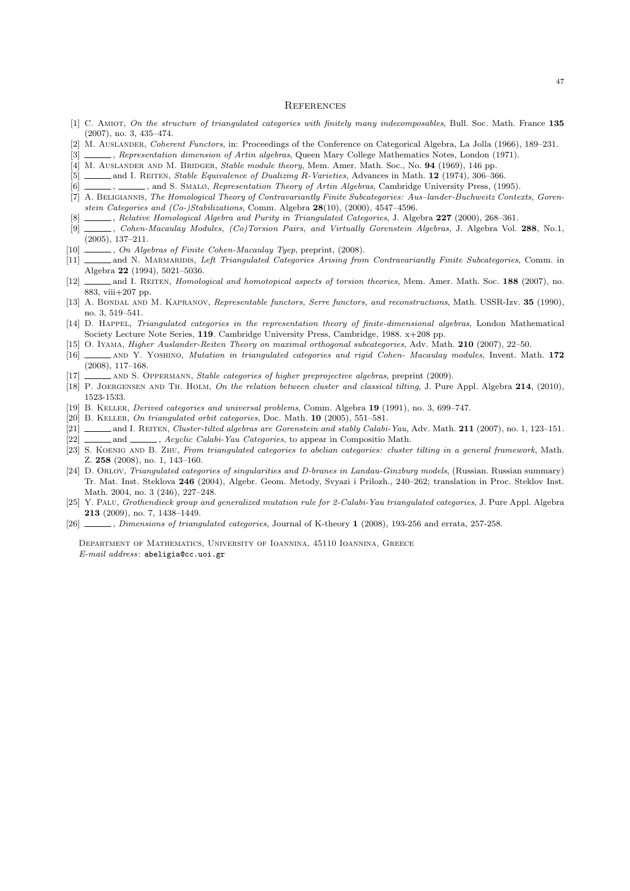## References

[1] C. Amiot, *On the structure of triangulated categories with finitely many indecomposables*, Bull. Soc. Math. France **135** (2007), no. 3, 435–474.

[2] M. Auslander, *Coherent Functors*, in: Proceedings of the Conference on Categorical Algebra, La Jolla (1966), 189–231.

[3] ______, *Representation dimension of Artin algebras*, Queen Mary College Mathematics Notes, London (1971).

[4] M. Auslander and M. Bridger, *Stable module theory*, Mem. Amer. Math. Soc., No. **94** (1969), 146 pp.

[5] ______ and I. Reiten, *Stable Equivalence of Dualizing R-Varieties*, Advances in Math. **12** (1974), 306–366.

[6] ______, ______, and S. Smalø, *Representation Theory of Artin Algebras*, Cambridge University Press, (1995).

[7] A. Beligiannis, *The Homological Theory of Contravariantly Finite Subcategories: Aus–lander-Buchweitz Contexts, Gorenstein Categories and (Co-)Stabilizations*, Comm. Algebra **28**(10), (2000), 4547–4596.

[8] ______, *Relative Homological Algebra and Purity in Triangulated Categories*, J. Algebra **227** (2000), 268–361.

[9] ______, *Cohen-Macaulay Modules, (Co)Torsion Pairs, and Virtually Gorenstein Algebras*, J. Algebra Vol. **288**, No.1, (2005), 137–211.

[10] ______, *On Algebras of Finite Cohen-Macaulay Tyep*, preprint, (2008).

[11] ______ and N. Marmaridis, *Left Triangulated Categories Arising from Contravariantly Finite Subcategories*, Comm. in Algebra **22** (1994), 5021–5036.

[12] ______ and I. Reiten, *Homological and homotopical aspects of torsion theories*, Mem. Amer. Math. Soc. **188** (2007), no. 883, viii+207 pp.

[13] A. Bondal and M. Kapranov, *Representable functors, Serre functors, and reconstructions*, Math. USSR-Izv. **35** (1990), no. 3, 519–541.

[14] D. Happel, *Triangulated categories in the representation theory of finite-dimensional algebras*, London Mathematical Society Lecture Note Series, **119**. Cambridge University Press, Cambridge, 1988. x+208 pp.

[15] O. Iyama, *Higher Auslander-Reiten Theory on maximal orthogonal subcategories*, Adv. Math. **210** (2007), 22–50.

[16] ______ and Y. Yoshino, *Mutation in triangulated categories and rigid Cohen- Macaulay modules*, Invent. Math. **172** (2008), 117–168.

[17] ______ and S. Oppermann, *Stable categories of higher preprojective algebras*, preprint (2009).

[18] P. Joergensen and Th. Holm, *On the relation between cluster and classical tilting*, J. Pure Appl. Algebra **214**, (2010), 1523-1533.

[19] B. Keller, *Derived categories and universal problems*, Comm. Algebra **19** (1991), no. 3, 699–747.

[20] B. Keller, *On triangulated orbit categories*, Doc. Math. **10** (2005), 551–581.

[21] ______ and I. Reiten, *Cluster-tilted algebras are Gorenstein and stably Calabi-Yau*, Adv. Math. **211** (2007), no. 1, 123–151.

[22] ______ and ______, *Acyclic Calabi-Yau Categories*, to appear in Compositio Math.

[23] S. Koenig and B. Zhu, *From triangulated categories to abelian categories: cluster tilting in a general framework*, Math. Z. **258** (2008), no. 1, 143–160.

[24] D. Orlov, *Triangulated categories of singularities and D-branes in Landau-Ginzburg models*, (Russian. Russian summary) Tr. Mat. Inst. Steklova **246** (2004), Algebr. Geom. Metody, Svyazi i Prilozh., 240–262; translation in Proc. Steklov Inst. Math. 2004, no. 3 (246), 227–248.

[25] Y. Palu, *Grothendieck group and generalized mutation rule for 2-Calabi-Yau triangulated categories*, J. Pure Appl. Algebra **213** (2009), no. 7, 1438–1449.

[26] ______, *Dimensions of triangulated categories*, Journal of K-theory **1** (2008), 193-256 and errata, 257-258.

Department of Mathematics, University of Ioannina, 45110 Ioannina, Greece
*E-mail address*: abeligia@cc.uoi.gr